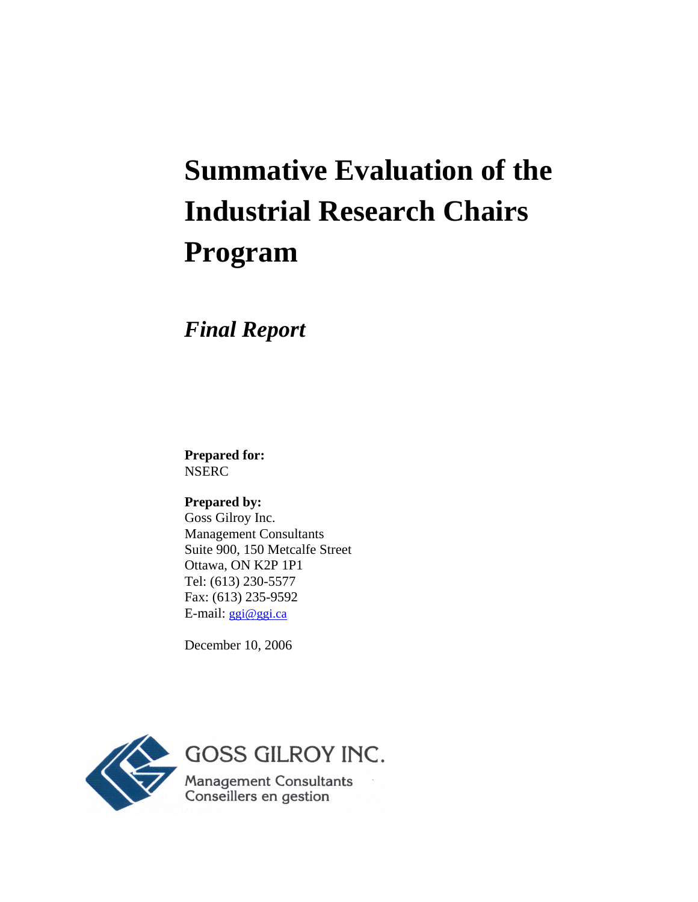# Summative Evaluation of the Industrial Research Chairs Program

## *Final Report*

**Prepared for:**
NSERC

**Prepared by:**
Goss Gilroy Inc.
Management Consultants
Suite 900, 150 Metcalfe Street
Ottawa, ON K2P 1P1
Tel: (613) 230-5577
Fax: (613) 235-9592
E-mail: ggi@ggi.ca

December 10, 2006

GOSS GILROY INC.
Management Consultants
Conseillers en gestion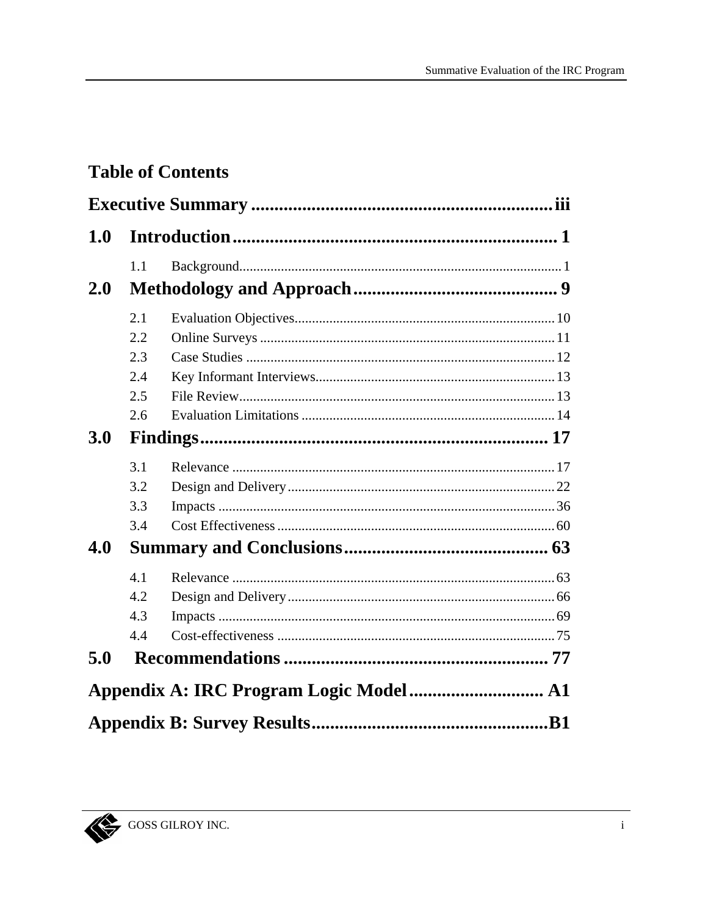# Table of Contents

**Executive Summary .................................................................iii**

**1.0 Introduction...................................................................... 1**

1.1 Background.......................................................................................... 1

**2.0 Methodology and Approach........................................... 9**

2.1 Evaluation Objectives.......................................................................... 10

2.2 Online Surveys .................................................................................... 11

2.3 Case Studies ........................................................................................ 12

2.4 Key Informant Interviews.................................................................... 13

2.5 File Review.......................................................................................... 13

2.6 Evaluation Limitations ........................................................................ 14

**3.0 Findings.......................................................................... 17**

3.1 Relevance ............................................................................................ 17

3.2 Design and Delivery............................................................................ 22

3.3 Impacts ................................................................................................ 36

3.4 Cost Effectiveness ............................................................................... 60

**4.0 Summary and Conclusions........................................... 63**

4.1 Relevance ............................................................................................ 63

4.2 Design and Delivery............................................................................ 66

4.3 Impacts ................................................................................................ 69

4.4 Cost-effectiveness ............................................................................... 75

**5.0 Recommendations ........................................................ 77**

**Appendix A: IRC Program Logic Model ............................ A1**

**Appendix B: Survey Results..................................................B1**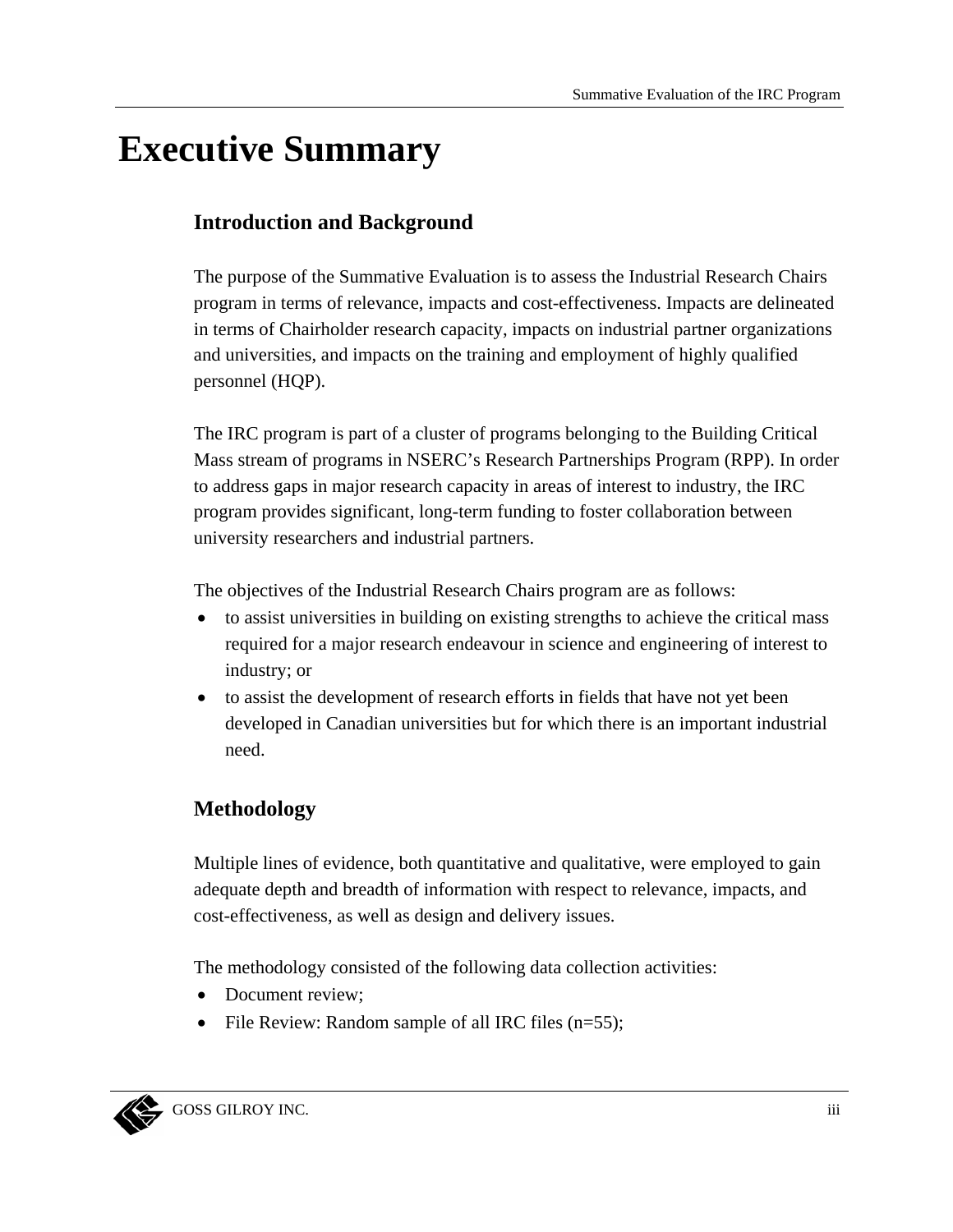# Executive Summary

## Introduction and Background

The purpose of the Summative Evaluation is to assess the Industrial Research Chairs program in terms of relevance, impacts and cost-effectiveness. Impacts are delineated in terms of Chairholder research capacity, impacts on industrial partner organizations and universities, and impacts on the training and employment of highly qualified personnel (HQP).

The IRC program is part of a cluster of programs belonging to the Building Critical Mass stream of programs in NSERC's Research Partnerships Program (RPP). In order to address gaps in major research capacity in areas of interest to industry, the IRC program provides significant, long-term funding to foster collaboration between university researchers and industrial partners.

The objectives of the Industrial Research Chairs program are as follows:

- to assist universities in building on existing strengths to achieve the critical mass required for a major research endeavour in science and engineering of interest to industry; or
- to assist the development of research efforts in fields that have not yet been developed in Canadian universities but for which there is an important industrial need.

## Methodology

Multiple lines of evidence, both quantitative and qualitative, were employed to gain adequate depth and breadth of information with respect to relevance, impacts, and cost-effectiveness, as well as design and delivery issues.

The methodology consisted of the following data collection activities:

- Document review;
- File Review: Random sample of all IRC files (n=55);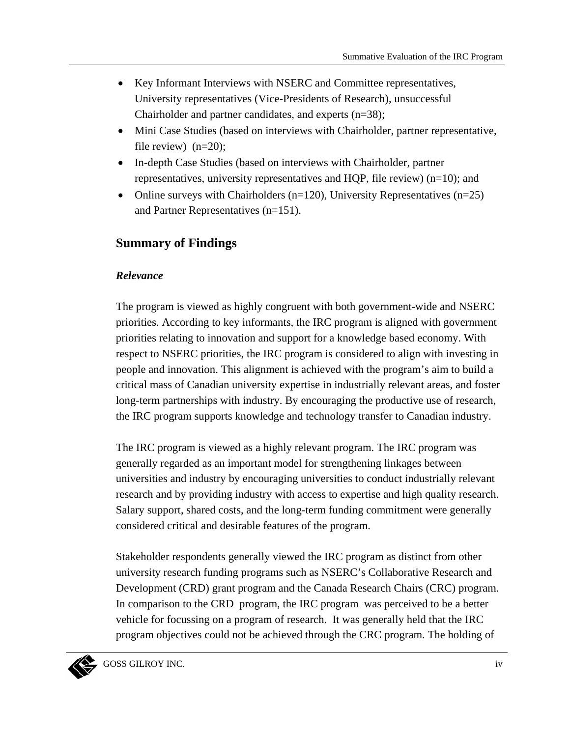- Key Informant Interviews with NSERC and Committee representatives, University representatives (Vice-Presidents of Research), unsuccessful Chairholder and partner candidates, and experts (n=38);
- Mini Case Studies (based on interviews with Chairholder, partner representative, file review) (n=20);
- In-depth Case Studies (based on interviews with Chairholder, partner representatives, university representatives and HQP, file review) (n=10); and
- Online surveys with Chairholders (n=120), University Representatives (n=25) and Partner Representatives (n=151).

## Summary of Findings

### *Relevance*

The program is viewed as highly congruent with both government-wide and NSERC priorities. According to key informants, the IRC program is aligned with government priorities relating to innovation and support for a knowledge based economy. With respect to NSERC priorities, the IRC program is considered to align with investing in people and innovation. This alignment is achieved with the program's aim to build a critical mass of Canadian university expertise in industrially relevant areas, and foster long-term partnerships with industry. By encouraging the productive use of research, the IRC program supports knowledge and technology transfer to Canadian industry.

The IRC program is viewed as a highly relevant program. The IRC program was generally regarded as an important model for strengthening linkages between universities and industry by encouraging universities to conduct industrially relevant research and by providing industry with access to expertise and high quality research. Salary support, shared costs, and the long-term funding commitment were generally considered critical and desirable features of the program.

Stakeholder respondents generally viewed the IRC program as distinct from other university research funding programs such as NSERC's Collaborative Research and Development (CRD) grant program and the Canada Research Chairs (CRC) program. In comparison to the CRD program, the IRC program was perceived to be a better vehicle for focussing on a program of research. It was generally held that the IRC program objectives could not be achieved through the CRC program. The holding of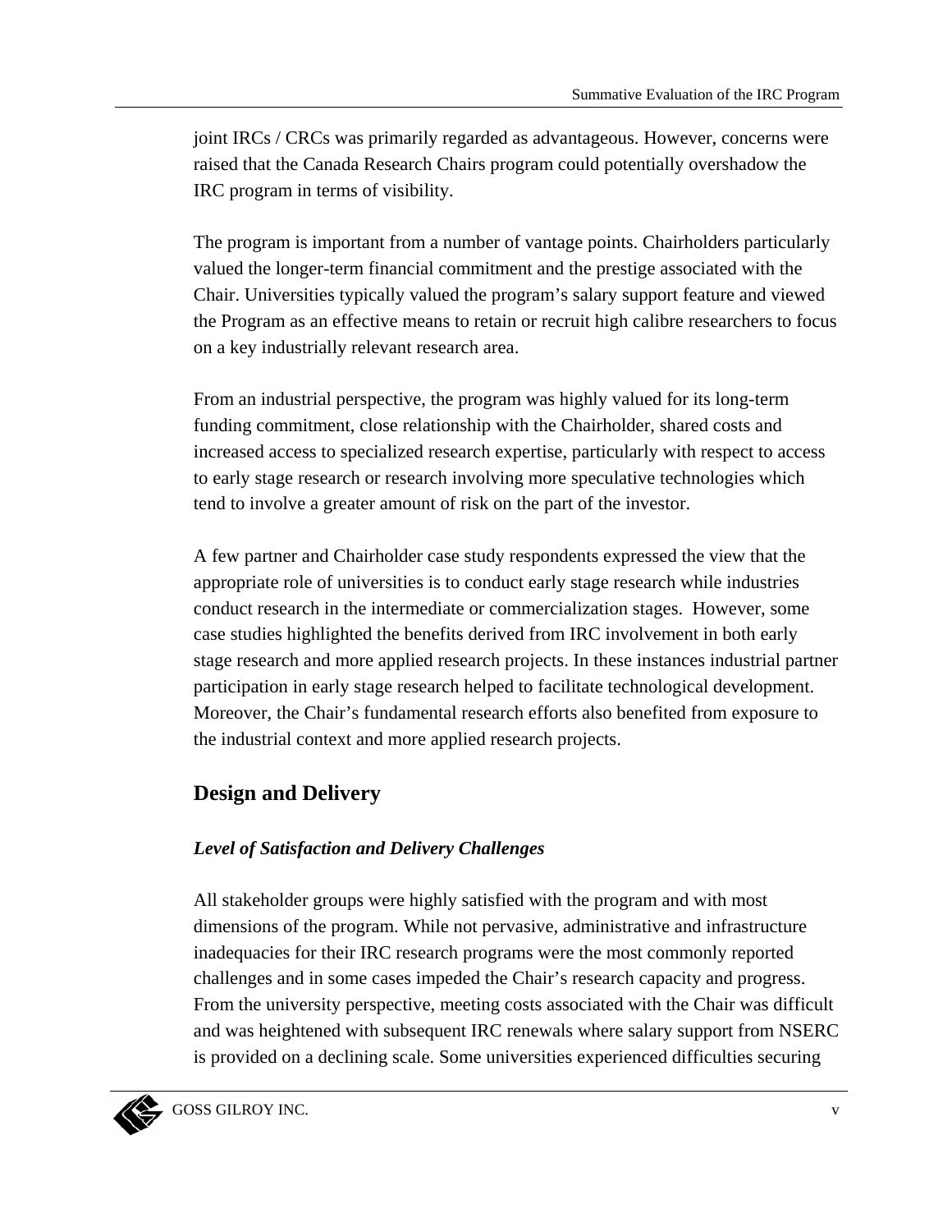joint IRCs / CRCs was primarily regarded as advantageous. However, concerns were raised that the Canada Research Chairs program could potentially overshadow the IRC program in terms of visibility.

The program is important from a number of vantage points. Chairholders particularly valued the longer-term financial commitment and the prestige associated with the Chair. Universities typically valued the program's salary support feature and viewed the Program as an effective means to retain or recruit high calibre researchers to focus on a key industrially relevant research area.

From an industrial perspective, the program was highly valued for its long-term funding commitment, close relationship with the Chairholder, shared costs and increased access to specialized research expertise, particularly with respect to access to early stage research or research involving more speculative technologies which tend to involve a greater amount of risk on the part of the investor.

A few partner and Chairholder case study respondents expressed the view that the appropriate role of universities is to conduct early stage research while industries conduct research in the intermediate or commercialization stages. However, some case studies highlighted the benefits derived from IRC involvement in both early stage research and more applied research projects. In these instances industrial partner participation in early stage research helped to facilitate technological development. Moreover, the Chair's fundamental research efforts also benefited from exposure to the industrial context and more applied research projects.

## Design and Delivery

***Level of Satisfaction and Delivery Challenges***

All stakeholder groups were highly satisfied with the program and with most dimensions of the program. While not pervasive, administrative and infrastructure inadequacies for their IRC research programs were the most commonly reported challenges and in some cases impeded the Chair's research capacity and progress. From the university perspective, meeting costs associated with the Chair was difficult and was heightened with subsequent IRC renewals where salary support from NSERC is provided on a declining scale. Some universities experienced difficulties securing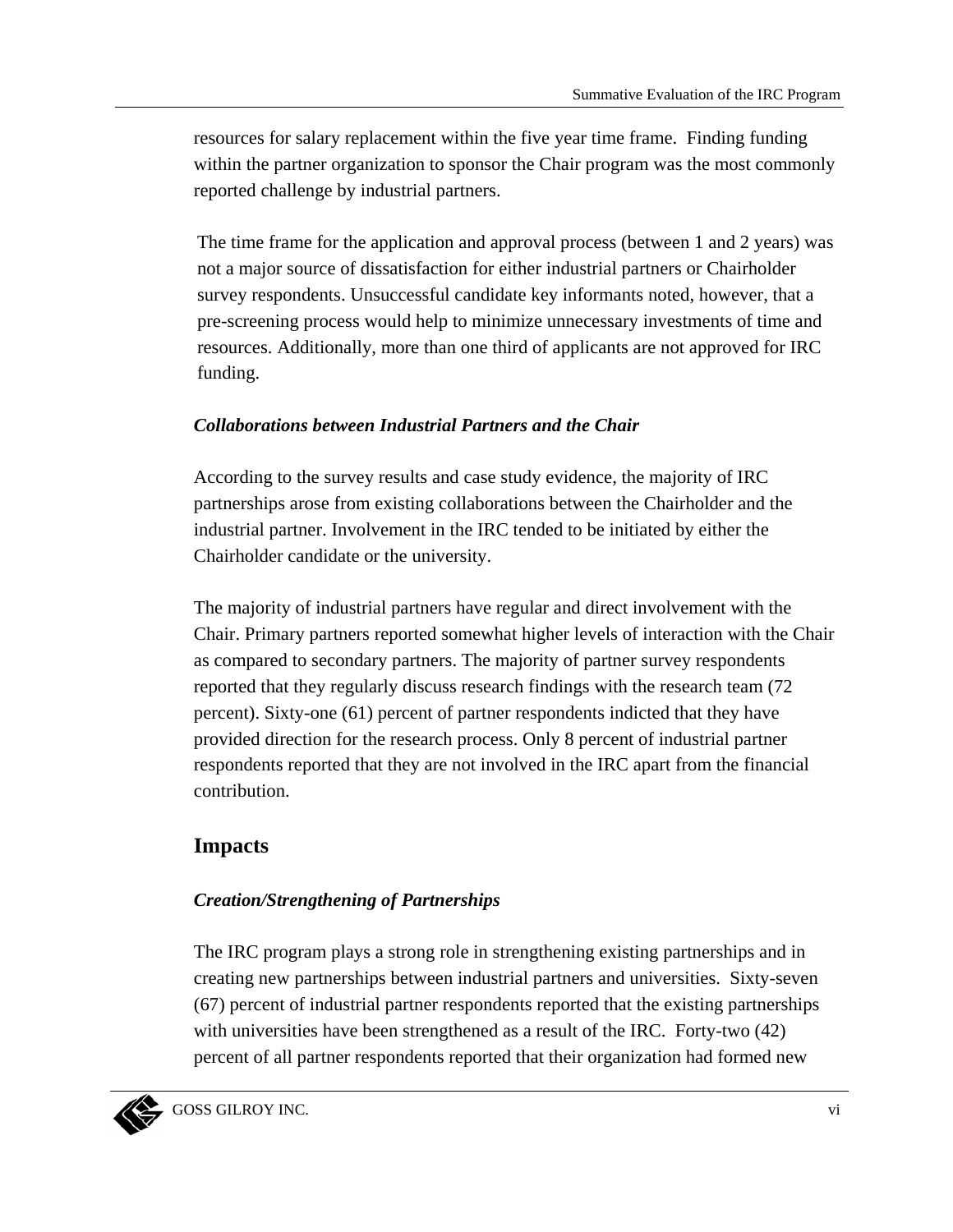resources for salary replacement within the five year time frame. Finding funding within the partner organization to sponsor the Chair program was the most commonly reported challenge by industrial partners.

The time frame for the application and approval process (between 1 and 2 years) was not a major source of dissatisfaction for either industrial partners or Chairholder survey respondents. Unsuccessful candidate key informants noted, however, that a pre-screening process would help to minimize unnecessary investments of time and resources. Additionally, more than one third of applicants are not approved for IRC funding.

***Collaborations between Industrial Partners and the Chair***

According to the survey results and case study evidence, the majority of IRC partnerships arose from existing collaborations between the Chairholder and the industrial partner. Involvement in the IRC tended to be initiated by either the Chairholder candidate or the university.

The majority of industrial partners have regular and direct involvement with the Chair. Primary partners reported somewhat higher levels of interaction with the Chair as compared to secondary partners. The majority of partner survey respondents reported that they regularly discuss research findings with the research team (72 percent). Sixty-one (61) percent of partner respondents indicted that they have provided direction for the research process. Only 8 percent of industrial partner respondents reported that they are not involved in the IRC apart from the financial contribution.

## Impacts

***Creation/Strengthening of Partnerships***

The IRC program plays a strong role in strengthening existing partnerships and in creating new partnerships between industrial partners and universities. Sixty-seven (67) percent of industrial partner respondents reported that the existing partnerships with universities have been strengthened as a result of the IRC. Forty-two (42) percent of all partner respondents reported that their organization had formed new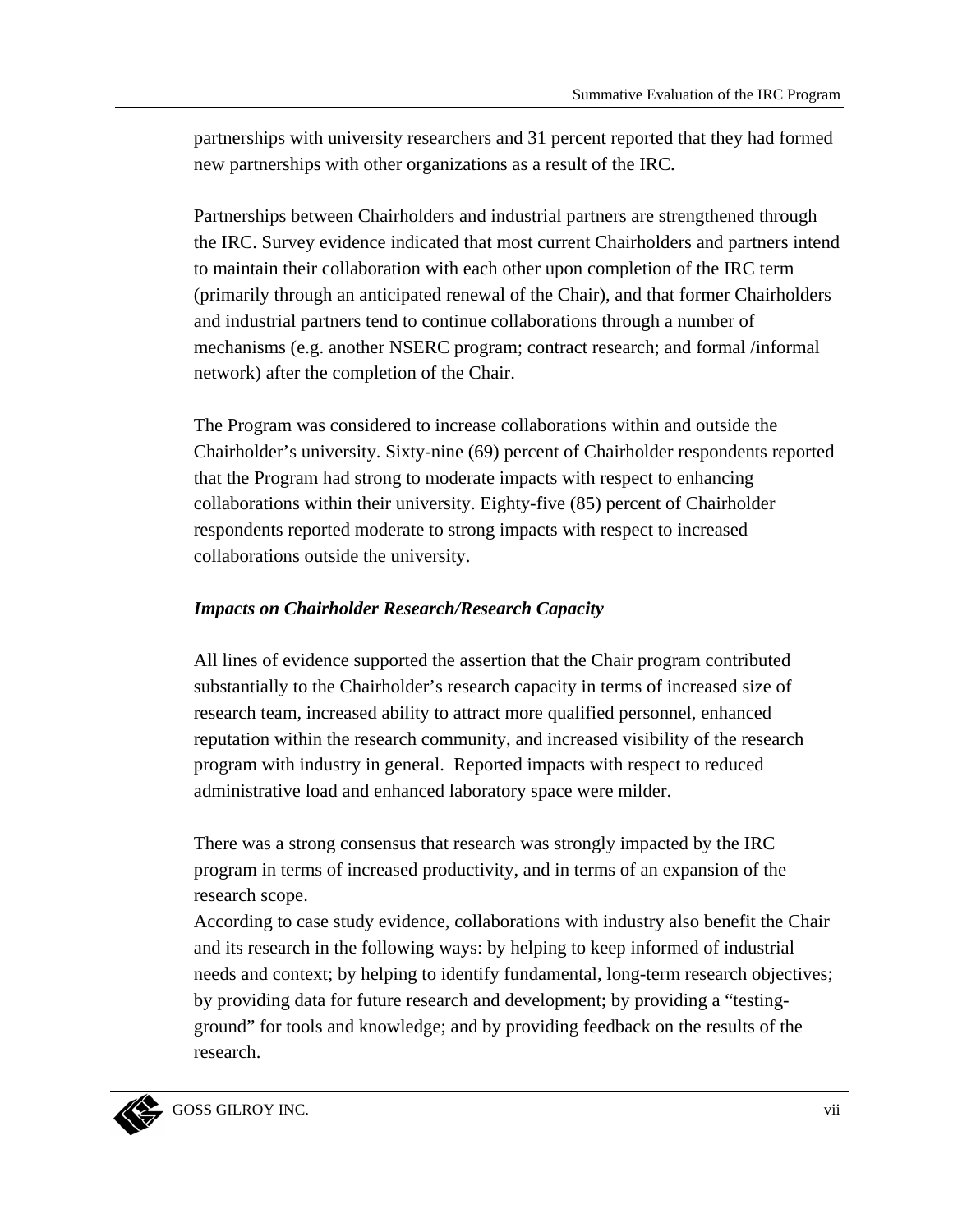partnerships with university researchers and 31 percent reported that they had formed new partnerships with other organizations as a result of the IRC.

Partnerships between Chairholders and industrial partners are strengthened through the IRC. Survey evidence indicated that most current Chairholders and partners intend to maintain their collaboration with each other upon completion of the IRC term (primarily through an anticipated renewal of the Chair), and that former Chairholders and industrial partners tend to continue collaborations through a number of mechanisms (e.g. another NSERC program; contract research; and formal /informal network) after the completion of the Chair.

The Program was considered to increase collaborations within and outside the Chairholder's university. Sixty-nine (69) percent of Chairholder respondents reported that the Program had strong to moderate impacts with respect to enhancing collaborations within their university. Eighty-five (85) percent of Chairholder respondents reported moderate to strong impacts with respect to increased collaborations outside the university.

***Impacts on Chairholder Research/Research Capacity***

All lines of evidence supported the assertion that the Chair program contributed substantially to the Chairholder's research capacity in terms of increased size of research team, increased ability to attract more qualified personnel, enhanced reputation within the research community, and increased visibility of the research program with industry in general. Reported impacts with respect to reduced administrative load and enhanced laboratory space were milder.

There was a strong consensus that research was strongly impacted by the IRC program in terms of increased productivity, and in terms of an expansion of the research scope.

According to case study evidence, collaborations with industry also benefit the Chair and its research in the following ways: by helping to keep informed of industrial needs and context; by helping to identify fundamental, long-term research objectives; by providing data for future research and development; by providing a "testing-ground" for tools and knowledge; and by providing feedback on the results of the research.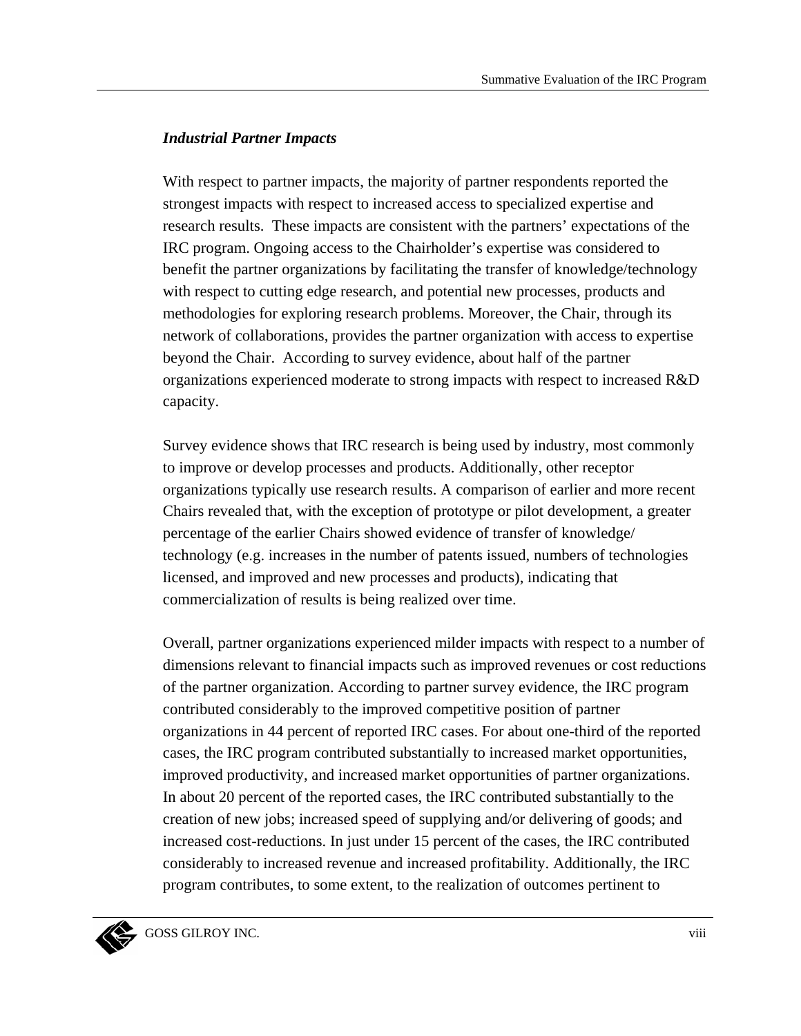### *Industrial Partner Impacts*

With respect to partner impacts, the majority of partner respondents reported the strongest impacts with respect to increased access to specialized expertise and research results. These impacts are consistent with the partners' expectations of the IRC program. Ongoing access to the Chairholder's expertise was considered to benefit the partner organizations by facilitating the transfer of knowledge/technology with respect to cutting edge research, and potential new processes, products and methodologies for exploring research problems. Moreover, the Chair, through its network of collaborations, provides the partner organization with access to expertise beyond the Chair. According to survey evidence, about half of the partner organizations experienced moderate to strong impacts with respect to increased R&D capacity.

Survey evidence shows that IRC research is being used by industry, most commonly to improve or develop processes and products. Additionally, other receptor organizations typically use research results. A comparison of earlier and more recent Chairs revealed that, with the exception of prototype or pilot development, a greater percentage of the earlier Chairs showed evidence of transfer of knowledge/ technology (e.g. increases in the number of patents issued, numbers of technologies licensed, and improved and new processes and products), indicating that commercialization of results is being realized over time.

Overall, partner organizations experienced milder impacts with respect to a number of dimensions relevant to financial impacts such as improved revenues or cost reductions of the partner organization. According to partner survey evidence, the IRC program contributed considerably to the improved competitive position of partner organizations in 44 percent of reported IRC cases. For about one-third of the reported cases, the IRC program contributed substantially to increased market opportunities, improved productivity, and increased market opportunities of partner organizations. In about 20 percent of the reported cases, the IRC contributed substantially to the creation of new jobs; increased speed of supplying and/or delivering of goods; and increased cost-reductions. In just under 15 percent of the cases, the IRC contributed considerably to increased revenue and increased profitability. Additionally, the IRC program contributes, to some extent, to the realization of outcomes pertinent to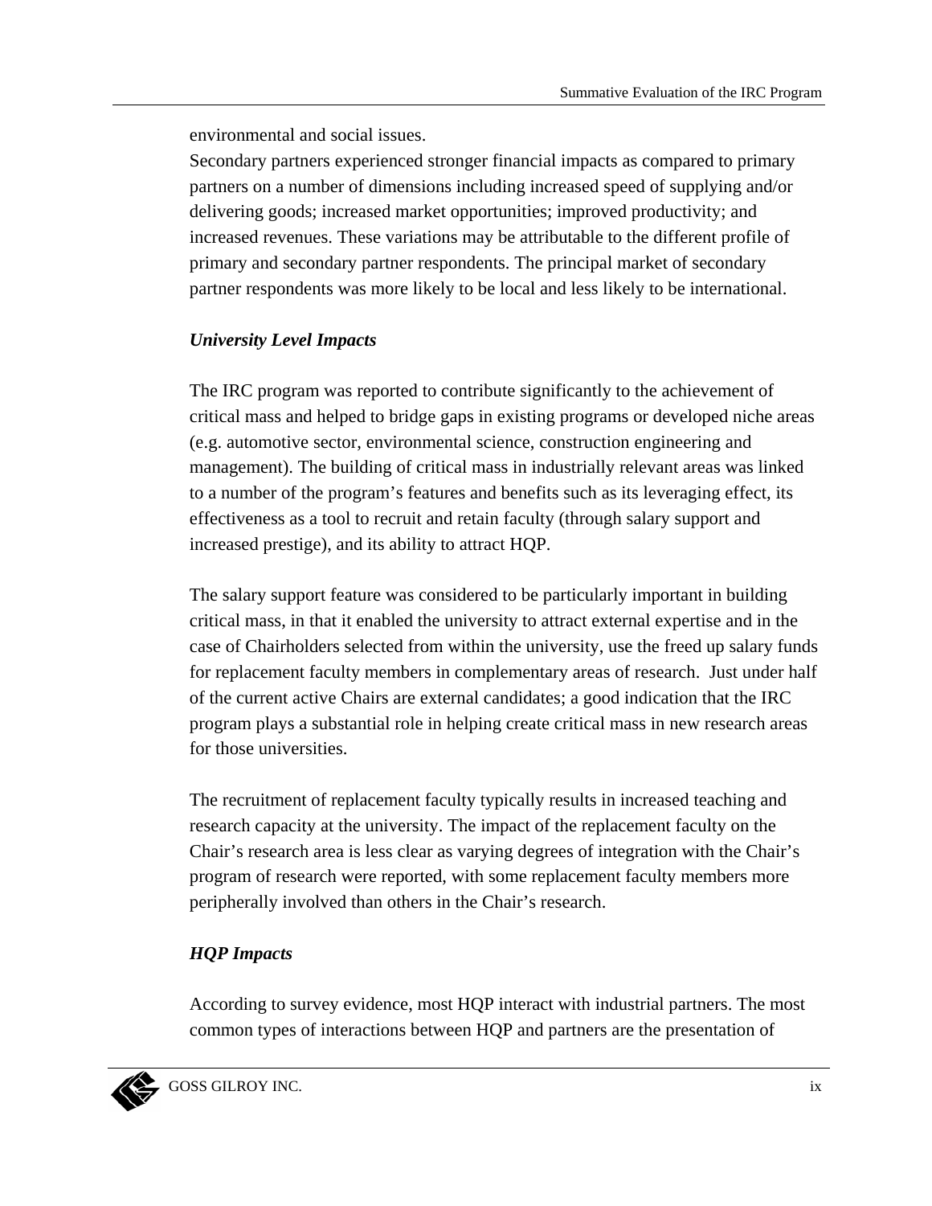environmental and social issues.

Secondary partners experienced stronger financial impacts as compared to primary partners on a number of dimensions including increased speed of supplying and/or delivering goods; increased market opportunities; improved productivity; and increased revenues. These variations may be attributable to the different profile of primary and secondary partner respondents. The principal market of secondary partner respondents was more likely to be local and less likely to be international.

***University Level Impacts***

The IRC program was reported to contribute significantly to the achievement of critical mass and helped to bridge gaps in existing programs or developed niche areas (e.g. automotive sector, environmental science, construction engineering and management). The building of critical mass in industrially relevant areas was linked to a number of the program's features and benefits such as its leveraging effect, its effectiveness as a tool to recruit and retain faculty (through salary support and increased prestige), and its ability to attract HQP.

The salary support feature was considered to be particularly important in building critical mass, in that it enabled the university to attract external expertise and in the case of Chairholders selected from within the university, use the freed up salary funds for replacement faculty members in complementary areas of research. Just under half of the current active Chairs are external candidates; a good indication that the IRC program plays a substantial role in helping create critical mass in new research areas for those universities.

The recruitment of replacement faculty typically results in increased teaching and research capacity at the university. The impact of the replacement faculty on the Chair's research area is less clear as varying degrees of integration with the Chair's program of research were reported, with some replacement faculty members more peripherally involved than others in the Chair's research.

***HQP Impacts***

According to survey evidence, most HQP interact with industrial partners. The most common types of interactions between HQP and partners are the presentation of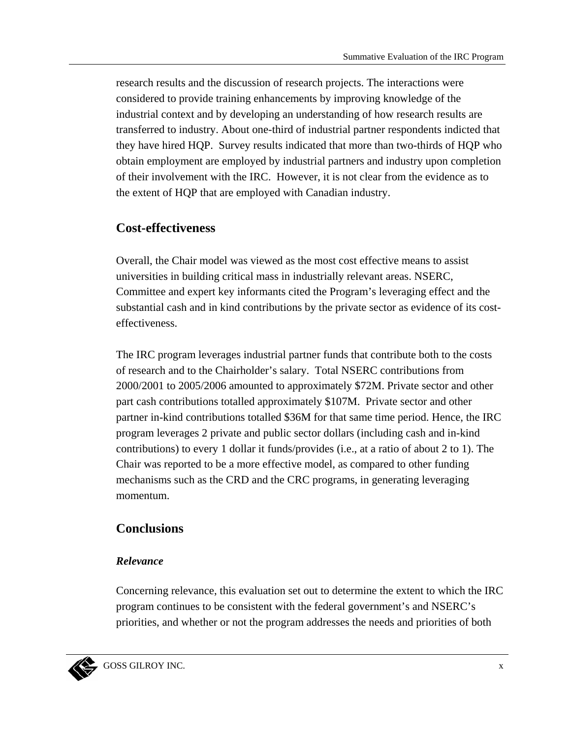research results and the discussion of research projects. The interactions were considered to provide training enhancements by improving knowledge of the industrial context and by developing an understanding of how research results are transferred to industry. About one-third of industrial partner respondents indicted that they have hired HQP. Survey results indicated that more than two-thirds of HQP who obtain employment are employed by industrial partners and industry upon completion of their involvement with the IRC. However, it is not clear from the evidence as to the extent of HQP that are employed with Canadian industry.

## Cost-effectiveness

Overall, the Chair model was viewed as the most cost effective means to assist universities in building critical mass in industrially relevant areas. NSERC, Committee and expert key informants cited the Program's leveraging effect and the substantial cash and in kind contributions by the private sector as evidence of its cost-effectiveness.

The IRC program leverages industrial partner funds that contribute both to the costs of research and to the Chairholder's salary. Total NSERC contributions from 2000/2001 to 2005/2006 amounted to approximately $72M. Private sector and other part cash contributions totalled approximately $107M. Private sector and other partner in-kind contributions totalled $36M for that same time period. Hence, the IRC program leverages 2 private and public sector dollars (including cash and in-kind contributions) to every 1 dollar it funds/provides (i.e., at a ratio of about 2 to 1). The Chair was reported to be a more effective model, as compared to other funding mechanisms such as the CRD and the CRC programs, in generating leveraging momentum.

## Conclusions

### *Relevance*

Concerning relevance, this evaluation set out to determine the extent to which the IRC program continues to be consistent with the federal government's and NSERC's priorities, and whether or not the program addresses the needs and priorities of both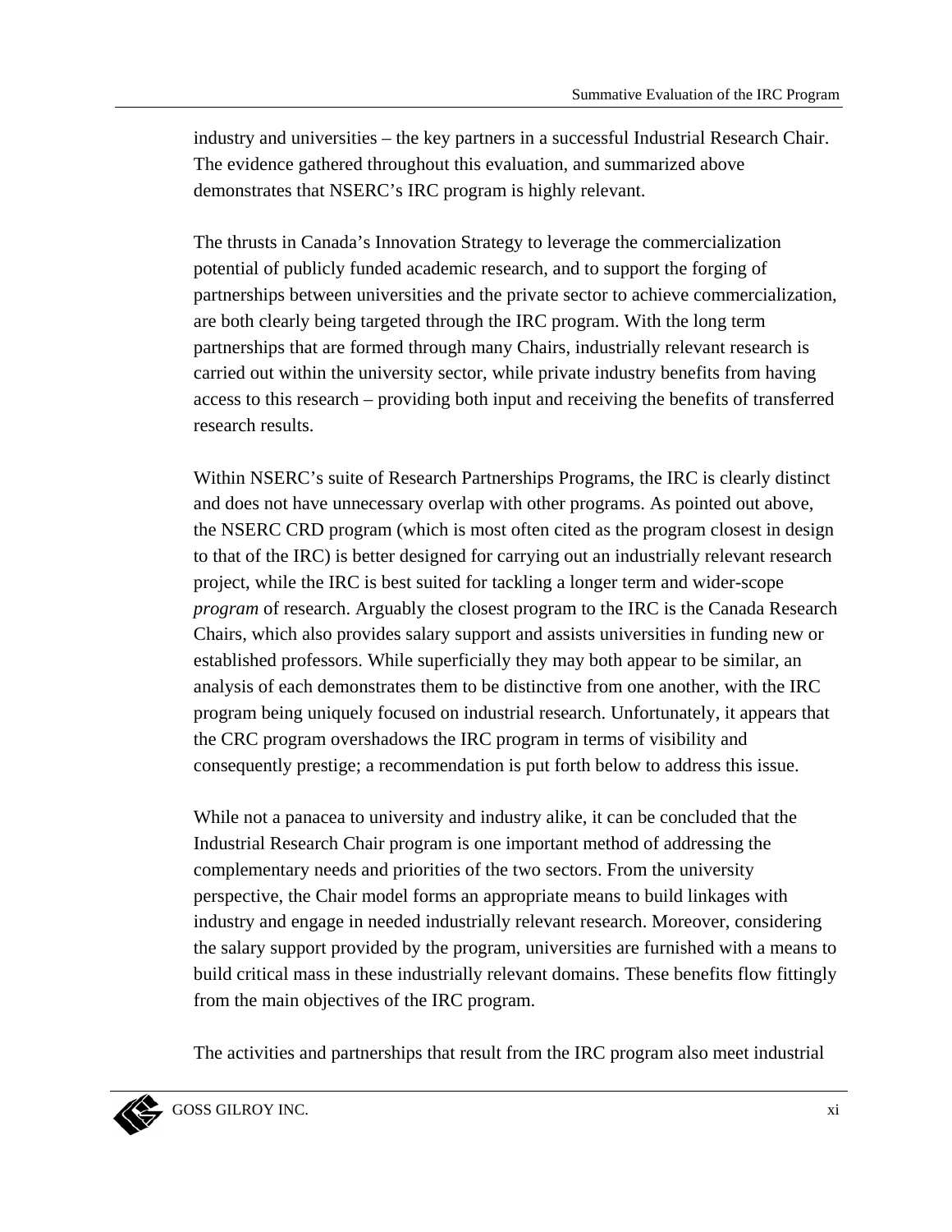industry and universities – the key partners in a successful Industrial Research Chair. The evidence gathered throughout this evaluation, and summarized above demonstrates that NSERC's IRC program is highly relevant.

The thrusts in Canada's Innovation Strategy to leverage the commercialization potential of publicly funded academic research, and to support the forging of partnerships between universities and the private sector to achieve commercialization, are both clearly being targeted through the IRC program. With the long term partnerships that are formed through many Chairs, industrially relevant research is carried out within the university sector, while private industry benefits from having access to this research – providing both input and receiving the benefits of transferred research results.

Within NSERC's suite of Research Partnerships Programs, the IRC is clearly distinct and does not have unnecessary overlap with other programs. As pointed out above, the NSERC CRD program (which is most often cited as the program closest in design to that of the IRC) is better designed for carrying out an industrially relevant research project, while the IRC is best suited for tackling a longer term and wider-scope *program* of research. Arguably the closest program to the IRC is the Canada Research Chairs, which also provides salary support and assists universities in funding new or established professors. While superficially they may both appear to be similar, an analysis of each demonstrates them to be distinctive from one another, with the IRC program being uniquely focused on industrial research. Unfortunately, it appears that the CRC program overshadows the IRC program in terms of visibility and consequently prestige; a recommendation is put forth below to address this issue.

While not a panacea to university and industry alike, it can be concluded that the Industrial Research Chair program is one important method of addressing the complementary needs and priorities of the two sectors. From the university perspective, the Chair model forms an appropriate means to build linkages with industry and engage in needed industrially relevant research. Moreover, considering the salary support provided by the program, universities are furnished with a means to build critical mass in these industrially relevant domains. These benefits flow fittingly from the main objectives of the IRC program.

The activities and partnerships that result from the IRC program also meet industrial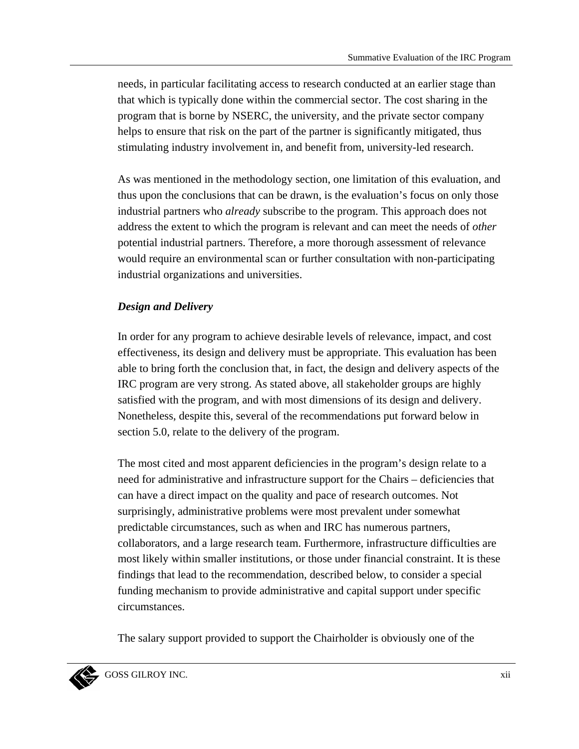needs, in particular facilitating access to research conducted at an earlier stage than that which is typically done within the commercial sector. The cost sharing in the program that is borne by NSERC, the university, and the private sector company helps to ensure that risk on the part of the partner is significantly mitigated, thus stimulating industry involvement in, and benefit from, university-led research.

As was mentioned in the methodology section, one limitation of this evaluation, and thus upon the conclusions that can be drawn, is the evaluation's focus on only those industrial partners who *already* subscribe to the program. This approach does not address the extent to which the program is relevant and can meet the needs of *other* potential industrial partners. Therefore, a more thorough assessment of relevance would require an environmental scan or further consultation with non-participating industrial organizations and universities.

***Design and Delivery***

In order for any program to achieve desirable levels of relevance, impact, and cost effectiveness, its design and delivery must be appropriate. This evaluation has been able to bring forth the conclusion that, in fact, the design and delivery aspects of the IRC program are very strong. As stated above, all stakeholder groups are highly satisfied with the program, and with most dimensions of its design and delivery. Nonetheless, despite this, several of the recommendations put forward below in section 5.0, relate to the delivery of the program.

The most cited and most apparent deficiencies in the program's design relate to a need for administrative and infrastructure support for the Chairs – deficiencies that can have a direct impact on the quality and pace of research outcomes. Not surprisingly, administrative problems were most prevalent under somewhat predictable circumstances, such as when and IRC has numerous partners, collaborators, and a large research team. Furthermore, infrastructure difficulties are most likely within smaller institutions, or those under financial constraint. It is these findings that lead to the recommendation, described below, to consider a special funding mechanism to provide administrative and capital support under specific circumstances.

The salary support provided to support the Chairholder is obviously one of the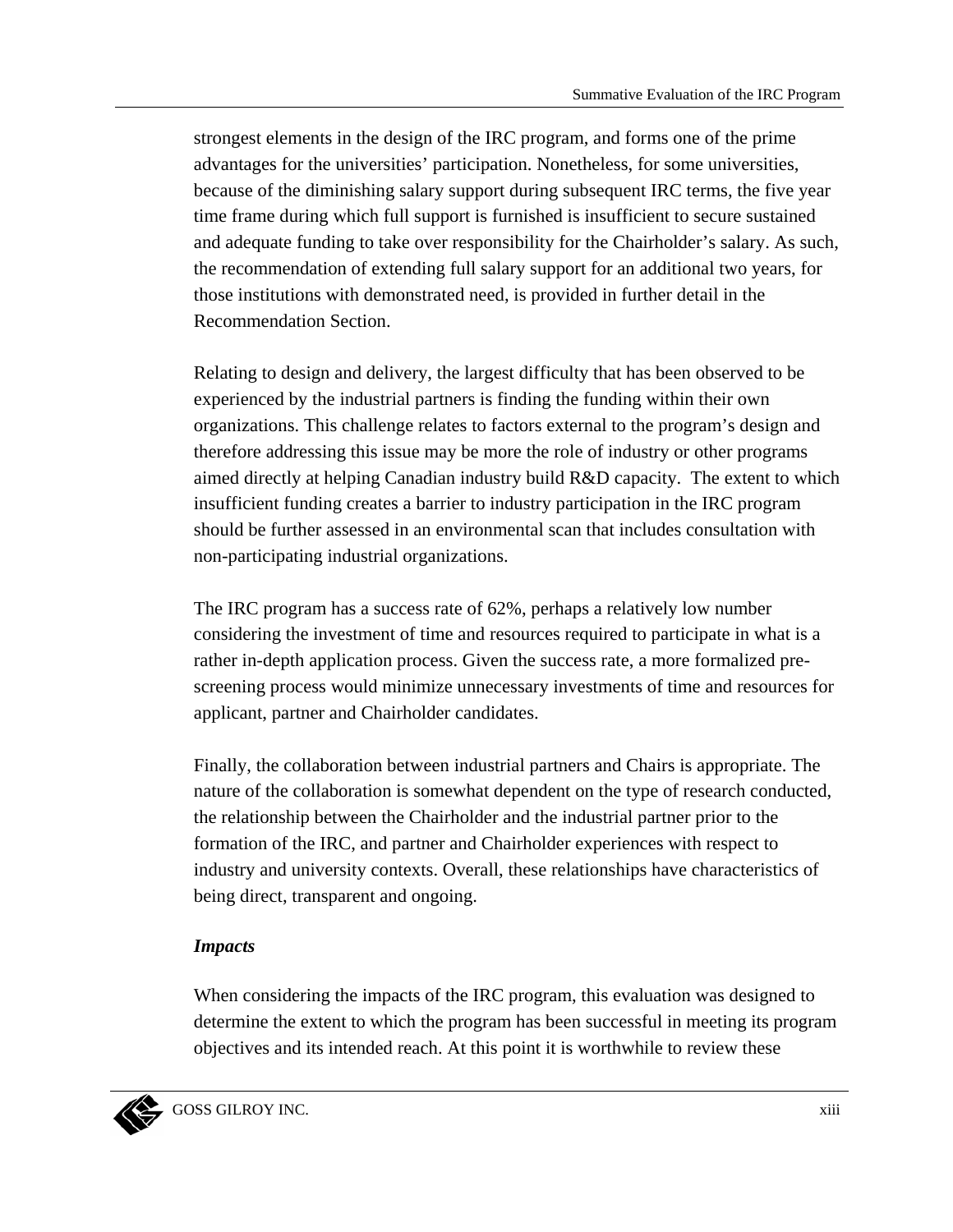strongest elements in the design of the IRC program, and forms one of the prime advantages for the universities' participation. Nonetheless, for some universities, because of the diminishing salary support during subsequent IRC terms, the five year time frame during which full support is furnished is insufficient to secure sustained and adequate funding to take over responsibility for the Chairholder's salary. As such, the recommendation of extending full salary support for an additional two years, for those institutions with demonstrated need, is provided in further detail in the Recommendation Section.

Relating to design and delivery, the largest difficulty that has been observed to be experienced by the industrial partners is finding the funding within their own organizations. This challenge relates to factors external to the program's design and therefore addressing this issue may be more the role of industry or other programs aimed directly at helping Canadian industry build R&D capacity. The extent to which insufficient funding creates a barrier to industry participation in the IRC program should be further assessed in an environmental scan that includes consultation with non-participating industrial organizations.

The IRC program has a success rate of 62%, perhaps a relatively low number considering the investment of time and resources required to participate in what is a rather in-depth application process. Given the success rate, a more formalized pre-screening process would minimize unnecessary investments of time and resources for applicant, partner and Chairholder candidates.

Finally, the collaboration between industrial partners and Chairs is appropriate. The nature of the collaboration is somewhat dependent on the type of research conducted, the relationship between the Chairholder and the industrial partner prior to the formation of the IRC, and partner and Chairholder experiences with respect to industry and university contexts. Overall, these relationships have characteristics of being direct, transparent and ongoing.

***Impacts***

When considering the impacts of the IRC program, this evaluation was designed to determine the extent to which the program has been successful in meeting its program objectives and its intended reach. At this point it is worthwhile to review these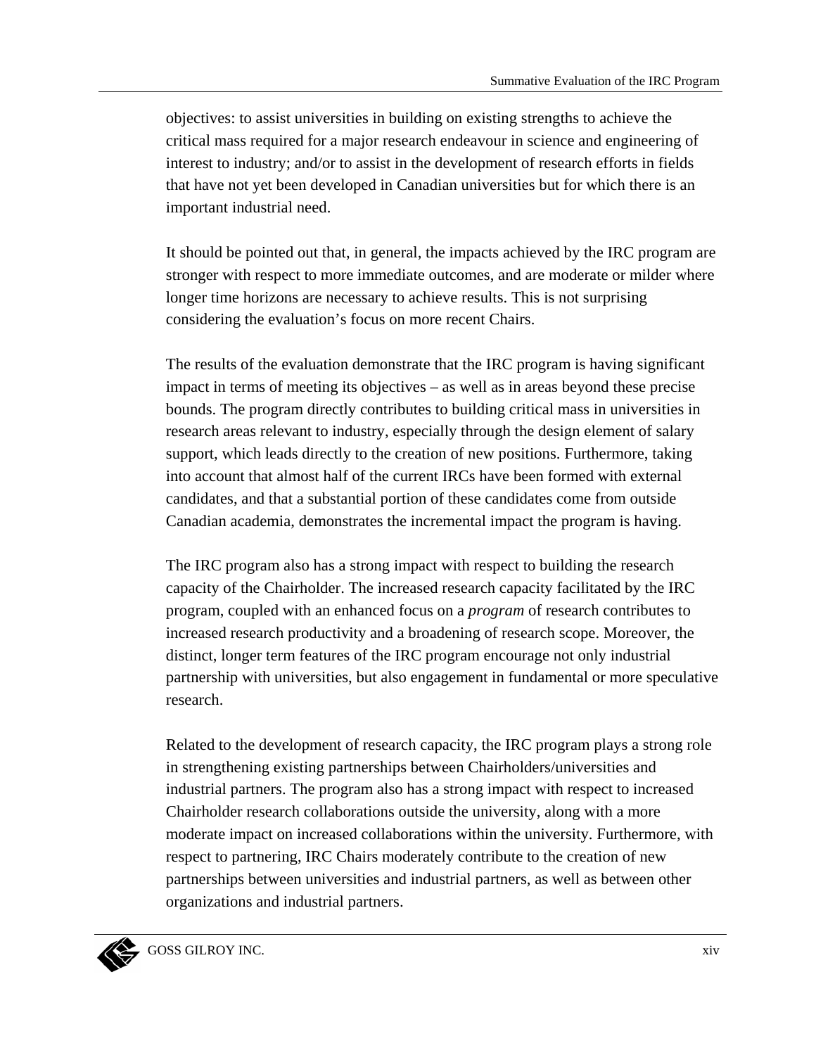objectives: to assist universities in building on existing strengths to achieve the critical mass required for a major research endeavour in science and engineering of interest to industry; and/or to assist in the development of research efforts in fields that have not yet been developed in Canadian universities but for which there is an important industrial need.

It should be pointed out that, in general, the impacts achieved by the IRC program are stronger with respect to more immediate outcomes, and are moderate or milder where longer time horizons are necessary to achieve results. This is not surprising considering the evaluation's focus on more recent Chairs.

The results of the evaluation demonstrate that the IRC program is having significant impact in terms of meeting its objectives – as well as in areas beyond these precise bounds. The program directly contributes to building critical mass in universities in research areas relevant to industry, especially through the design element of salary support, which leads directly to the creation of new positions. Furthermore, taking into account that almost half of the current IRCs have been formed with external candidates, and that a substantial portion of these candidates come from outside Canadian academia, demonstrates the incremental impact the program is having.

The IRC program also has a strong impact with respect to building the research capacity of the Chairholder. The increased research capacity facilitated by the IRC program, coupled with an enhanced focus on a *program* of research contributes to increased research productivity and a broadening of research scope. Moreover, the distinct, longer term features of the IRC program encourage not only industrial partnership with universities, but also engagement in fundamental or more speculative research.

Related to the development of research capacity, the IRC program plays a strong role in strengthening existing partnerships between Chairholders/universities and industrial partners. The program also has a strong impact with respect to increased Chairholder research collaborations outside the university, along with a more moderate impact on increased collaborations within the university. Furthermore, with respect to partnering, IRC Chairs moderately contribute to the creation of new partnerships between universities and industrial partners, as well as between other organizations and industrial partners.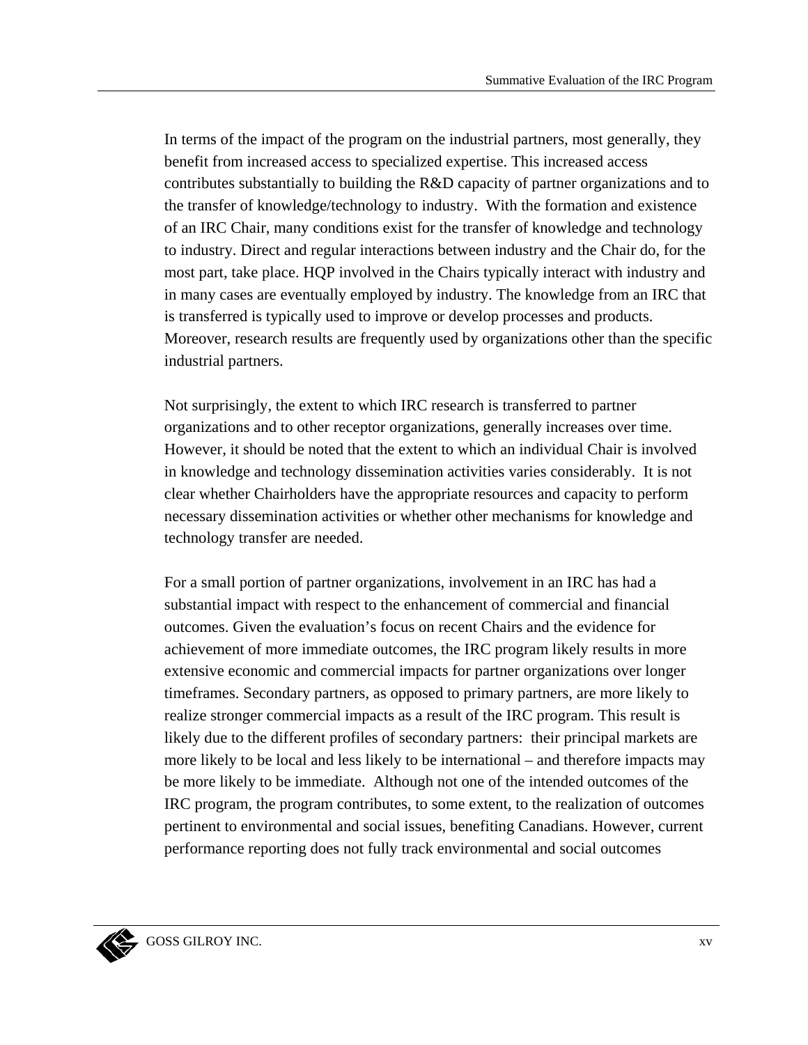In terms of the impact of the program on the industrial partners, most generally, they benefit from increased access to specialized expertise. This increased access contributes substantially to building the R&D capacity of partner organizations and to the transfer of knowledge/technology to industry. With the formation and existence of an IRC Chair, many conditions exist for the transfer of knowledge and technology to industry. Direct and regular interactions between industry and the Chair do, for the most part, take place. HQP involved in the Chairs typically interact with industry and in many cases are eventually employed by industry. The knowledge from an IRC that is transferred is typically used to improve or develop processes and products. Moreover, research results are frequently used by organizations other than the specific industrial partners.

Not surprisingly, the extent to which IRC research is transferred to partner organizations and to other receptor organizations, generally increases over time. However, it should be noted that the extent to which an individual Chair is involved in knowledge and technology dissemination activities varies considerably. It is not clear whether Chairholders have the appropriate resources and capacity to perform necessary dissemination activities or whether other mechanisms for knowledge and technology transfer are needed.

For a small portion of partner organizations, involvement in an IRC has had a substantial impact with respect to the enhancement of commercial and financial outcomes. Given the evaluation's focus on recent Chairs and the evidence for achievement of more immediate outcomes, the IRC program likely results in more extensive economic and commercial impacts for partner organizations over longer timeframes. Secondary partners, as opposed to primary partners, are more likely to realize stronger commercial impacts as a result of the IRC program. This result is likely due to the different profiles of secondary partners: their principal markets are more likely to be local and less likely to be international – and therefore impacts may be more likely to be immediate. Although not one of the intended outcomes of the IRC program, the program contributes, to some extent, to the realization of outcomes pertinent to environmental and social issues, benefiting Canadians. However, current performance reporting does not fully track environmental and social outcomes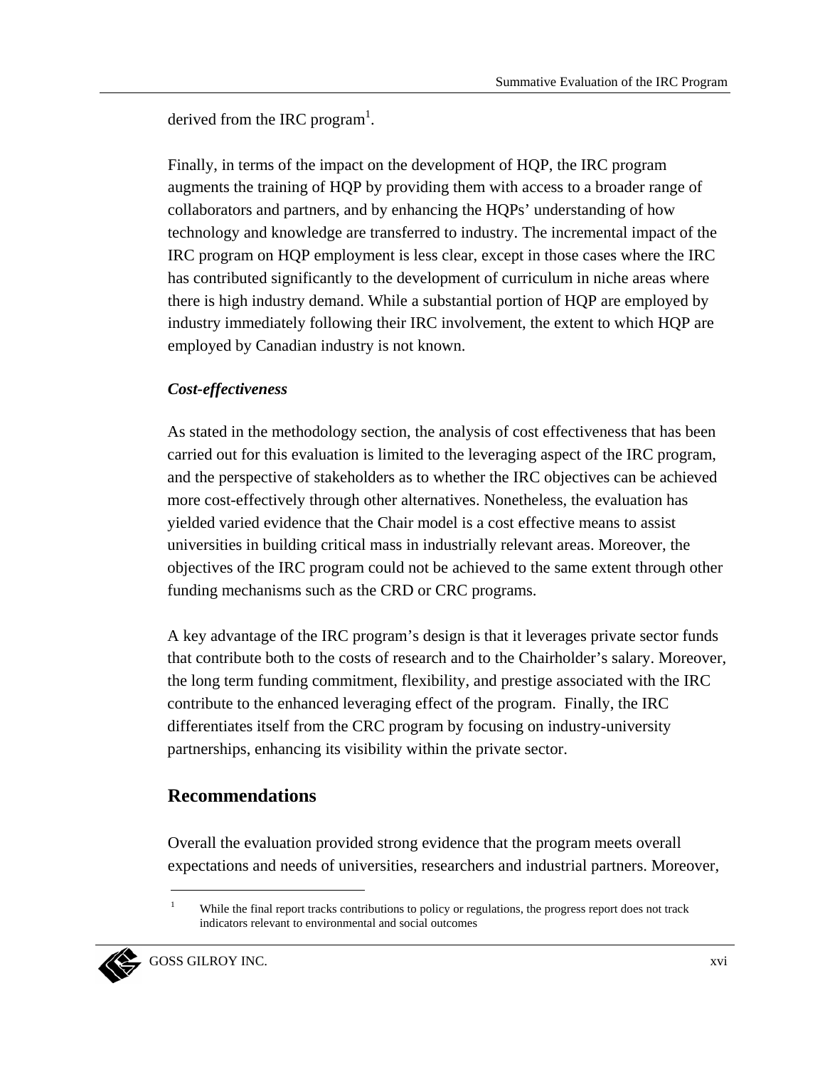derived from the IRC program[1].

Finally, in terms of the impact on the development of HQP, the IRC program augments the training of HQP by providing them with access to a broader range of collaborators and partners, and by enhancing the HQPs' understanding of how technology and knowledge are transferred to industry. The incremental impact of the IRC program on HQP employment is less clear, except in those cases where the IRC has contributed significantly to the development of curriculum in niche areas where there is high industry demand. While a substantial portion of HQP are employed by industry immediately following their IRC involvement, the extent to which HQP are employed by Canadian industry is not known.

***Cost-effectiveness***

As stated in the methodology section, the analysis of cost effectiveness that has been carried out for this evaluation is limited to the leveraging aspect of the IRC program, and the perspective of stakeholders as to whether the IRC objectives can be achieved more cost-effectively through other alternatives. Nonetheless, the evaluation has yielded varied evidence that the Chair model is a cost effective means to assist universities in building critical mass in industrially relevant areas. Moreover, the objectives of the IRC program could not be achieved to the same extent through other funding mechanisms such as the CRD or CRC programs.

A key advantage of the IRC program's design is that it leverages private sector funds that contribute both to the costs of research and to the Chairholder's salary. Moreover, the long term funding commitment, flexibility, and prestige associated with the IRC contribute to the enhanced leveraging effect of the program. Finally, the IRC differentiates itself from the CRC program by focusing on industry-university partnerships, enhancing its visibility within the private sector.

## Recommendations

Overall the evaluation provided strong evidence that the program meets overall expectations and needs of universities, researchers and industrial partners. Moreover,

---

[1] While the final report tracks contributions to policy or regulations, the progress report does not track indicators relevant to environmental and social outcomes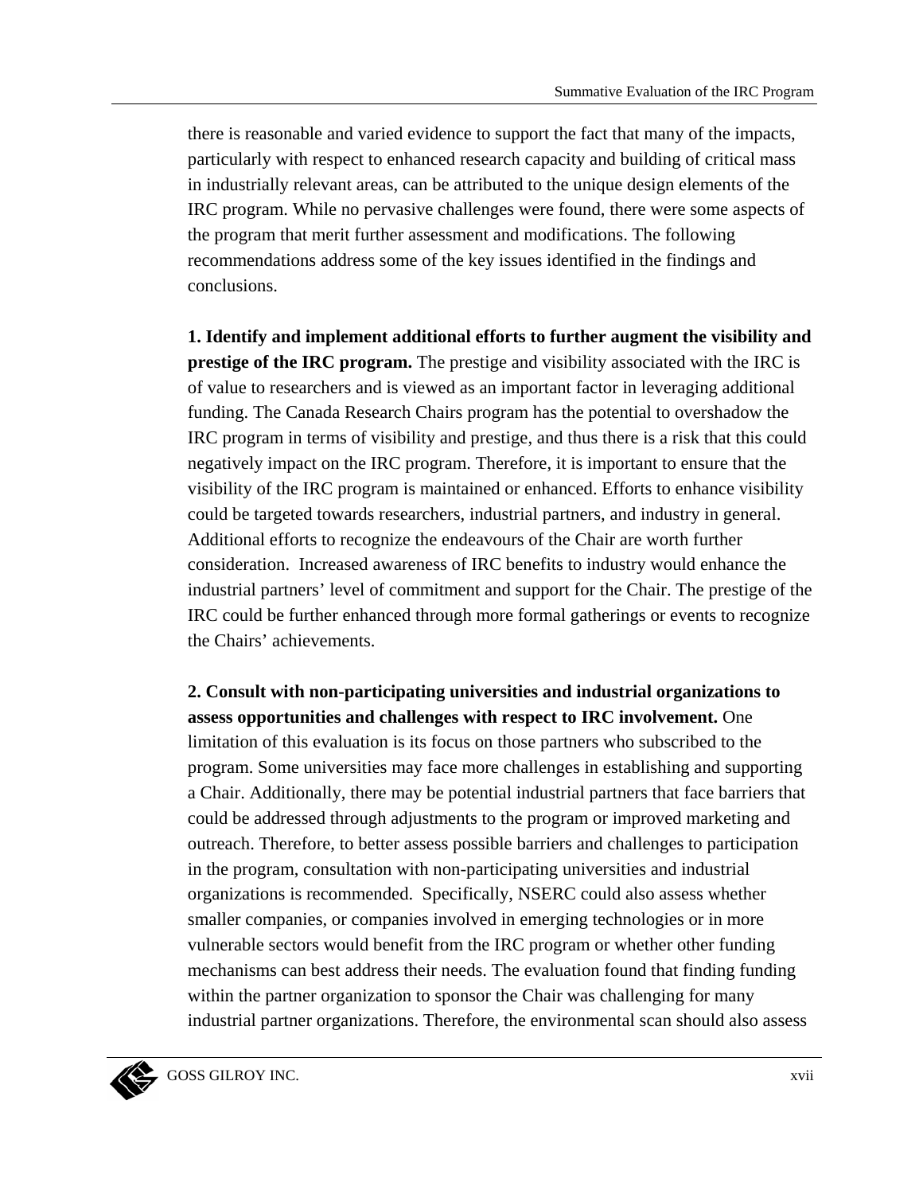there is reasonable and varied evidence to support the fact that many of the impacts, particularly with respect to enhanced research capacity and building of critical mass in industrially relevant areas, can be attributed to the unique design elements of the IRC program. While no pervasive challenges were found, there were some aspects of the program that merit further assessment and modifications. The following recommendations address some of the key issues identified in the findings and conclusions.

**1. Identify and implement additional efforts to further augment the visibility and prestige of the IRC program.** The prestige and visibility associated with the IRC is of value to researchers and is viewed as an important factor in leveraging additional funding. The Canada Research Chairs program has the potential to overshadow the IRC program in terms of visibility and prestige, and thus there is a risk that this could negatively impact on the IRC program. Therefore, it is important to ensure that the visibility of the IRC program is maintained or enhanced. Efforts to enhance visibility could be targeted towards researchers, industrial partners, and industry in general. Additional efforts to recognize the endeavours of the Chair are worth further consideration. Increased awareness of IRC benefits to industry would enhance the industrial partners' level of commitment and support for the Chair. The prestige of the IRC could be further enhanced through more formal gatherings or events to recognize the Chairs' achievements.

**2. Consult with non-participating universities and industrial organizations to assess opportunities and challenges with respect to IRC involvement.** One limitation of this evaluation is its focus on those partners who subscribed to the program. Some universities may face more challenges in establishing and supporting a Chair. Additionally, there may be potential industrial partners that face barriers that could be addressed through adjustments to the program or improved marketing and outreach. Therefore, to better assess possible barriers and challenges to participation in the program, consultation with non-participating universities and industrial organizations is recommended. Specifically, NSERC could also assess whether smaller companies, or companies involved in emerging technologies or in more vulnerable sectors would benefit from the IRC program or whether other funding mechanisms can best address their needs. The evaluation found that finding funding within the partner organization to sponsor the Chair was challenging for many industrial partner organizations. Therefore, the environmental scan should also assess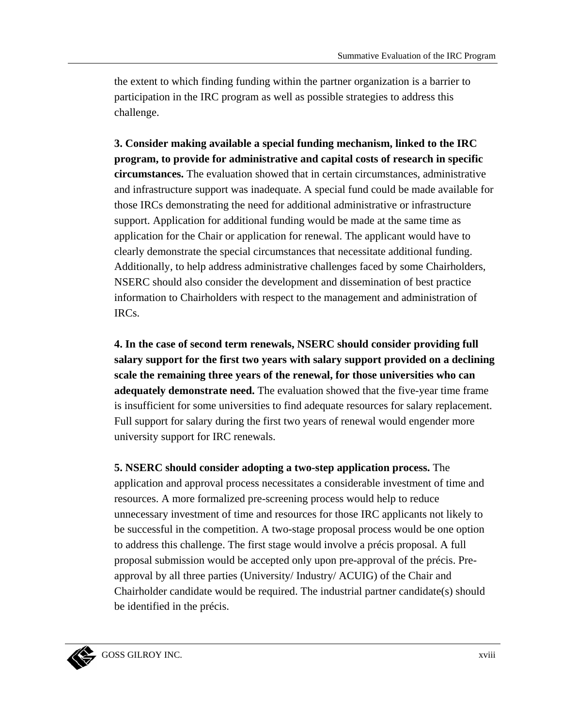the extent to which finding funding within the partner organization is a barrier to participation in the IRC program as well as possible strategies to address this challenge.

**3. Consider making available a special funding mechanism, linked to the IRC program, to provide for administrative and capital costs of research in specific circumstances.** The evaluation showed that in certain circumstances, administrative and infrastructure support was inadequate. A special fund could be made available for those IRCs demonstrating the need for additional administrative or infrastructure support. Application for additional funding would be made at the same time as application for the Chair or application for renewal. The applicant would have to clearly demonstrate the special circumstances that necessitate additional funding. Additionally, to help address administrative challenges faced by some Chairholders, NSERC should also consider the development and dissemination of best practice information to Chairholders with respect to the management and administration of IRCs.

**4. In the case of second term renewals, NSERC should consider providing full salary support for the first two years with salary support provided on a declining scale the remaining three years of the renewal, for those universities who can adequately demonstrate need.** The evaluation showed that the five-year time frame is insufficient for some universities to find adequate resources for salary replacement. Full support for salary during the first two years of renewal would engender more university support for IRC renewals.

**5. NSERC should consider adopting a two-step application process.** The application and approval process necessitates a considerable investment of time and resources. A more formalized pre-screening process would help to reduce unnecessary investment of time and resources for those IRC applicants not likely to be successful in the competition. A two-stage proposal process would be one option to address this challenge. The first stage would involve a précis proposal. A full proposal submission would be accepted only upon pre-approval of the précis. Pre-approval by all three parties (University/ Industry/ ACUIG) of the Chair and Chairholder candidate would be required. The industrial partner candidate(s) should be identified in the précis.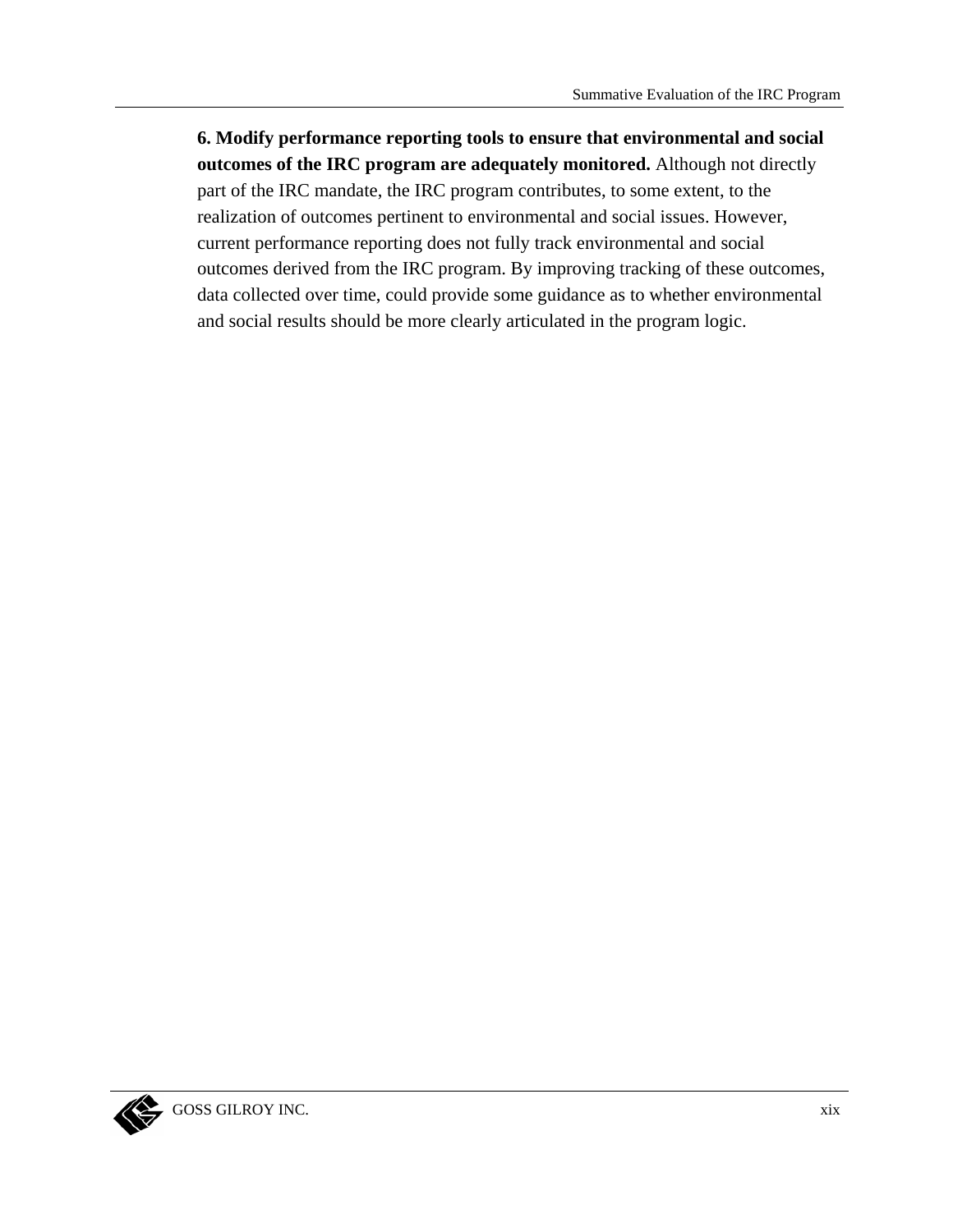**6. Modify performance reporting tools to ensure that environmental and social outcomes of the IRC program are adequately monitored.** Although not directly part of the IRC mandate, the IRC program contributes, to some extent, to the realization of outcomes pertinent to environmental and social issues. However, current performance reporting does not fully track environmental and social outcomes derived from the IRC program. By improving tracking of these outcomes, data collected over time, could provide some guidance as to whether environmental and social results should be more clearly articulated in the program logic.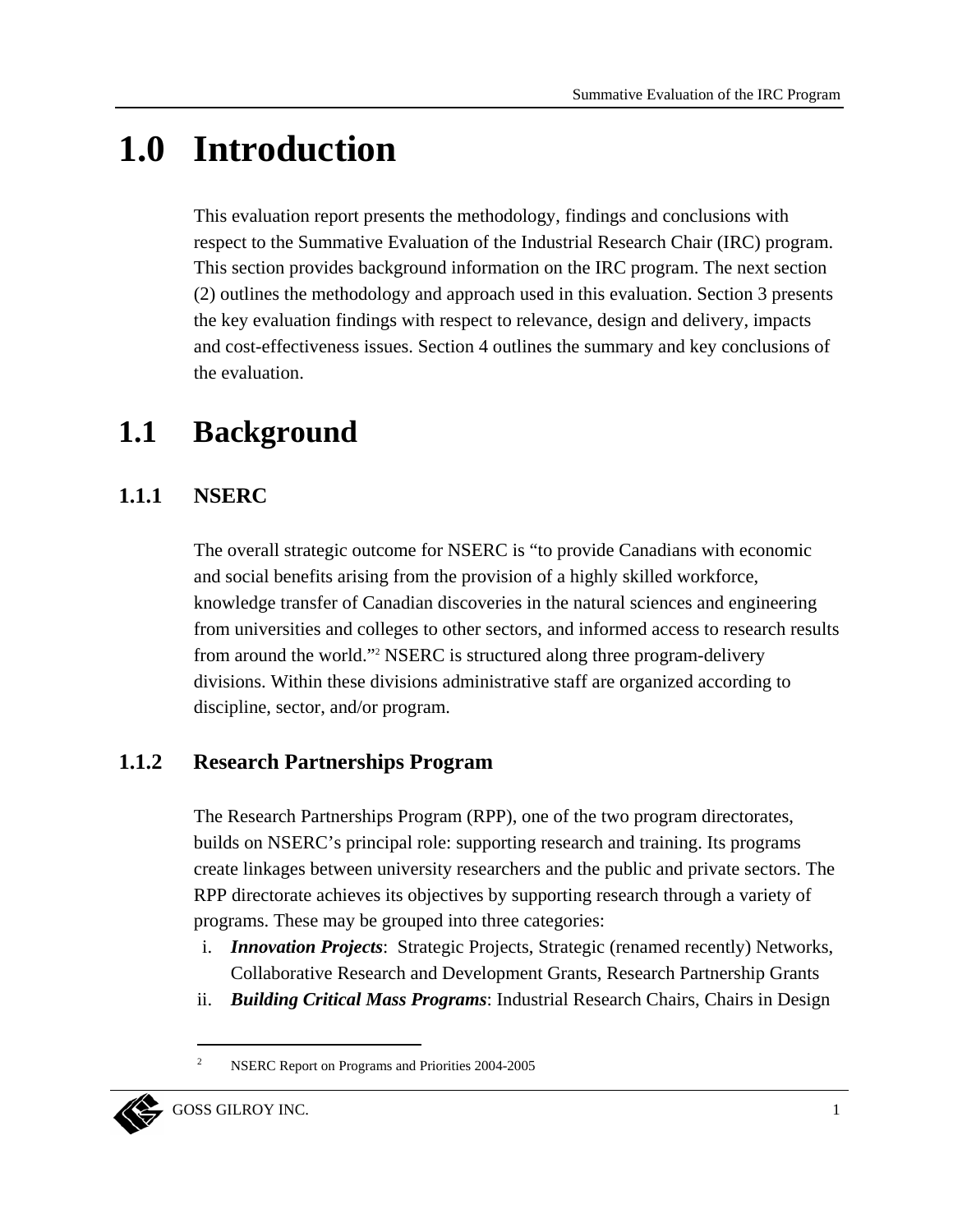# 1.0 Introduction

This evaluation report presents the methodology, findings and conclusions with respect to the Summative Evaluation of the Industrial Research Chair (IRC) program. This section provides background information on the IRC program. The next section (2) outlines the methodology and approach used in this evaluation. Section 3 presents the key evaluation findings with respect to relevance, design and delivery, impacts and cost-effectiveness issues. Section 4 outlines the summary and key conclusions of the evaluation.

## 1.1 Background

### 1.1.1 NSERC

The overall strategic outcome for NSERC is "to provide Canadians with economic and social benefits arising from the provision of a highly skilled workforce, knowledge transfer of Canadian discoveries in the natural sciences and engineering from universities and colleges to other sectors, and informed access to research results from around the world."[2] NSERC is structured along three program-delivery divisions. Within these divisions administrative staff are organized according to discipline, sector, and/or program.

### 1.1.2 Research Partnerships Program

The Research Partnerships Program (RPP), one of the two program directorates, builds on NSERC's principal role: supporting research and training. Its programs create linkages between university researchers and the public and private sectors. The RPP directorate achieves its objectives by supporting research through a variety of programs. These may be grouped into three categories:

i. ***Innovation Projects***: Strategic Projects, Strategic (renamed recently) Networks, Collaborative Research and Development Grants, Research Partnership Grants
ii. ***Building Critical Mass Programs***: Industrial Research Chairs, Chairs in Design

[2] NSERC Report on Programs and Priorities 2004-2005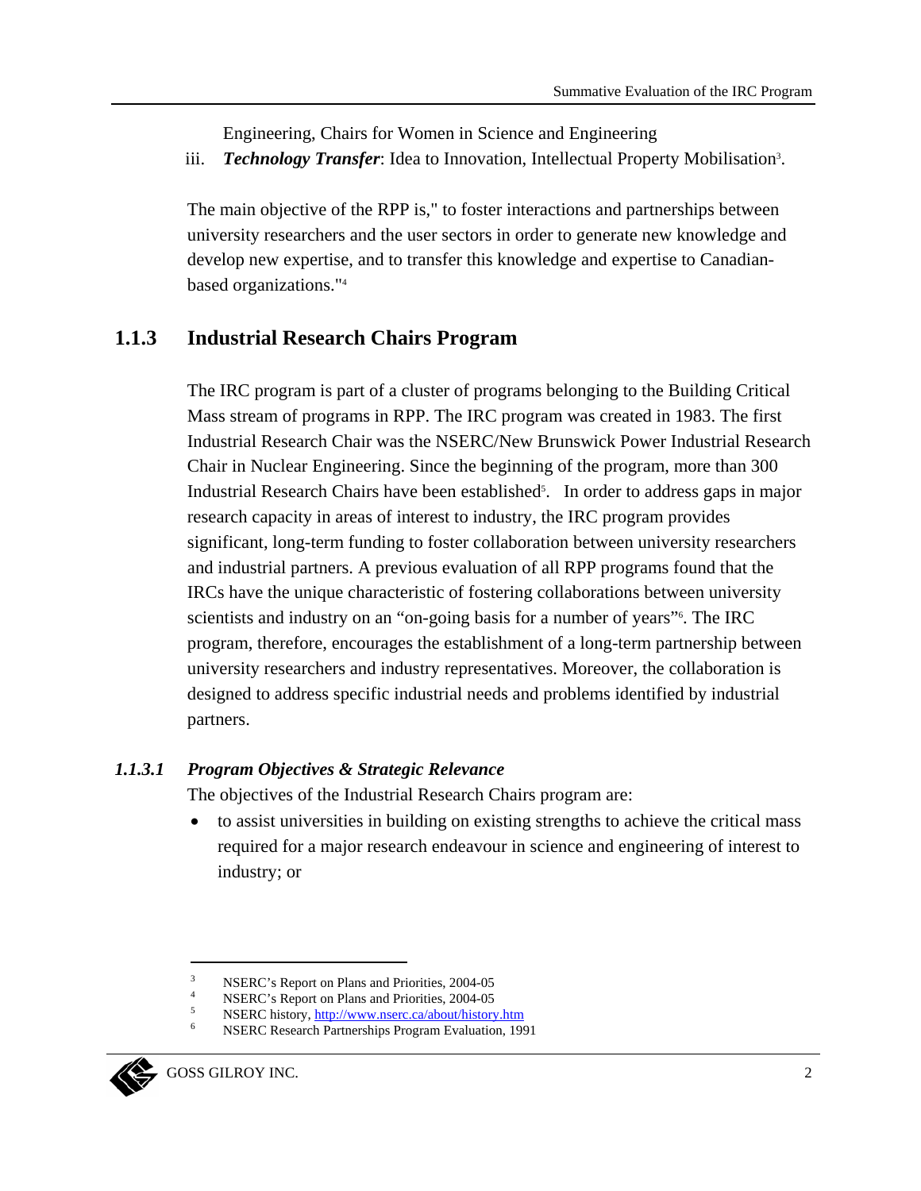Engineering, Chairs for Women in Science and Engineering

iii. ***Technology Transfer***: Idea to Innovation, Intellectual Property Mobilisation[3].

The main objective of the RPP is," to foster interactions and partnerships between university researchers and the user sectors in order to generate new knowledge and develop new expertise, and to transfer this knowledge and expertise to Canadian-based organizations."[4]

### 1.1.3 Industrial Research Chairs Program

The IRC program is part of a cluster of programs belonging to the Building Critical Mass stream of programs in RPP. The IRC program was created in 1983. The first Industrial Research Chair was the NSERC/New Brunswick Power Industrial Research Chair in Nuclear Engineering. Since the beginning of the program, more than 300 Industrial Research Chairs have been established[5]. In order to address gaps in major research capacity in areas of interest to industry, the IRC program provides significant, long-term funding to foster collaboration between university researchers and industrial partners. A previous evaluation of all RPP programs found that the IRCs have the unique characteristic of fostering collaborations between university scientists and industry on an "on-going basis for a number of years"[6]. The IRC program, therefore, encourages the establishment of a long-term partnership between university researchers and industry representatives. Moreover, the collaboration is designed to address specific industrial needs and problems identified by industrial partners.

#### *1.1.3.1 Program Objectives & Strategic Relevance*

The objectives of the Industrial Research Chairs program are:

- to assist universities in building on existing strengths to achieve the critical mass required for a major research endeavour in science and engineering of interest to industry; or

---

[3] NSERC's Report on Plans and Priorities, 2004-05

[4] NSERC's Report on Plans and Priorities, 2004-05

[5] NSERC history, http://www.nserc.ca/about/history.htm

[6] NSERC Research Partnerships Program Evaluation, 1991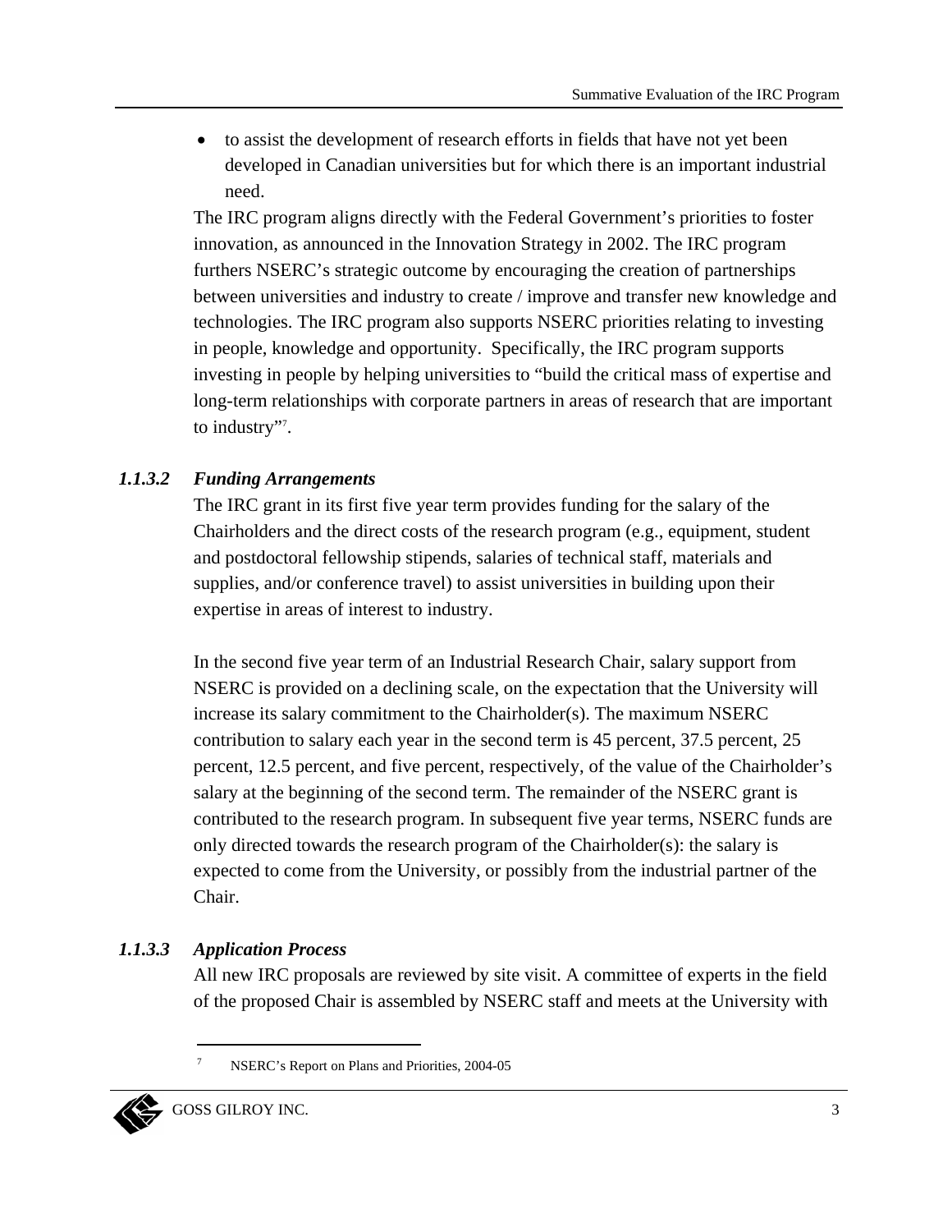- to assist the development of research efforts in fields that have not yet been developed in Canadian universities but for which there is an important industrial need.

The IRC program aligns directly with the Federal Government's priorities to foster innovation, as announced in the Innovation Strategy in 2002. The IRC program furthers NSERC's strategic outcome by encouraging the creation of partnerships between universities and industry to create / improve and transfer new knowledge and technologies. The IRC program also supports NSERC priorities relating to investing in people, knowledge and opportunity. Specifically, the IRC program supports investing in people by helping universities to "build the critical mass of expertise and long-term relationships with corporate partners in areas of research that are important to industry"[7].

#### *1.1.3.2 Funding Arrangements*

The IRC grant in its first five year term provides funding for the salary of the Chairholders and the direct costs of the research program (e.g., equipment, student and postdoctoral fellowship stipends, salaries of technical staff, materials and supplies, and/or conference travel) to assist universities in building upon their expertise in areas of interest to industry.

In the second five year term of an Industrial Research Chair, salary support from NSERC is provided on a declining scale, on the expectation that the University will increase its salary commitment to the Chairholder(s). The maximum NSERC contribution to salary each year in the second term is 45 percent, 37.5 percent, 25 percent, 12.5 percent, and five percent, respectively, of the value of the Chairholder's salary at the beginning of the second term. The remainder of the NSERC grant is contributed to the research program. In subsequent five year terms, NSERC funds are only directed towards the research program of the Chairholder(s): the salary is expected to come from the University, or possibly from the industrial partner of the Chair.

#### *1.1.3.3 Application Process*

All new IRC proposals are reviewed by site visit. A committee of experts in the field of the proposed Chair is assembled by NSERC staff and meets at the University with

[7] NSERC's Report on Plans and Priorities, 2004-05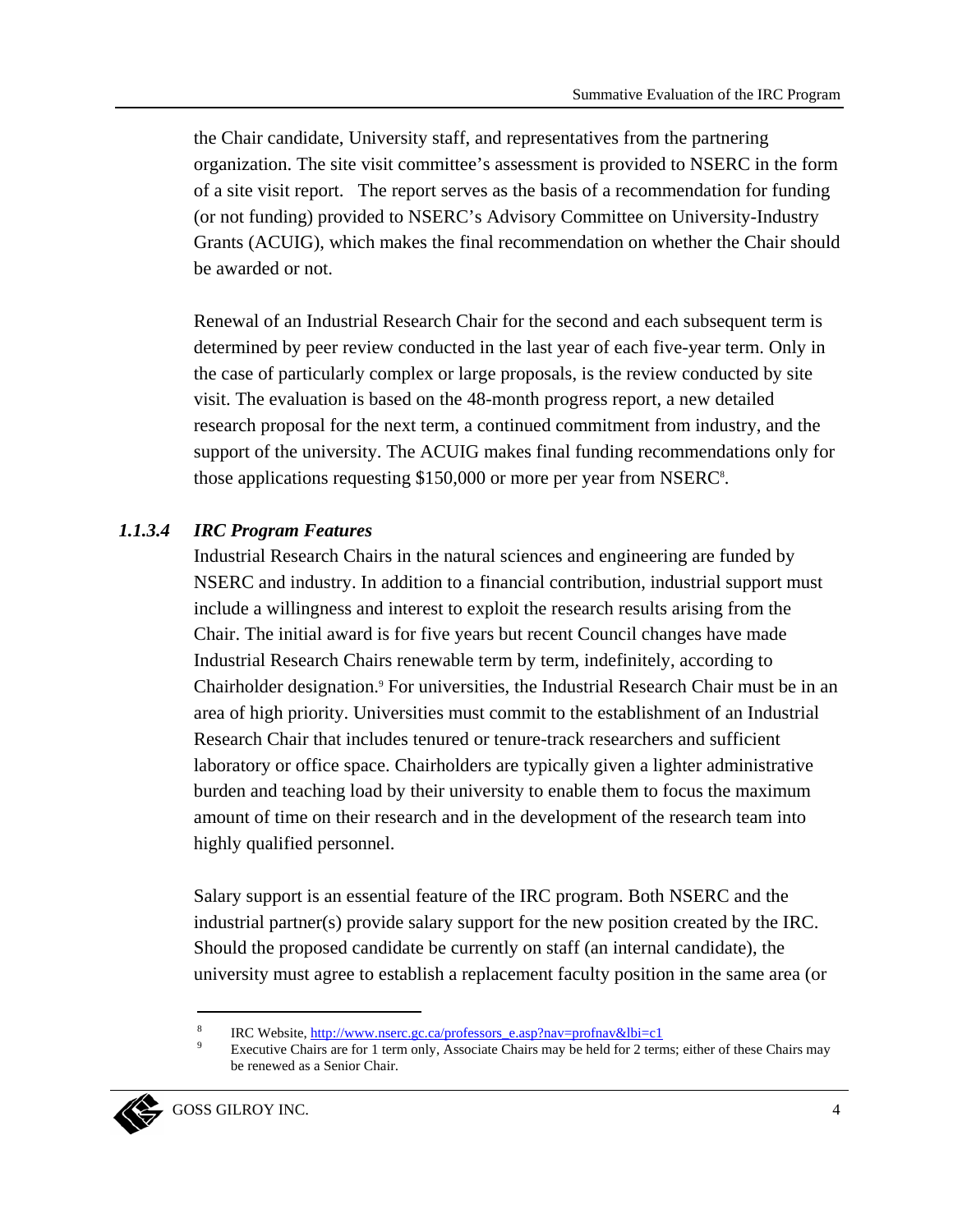the Chair candidate, University staff, and representatives from the partnering organization. The site visit committee's assessment is provided to NSERC in the form of a site visit report. The report serves as the basis of a recommendation for funding (or not funding) provided to NSERC's Advisory Committee on University-Industry Grants (ACUIG), which makes the final recommendation on whether the Chair should be awarded or not.

Renewal of an Industrial Research Chair for the second and each subsequent term is determined by peer review conducted in the last year of each five-year term. Only in the case of particularly complex or large proposals, is the review conducted by site visit. The evaluation is based on the 48-month progress report, a new detailed research proposal for the next term, a continued commitment from industry, and the support of the university. The ACUIG makes final funding recommendations only for those applications requesting $150,000 or more per year from NSERC[8].

#### 1.1.3.4 *IRC Program Features*

Industrial Research Chairs in the natural sciences and engineering are funded by NSERC and industry. In addition to a financial contribution, industrial support must include a willingness and interest to exploit the research results arising from the Chair. The initial award is for five years but recent Council changes have made Industrial Research Chairs renewable term by term, indefinitely, according to Chairholder designation.[9] For universities, the Industrial Research Chair must be in an area of high priority. Universities must commit to the establishment of an Industrial Research Chair that includes tenured or tenure-track researchers and sufficient laboratory or office space. Chairholders are typically given a lighter administrative burden and teaching load by their university to enable them to focus the maximum amount of time on their research and in the development of the research team into highly qualified personnel.

Salary support is an essential feature of the IRC program. Both NSERC and the industrial partner(s) provide salary support for the new position created by the IRC. Should the proposed candidate be currently on staff (an internal candidate), the university must agree to establish a replacement faculty position in the same area (or

---

[8] IRC Website, http://www.nserc.gc.ca/professors_e.asp?nav=profnav&lbi=c1

[9] Executive Chairs are for 1 term only, Associate Chairs may be held for 2 terms; either of these Chairs may be renewed as a Senior Chair.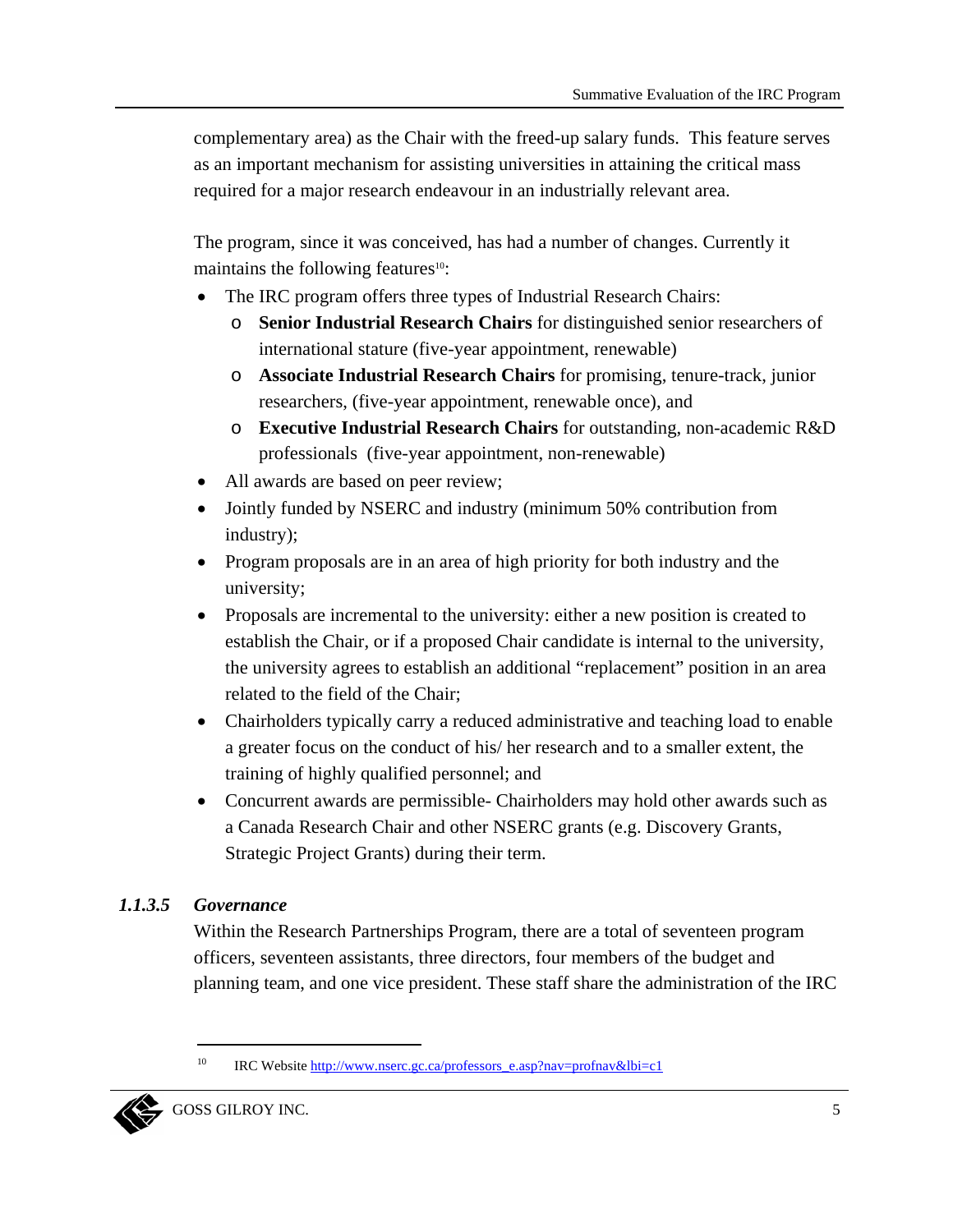complementary area) as the Chair with the freed-up salary funds. This feature serves as an important mechanism for assisting universities in attaining the critical mass required for a major research endeavour in an industrially relevant area.

The program, since it was conceived, has had a number of changes. Currently it maintains the following features[10]:

- The IRC program offers three types of Industrial Research Chairs:
  - **Senior Industrial Research Chairs** for distinguished senior researchers of international stature (five-year appointment, renewable)
  - **Associate Industrial Research Chairs** for promising, tenure-track, junior researchers, (five-year appointment, renewable once), and
  - **Executive Industrial Research Chairs** for outstanding, non-academic R&D professionals (five-year appointment, non-renewable)
- All awards are based on peer review;
- Jointly funded by NSERC and industry (minimum 50% contribution from industry);
- Program proposals are in an area of high priority for both industry and the university;
- Proposals are incremental to the university: either a new position is created to establish the Chair, or if a proposed Chair candidate is internal to the university, the university agrees to establish an additional "replacement" position in an area related to the field of the Chair;
- Chairholders typically carry a reduced administrative and teaching load to enable a greater focus on the conduct of his/ her research and to a smaller extent, the training of highly qualified personnel; and
- Concurrent awards are permissible- Chairholders may hold other awards such as a Canada Research Chair and other NSERC grants (e.g. Discovery Grants, Strategic Project Grants) during their term.

#### *1.1.3.5 Governance*

Within the Research Partnerships Program, there are a total of seventeen program officers, seventeen assistants, three directors, four members of the budget and planning team, and one vice president. These staff share the administration of the IRC

---

[10] IRC Website http://www.nserc.gc.ca/professors_e.asp?nav=profnav&lbi=c1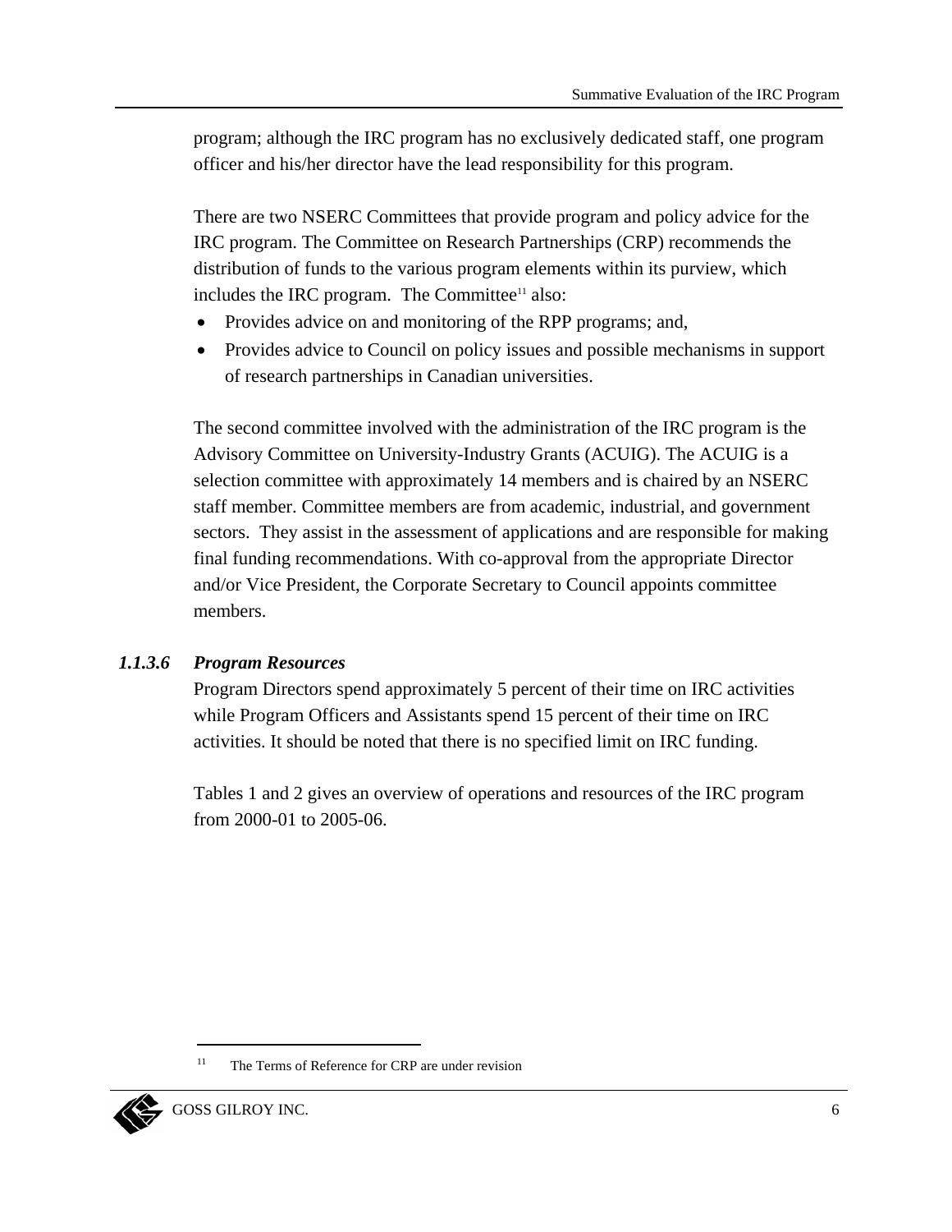program; although the IRC program has no exclusively dedicated staff, one program officer and his/her director have the lead responsibility for this program.

There are two NSERC Committees that provide program and policy advice for the IRC program. The Committee on Research Partnerships (CRP) recommends the distribution of funds to the various program elements within its purview, which includes the IRC program. The Committee[11] also:

- Provides advice on and monitoring of the RPP programs; and,
- Provides advice to Council on policy issues and possible mechanisms in support of research partnerships in Canadian universities.

The second committee involved with the administration of the IRC program is the Advisory Committee on University-Industry Grants (ACUIG). The ACUIG is a selection committee with approximately 14 members and is chaired by an NSERC staff member. Committee members are from academic, industrial, and government sectors. They assist in the assessment of applications and are responsible for making final funding recommendations. With co-approval from the appropriate Director and/or Vice President, the Corporate Secretary to Council appoints committee members.

#### *1.1.3.6 Program Resources*

Program Directors spend approximately 5 percent of their time on IRC activities while Program Officers and Assistants spend 15 percent of their time on IRC activities. It should be noted that there is no specified limit on IRC funding.

Tables 1 and 2 gives an overview of operations and resources of the IRC program from 2000-01 to 2005-06.

[11] The Terms of Reference for CRP are under revision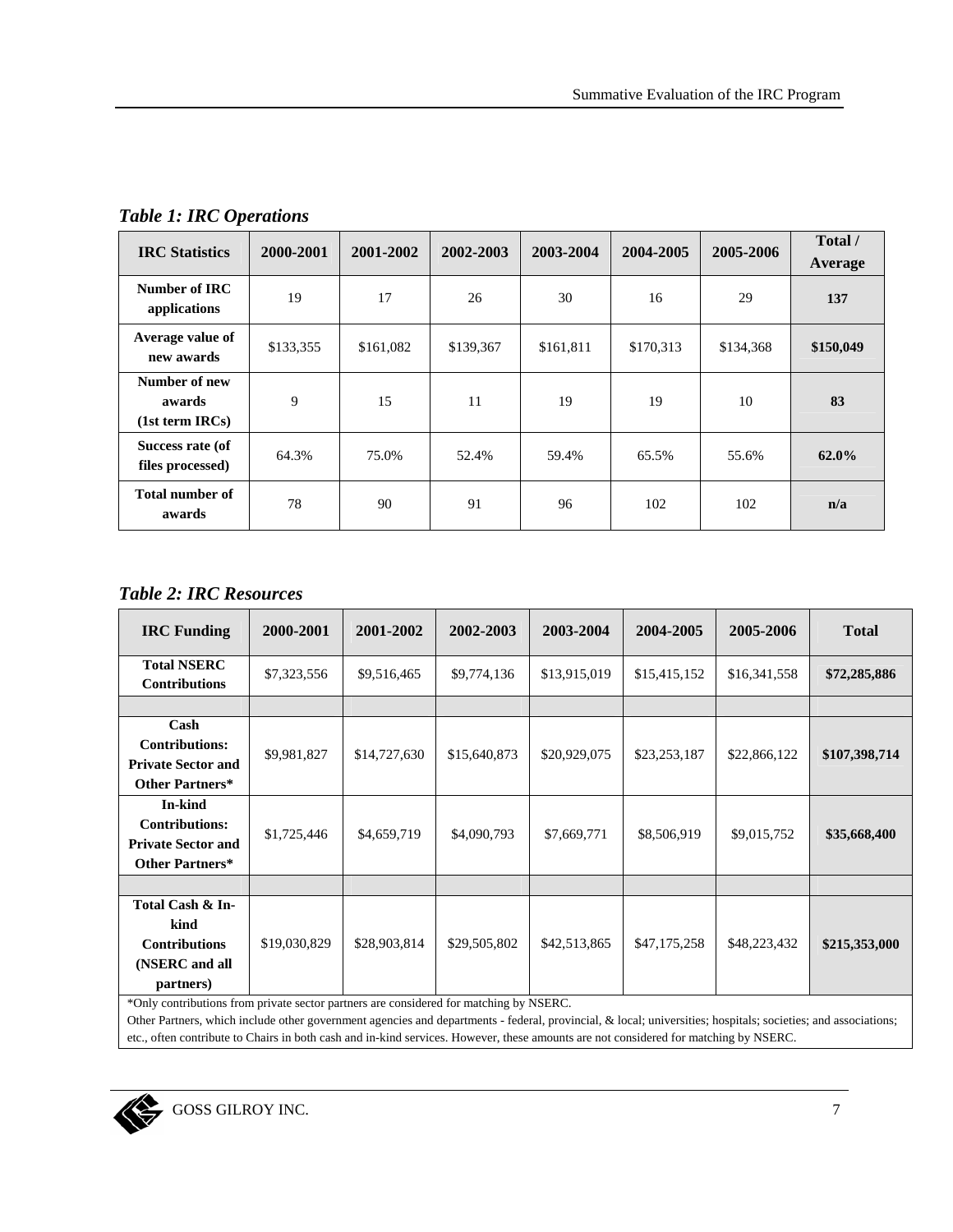*Table 1: IRC Operations*

| IRC Statistics | 2000-2001 | 2001-2002 | 2002-2003 | 2003-2004 | 2004-2005 | 2005-2006 | Total / Average |
|---|---|---|---|---|---|---|---|
| **Number of IRC applications** | 19 | 17 | 26 | 30 | 16 | 29 | **137** |
| **Average value of new awards** | $133,355 | $161,082 | $139,367 | $161,811 | $170,313 | $134,368 | **$150,049** |
| **Number of new awards (1st term IRCs)** | 9 | 15 | 11 | 19 | 19 | 10 | **83** |
| **Success rate (of files processed)** | 64.3% | 75.0% | 52.4% | 59.4% | 65.5% | 55.6% | **62.0%** |
| **Total number of awards** | 78 | 90 | 91 | 96 | 102 | 102 | **n/a** |

*Table 2: IRC Resources*

| IRC Funding | 2000-2001 | 2001-2002 | 2002-2003 | 2003-2004 | 2004-2005 | 2005-2006 | Total |
|---|---|---|---|---|---|---|---|
| **Total NSERC Contributions** | $7,323,556 | $9,516,465 | $9,774,136 | $13,915,019 | $15,415,152 | $16,341,558 | **$72,285,886** |
| | | | | | | | |
| **Cash Contributions: Private Sector and Other Partners*** | $9,981,827 | $14,727,630 | $15,640,873 | $20,929,075 | $23,253,187 | $22,866,122 | **$107,398,714** |
| **In-kind Contributions: Private Sector and Other Partners*** | $1,725,446 | $4,659,719 | $4,090,793 | $7,669,771 | $8,506,919 | $9,015,752 | **$35,668,400** |
| | | | | | | | |
| **Total Cash & In-kind Contributions (NSERC and all partners)** | $19,030,829 | $28,903,814 | $29,505,802 | $42,513,865 | $47,175,258 | $48,223,432 | **$215,353,000** |

*Only contributions from private sector partners are considered for matching by NSERC.

Other Partners, which include other government agencies and departments - federal, provincial, & local; universities; hospitals; societies; and associations; etc., often contribute to Chairs in both cash and in-kind services. However, these amounts are not considered for matching by NSERC.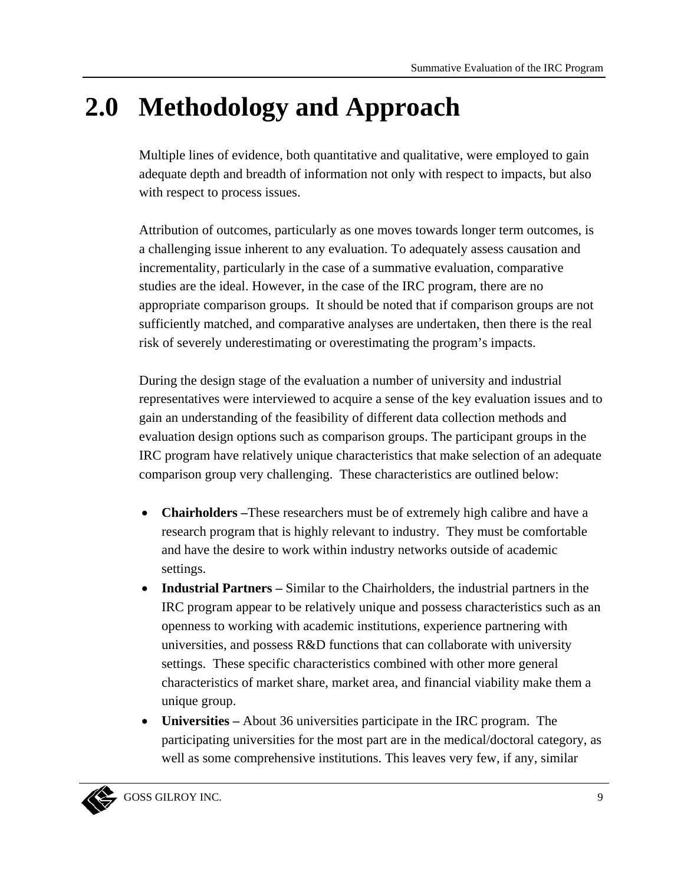# 2.0 Methodology and Approach

Multiple lines of evidence, both quantitative and qualitative, were employed to gain adequate depth and breadth of information not only with respect to impacts, but also with respect to process issues.

Attribution of outcomes, particularly as one moves towards longer term outcomes, is a challenging issue inherent to any evaluation. To adequately assess causation and incrementality, particularly in the case of a summative evaluation, comparative studies are the ideal. However, in the case of the IRC program, there are no appropriate comparison groups. It should be noted that if comparison groups are not sufficiently matched, and comparative analyses are undertaken, then there is the real risk of severely underestimating or overestimating the program's impacts.

During the design stage of the evaluation a number of university and industrial representatives were interviewed to acquire a sense of the key evaluation issues and to gain an understanding of the feasibility of different data collection methods and evaluation design options such as comparison groups. The participant groups in the IRC program have relatively unique characteristics that make selection of an adequate comparison group very challenging. These characteristics are outlined below:

- **Chairholders –**These researchers must be of extremely high calibre and have a research program that is highly relevant to industry. They must be comfortable and have the desire to work within industry networks outside of academic settings.
- **Industrial Partners –** Similar to the Chairholders, the industrial partners in the IRC program appear to be relatively unique and possess characteristics such as an openness to working with academic institutions, experience partnering with universities, and possess R&D functions that can collaborate with university settings. These specific characteristics combined with other more general characteristics of market share, market area, and financial viability make them a unique group.
- **Universities –** About 36 universities participate in the IRC program. The participating universities for the most part are in the medical/doctoral category, as well as some comprehensive institutions. This leaves very few, if any, similar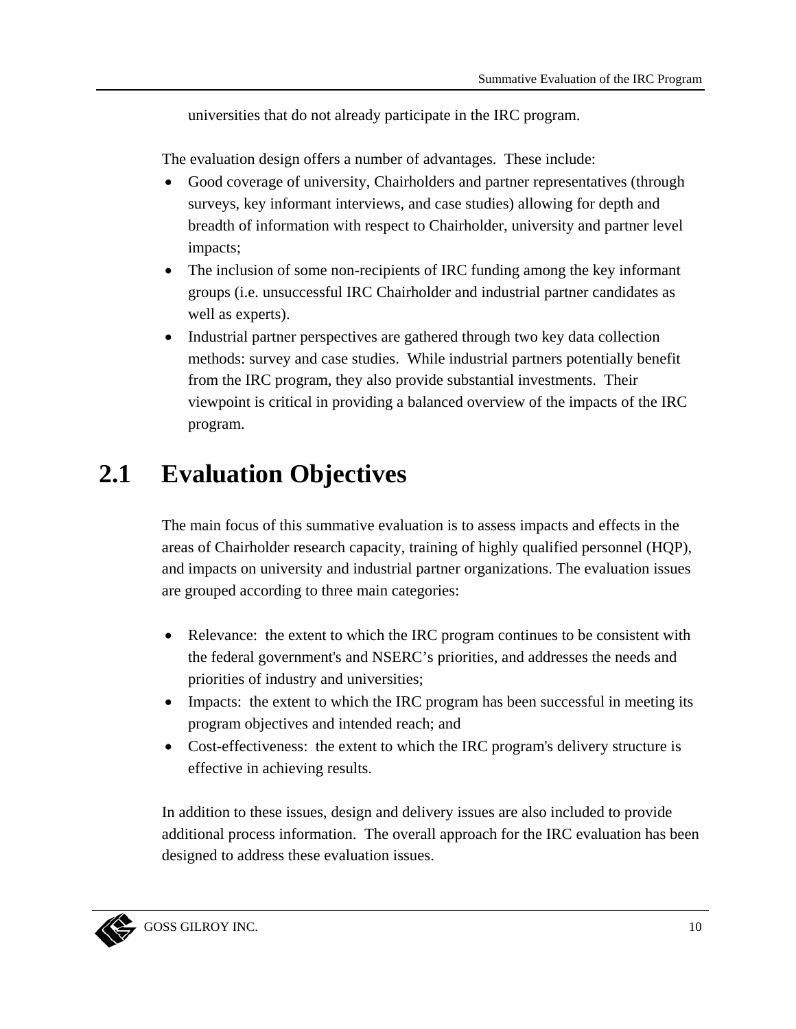universities that do not already participate in the IRC program.

The evaluation design offers a number of advantages. These include:

- Good coverage of university, Chairholders and partner representatives (through surveys, key informant interviews, and case studies) allowing for depth and breadth of information with respect to Chairholder, university and partner level impacts;
- The inclusion of some non-recipients of IRC funding among the key informant groups (i.e. unsuccessful IRC Chairholder and industrial partner candidates as well as experts).
- Industrial partner perspectives are gathered through two key data collection methods: survey and case studies. While industrial partners potentially benefit from the IRC program, they also provide substantial investments. Their viewpoint is critical in providing a balanced overview of the impacts of the IRC program.

## 2.1 Evaluation Objectives

The main focus of this summative evaluation is to assess impacts and effects in the areas of Chairholder research capacity, training of highly qualified personnel (HQP), and impacts on university and industrial partner organizations. The evaluation issues are grouped according to three main categories:

- Relevance: the extent to which the IRC program continues to be consistent with the federal government's and NSERC's priorities, and addresses the needs and priorities of industry and universities;
- Impacts: the extent to which the IRC program has been successful in meeting its program objectives and intended reach; and
- Cost-effectiveness: the extent to which the IRC program's delivery structure is effective in achieving results.

In addition to these issues, design and delivery issues are also included to provide additional process information. The overall approach for the IRC evaluation has been designed to address these evaluation issues.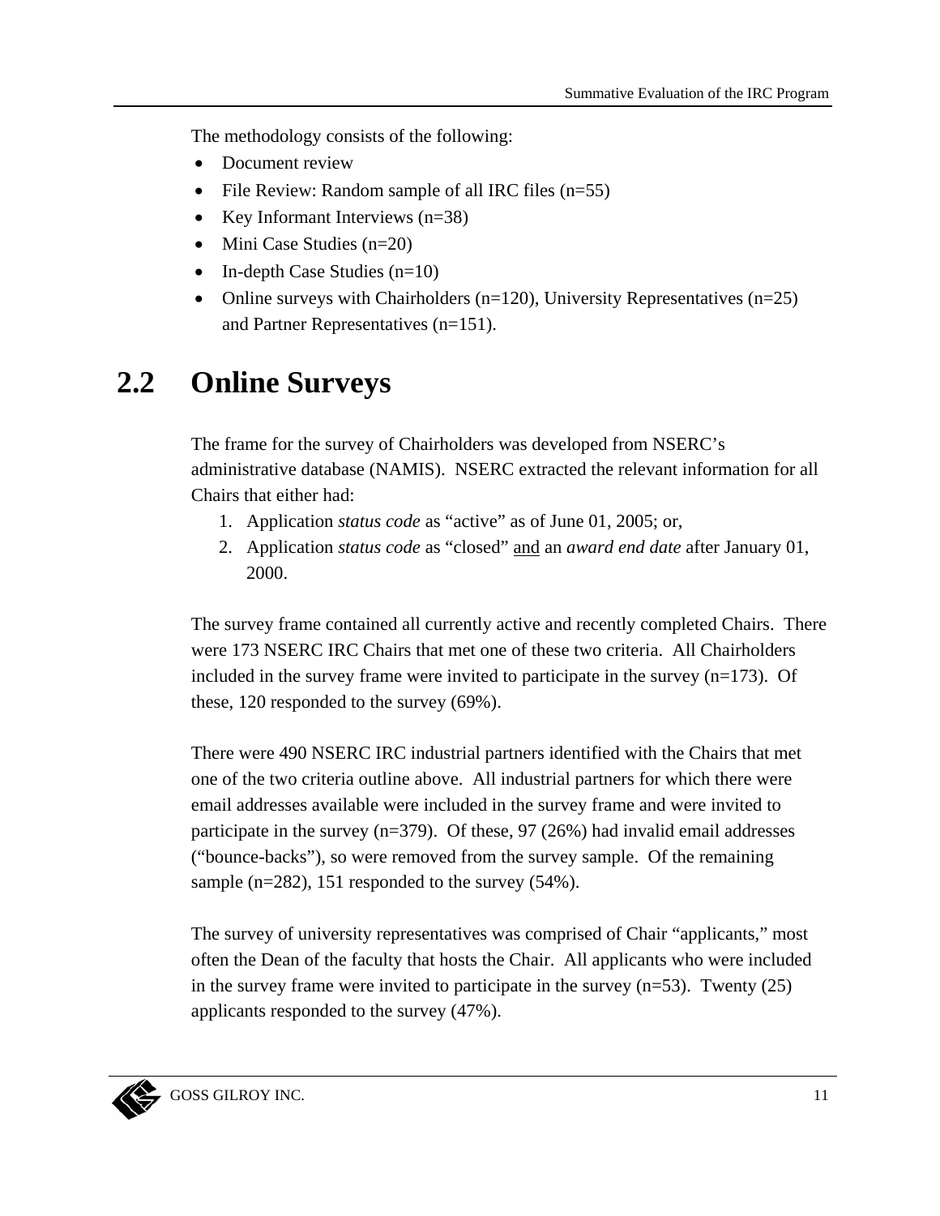The methodology consists of the following:

- Document review
- File Review: Random sample of all IRC files (n=55)
- Key Informant Interviews (n=38)
- Mini Case Studies (n=20)
- In-depth Case Studies (n=10)
- Online surveys with Chairholders (n=120), University Representatives (n=25) and Partner Representatives (n=151).

## 2.2 Online Surveys

The frame for the survey of Chairholders was developed from NSERC's administrative database (NAMIS). NSERC extracted the relevant information for all Chairs that either had:

1. Application *status code* as "active" as of June 01, 2005; or,
2. Application *status code* as "closed" and an *award end date* after January 01, 2000.

The survey frame contained all currently active and recently completed Chairs. There were 173 NSERC IRC Chairs that met one of these two criteria. All Chairholders included in the survey frame were invited to participate in the survey (n=173). Of these, 120 responded to the survey (69%).

There were 490 NSERC IRC industrial partners identified with the Chairs that met one of the two criteria outline above. All industrial partners for which there were email addresses available were included in the survey frame and were invited to participate in the survey (n=379). Of these, 97 (26%) had invalid email addresses ("bounce-backs"), so were removed from the survey sample. Of the remaining sample (n=282), 151 responded to the survey (54%).

The survey of university representatives was comprised of Chair "applicants," most often the Dean of the faculty that hosts the Chair. All applicants who were included in the survey frame were invited to participate in the survey (n=53). Twenty (25) applicants responded to the survey (47%).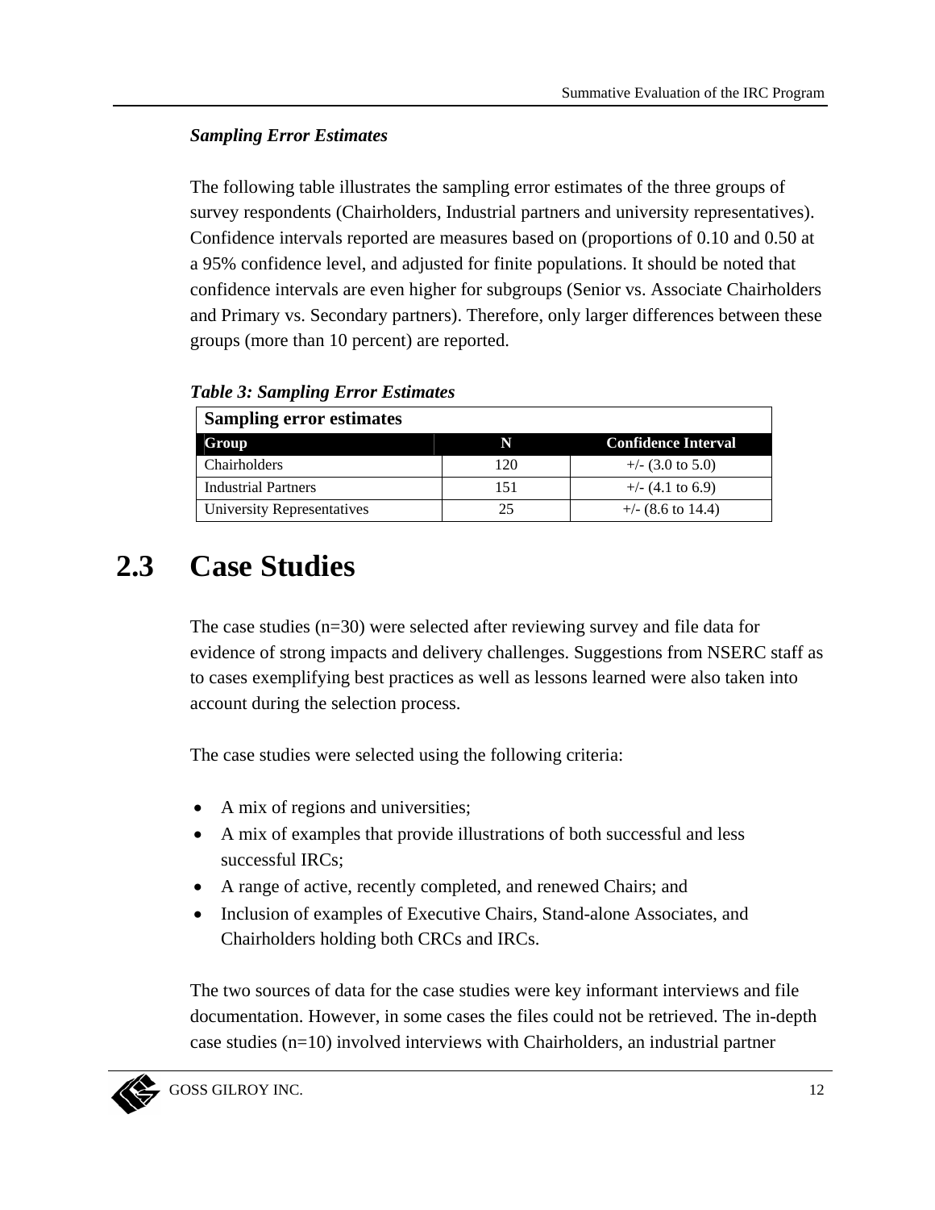***Sampling Error Estimates***

The following table illustrates the sampling error estimates of the three groups of survey respondents (Chairholders, Industrial partners and university representatives). Confidence intervals reported are measures based on (proportions of 0.10 and 0.50 at a 95% confidence level, and adjusted for finite populations. It should be noted that confidence intervals are even higher for subgroups (Senior vs. Associate Chairholders and Primary vs. Secondary partners). Therefore, only larger differences between these groups (more than 10 percent) are reported.

***Table 3: Sampling Error Estimates***

| **Sampling error estimates** | | |
|---|---|---|
| **Group** | **N** | **Confidence Interval** |
| Chairholders | 120 | +/- (3.0 to 5.0) |
| Industrial Partners | 151 | +/- (4.1 to 6.9) |
| University Representatives | 25 | +/- (8.6 to 14.4) |

## 2.3 Case Studies

The case studies (n=30) were selected after reviewing survey and file data for evidence of strong impacts and delivery challenges. Suggestions from NSERC staff as to cases exemplifying best practices as well as lessons learned were also taken into account during the selection process.

The case studies were selected using the following criteria:

- A mix of regions and universities;
- A mix of examples that provide illustrations of both successful and less successful IRCs;
- A range of active, recently completed, and renewed Chairs; and
- Inclusion of examples of Executive Chairs, Stand-alone Associates, and Chairholders holding both CRCs and IRCs.

The two sources of data for the case studies were key informant interviews and file documentation. However, in some cases the files could not be retrieved. The in-depth case studies (n=10) involved interviews with Chairholders, an industrial partner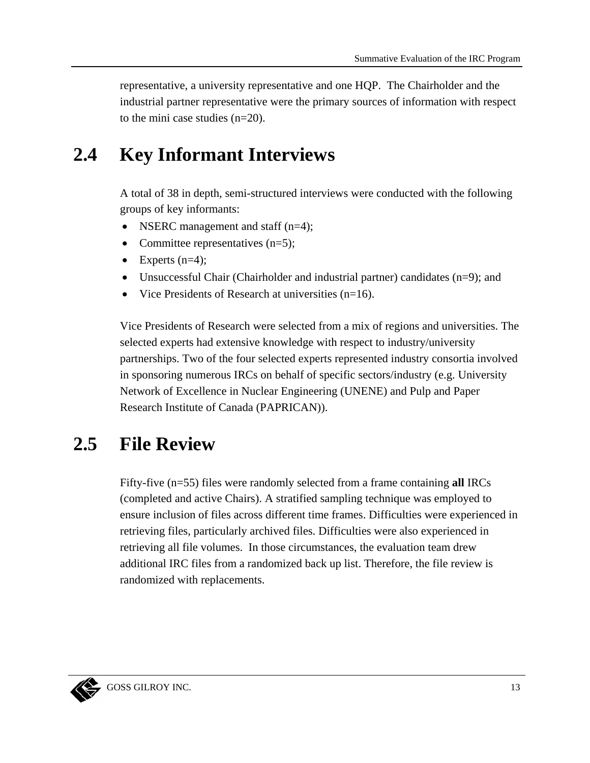representative, a university representative and one HQP. The Chairholder and the industrial partner representative were the primary sources of information with respect to the mini case studies (n=20).

## 2.4 Key Informant Interviews

A total of 38 in depth, semi-structured interviews were conducted with the following groups of key informants:

- NSERC management and staff (n=4);
- Committee representatives (n=5);
- Experts (n=4);
- Unsuccessful Chair (Chairholder and industrial partner) candidates (n=9); and
- Vice Presidents of Research at universities (n=16).

Vice Presidents of Research were selected from a mix of regions and universities. The selected experts had extensive knowledge with respect to industry/university partnerships. Two of the four selected experts represented industry consortia involved in sponsoring numerous IRCs on behalf of specific sectors/industry (e.g. University Network of Excellence in Nuclear Engineering (UNENE) and Pulp and Paper Research Institute of Canada (PAPRICAN)).

## 2.5 File Review

Fifty-five (n=55) files were randomly selected from a frame containing **all** IRCs (completed and active Chairs). A stratified sampling technique was employed to ensure inclusion of files across different time frames. Difficulties were experienced in retrieving files, particularly archived files. Difficulties were also experienced in retrieving all file volumes. In those circumstances, the evaluation team drew additional IRC files from a randomized back up list. Therefore, the file review is randomized with replacements.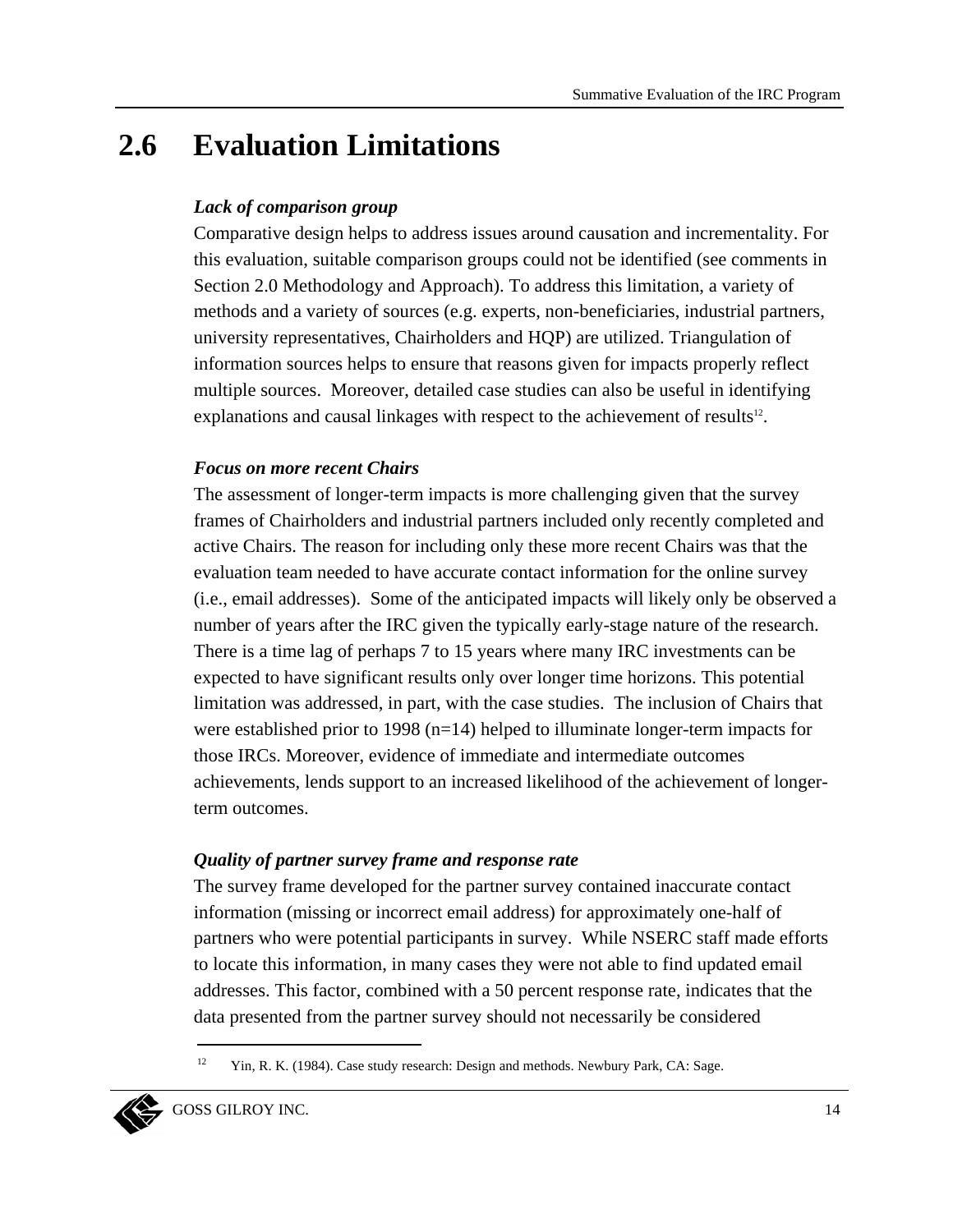## 2.6 Evaluation Limitations

***Lack of comparison group***

Comparative design helps to address issues around causation and incrementality. For this evaluation, suitable comparison groups could not be identified (see comments in Section 2.0 Methodology and Approach). To address this limitation, a variety of methods and a variety of sources (e.g. experts, non-beneficiaries, industrial partners, university representatives, Chairholders and HQP) are utilized. Triangulation of information sources helps to ensure that reasons given for impacts properly reflect multiple sources. Moreover, detailed case studies can also be useful in identifying explanations and causal linkages with respect to the achievement of results[12].

***Focus on more recent Chairs***

The assessment of longer-term impacts is more challenging given that the survey frames of Chairholders and industrial partners included only recently completed and active Chairs. The reason for including only these more recent Chairs was that the evaluation team needed to have accurate contact information for the online survey (i.e., email addresses). Some of the anticipated impacts will likely only be observed a number of years after the IRC given the typically early-stage nature of the research. There is a time lag of perhaps 7 to 15 years where many IRC investments can be expected to have significant results only over longer time horizons. This potential limitation was addressed, in part, with the case studies. The inclusion of Chairs that were established prior to 1998 (n=14) helped to illuminate longer-term impacts for those IRCs. Moreover, evidence of immediate and intermediate outcomes achievements, lends support to an increased likelihood of the achievement of longer-term outcomes.

***Quality of partner survey frame and response rate***

The survey frame developed for the partner survey contained inaccurate contact information (missing or incorrect email address) for approximately one-half of partners who were potential participants in survey. While NSERC staff made efforts to locate this information, in many cases they were not able to find updated email addresses. This factor, combined with a 50 percent response rate, indicates that the data presented from the partner survey should not necessarily be considered

[12] Yin, R. K. (1984). Case study research: Design and methods. Newbury Park, CA: Sage.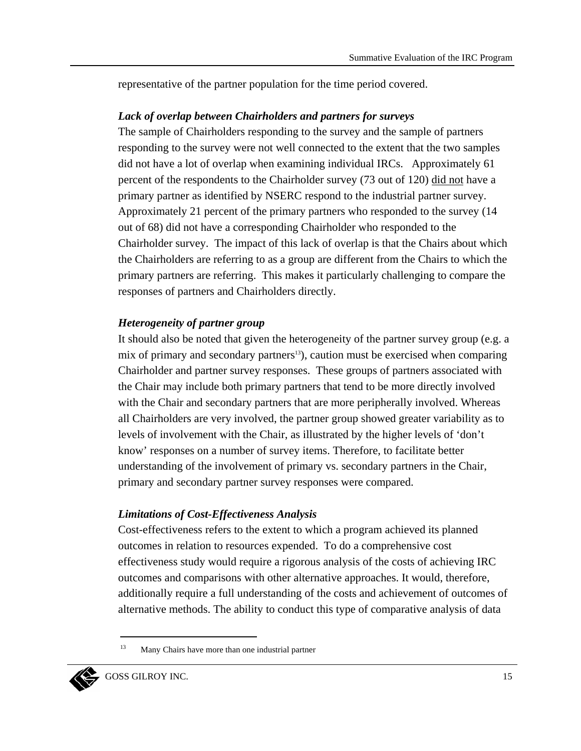representative of the partner population for the time period covered.

***Lack of overlap between Chairholders and partners for surveys***

The sample of Chairholders responding to the survey and the sample of partners responding to the survey were not well connected to the extent that the two samples did not have a lot of overlap when examining individual IRCs. Approximately 61 percent of the respondents to the Chairholder survey (73 out of 120) did not have a primary partner as identified by NSERC respond to the industrial partner survey. Approximately 21 percent of the primary partners who responded to the survey (14 out of 68) did not have a corresponding Chairholder who responded to the Chairholder survey. The impact of this lack of overlap is that the Chairs about which the Chairholders are referring to as a group are different from the Chairs to which the primary partners are referring. This makes it particularly challenging to compare the responses of partners and Chairholders directly.

***Heterogeneity of partner group***

It should also be noted that given the heterogeneity of the partner survey group (e.g. a mix of primary and secondary partners[13]), caution must be exercised when comparing Chairholder and partner survey responses. These groups of partners associated with the Chair may include both primary partners that tend to be more directly involved with the Chair and secondary partners that are more peripherally involved. Whereas all Chairholders are very involved, the partner group showed greater variability as to levels of involvement with the Chair, as illustrated by the higher levels of 'don't know' responses on a number of survey items. Therefore, to facilitate better understanding of the involvement of primary vs. secondary partners in the Chair, primary and secondary partner survey responses were compared.

***Limitations of Cost-Effectiveness Analysis***

Cost-effectiveness refers to the extent to which a program achieved its planned outcomes in relation to resources expended. To do a comprehensive cost effectiveness study would require a rigorous analysis of the costs of achieving IRC outcomes and comparisons with other alternative approaches. It would, therefore, additionally require a full understanding of the costs and achievement of outcomes of alternative methods. The ability to conduct this type of comparative analysis of data

[13] Many Chairs have more than one industrial partner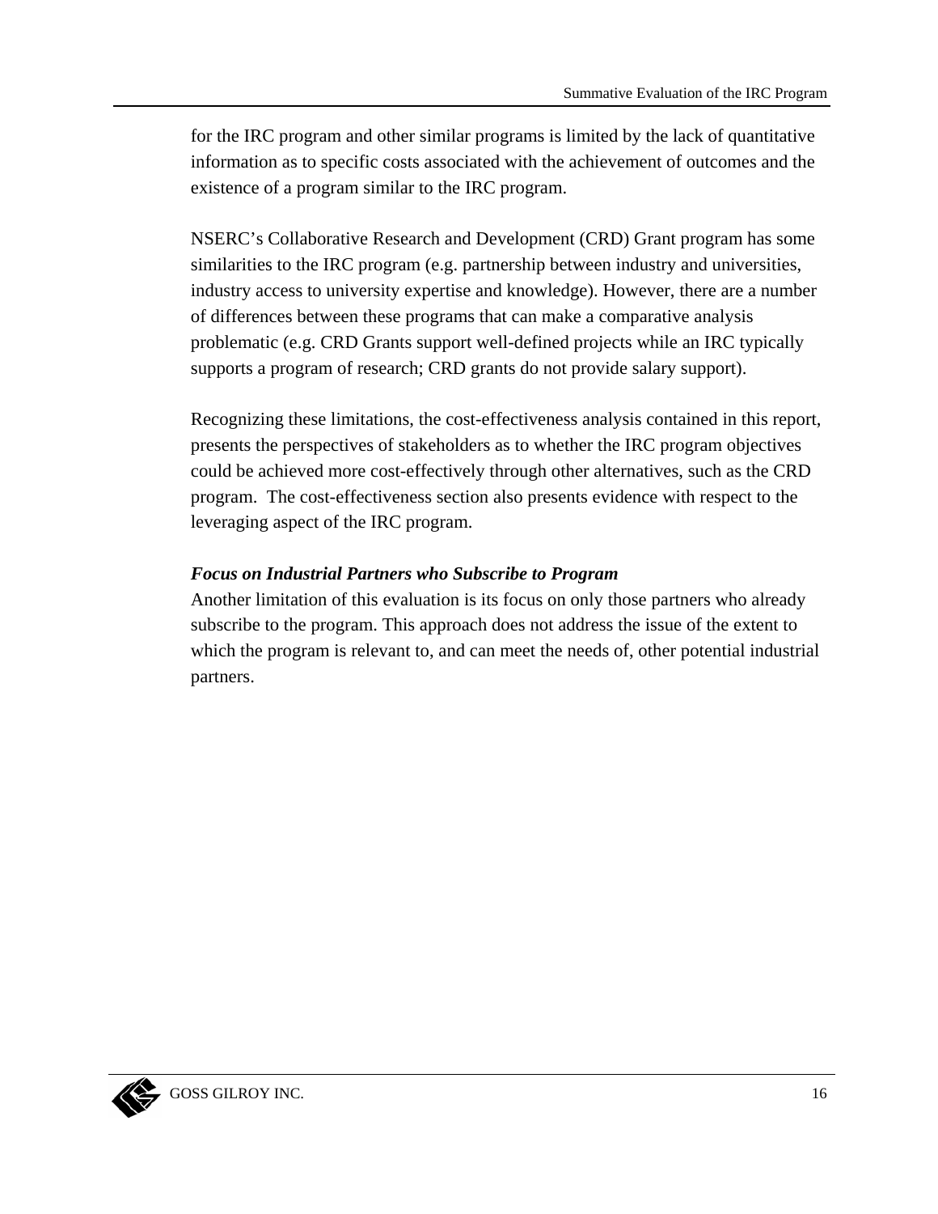for the IRC program and other similar programs is limited by the lack of quantitative information as to specific costs associated with the achievement of outcomes and the existence of a program similar to the IRC program.

NSERC's Collaborative Research and Development (CRD) Grant program has some similarities to the IRC program (e.g. partnership between industry and universities, industry access to university expertise and knowledge). However, there are a number of differences between these programs that can make a comparative analysis problematic (e.g. CRD Grants support well-defined projects while an IRC typically supports a program of research; CRD grants do not provide salary support).

Recognizing these limitations, the cost-effectiveness analysis contained in this report, presents the perspectives of stakeholders as to whether the IRC program objectives could be achieved more cost-effectively through other alternatives, such as the CRD program. The cost-effectiveness section also presents evidence with respect to the leveraging aspect of the IRC program.

***Focus on Industrial Partners who Subscribe to Program***

Another limitation of this evaluation is its focus on only those partners who already subscribe to the program. This approach does not address the issue of the extent to which the program is relevant to, and can meet the needs of, other potential industrial partners.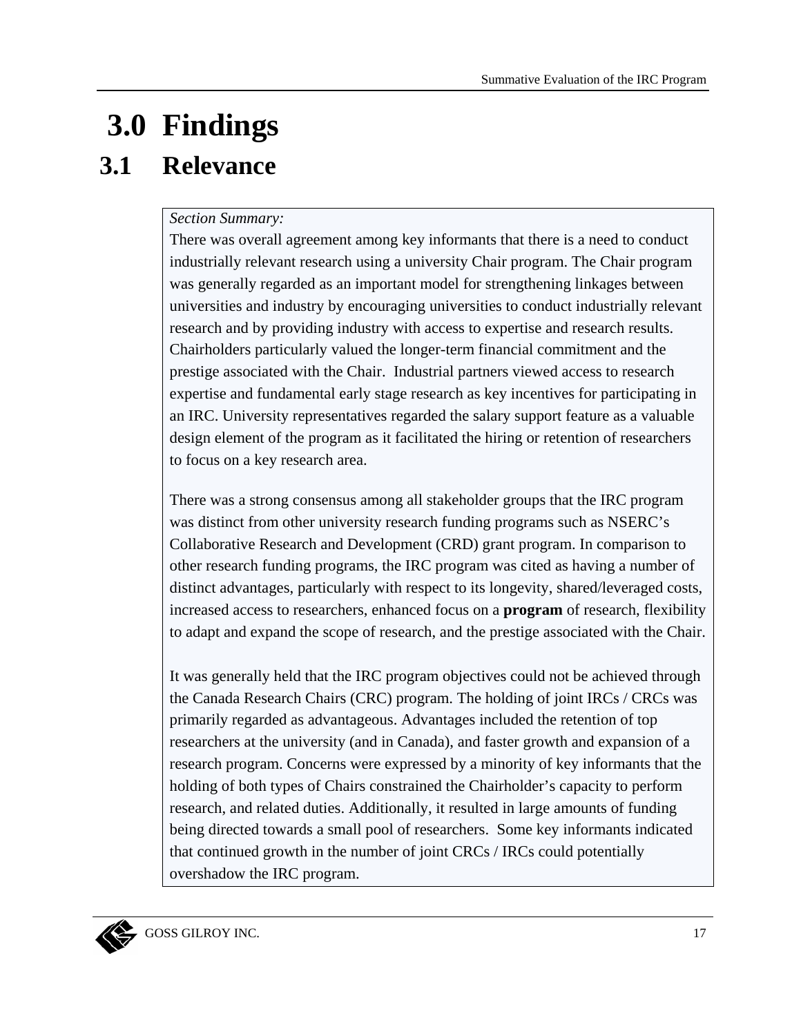# 3.0 Findings

## 3.1 Relevance

*Section Summary:*

There was overall agreement among key informants that there is a need to conduct industrially relevant research using a university Chair program. The Chair program was generally regarded as an important model for strengthening linkages between universities and industry by encouraging universities to conduct industrially relevant research and by providing industry with access to expertise and research results. Chairholders particularly valued the longer-term financial commitment and the prestige associated with the Chair. Industrial partners viewed access to research expertise and fundamental early stage research as key incentives for participating in an IRC. University representatives regarded the salary support feature as a valuable design element of the program as it facilitated the hiring or retention of researchers to focus on a key research area.

There was a strong consensus among all stakeholder groups that the IRC program was distinct from other university research funding programs such as NSERC's Collaborative Research and Development (CRD) grant program. In comparison to other research funding programs, the IRC program was cited as having a number of distinct advantages, particularly with respect to its longevity, shared/leveraged costs, increased access to researchers, enhanced focus on a **program** of research, flexibility to adapt and expand the scope of research, and the prestige associated with the Chair.

It was generally held that the IRC program objectives could not be achieved through the Canada Research Chairs (CRC) program. The holding of joint IRCs / CRCs was primarily regarded as advantageous. Advantages included the retention of top researchers at the university (and in Canada), and faster growth and expansion of a research program. Concerns were expressed by a minority of key informants that the holding of both types of Chairs constrained the Chairholder's capacity to perform research, and related duties. Additionally, it resulted in large amounts of funding being directed towards a small pool of researchers. Some key informants indicated that continued growth in the number of joint CRCs / IRCs could potentially overshadow the IRC program.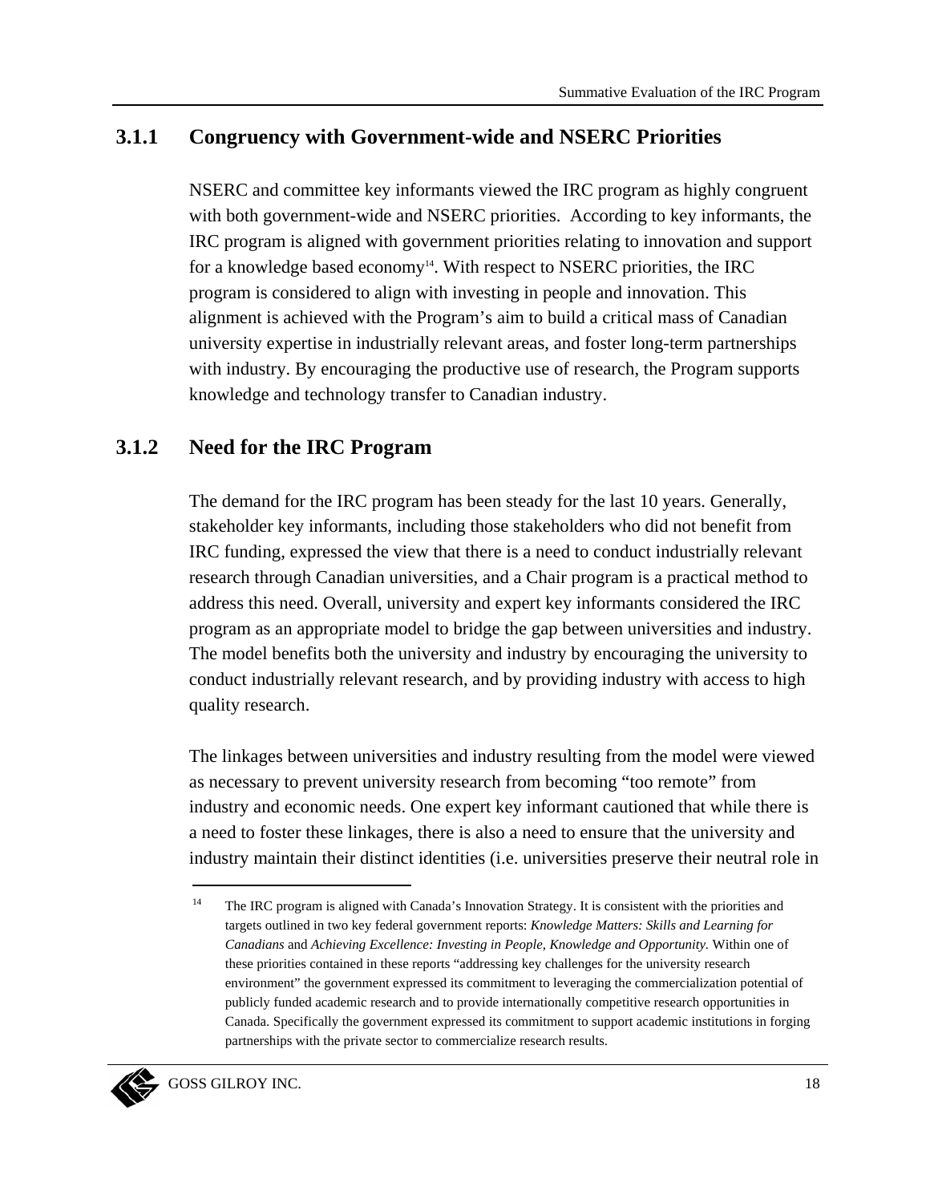### 3.1.1 Congruency with Government-wide and NSERC Priorities

NSERC and committee key informants viewed the IRC program as highly congruent with both government-wide and NSERC priorities. According to key informants, the IRC program is aligned with government priorities relating to innovation and support for a knowledge based economy[14]. With respect to NSERC priorities, the IRC program is considered to align with investing in people and innovation. This alignment is achieved with the Program's aim to build a critical mass of Canadian university expertise in industrially relevant areas, and foster long-term partnerships with industry. By encouraging the productive use of research, the Program supports knowledge and technology transfer to Canadian industry.

### 3.1.2 Need for the IRC Program

The demand for the IRC program has been steady for the last 10 years. Generally, stakeholder key informants, including those stakeholders who did not benefit from IRC funding, expressed the view that there is a need to conduct industrially relevant research through Canadian universities, and a Chair program is a practical method to address this need. Overall, university and expert key informants considered the IRC program as an appropriate model to bridge the gap between universities and industry. The model benefits both the university and industry by encouraging the university to conduct industrially relevant research, and by providing industry with access to high quality research.

The linkages between universities and industry resulting from the model were viewed as necessary to prevent university research from becoming "too remote" from industry and economic needs. One expert key informant cautioned that while there is a need to foster these linkages, there is also a need to ensure that the university and industry maintain their distinct identities (i.e. universities preserve their neutral role in

---

[14] The IRC program is aligned with Canada's Innovation Strategy. It is consistent with the priorities and targets outlined in two key federal government reports: *Knowledge Matters: Skills and Learning for Canadians* and *Achieving Excellence: Investing in People, Knowledge and Opportunity.* Within one of these priorities contained in these reports "addressing key challenges for the university research environment" the government expressed its commitment to leveraging the commercialization potential of publicly funded academic research and to provide internationally competitive research opportunities in Canada. Specifically the government expressed its commitment to support academic institutions in forging partnerships with the private sector to commercialize research results.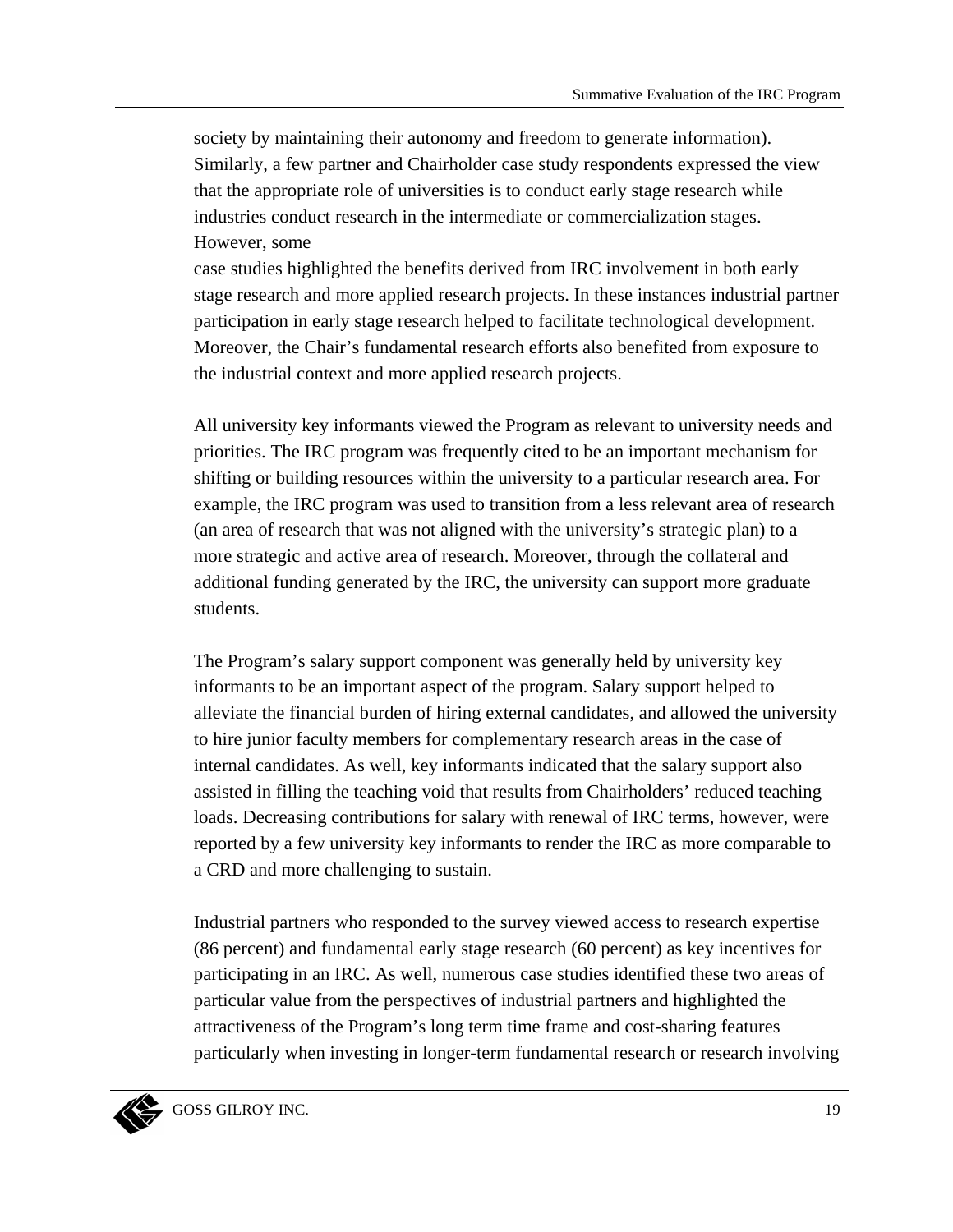society by maintaining their autonomy and freedom to generate information). Similarly, a few partner and Chairholder case study respondents expressed the view that the appropriate role of universities is to conduct early stage research while industries conduct research in the intermediate or commercialization stages. However, some case studies highlighted the benefits derived from IRC involvement in both early stage research and more applied research projects. In these instances industrial partner participation in early stage research helped to facilitate technological development. Moreover, the Chair's fundamental research efforts also benefited from exposure to the industrial context and more applied research projects.

All university key informants viewed the Program as relevant to university needs and priorities. The IRC program was frequently cited to be an important mechanism for shifting or building resources within the university to a particular research area. For example, the IRC program was used to transition from a less relevant area of research (an area of research that was not aligned with the university's strategic plan) to a more strategic and active area of research. Moreover, through the collateral and additional funding generated by the IRC, the university can support more graduate students.

The Program's salary support component was generally held by university key informants to be an important aspect of the program. Salary support helped to alleviate the financial burden of hiring external candidates, and allowed the university to hire junior faculty members for complementary research areas in the case of internal candidates. As well, key informants indicated that the salary support also assisted in filling the teaching void that results from Chairholders' reduced teaching loads. Decreasing contributions for salary with renewal of IRC terms, however, were reported by a few university key informants to render the IRC as more comparable to a CRD and more challenging to sustain.

Industrial partners who responded to the survey viewed access to research expertise (86 percent) and fundamental early stage research (60 percent) as key incentives for participating in an IRC. As well, numerous case studies identified these two areas of particular value from the perspectives of industrial partners and highlighted the attractiveness of the Program's long term time frame and cost-sharing features particularly when investing in longer-term fundamental research or research involving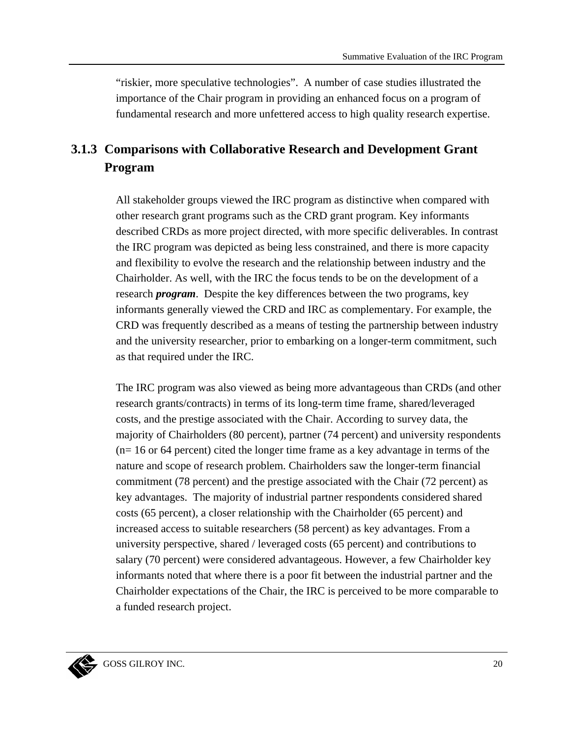"riskier, more speculative technologies". A number of case studies illustrated the importance of the Chair program in providing an enhanced focus on a program of fundamental research and more unfettered access to high quality research expertise.

### 3.1.3 Comparisons with Collaborative Research and Development Grant Program

All stakeholder groups viewed the IRC program as distinctive when compared with other research grant programs such as the CRD grant program. Key informants described CRDs as more project directed, with more specific deliverables. In contrast the IRC program was depicted as being less constrained, and there is more capacity and flexibility to evolve the research and the relationship between industry and the Chairholder. As well, with the IRC the focus tends to be on the development of a research ***program***. Despite the key differences between the two programs, key informants generally viewed the CRD and IRC as complementary. For example, the CRD was frequently described as a means of testing the partnership between industry and the university researcher, prior to embarking on a longer-term commitment, such as that required under the IRC.

The IRC program was also viewed as being more advantageous than CRDs (and other research grants/contracts) in terms of its long-term time frame, shared/leveraged costs, and the prestige associated with the Chair. According to survey data, the majority of Chairholders (80 percent), partner (74 percent) and university respondents (n= 16 or 64 percent) cited the longer time frame as a key advantage in terms of the nature and scope of research problem. Chairholders saw the longer-term financial commitment (78 percent) and the prestige associated with the Chair (72 percent) as key advantages. The majority of industrial partner respondents considered shared costs (65 percent), a closer relationship with the Chairholder (65 percent) and increased access to suitable researchers (58 percent) as key advantages. From a university perspective, shared / leveraged costs (65 percent) and contributions to salary (70 percent) were considered advantageous. However, a few Chairholder key informants noted that where there is a poor fit between the industrial partner and the Chairholder expectations of the Chair, the IRC is perceived to be more comparable to a funded research project.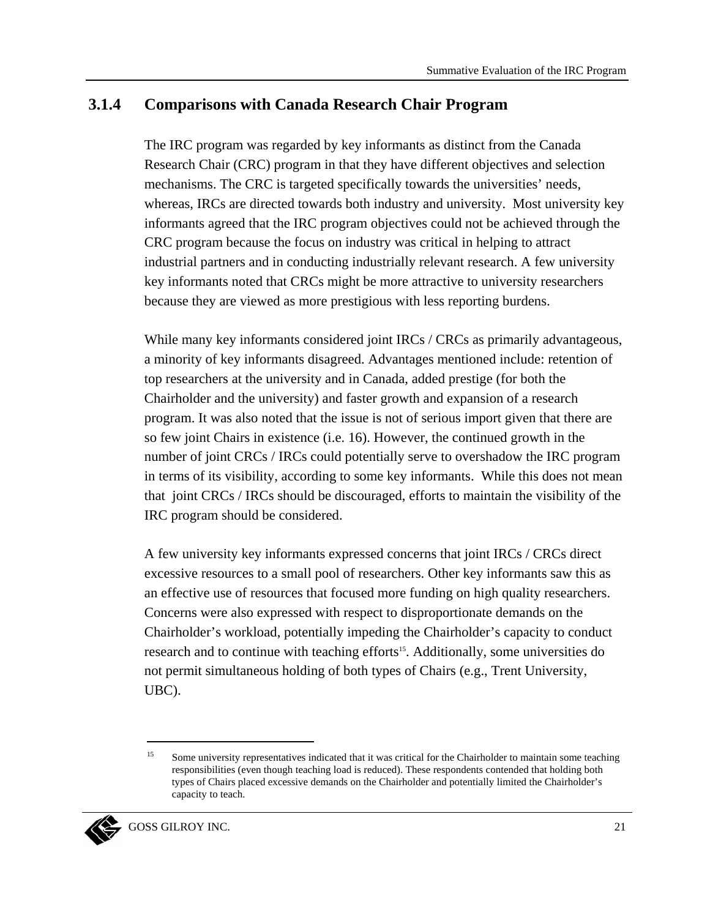### 3.1.4 Comparisons with Canada Research Chair Program

The IRC program was regarded by key informants as distinct from the Canada Research Chair (CRC) program in that they have different objectives and selection mechanisms. The CRC is targeted specifically towards the universities' needs, whereas, IRCs are directed towards both industry and university. Most university key informants agreed that the IRC program objectives could not be achieved through the CRC program because the focus on industry was critical in helping to attract industrial partners and in conducting industrially relevant research. A few university key informants noted that CRCs might be more attractive to university researchers because they are viewed as more prestigious with less reporting burdens.

While many key informants considered joint IRCs / CRCs as primarily advantageous, a minority of key informants disagreed. Advantages mentioned include: retention of top researchers at the university and in Canada, added prestige (for both the Chairholder and the university) and faster growth and expansion of a research program. It was also noted that the issue is not of serious import given that there are so few joint Chairs in existence (i.e. 16). However, the continued growth in the number of joint CRCs / IRCs could potentially serve to overshadow the IRC program in terms of its visibility, according to some key informants. While this does not mean that joint CRCs / IRCs should be discouraged, efforts to maintain the visibility of the IRC program should be considered.

A few university key informants expressed concerns that joint IRCs / CRCs direct excessive resources to a small pool of researchers. Other key informants saw this as an effective use of resources that focused more funding on high quality researchers. Concerns were also expressed with respect to disproportionate demands on the Chairholder's workload, potentially impeding the Chairholder's capacity to conduct research and to continue with teaching efforts[15]. Additionally, some universities do not permit simultaneous holding of both types of Chairs (e.g., Trent University, UBC).

---

[15] Some university representatives indicated that it was critical for the Chairholder to maintain some teaching responsibilities (even though teaching load is reduced). These respondents contended that holding both types of Chairs placed excessive demands on the Chairholder and potentially limited the Chairholder's capacity to teach.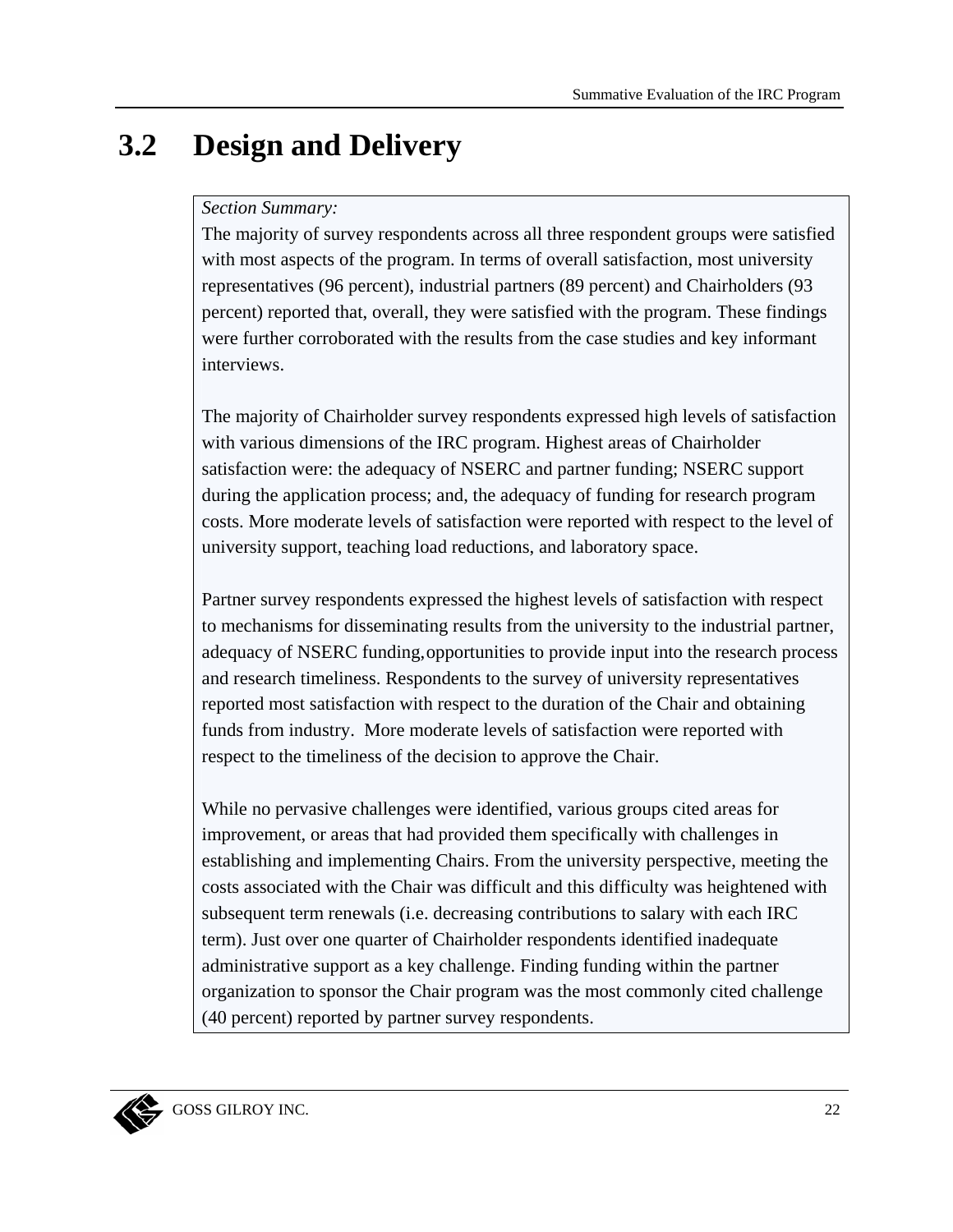## 3.2 Design and Delivery

*Section Summary:*

The majority of survey respondents across all three respondent groups were satisfied with most aspects of the program. In terms of overall satisfaction, most university representatives (96 percent), industrial partners (89 percent) and Chairholders (93 percent) reported that, overall, they were satisfied with the program. These findings were further corroborated with the results from the case studies and key informant interviews.

The majority of Chairholder survey respondents expressed high levels of satisfaction with various dimensions of the IRC program. Highest areas of Chairholder satisfaction were: the adequacy of NSERC and partner funding; NSERC support during the application process; and, the adequacy of funding for research program costs. More moderate levels of satisfaction were reported with respect to the level of university support, teaching load reductions, and laboratory space.

Partner survey respondents expressed the highest levels of satisfaction with respect to mechanisms for disseminating results from the university to the industrial partner, adequacy of NSERC funding, opportunities to provide input into the research process and research timeliness. Respondents to the survey of university representatives reported most satisfaction with respect to the duration of the Chair and obtaining funds from industry. More moderate levels of satisfaction were reported with respect to the timeliness of the decision to approve the Chair.

While no pervasive challenges were identified, various groups cited areas for improvement, or areas that had provided them specifically with challenges in establishing and implementing Chairs. From the university perspective, meeting the costs associated with the Chair was difficult and this difficulty was heightened with subsequent term renewals (i.e. decreasing contributions to salary with each IRC term). Just over one quarter of Chairholder respondents identified inadequate administrative support as a key challenge. Finding funding within the partner organization to sponsor the Chair program was the most commonly cited challenge (40 percent) reported by partner survey respondents.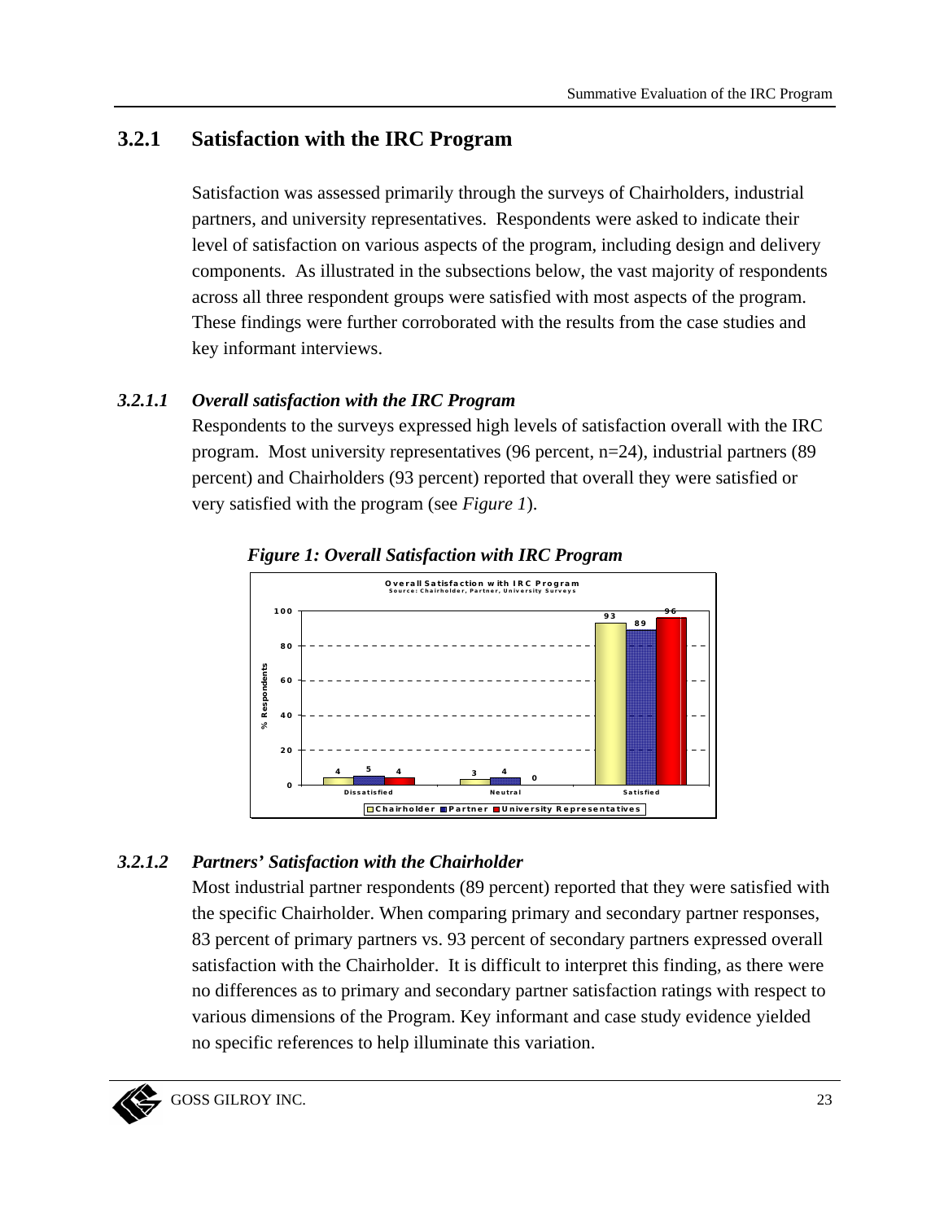### 3.2.1 Satisfaction with the IRC Program

Satisfaction was assessed primarily through the surveys of Chairholders, industrial partners, and university representatives. Respondents were asked to indicate their level of satisfaction on various aspects of the program, including design and delivery components. As illustrated in the subsections below, the vast majority of respondents across all three respondent groups were satisfied with most aspects of the program. These findings were further corroborated with the results from the case studies and key informant interviews.

#### *3.2.1.1 Overall satisfaction with the IRC Program*

Respondents to the surveys expressed high levels of satisfaction overall with the IRC program. Most university representatives (96 percent, n=24), industrial partners (89 percent) and Chairholders (93 percent) reported that overall they were satisfied or very satisfied with the program (see *Figure 1*).

***Figure 1: Overall Satisfaction with IRC Program***

Overall Satisfaction with IRC Program
Source: Chairholder, Partner, University Surveys

| % Respondents | Chairholder | Partner | University Representatives |
|---|---|---|---|
| Dissatisfied | 4 | 5 | 4 |
| Neutral | 3 | 4 | 0 |
| Satisfied | 93 | 89 | 96 |

#### *3.2.1.2 Partners' Satisfaction with the Chairholder*

Most industrial partner respondents (89 percent) reported that they were satisfied with the specific Chairholder. When comparing primary and secondary partner responses, 83 percent of primary partners vs. 93 percent of secondary partners expressed overall satisfaction with the Chairholder. It is difficult to interpret this finding, as there were no differences as to primary and secondary partner satisfaction ratings with respect to various dimensions of the Program. Key informant and case study evidence yielded no specific references to help illuminate this variation.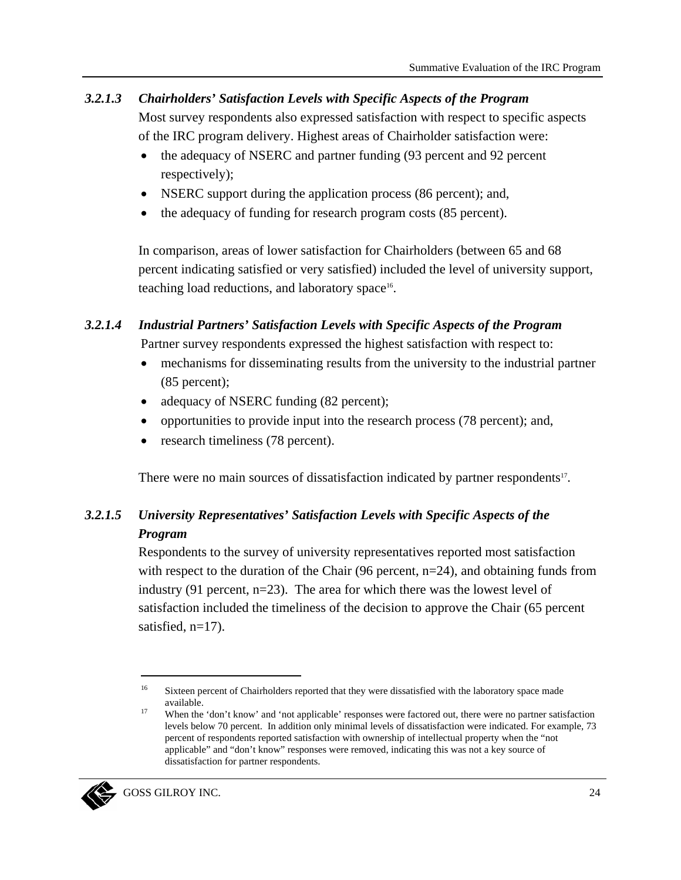#### *3.2.1.3 Chairholders' Satisfaction Levels with Specific Aspects of the Program*

Most survey respondents also expressed satisfaction with respect to specific aspects of the IRC program delivery. Highest areas of Chairholder satisfaction were:

- the adequacy of NSERC and partner funding (93 percent and 92 percent respectively);
- NSERC support during the application process (86 percent); and,
- the adequacy of funding for research program costs (85 percent).

In comparison, areas of lower satisfaction for Chairholders (between 65 and 68 percent indicating satisfied or very satisfied) included the level of university support, teaching load reductions, and laboratory space[16].

#### *3.2.1.4 Industrial Partners' Satisfaction Levels with Specific Aspects of the Program*

Partner survey respondents expressed the highest satisfaction with respect to:

- mechanisms for disseminating results from the university to the industrial partner (85 percent);
- adequacy of NSERC funding (82 percent);
- opportunities to provide input into the research process (78 percent); and,
- research timeliness (78 percent).

There were no main sources of dissatisfaction indicated by partner respondents[17].

#### *3.2.1.5 University Representatives' Satisfaction Levels with Specific Aspects of the Program*

Respondents to the survey of university representatives reported most satisfaction with respect to the duration of the Chair (96 percent, n=24), and obtaining funds from industry (91 percent, n=23). The area for which there was the lowest level of satisfaction included the timeliness of the decision to approve the Chair (65 percent satisfied, n=17).

---

[16] Sixteen percent of Chairholders reported that they were dissatisfied with the laboratory space made available.

[17] When the 'don't know' and 'not applicable' responses were factored out, there were no partner satisfaction levels below 70 percent. In addition only minimal levels of dissatisfaction were indicated. For example, 73 percent of respondents reported satisfaction with ownership of intellectual property when the "not applicable" and "don't know" responses were removed, indicating this was not a key source of dissatisfaction for partner respondents.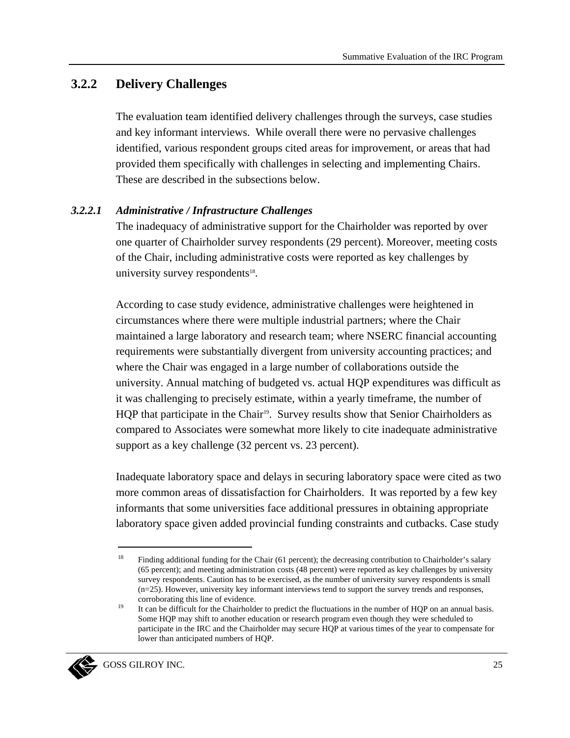### 3.2.2 Delivery Challenges

The evaluation team identified delivery challenges through the surveys, case studies and key informant interviews. While overall there were no pervasive challenges identified, various respondent groups cited areas for improvement, or areas that had provided them specifically with challenges in selecting and implementing Chairs. These are described in the subsections below.

#### *3.2.2.1 Administrative / Infrastructure Challenges*

The inadequacy of administrative support for the Chairholder was reported by over one quarter of Chairholder survey respondents (29 percent). Moreover, meeting costs of the Chair, including administrative costs were reported as key challenges by university survey respondents[18].

According to case study evidence, administrative challenges were heightened in circumstances where there were multiple industrial partners; where the Chair maintained a large laboratory and research team; where NSERC financial accounting requirements were substantially divergent from university accounting practices; and where the Chair was engaged in a large number of collaborations outside the university. Annual matching of budgeted vs. actual HQP expenditures was difficult as it was challenging to precisely estimate, within a yearly timeframe, the number of HQP that participate in the Chair[19]. Survey results show that Senior Chairholders as compared to Associates were somewhat more likely to cite inadequate administrative support as a key challenge (32 percent vs. 23 percent).

Inadequate laboratory space and delays in securing laboratory space were cited as two more common areas of dissatisfaction for Chairholders. It was reported by a few key informants that some universities face additional pressures in obtaining appropriate laboratory space given added provincial funding constraints and cutbacks. Case study

---

[18] Finding additional funding for the Chair (61 percent); the decreasing contribution to Chairholder's salary (65 percent); and meeting administration costs (48 percent) were reported as key challenges by university survey respondents. Caution has to be exercised, as the number of university survey respondents is small (n=25). However, university key informant interviews tend to support the survey trends and responses, corroborating this line of evidence.

[19] It can be difficult for the Chairholder to predict the fluctuations in the number of HQP on an annual basis. Some HQP may shift to another education or research program even though they were scheduled to participate in the IRC and the Chairholder may secure HQP at various times of the year to compensate for lower than anticipated numbers of HQP.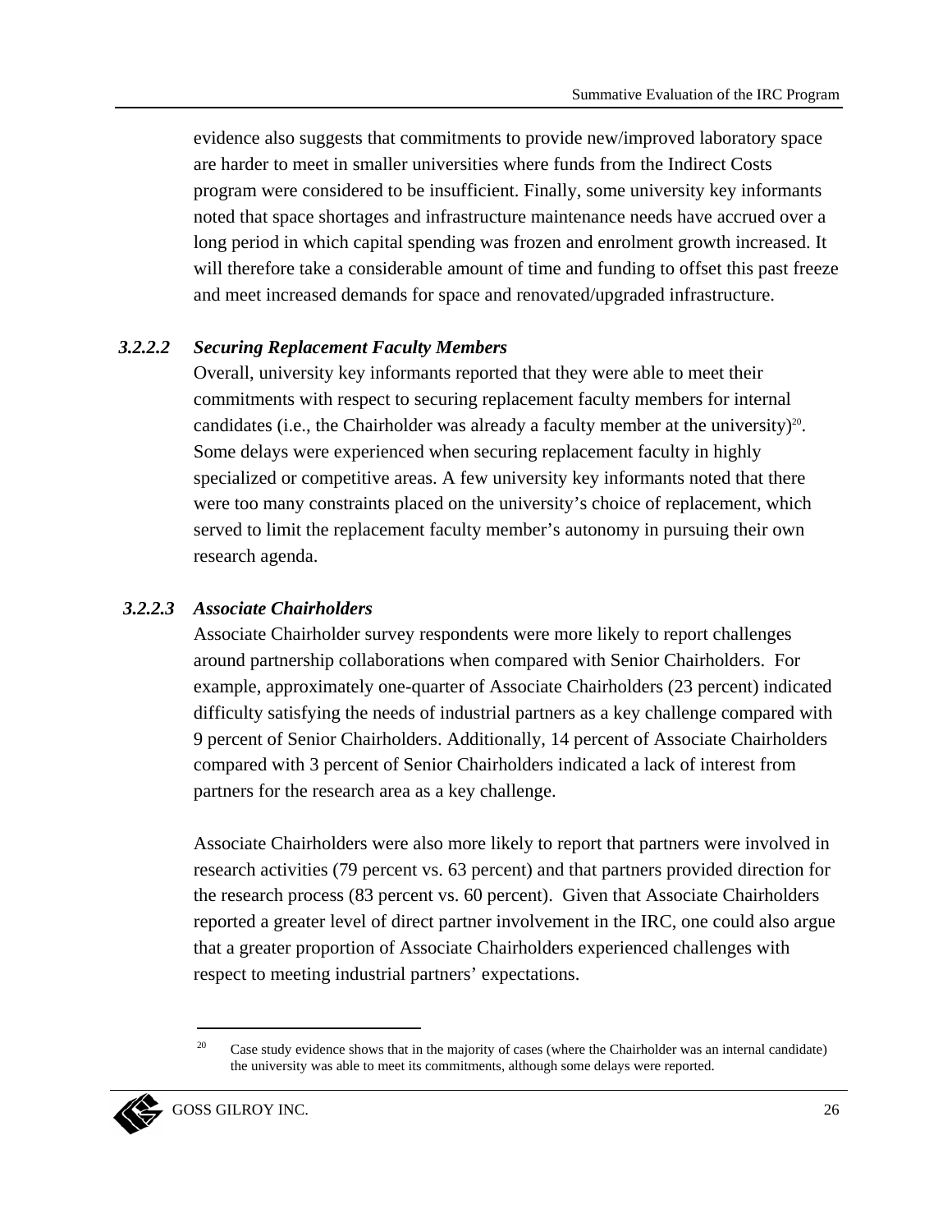evidence also suggests that commitments to provide new/improved laboratory space are harder to meet in smaller universities where funds from the Indirect Costs program were considered to be insufficient. Finally, some university key informants noted that space shortages and infrastructure maintenance needs have accrued over a long period in which capital spending was frozen and enrolment growth increased. It will therefore take a considerable amount of time and funding to offset this past freeze and meet increased demands for space and renovated/upgraded infrastructure.

#### *3.2.2.2 Securing Replacement Faculty Members*

Overall, university key informants reported that they were able to meet their commitments with respect to securing replacement faculty members for internal candidates (i.e., the Chairholder was already a faculty member at the university)[20]. Some delays were experienced when securing replacement faculty in highly specialized or competitive areas. A few university key informants noted that there were too many constraints placed on the university's choice of replacement, which served to limit the replacement faculty member's autonomy in pursuing their own research agenda.

#### *3.2.2.3 Associate Chairholders*

Associate Chairholder survey respondents were more likely to report challenges around partnership collaborations when compared with Senior Chairholders. For example, approximately one-quarter of Associate Chairholders (23 percent) indicated difficulty satisfying the needs of industrial partners as a key challenge compared with 9 percent of Senior Chairholders. Additionally, 14 percent of Associate Chairholders compared with 3 percent of Senior Chairholders indicated a lack of interest from partners for the research area as a key challenge.

Associate Chairholders were also more likely to report that partners were involved in research activities (79 percent vs. 63 percent) and that partners provided direction for the research process (83 percent vs. 60 percent). Given that Associate Chairholders reported a greater level of direct partner involvement in the IRC, one could also argue that a greater proportion of Associate Chairholders experienced challenges with respect to meeting industrial partners' expectations.

---

[20] Case study evidence shows that in the majority of cases (where the Chairholder was an internal candidate) the university was able to meet its commitments, although some delays were reported.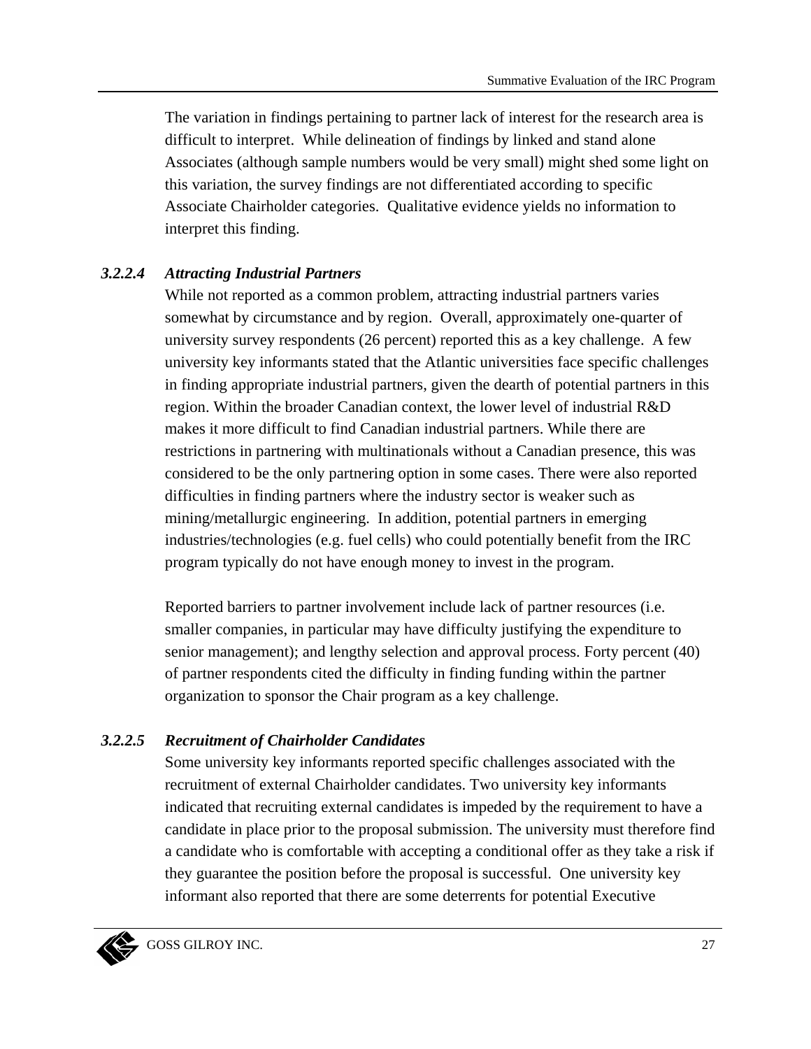The variation in findings pertaining to partner lack of interest for the research area is difficult to interpret. While delineation of findings by linked and stand alone Associates (although sample numbers would be very small) might shed some light on this variation, the survey findings are not differentiated according to specific Associate Chairholder categories. Qualitative evidence yields no information to interpret this finding.

#### *3.2.2.4 Attracting Industrial Partners*

While not reported as a common problem, attracting industrial partners varies somewhat by circumstance and by region. Overall, approximately one-quarter of university survey respondents (26 percent) reported this as a key challenge. A few university key informants stated that the Atlantic universities face specific challenges in finding appropriate industrial partners, given the dearth of potential partners in this region. Within the broader Canadian context, the lower level of industrial R&D makes it more difficult to find Canadian industrial partners. While there are restrictions in partnering with multinationals without a Canadian presence, this was considered to be the only partnering option in some cases. There were also reported difficulties in finding partners where the industry sector is weaker such as mining/metallurgic engineering. In addition, potential partners in emerging industries/technologies (e.g. fuel cells) who could potentially benefit from the IRC program typically do not have enough money to invest in the program.

Reported barriers to partner involvement include lack of partner resources (i.e. smaller companies, in particular may have difficulty justifying the expenditure to senior management); and lengthy selection and approval process. Forty percent (40) of partner respondents cited the difficulty in finding funding within the partner organization to sponsor the Chair program as a key challenge.

#### *3.2.2.5 Recruitment of Chairholder Candidates*

Some university key informants reported specific challenges associated with the recruitment of external Chairholder candidates. Two university key informants indicated that recruiting external candidates is impeded by the requirement to have a candidate in place prior to the proposal submission. The university must therefore find a candidate who is comfortable with accepting a conditional offer as they take a risk if they guarantee the position before the proposal is successful. One university key informant also reported that there are some deterrents for potential Executive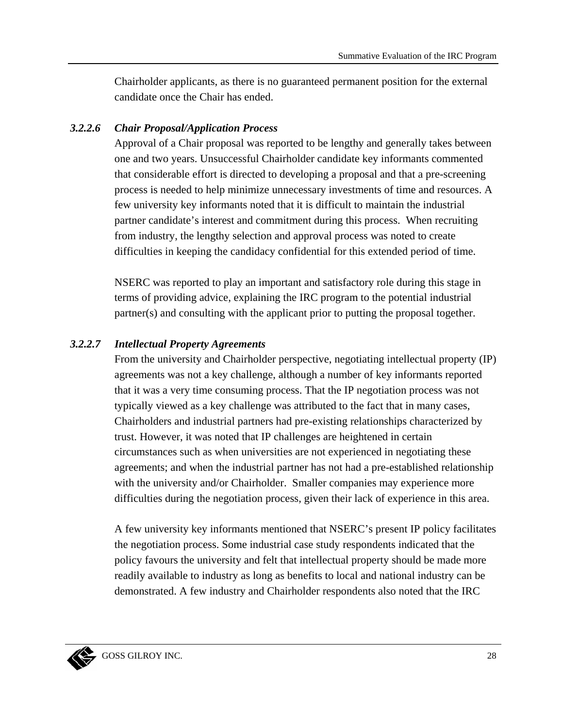Chairholder applicants, as there is no guaranteed permanent position for the external candidate once the Chair has ended.

#### *3.2.2.6 Chair Proposal/Application Process*

Approval of a Chair proposal was reported to be lengthy and generally takes between one and two years. Unsuccessful Chairholder candidate key informants commented that considerable effort is directed to developing a proposal and that a pre-screening process is needed to help minimize unnecessary investments of time and resources. A few university key informants noted that it is difficult to maintain the industrial partner candidate's interest and commitment during this process. When recruiting from industry, the lengthy selection and approval process was noted to create difficulties in keeping the candidacy confidential for this extended period of time.

NSERC was reported to play an important and satisfactory role during this stage in terms of providing advice, explaining the IRC program to the potential industrial partner(s) and consulting with the applicant prior to putting the proposal together.

#### *3.2.2.7 Intellectual Property Agreements*

From the university and Chairholder perspective, negotiating intellectual property (IP) agreements was not a key challenge, although a number of key informants reported that it was a very time consuming process. That the IP negotiation process was not typically viewed as a key challenge was attributed to the fact that in many cases, Chairholders and industrial partners had pre-existing relationships characterized by trust. However, it was noted that IP challenges are heightened in certain circumstances such as when universities are not experienced in negotiating these agreements; and when the industrial partner has not had a pre-established relationship with the university and/or Chairholder. Smaller companies may experience more difficulties during the negotiation process, given their lack of experience in this area.

A few university key informants mentioned that NSERC's present IP policy facilitates the negotiation process. Some industrial case study respondents indicated that the policy favours the university and felt that intellectual property should be made more readily available to industry as long as benefits to local and national industry can be demonstrated. A few industry and Chairholder respondents also noted that the IRC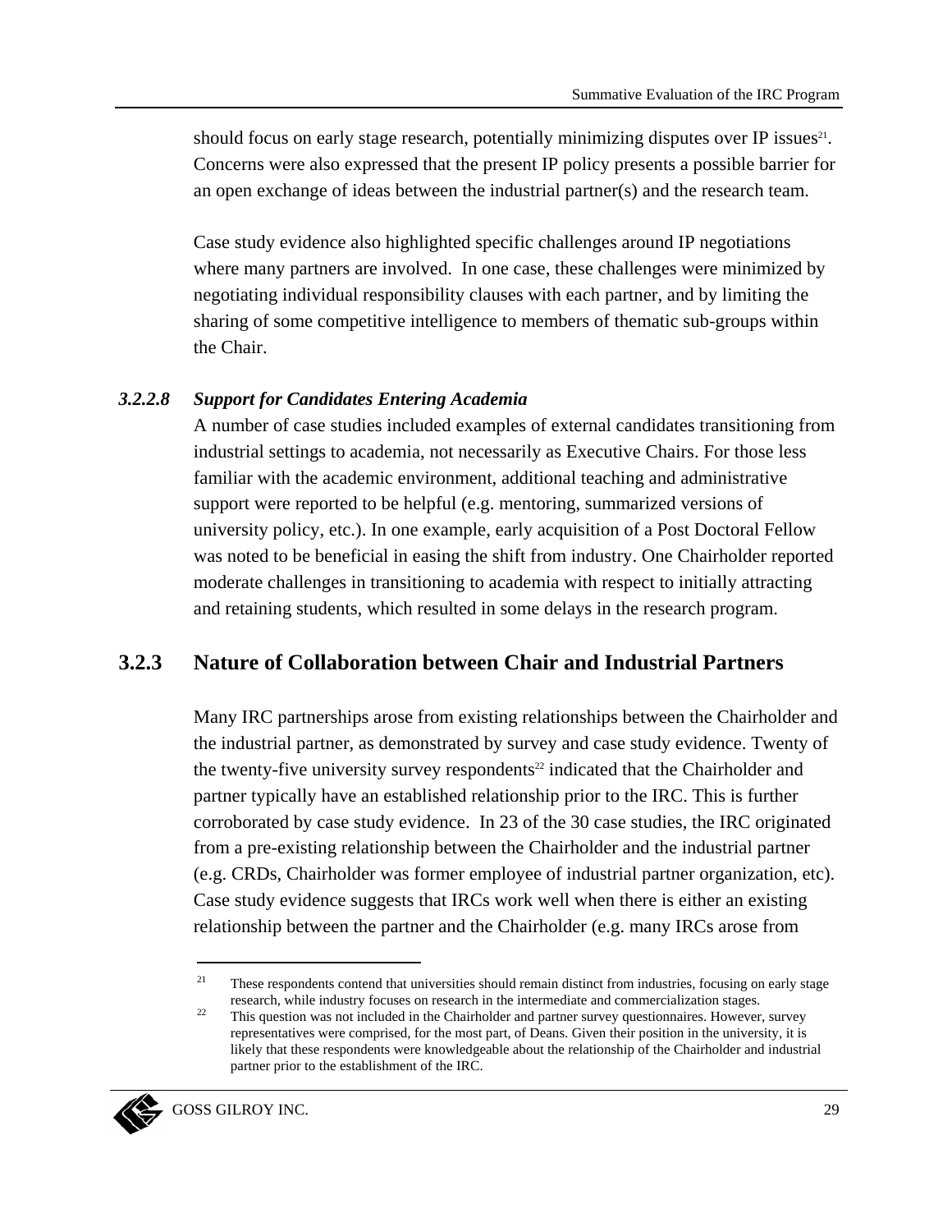should focus on early stage research, potentially minimizing disputes over IP issues[21]. Concerns were also expressed that the present IP policy presents a possible barrier for an open exchange of ideas between the industrial partner(s) and the research team.

Case study evidence also highlighted specific challenges around IP negotiations where many partners are involved. In one case, these challenges were minimized by negotiating individual responsibility clauses with each partner, and by limiting the sharing of some competitive intelligence to members of thematic sub-groups within the Chair.

#### *3.2.2.8 Support for Candidates Entering Academia*

A number of case studies included examples of external candidates transitioning from industrial settings to academia, not necessarily as Executive Chairs. For those less familiar with the academic environment, additional teaching and administrative support were reported to be helpful (e.g. mentoring, summarized versions of university policy, etc.). In one example, early acquisition of a Post Doctoral Fellow was noted to be beneficial in easing the shift from industry. One Chairholder reported moderate challenges in transitioning to academia with respect to initially attracting and retaining students, which resulted in some delays in the research program.

### 3.2.3 Nature of Collaboration between Chair and Industrial Partners

Many IRC partnerships arose from existing relationships between the Chairholder and the industrial partner, as demonstrated by survey and case study evidence. Twenty of the twenty-five university survey respondents[22] indicated that the Chairholder and partner typically have an established relationship prior to the IRC. This is further corroborated by case study evidence. In 23 of the 30 case studies, the IRC originated from a pre-existing relationship between the Chairholder and the industrial partner (e.g. CRDs, Chairholder was former employee of industrial partner organization, etc). Case study evidence suggests that IRCs work well when there is either an existing relationship between the partner and the Chairholder (e.g. many IRCs arose from

---

[21] These respondents contend that universities should remain distinct from industries, focusing on early stage research, while industry focuses on research in the intermediate and commercialization stages.

[22] This question was not included in the Chairholder and partner survey questionnaires. However, survey representatives were comprised, for the most part, of Deans. Given their position in the university, it is likely that these respondents were knowledgeable about the relationship of the Chairholder and industrial partner prior to the establishment of the IRC.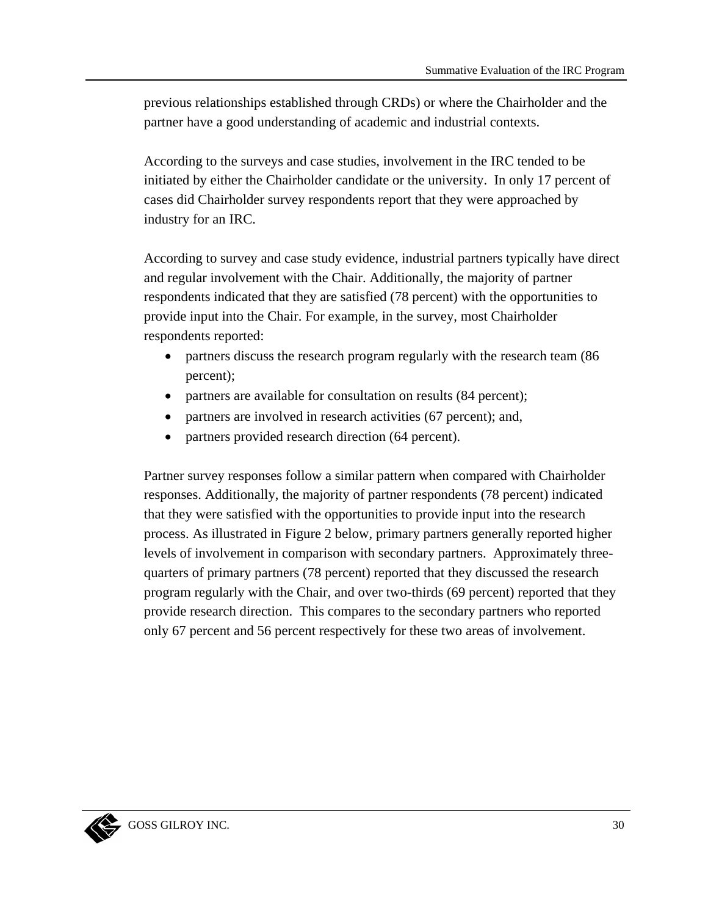previous relationships established through CRDs) or where the Chairholder and the partner have a good understanding of academic and industrial contexts.

According to the surveys and case studies, involvement in the IRC tended to be initiated by either the Chairholder candidate or the university. In only 17 percent of cases did Chairholder survey respondents report that they were approached by industry for an IRC.

According to survey and case study evidence, industrial partners typically have direct and regular involvement with the Chair. Additionally, the majority of partner respondents indicated that they are satisfied (78 percent) with the opportunities to provide input into the Chair. For example, in the survey, most Chairholder respondents reported:

- partners discuss the research program regularly with the research team (86 percent);
- partners are available for consultation on results (84 percent);
- partners are involved in research activities (67 percent); and,
- partners provided research direction (64 percent).

Partner survey responses follow a similar pattern when compared with Chairholder responses. Additionally, the majority of partner respondents (78 percent) indicated that they were satisfied with the opportunities to provide input into the research process. As illustrated in Figure 2 below, primary partners generally reported higher levels of involvement in comparison with secondary partners. Approximately three-quarters of primary partners (78 percent) reported that they discussed the research program regularly with the Chair, and over two-thirds (69 percent) reported that they provide research direction. This compares to the secondary partners who reported only 67 percent and 56 percent respectively for these two areas of involvement.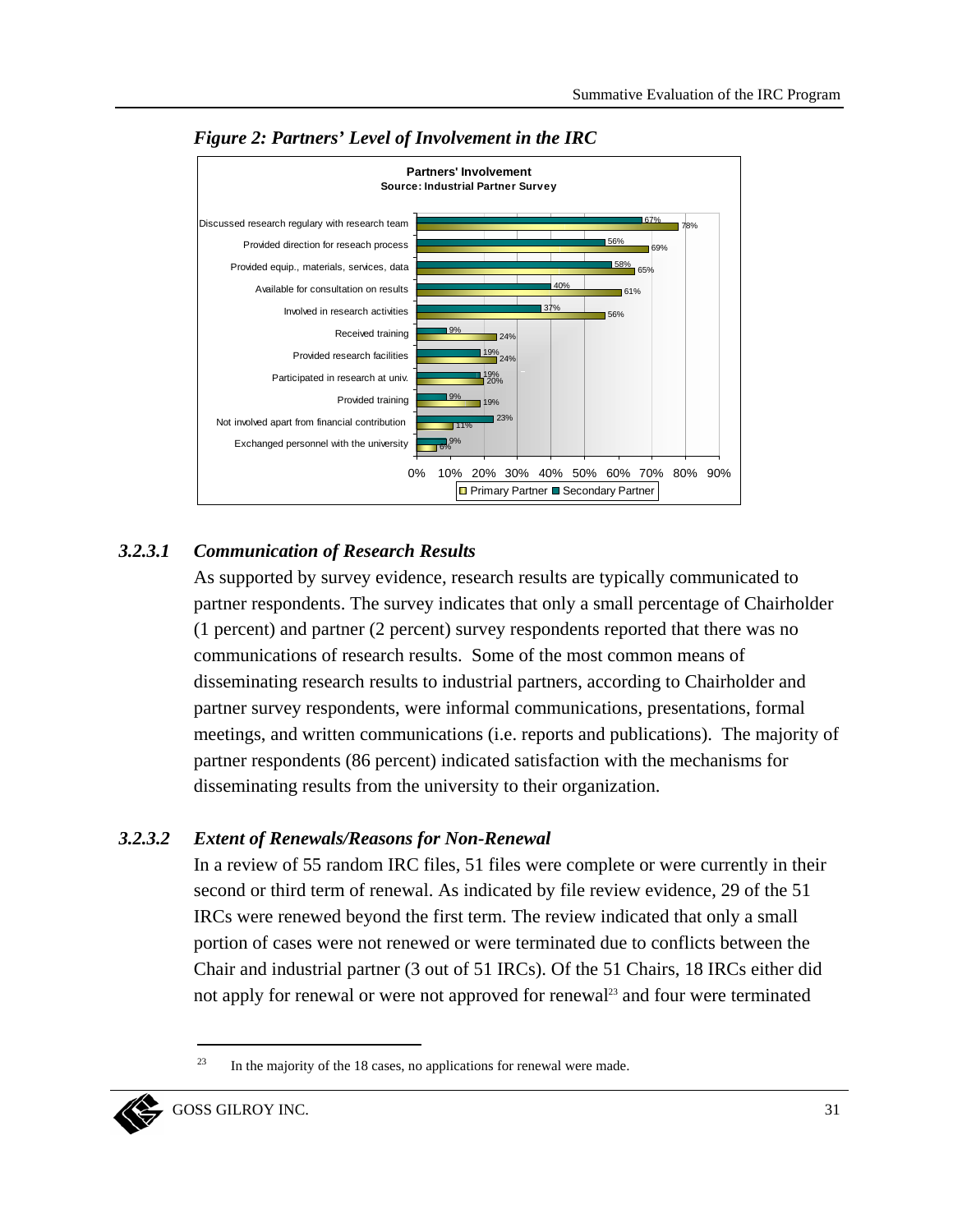*Figure 2: Partners' Level of Involvement in the IRC*

**Partners' Involvement**
**Source: Industrial Partner Survey**

| | Secondary Partner | Primary Partner |
|---|---|---|
| Discussed research regulary with research team | 67% | 78% |
| Provided direction for reseach process | 56% | 69% |
| Provided equip., materials, services, data | 58% | 65% |
| Available for consultation on results | 40% | 61% |
| Involved in research activities | 37% | 56% |
| Received training | 9% | 24% |
| Provided research facilities | 19% | 24% |
| Participated in research at univ. | 19% | 20% |
| Provided training | 9% | 19% |
| Not involved apart from financial contribution | 23% | 11% |
| Exchanged personnel with the university | 9% | 6% |

#### 3.2.3.1 *Communication of Research Results*

As supported by survey evidence, research results are typically communicated to partner respondents. The survey indicates that only a small percentage of Chairholder (1 percent) and partner (2 percent) survey respondents reported that there was no communications of research results. Some of the most common means of disseminating research results to industrial partners, according to Chairholder and partner survey respondents, were informal communications, presentations, formal meetings, and written communications (i.e. reports and publications). The majority of partner respondents (86 percent) indicated satisfaction with the mechanisms for disseminating results from the university to their organization.

#### 3.2.3.2 *Extent of Renewals/Reasons for Non-Renewal*

In a review of 55 random IRC files, 51 files were complete or were currently in their second or third term of renewal. As indicated by file review evidence, 29 of the 51 IRCs were renewed beyond the first term. The review indicated that only a small portion of cases were not renewed or were terminated due to conflicts between the Chair and industrial partner (3 out of 51 IRCs). Of the 51 Chairs, 18 IRCs either did not apply for renewal or were not approved for renewal[23] and four were terminated

[23] In the majority of the 18 cases, no applications for renewal were made.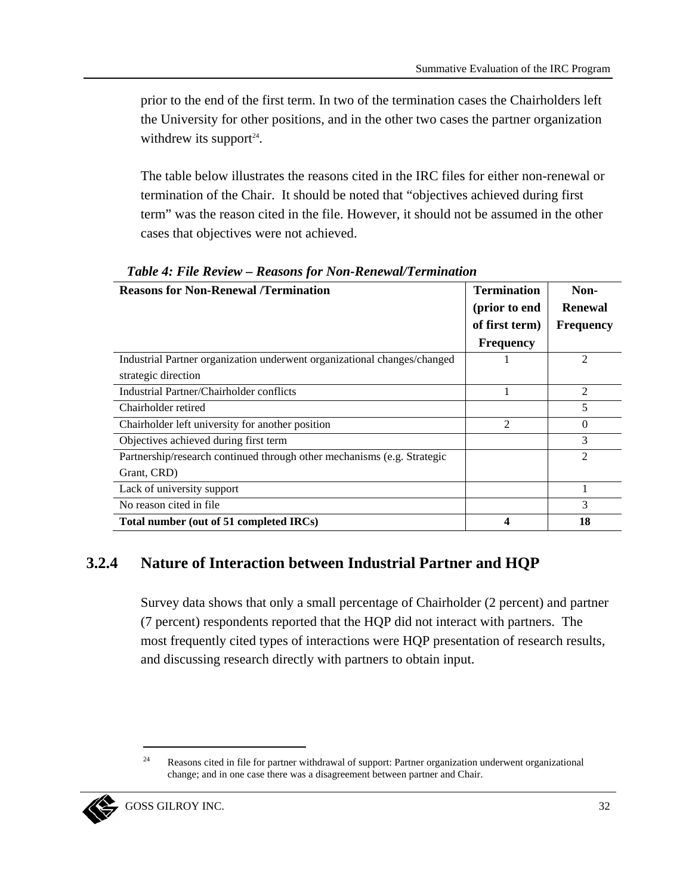prior to the end of the first term. In two of the termination cases the Chairholders left the University for other positions, and in the other two cases the partner organization withdrew its support[24].

The table below illustrates the reasons cited in the IRC files for either non-renewal or termination of the Chair. It should be noted that "objectives achieved during first term" was the reason cited in the file. However, it should not be assumed in the other cases that objectives were not achieved.

***Table 4: File Review – Reasons for Non-Renewal/Termination***

| Reasons for Non-Renewal /Termination | Termination (prior to end of first term) Frequency | Non-Renewal Frequency |
|---|---|---|
| Industrial Partner organization underwent organizational changes/changed strategic direction | 1 | 2 |
| Industrial Partner/Chairholder conflicts | 1 | 2 |
| Chairholder retired | | 5 |
| Chairholder left university for another position | 2 | 0 |
| Objectives achieved during first term | | 3 |
| Partnership/research continued through other mechanisms (e.g. Strategic Grant, CRD) | | 2 |
| Lack of university support | | 1 |
| No reason cited in file | | 3 |
| **Total number (out of 51 completed IRCs)** | **4** | **18** |

### 3.2.4 Nature of Interaction between Industrial Partner and HQP

Survey data shows that only a small percentage of Chairholder (2 percent) and partner (7 percent) respondents reported that the HQP did not interact with partners. The most frequently cited types of interactions were HQP presentation of research results, and discussing research directly with partners to obtain input.

---

[24] Reasons cited in file for partner withdrawal of support: Partner organization underwent organizational change; and in one case there was a disagreement between partner and Chair.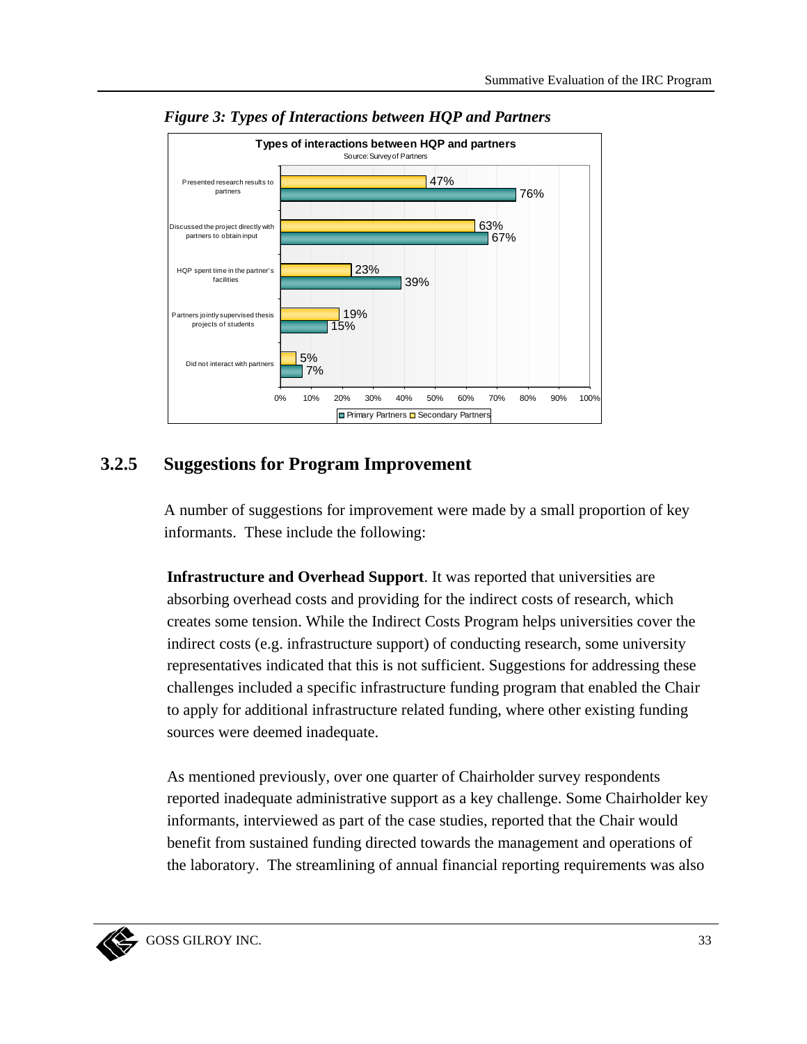*Figure 3: Types of Interactions between HQP and Partners*

**Types of interactions between HQP and partners**
Source: Survey of Partners

| | Primary Partners | Secondary Partners |
|---|---|---|
| Presented research results to partners | 76% | 47% |
| Discussed the project directly with partners to obtain input | 67% | 63% |
| HQP spent time in the partner's facilities | 39% | 23% |
| Partners jointly supervised thesis projects of students | 15% | 19% |
| Did not interact with partners | 7% | 5% |

### 3.2.5 Suggestions for Program Improvement

A number of suggestions for improvement were made by a small proportion of key informants. These include the following:

**Infrastructure and Overhead Support**. It was reported that universities are absorbing overhead costs and providing for the indirect costs of research, which creates some tension. While the Indirect Costs Program helps universities cover the indirect costs (e.g. infrastructure support) of conducting research, some university representatives indicated that this is not sufficient. Suggestions for addressing these challenges included a specific infrastructure funding program that enabled the Chair to apply for additional infrastructure related funding, where other existing funding sources were deemed inadequate.

As mentioned previously, over one quarter of Chairholder survey respondents reported inadequate administrative support as a key challenge. Some Chairholder key informants, interviewed as part of the case studies, reported that the Chair would benefit from sustained funding directed towards the management and operations of the laboratory. The streamlining of annual financial reporting requirements was also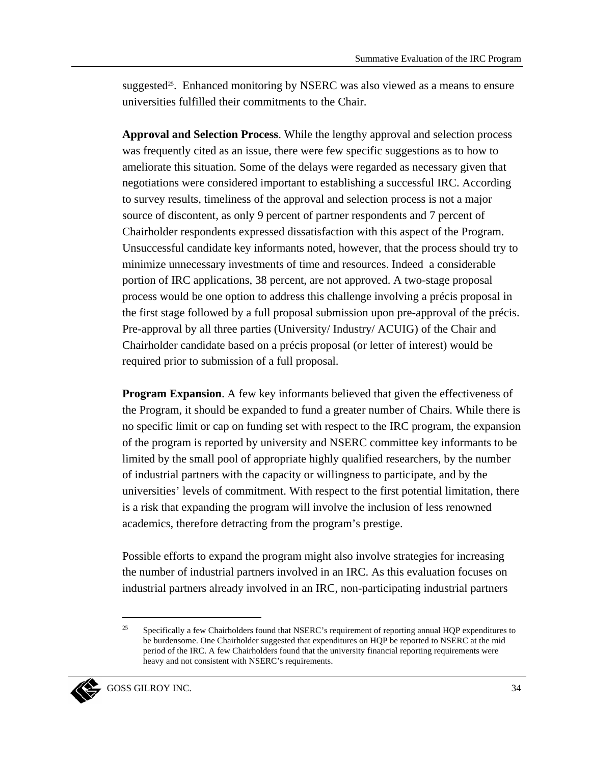suggested[25]. Enhanced monitoring by NSERC was also viewed as a means to ensure universities fulfilled their commitments to the Chair.

**Approval and Selection Process**. While the lengthy approval and selection process was frequently cited as an issue, there were few specific suggestions as to how to ameliorate this situation. Some of the delays were regarded as necessary given that negotiations were considered important to establishing a successful IRC. According to survey results, timeliness of the approval and selection process is not a major source of discontent, as only 9 percent of partner respondents and 7 percent of Chairholder respondents expressed dissatisfaction with this aspect of the Program. Unsuccessful candidate key informants noted, however, that the process should try to minimize unnecessary investments of time and resources. Indeed a considerable portion of IRC applications, 38 percent, are not approved. A two-stage proposal process would be one option to address this challenge involving a précis proposal in the first stage followed by a full proposal submission upon pre-approval of the précis. Pre-approval by all three parties (University/ Industry/ ACUIG) of the Chair and Chairholder candidate based on a précis proposal (or letter of interest) would be required prior to submission of a full proposal.

**Program Expansion**. A few key informants believed that given the effectiveness of the Program, it should be expanded to fund a greater number of Chairs. While there is no specific limit or cap on funding set with respect to the IRC program, the expansion of the program is reported by university and NSERC committee key informants to be limited by the small pool of appropriate highly qualified researchers, by the number of industrial partners with the capacity or willingness to participate, and by the universities' levels of commitment. With respect to the first potential limitation, there is a risk that expanding the program will involve the inclusion of less renowned academics, therefore detracting from the program's prestige.

Possible efforts to expand the program might also involve strategies for increasing the number of industrial partners involved in an IRC. As this evaluation focuses on industrial partners already involved in an IRC, non-participating industrial partners

---

[25] Specifically a few Chairholders found that NSERC's requirement of reporting annual HQP expenditures to be burdensome. One Chairholder suggested that expenditures on HQP be reported to NSERC at the mid period of the IRC. A few Chairholders found that the university financial reporting requirements were heavy and not consistent with NSERC's requirements.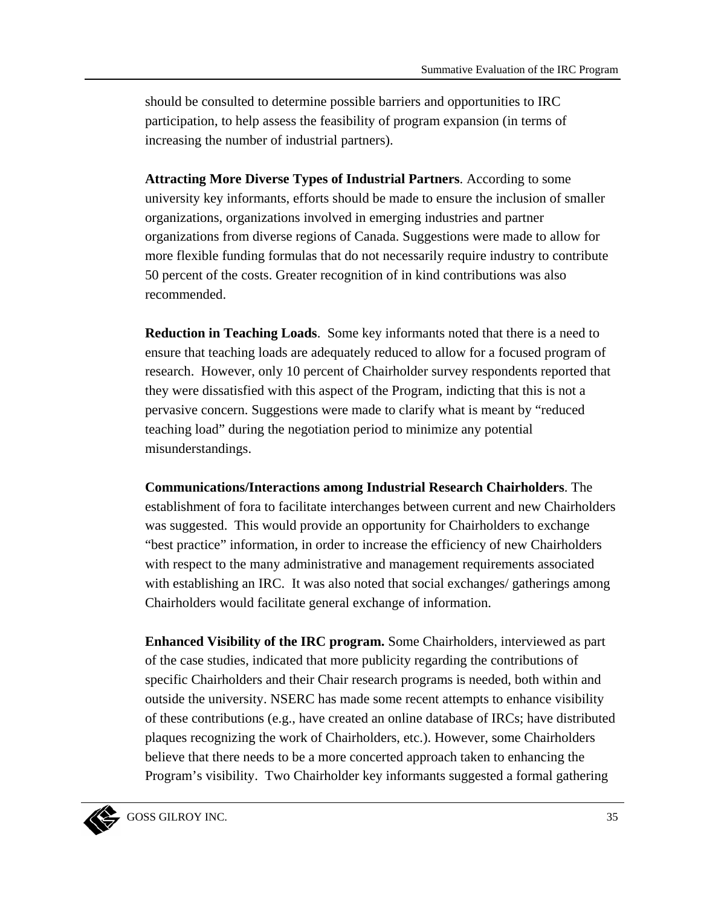should be consulted to determine possible barriers and opportunities to IRC participation, to help assess the feasibility of program expansion (in terms of increasing the number of industrial partners).

**Attracting More Diverse Types of Industrial Partners**. According to some university key informants, efforts should be made to ensure the inclusion of smaller organizations, organizations involved in emerging industries and partner organizations from diverse regions of Canada. Suggestions were made to allow for more flexible funding formulas that do not necessarily require industry to contribute 50 percent of the costs. Greater recognition of in kind contributions was also recommended.

**Reduction in Teaching Loads**. Some key informants noted that there is a need to ensure that teaching loads are adequately reduced to allow for a focused program of research. However, only 10 percent of Chairholder survey respondents reported that they were dissatisfied with this aspect of the Program, indicting that this is not a pervasive concern. Suggestions were made to clarify what is meant by "reduced teaching load" during the negotiation period to minimize any potential misunderstandings.

**Communications/Interactions among Industrial Research Chairholders**. The establishment of fora to facilitate interchanges between current and new Chairholders was suggested. This would provide an opportunity for Chairholders to exchange "best practice" information, in order to increase the efficiency of new Chairholders with respect to the many administrative and management requirements associated with establishing an IRC. It was also noted that social exchanges/ gatherings among Chairholders would facilitate general exchange of information.

**Enhanced Visibility of the IRC program.** Some Chairholders, interviewed as part of the case studies, indicated that more publicity regarding the contributions of specific Chairholders and their Chair research programs is needed, both within and outside the university. NSERC has made some recent attempts to enhance visibility of these contributions (e.g., have created an online database of IRCs; have distributed plaques recognizing the work of Chairholders, etc.). However, some Chairholders believe that there needs to be a more concerted approach taken to enhancing the Program's visibility. Two Chairholder key informants suggested a formal gathering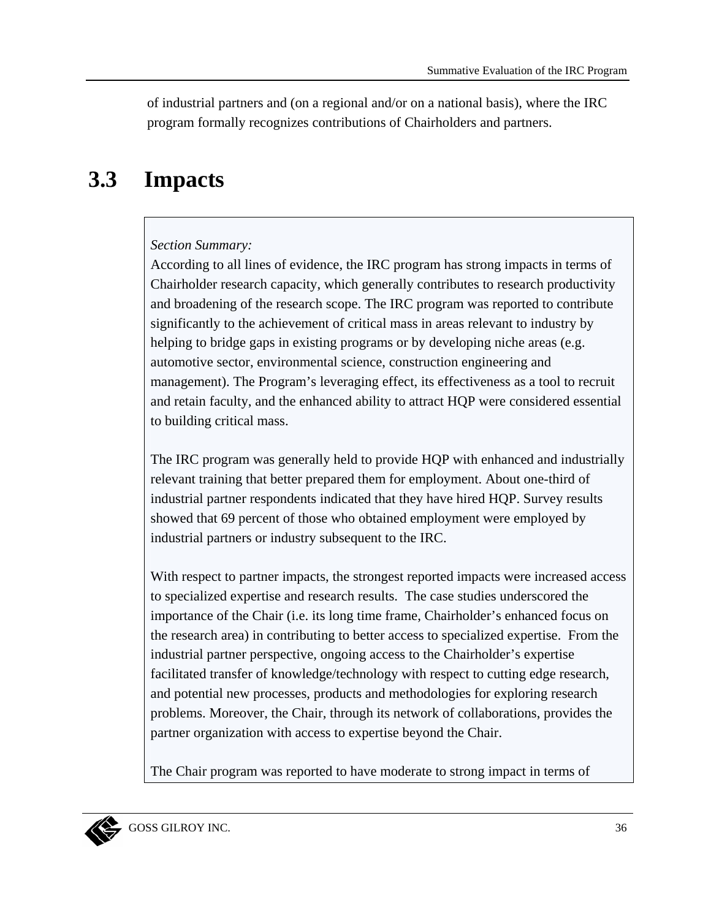of industrial partners and (on a regional and/or on a national basis), where the IRC program formally recognizes contributions of Chairholders and partners.

## 3.3 Impacts

> *Section Summary:*
> According to all lines of evidence, the IRC program has strong impacts in terms of Chairholder research capacity, which generally contributes to research productivity and broadening of the research scope. The IRC program was reported to contribute significantly to the achievement of critical mass in areas relevant to industry by helping to bridge gaps in existing programs or by developing niche areas (e.g. automotive sector, environmental science, construction engineering and management). The Program's leveraging effect, its effectiveness as a tool to recruit and retain faculty, and the enhanced ability to attract HQP were considered essential to building critical mass.
>
> The IRC program was generally held to provide HQP with enhanced and industrially relevant training that better prepared them for employment. About one-third of industrial partner respondents indicated that they have hired HQP. Survey results showed that 69 percent of those who obtained employment were employed by industrial partners or industry subsequent to the IRC.
>
> With respect to partner impacts, the strongest reported impacts were increased access to specialized expertise and research results. The case studies underscored the importance of the Chair (i.e. its long time frame, Chairholder's enhanced focus on the research area) in contributing to better access to specialized expertise. From the industrial partner perspective, ongoing access to the Chairholder's expertise facilitated transfer of knowledge/technology with respect to cutting edge research, and potential new processes, products and methodologies for exploring research problems. Moreover, the Chair, through its network of collaborations, provides the partner organization with access to expertise beyond the Chair.
>
> The Chair program was reported to have moderate to strong impact in terms of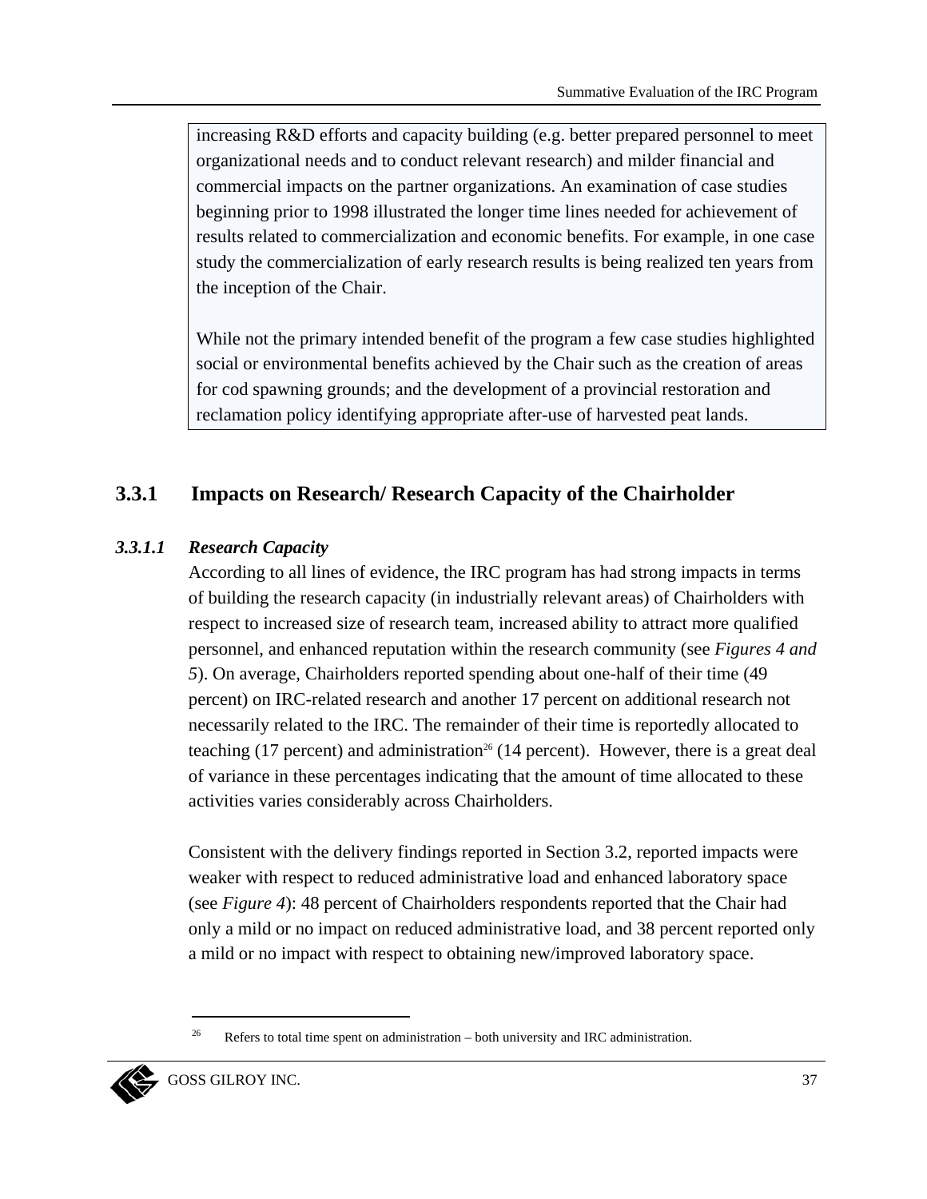increasing R&D efforts and capacity building (e.g. better prepared personnel to meet organizational needs and to conduct relevant research) and milder financial and commercial impacts on the partner organizations. An examination of case studies beginning prior to 1998 illustrated the longer time lines needed for achievement of results related to commercialization and economic benefits. For example, in one case study the commercialization of early research results is being realized ten years from the inception of the Chair.

While not the primary intended benefit of the program a few case studies highlighted social or environmental benefits achieved by the Chair such as the creation of areas for cod spawning grounds; and the development of a provincial restoration and reclamation policy identifying appropriate after-use of harvested peat lands.

### 3.3.1 Impacts on Research/ Research Capacity of the Chairholder

#### *3.3.1.1 Research Capacity*

According to all lines of evidence, the IRC program has had strong impacts in terms of building the research capacity (in industrially relevant areas) of Chairholders with respect to increased size of research team, increased ability to attract more qualified personnel, and enhanced reputation within the research community (see *Figures 4 and 5*). On average, Chairholders reported spending about one-half of their time (49 percent) on IRC-related research and another 17 percent on additional research not necessarily related to the IRC. The remainder of their time is reportedly allocated to teaching (17 percent) and administration[26] (14 percent). However, there is a great deal of variance in these percentages indicating that the amount of time allocated to these activities varies considerably across Chairholders.

Consistent with the delivery findings reported in Section 3.2, reported impacts were weaker with respect to reduced administrative load and enhanced laboratory space (see *Figure 4*): 48 percent of Chairholders respondents reported that the Chair had only a mild or no impact on reduced administrative load, and 38 percent reported only a mild or no impact with respect to obtaining new/improved laboratory space.

[26] Refers to total time spent on administration – both university and IRC administration.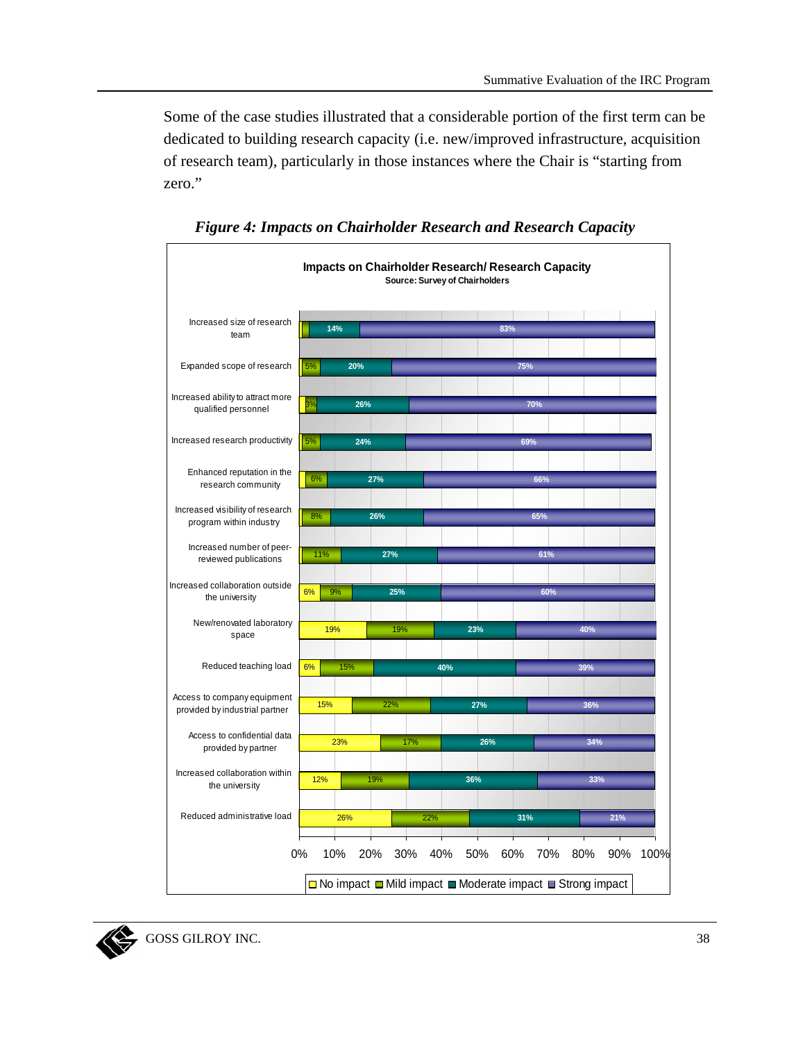Some of the case studies illustrated that a considerable portion of the first term can be dedicated to building research capacity (i.e. new/improved infrastructure, acquisition of research team), particularly in those instances where the Chair is "starting from zero."

***Figure 4: Impacts on Chairholder Research and Research Capacity***

**Impacts on Chairholder Research/ Research Capacity**
Source: Survey of Chairholders

| | No impact | Mild impact | Moderate impact | Strong impact |
|---|---|---|---|---|
| Increased size of research team | | | 14% | 83% |
| Expanded scope of research | | 5% | 20% | 75% |
| Increased ability to attract more qualified personnel | | 3% | 26% | 70% |
| Increased research productivity | | 5% | 24% | 69% |
| Enhanced reputation in the research community | | 6% | 27% | 66% |
| Increased visibility of research program within industry | | 8% | 26% | 65% |
| Increased number of peer-reviewed publications | | 11% | 27% | 61% |
| Increased collaboration outside the university | 6% | 9% | 25% | 60% |
| New/renovated laboratory space | 19% | 19% | 23% | 40% |
| Reduced teaching load | 6% | 15% | 40% | 39% |
| Access to company equipment provided by industrial partner | 15% | 22% | 27% | 36% |
| Access to confidential data provided by partner | 23% | 17% | 26% | 34% |
| Increased collaboration within the university | 12% | 19% | 36% | 33% |
| Reduced administrative load | 26% | 22% | 31% | 21% |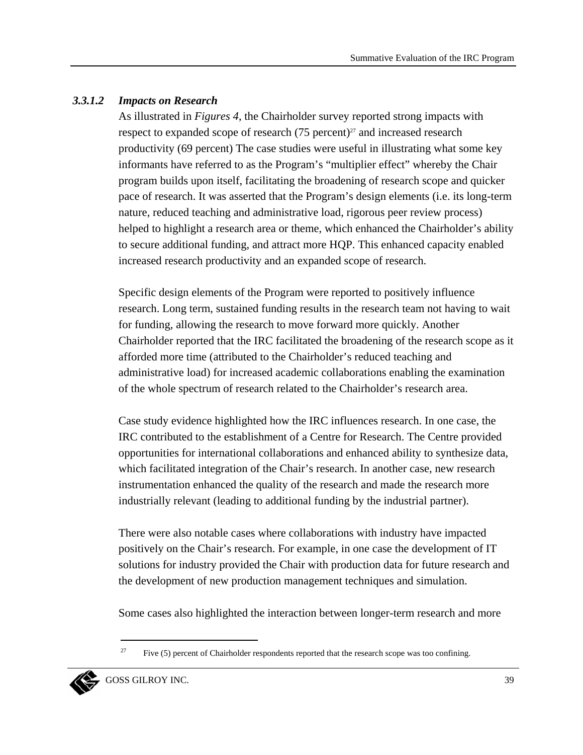#### 3.3.1.2 *Impacts on Research*

As illustrated in *Figures 4*, the Chairholder survey reported strong impacts with respect to expanded scope of research (75 percent)[27] and increased research productivity (69 percent) The case studies were useful in illustrating what some key informants have referred to as the Program's "multiplier effect" whereby the Chair program builds upon itself, facilitating the broadening of research scope and quicker pace of research. It was asserted that the Program's design elements (i.e. its long-term nature, reduced teaching and administrative load, rigorous peer review process) helped to highlight a research area or theme, which enhanced the Chairholder's ability to secure additional funding, and attract more HQP. This enhanced capacity enabled increased research productivity and an expanded scope of research.

Specific design elements of the Program were reported to positively influence research. Long term, sustained funding results in the research team not having to wait for funding, allowing the research to move forward more quickly. Another Chairholder reported that the IRC facilitated the broadening of the research scope as it afforded more time (attributed to the Chairholder's reduced teaching and administrative load) for increased academic collaborations enabling the examination of the whole spectrum of research related to the Chairholder's research area.

Case study evidence highlighted how the IRC influences research. In one case, the IRC contributed to the establishment of a Centre for Research. The Centre provided opportunities for international collaborations and enhanced ability to synthesize data, which facilitated integration of the Chair's research. In another case, new research instrumentation enhanced the quality of the research and made the research more industrially relevant (leading to additional funding by the industrial partner).

There were also notable cases where collaborations with industry have impacted positively on the Chair's research. For example, in one case the development of IT solutions for industry provided the Chair with production data for future research and the development of new production management techniques and simulation.

Some cases also highlighted the interaction between longer-term research and more

---

[27] Five (5) percent of Chairholder respondents reported that the research scope was too confining.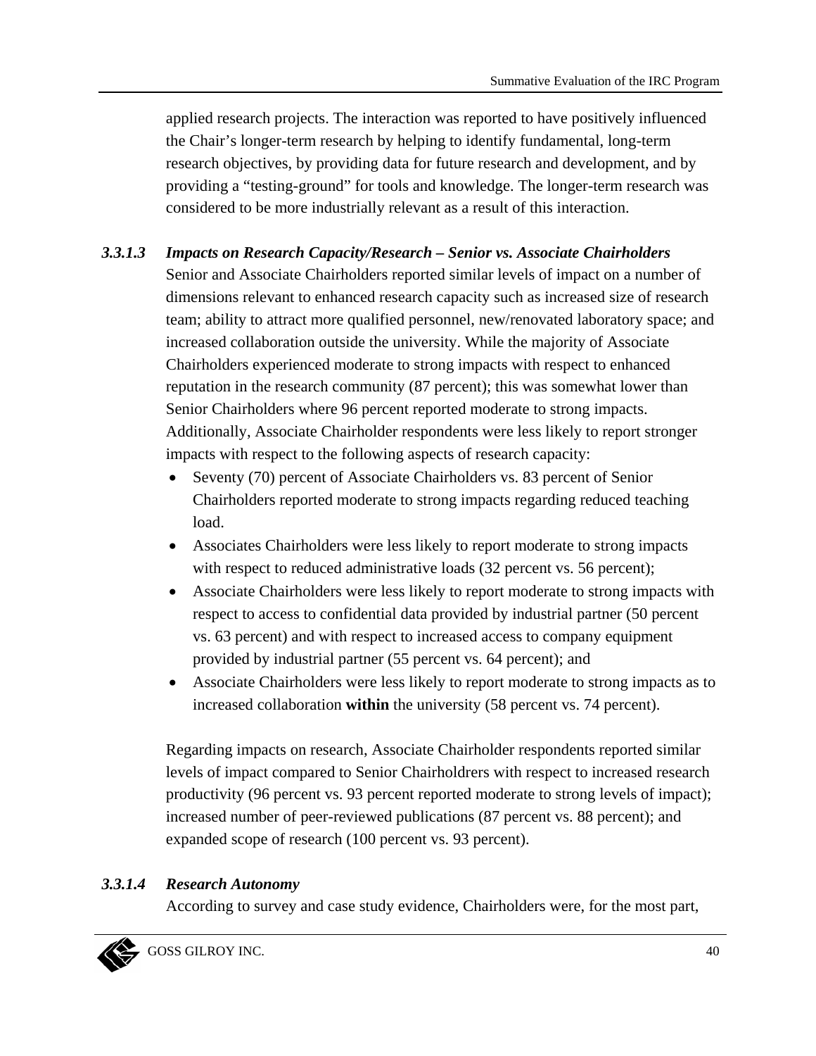applied research projects. The interaction was reported to have positively influenced the Chair's longer-term research by helping to identify fundamental, long-term research objectives, by providing data for future research and development, and by providing a "testing-ground" for tools and knowledge. The longer-term research was considered to be more industrially relevant as a result of this interaction.

#### *3.3.1.3 Impacts on Research Capacity/Research – Senior vs. Associate Chairholders*

Senior and Associate Chairholders reported similar levels of impact on a number of dimensions relevant to enhanced research capacity such as increased size of research team; ability to attract more qualified personnel, new/renovated laboratory space; and increased collaboration outside the university. While the majority of Associate Chairholders experienced moderate to strong impacts with respect to enhanced reputation in the research community (87 percent); this was somewhat lower than Senior Chairholders where 96 percent reported moderate to strong impacts. Additionally, Associate Chairholder respondents were less likely to report stronger impacts with respect to the following aspects of research capacity:

- Seventy (70) percent of Associate Chairholders vs. 83 percent of Senior Chairholders reported moderate to strong impacts regarding reduced teaching load.
- Associates Chairholders were less likely to report moderate to strong impacts with respect to reduced administrative loads (32 percent vs. 56 percent);
- Associate Chairholders were less likely to report moderate to strong impacts with respect to access to confidential data provided by industrial partner (50 percent vs. 63 percent) and with respect to increased access to company equipment provided by industrial partner (55 percent vs. 64 percent); and
- Associate Chairholders were less likely to report moderate to strong impacts as to increased collaboration **within** the university (58 percent vs. 74 percent).

Regarding impacts on research, Associate Chairholder respondents reported similar levels of impact compared to Senior Chairholdrers with respect to increased research productivity (96 percent vs. 93 percent reported moderate to strong levels of impact); increased number of peer-reviewed publications (87 percent vs. 88 percent); and expanded scope of research (100 percent vs. 93 percent).

#### *3.3.1.4 Research Autonomy*

According to survey and case study evidence, Chairholders were, for the most part,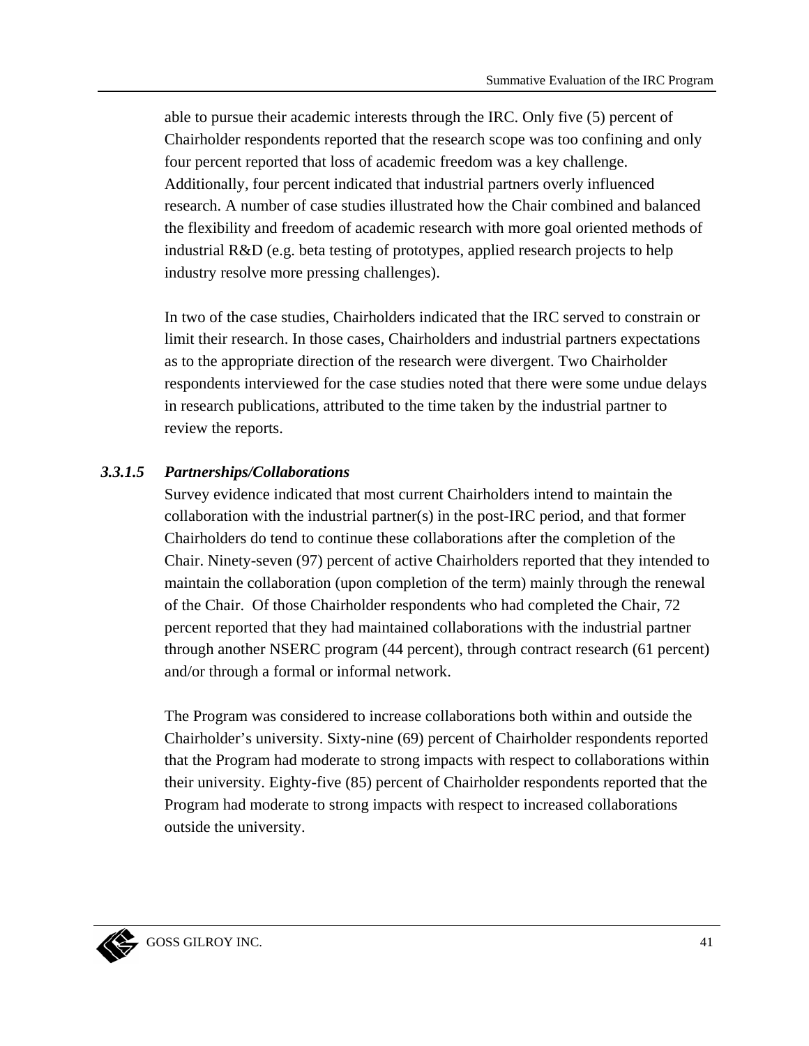able to pursue their academic interests through the IRC. Only five (5) percent of Chairholder respondents reported that the research scope was too confining and only four percent reported that loss of academic freedom was a key challenge. Additionally, four percent indicated that industrial partners overly influenced research. A number of case studies illustrated how the Chair combined and balanced the flexibility and freedom of academic research with more goal oriented methods of industrial R&D (e.g. beta testing of prototypes, applied research projects to help industry resolve more pressing challenges).

In two of the case studies, Chairholders indicated that the IRC served to constrain or limit their research. In those cases, Chairholders and industrial partners expectations as to the appropriate direction of the research were divergent. Two Chairholder respondents interviewed for the case studies noted that there were some undue delays in research publications, attributed to the time taken by the industrial partner to review the reports.

#### *3.3.1.5 Partnerships/Collaborations*

Survey evidence indicated that most current Chairholders intend to maintain the collaboration with the industrial partner(s) in the post-IRC period, and that former Chairholders do tend to continue these collaborations after the completion of the Chair. Ninety-seven (97) percent of active Chairholders reported that they intended to maintain the collaboration (upon completion of the term) mainly through the renewal of the Chair. Of those Chairholder respondents who had completed the Chair, 72 percent reported that they had maintained collaborations with the industrial partner through another NSERC program (44 percent), through contract research (61 percent) and/or through a formal or informal network.

The Program was considered to increase collaborations both within and outside the Chairholder's university. Sixty-nine (69) percent of Chairholder respondents reported that the Program had moderate to strong impacts with respect to collaborations within their university. Eighty-five (85) percent of Chairholder respondents reported that the Program had moderate to strong impacts with respect to increased collaborations outside the university.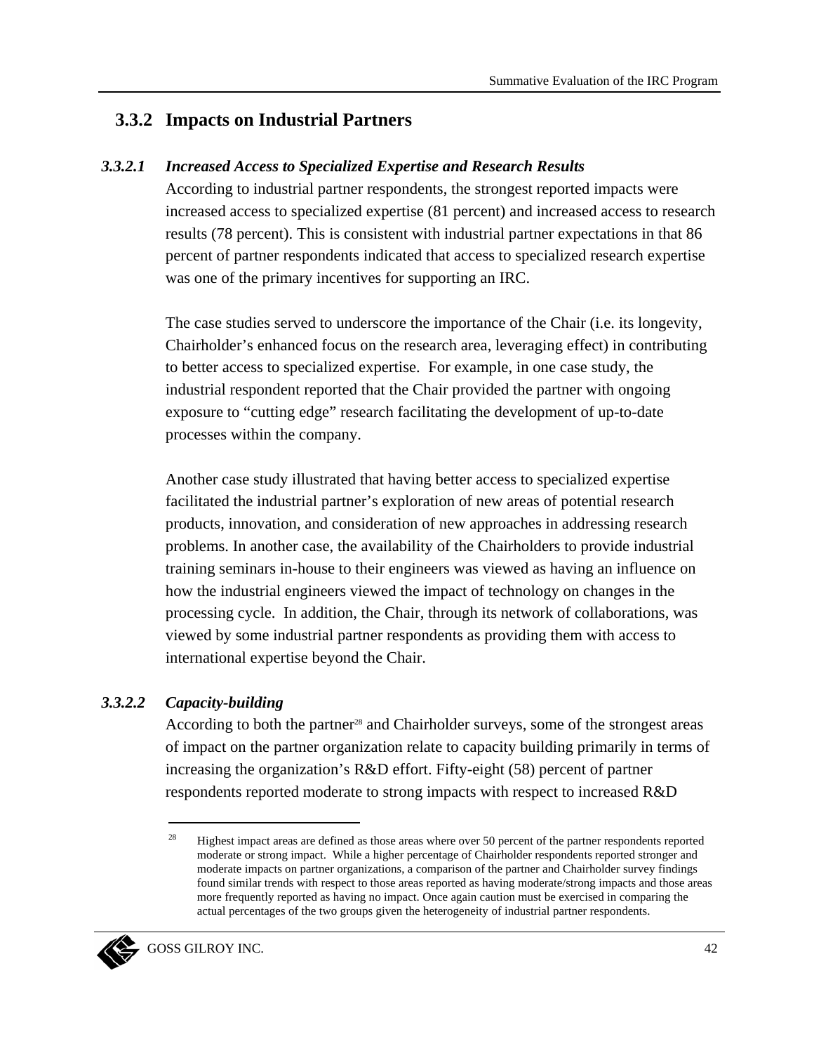### 3.3.2 Impacts on Industrial Partners

#### *3.3.2.1 Increased Access to Specialized Expertise and Research Results*

According to industrial partner respondents, the strongest reported impacts were increased access to specialized expertise (81 percent) and increased access to research results (78 percent). This is consistent with industrial partner expectations in that 86 percent of partner respondents indicated that access to specialized research expertise was one of the primary incentives for supporting an IRC.

The case studies served to underscore the importance of the Chair (i.e. its longevity, Chairholder's enhanced focus on the research area, leveraging effect) in contributing to better access to specialized expertise. For example, in one case study, the industrial respondent reported that the Chair provided the partner with ongoing exposure to "cutting edge" research facilitating the development of up-to-date processes within the company.

Another case study illustrated that having better access to specialized expertise facilitated the industrial partner's exploration of new areas of potential research products, innovation, and consideration of new approaches in addressing research problems. In another case, the availability of the Chairholders to provide industrial training seminars in-house to their engineers was viewed as having an influence on how the industrial engineers viewed the impact of technology on changes in the processing cycle. In addition, the Chair, through its network of collaborations, was viewed by some industrial partner respondents as providing them with access to international expertise beyond the Chair.

#### *3.3.2.2 Capacity-building*

According to both the partner[28] and Chairholder surveys, some of the strongest areas of impact on the partner organization relate to capacity building primarily in terms of increasing the organization's R&D effort. Fifty-eight (58) percent of partner respondents reported moderate to strong impacts with respect to increased R&D

[28] Highest impact areas are defined as those areas where over 50 percent of the partner respondents reported moderate or strong impact. While a higher percentage of Chairholder respondents reported stronger and moderate impacts on partner organizations, a comparison of the partner and Chairholder survey findings found similar trends with respect to those areas reported as having moderate/strong impacts and those areas more frequently reported as having no impact. Once again caution must be exercised in comparing the actual percentages of the two groups given the heterogeneity of industrial partner respondents.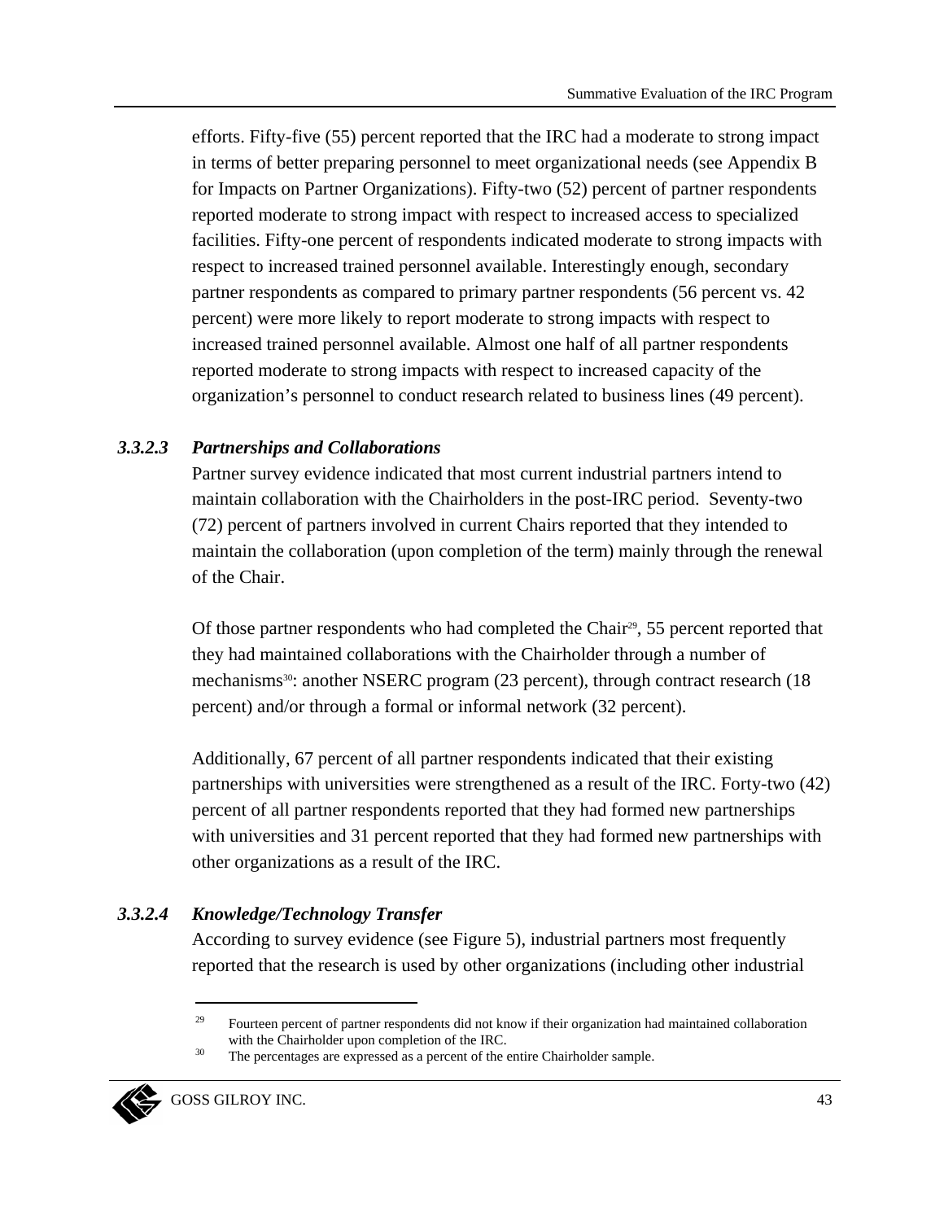efforts. Fifty-five (55) percent reported that the IRC had a moderate to strong impact in terms of better preparing personnel to meet organizational needs (see Appendix B for Impacts on Partner Organizations). Fifty-two (52) percent of partner respondents reported moderate to strong impact with respect to increased access to specialized facilities. Fifty-one percent of respondents indicated moderate to strong impacts with respect to increased trained personnel available. Interestingly enough, secondary partner respondents as compared to primary partner respondents (56 percent vs. 42 percent) were more likely to report moderate to strong impacts with respect to increased trained personnel available. Almost one half of all partner respondents reported moderate to strong impacts with respect to increased capacity of the organization's personnel to conduct research related to business lines (49 percent).

#### *3.3.2.3 Partnerships and Collaborations*

Partner survey evidence indicated that most current industrial partners intend to maintain collaboration with the Chairholders in the post-IRC period. Seventy-two (72) percent of partners involved in current Chairs reported that they intended to maintain the collaboration (upon completion of the term) mainly through the renewal of the Chair.

Of those partner respondents who had completed the Chair[29], 55 percent reported that they had maintained collaborations with the Chairholder through a number of mechanisms[30]: another NSERC program (23 percent), through contract research (18 percent) and/or through a formal or informal network (32 percent).

Additionally, 67 percent of all partner respondents indicated that their existing partnerships with universities were strengthened as a result of the IRC. Forty-two (42) percent of all partner respondents reported that they had formed new partnerships with universities and 31 percent reported that they had formed new partnerships with other organizations as a result of the IRC.

#### *3.3.2.4 Knowledge/Technology Transfer*

According to survey evidence (see Figure 5), industrial partners most frequently reported that the research is used by other organizations (including other industrial

---

[29] Fourteen percent of partner respondents did not know if their organization had maintained collaboration with the Chairholder upon completion of the IRC.

[30] The percentages are expressed as a percent of the entire Chairholder sample.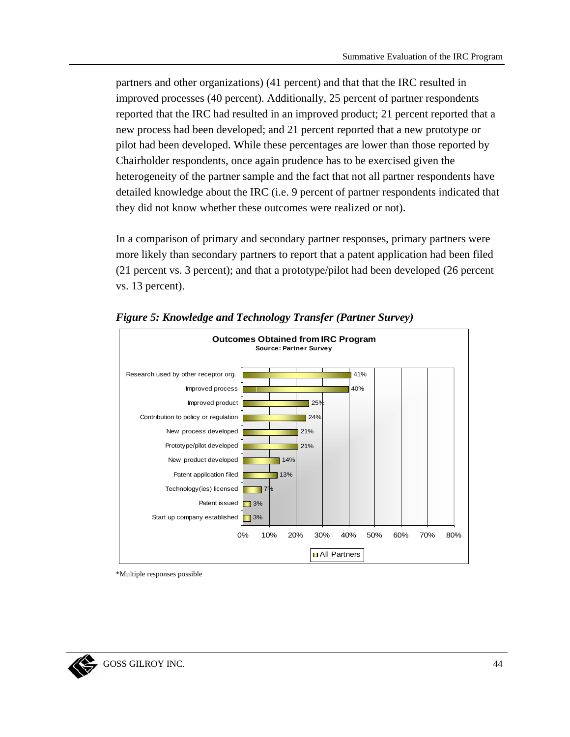partners and other organizations) (41 percent) and that that the IRC resulted in improved processes (40 percent). Additionally, 25 percent of partner respondents reported that the IRC had resulted in an improved product; 21 percent reported that a new process had been developed; and 21 percent reported that a new prototype or pilot had been developed. While these percentages are lower than those reported by Chairholder respondents, once again prudence has to be exercised given the heterogeneity of the partner sample and the fact that not all partner respondents have detailed knowledge about the IRC (i.e. 9 percent of partner respondents indicated that they did not know whether these outcomes were realized or not).

In a comparison of primary and secondary partner responses, primary partners were more likely than secondary partners to report that a patent application had been filed (21 percent vs. 3 percent); and that a prototype/pilot had been developed (26 percent vs. 13 percent).

***Figure 5: Knowledge and Technology Transfer (Partner Survey)***

**Outcomes Obtained from IRC Program**
Source: Partner Survey

| Outcome | All Partners |
|---|---|
| Research used by other receptor org. | 41% |
| Improved process | 40% |
| Improved product | 25% |
| Contribution to policy or regulation | 24% |
| New process developed | 21% |
| Prototype/pilot developed | 21% |
| New product developed | 14% |
| Patent application filed | 13% |
| Technology(ies) licensed | 7% |
| Patent issued | 3% |
| Start up company established | 3% |

*Multiple responses possible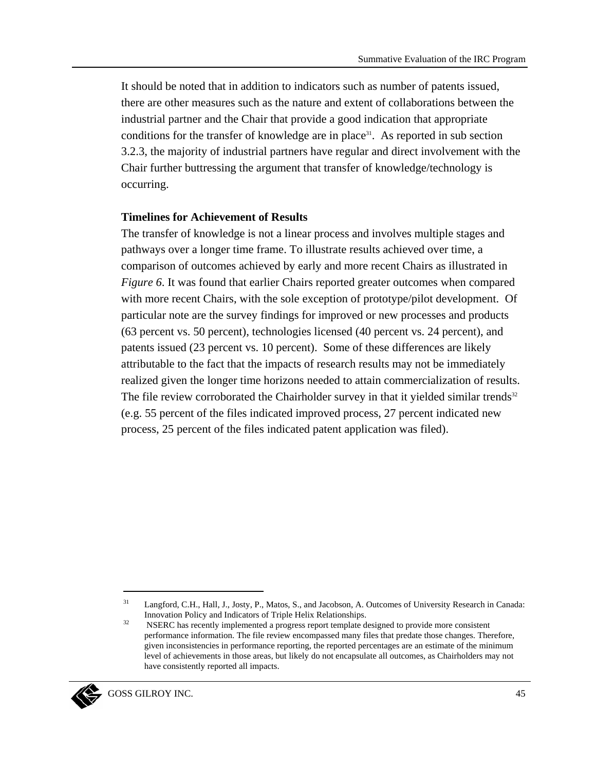It should be noted that in addition to indicators such as number of patents issued, there are other measures such as the nature and extent of collaborations between the industrial partner and the Chair that provide a good indication that appropriate conditions for the transfer of knowledge are in place[31]. As reported in sub section 3.2.3, the majority of industrial partners have regular and direct involvement with the Chair further buttressing the argument that transfer of knowledge/technology is occurring.

**Timelines for Achievement of Results**

The transfer of knowledge is not a linear process and involves multiple stages and pathways over a longer time frame. To illustrate results achieved over time, a comparison of outcomes achieved by early and more recent Chairs as illustrated in *Figure 6*. It was found that earlier Chairs reported greater outcomes when compared with more recent Chairs, with the sole exception of prototype/pilot development. Of particular note are the survey findings for improved or new processes and products (63 percent vs. 50 percent), technologies licensed (40 percent vs. 24 percent), and patents issued (23 percent vs. 10 percent). Some of these differences are likely attributable to the fact that the impacts of research results may not be immediately realized given the longer time horizons needed to attain commercialization of results. The file review corroborated the Chairholder survey in that it yielded similar trends[32] (e.g. 55 percent of the files indicated improved process, 27 percent indicated new process, 25 percent of the files indicated patent application was filed).

---

[31] Langford, C.H., Hall, J., Josty, P., Matos, S., and Jacobson, A. Outcomes of University Research in Canada: Innovation Policy and Indicators of Triple Helix Relationships.

[32] NSERC has recently implemented a progress report template designed to provide more consistent performance information. The file review encompassed many files that predate those changes. Therefore, given inconsistencies in performance reporting, the reported percentages are an estimate of the minimum level of achievements in those areas, but likely do not encapsulate all outcomes, as Chairholders may not have consistently reported all impacts.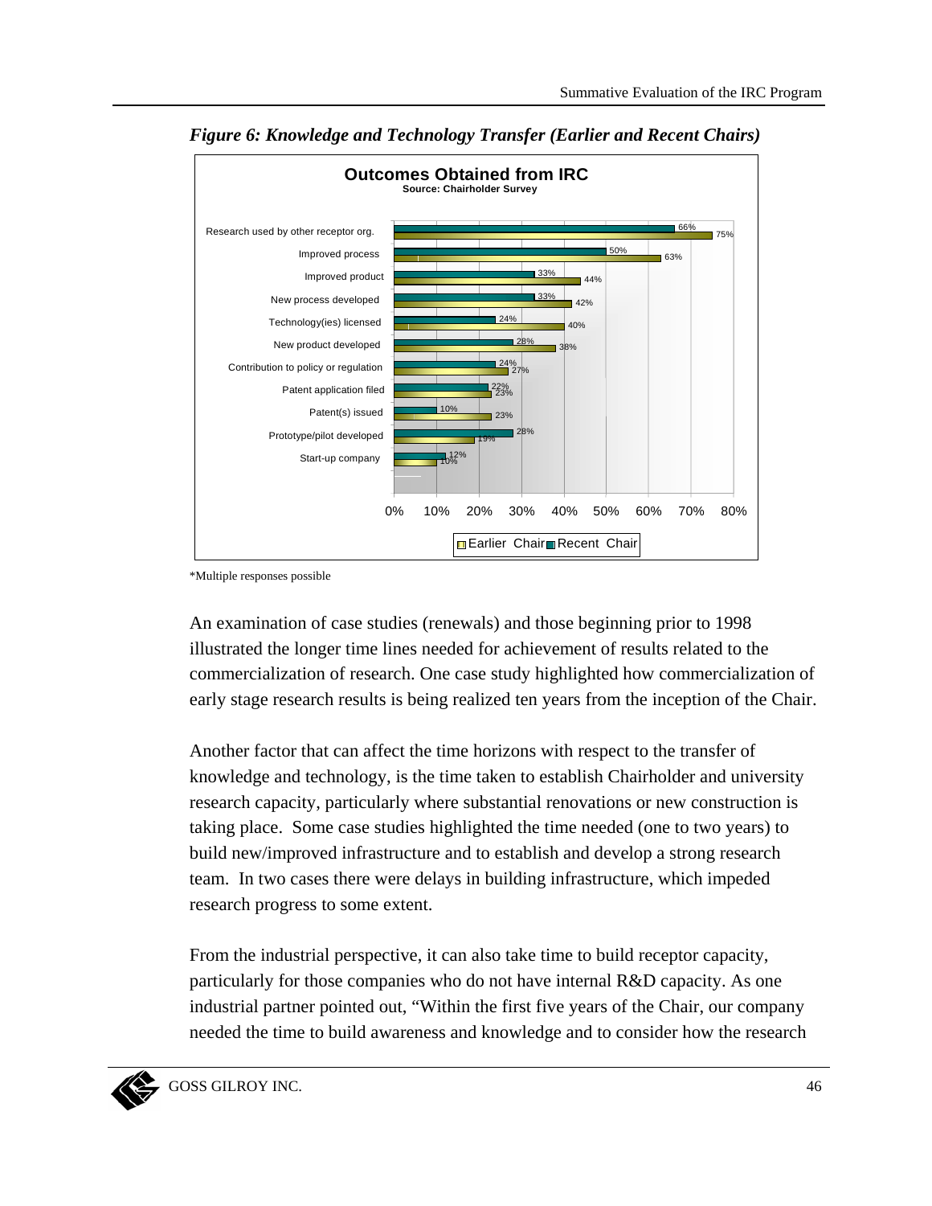*Figure 6: Knowledge and Technology Transfer (Earlier and Recent Chairs)*

**Outcomes Obtained from IRC**
Source: Chairholder Survey

| Outcome | Recent Chair | Earlier Chair |
|---|---|---|
| Research used by other receptor org. | 66% | 75% |
| Improved process | 50% | 63% |
| Improved product | 33% | 44% |
| New process developed | 33% | 42% |
| Technology(ies) licensed | 24% | 40% |
| New product developed | 28% | 38% |
| Contribution to policy or regulation | 24% | 27% |
| Patent application filed | 22% | 23% |
| Patent(s) issued | 10% | 23% |
| Prototype/pilot developed | 28% | 19% |
| Start-up company | 12% | 10% |

*Multiple responses possible

An examination of case studies (renewals) and those beginning prior to 1998 illustrated the longer time lines needed for achievement of results related to the commercialization of research. One case study highlighted how commercialization of early stage research results is being realized ten years from the inception of the Chair.

Another factor that can affect the time horizons with respect to the transfer of knowledge and technology, is the time taken to establish Chairholder and university research capacity, particularly where substantial renovations or new construction is taking place. Some case studies highlighted the time needed (one to two years) to build new/improved infrastructure and to establish and develop a strong research team. In two cases there were delays in building infrastructure, which impeded research progress to some extent.

From the industrial perspective, it can also take time to build receptor capacity, particularly for those companies who do not have internal R&D capacity. As one industrial partner pointed out, "Within the first five years of the Chair, our company needed the time to build awareness and knowledge and to consider how the research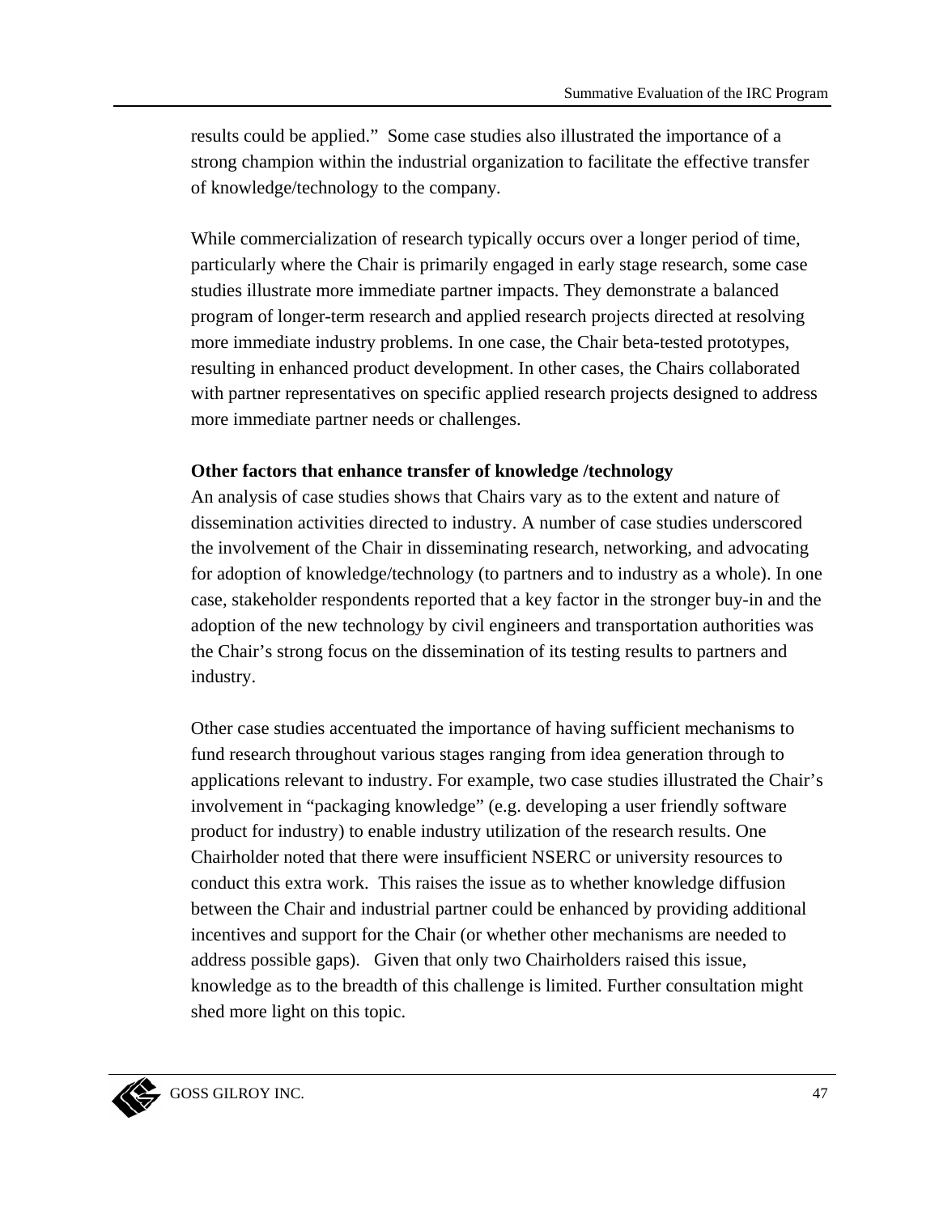results could be applied." Some case studies also illustrated the importance of a strong champion within the industrial organization to facilitate the effective transfer of knowledge/technology to the company.

While commercialization of research typically occurs over a longer period of time, particularly where the Chair is primarily engaged in early stage research, some case studies illustrate more immediate partner impacts. They demonstrate a balanced program of longer-term research and applied research projects directed at resolving more immediate industry problems. In one case, the Chair beta-tested prototypes, resulting in enhanced product development. In other cases, the Chairs collaborated with partner representatives on specific applied research projects designed to address more immediate partner needs or challenges.

**Other factors that enhance transfer of knowledge /technology**

An analysis of case studies shows that Chairs vary as to the extent and nature of dissemination activities directed to industry. A number of case studies underscored the involvement of the Chair in disseminating research, networking, and advocating for adoption of knowledge/technology (to partners and to industry as a whole). In one case, stakeholder respondents reported that a key factor in the stronger buy-in and the adoption of the new technology by civil engineers and transportation authorities was the Chair's strong focus on the dissemination of its testing results to partners and industry.

Other case studies accentuated the importance of having sufficient mechanisms to fund research throughout various stages ranging from idea generation through to applications relevant to industry. For example, two case studies illustrated the Chair's involvement in "packaging knowledge" (e.g. developing a user friendly software product for industry) to enable industry utilization of the research results. One Chairholder noted that there were insufficient NSERC or university resources to conduct this extra work. This raises the issue as to whether knowledge diffusion between the Chair and industrial partner could be enhanced by providing additional incentives and support for the Chair (or whether other mechanisms are needed to address possible gaps). Given that only two Chairholders raised this issue, knowledge as to the breadth of this challenge is limited. Further consultation might shed more light on this topic.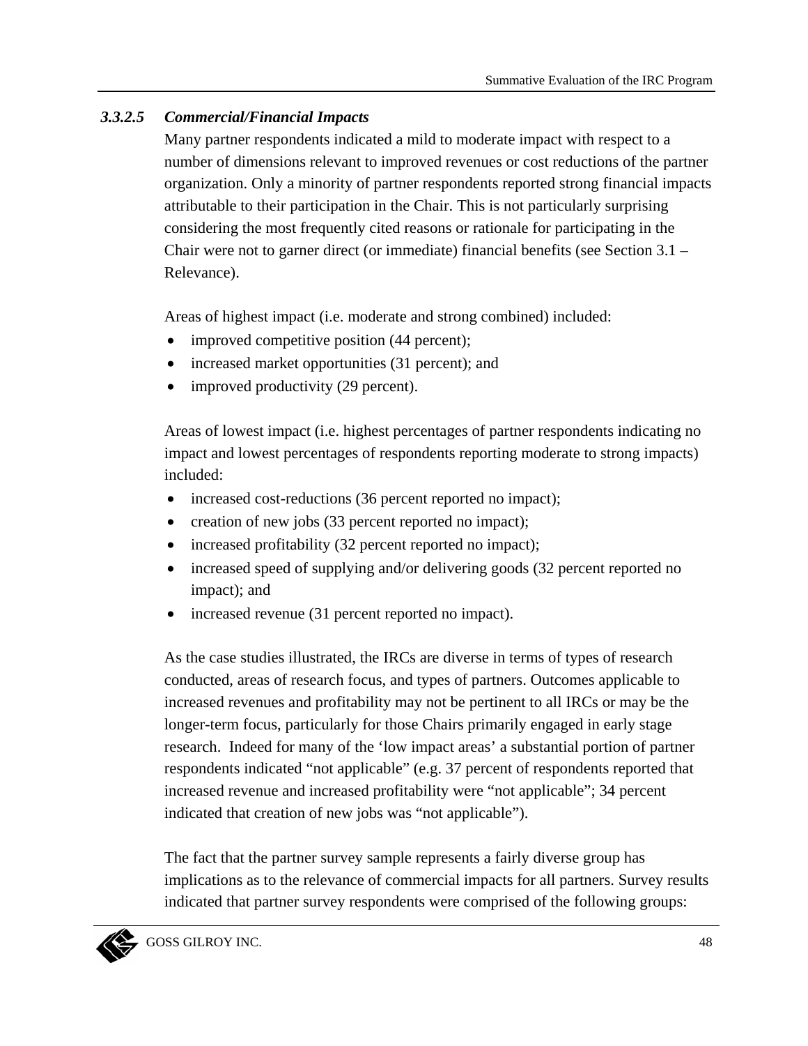#### *3.3.2.5 Commercial/Financial Impacts*

Many partner respondents indicated a mild to moderate impact with respect to a number of dimensions relevant to improved revenues or cost reductions of the partner organization. Only a minority of partner respondents reported strong financial impacts attributable to their participation in the Chair. This is not particularly surprising considering the most frequently cited reasons or rationale for participating in the Chair were not to garner direct (or immediate) financial benefits (see Section 3.1 – Relevance).

Areas of highest impact (i.e. moderate and strong combined) included:

- improved competitive position (44 percent);
- increased market opportunities (31 percent); and
- improved productivity (29 percent).

Areas of lowest impact (i.e. highest percentages of partner respondents indicating no impact and lowest percentages of respondents reporting moderate to strong impacts) included:

- increased cost-reductions (36 percent reported no impact);
- creation of new jobs (33 percent reported no impact);
- increased profitability (32 percent reported no impact);
- increased speed of supplying and/or delivering goods (32 percent reported no impact); and
- increased revenue (31 percent reported no impact).

As the case studies illustrated, the IRCs are diverse in terms of types of research conducted, areas of research focus, and types of partners. Outcomes applicable to increased revenues and profitability may not be pertinent to all IRCs or may be the longer-term focus, particularly for those Chairs primarily engaged in early stage research. Indeed for many of the 'low impact areas' a substantial portion of partner respondents indicated "not applicable" (e.g. 37 percent of respondents reported that increased revenue and increased profitability were "not applicable"; 34 percent indicated that creation of new jobs was "not applicable").

The fact that the partner survey sample represents a fairly diverse group has implications as to the relevance of commercial impacts for all partners. Survey results indicated that partner survey respondents were comprised of the following groups: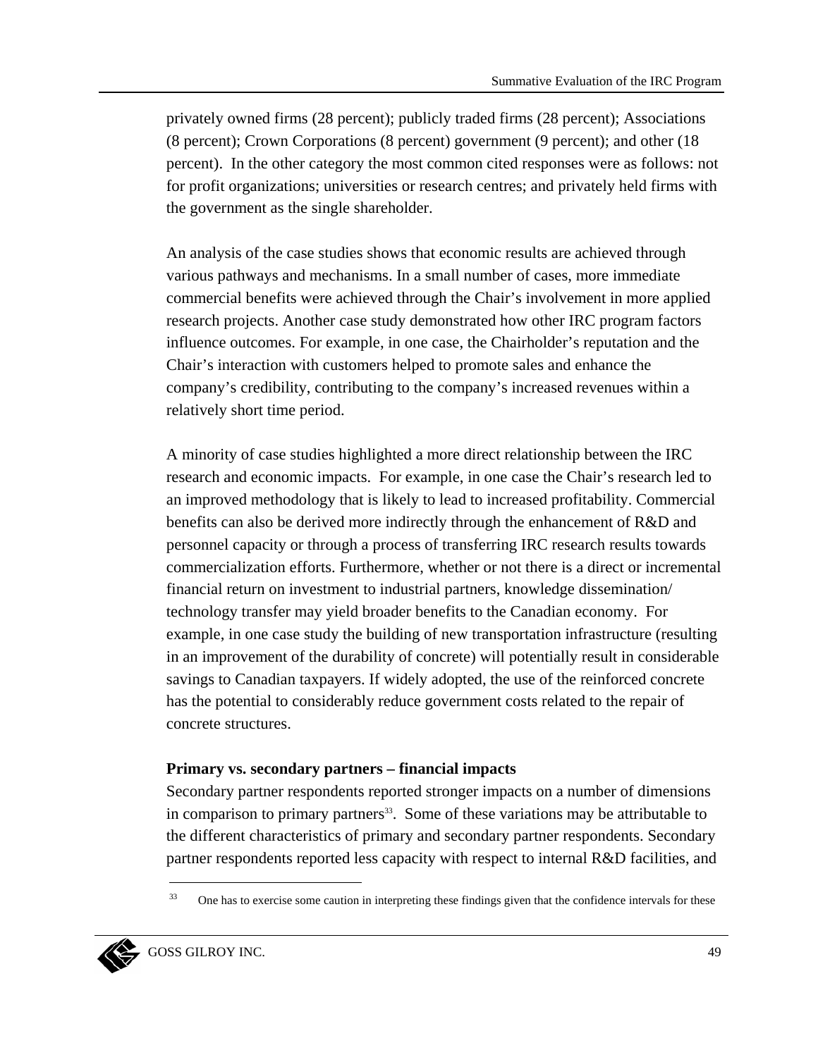privately owned firms (28 percent); publicly traded firms (28 percent); Associations (8 percent); Crown Corporations (8 percent) government (9 percent); and other (18 percent). In the other category the most common cited responses were as follows: not for profit organizations; universities or research centres; and privately held firms with the government as the single shareholder.

An analysis of the case studies shows that economic results are achieved through various pathways and mechanisms. In a small number of cases, more immediate commercial benefits were achieved through the Chair's involvement in more applied research projects. Another case study demonstrated how other IRC program factors influence outcomes. For example, in one case, the Chairholder's reputation and the Chair's interaction with customers helped to promote sales and enhance the company's credibility, contributing to the company's increased revenues within a relatively short time period.

A minority of case studies highlighted a more direct relationship between the IRC research and economic impacts. For example, in one case the Chair's research led to an improved methodology that is likely to lead to increased profitability. Commercial benefits can also be derived more indirectly through the enhancement of R&D and personnel capacity or through a process of transferring IRC research results towards commercialization efforts. Furthermore, whether or not there is a direct or incremental financial return on investment to industrial partners, knowledge dissemination/ technology transfer may yield broader benefits to the Canadian economy. For example, in one case study the building of new transportation infrastructure (resulting in an improvement of the durability of concrete) will potentially result in considerable savings to Canadian taxpayers. If widely adopted, the use of the reinforced concrete has the potential to considerably reduce government costs related to the repair of concrete structures.

**Primary vs. secondary partners – financial impacts**

Secondary partner respondents reported stronger impacts on a number of dimensions in comparison to primary partners[33]. Some of these variations may be attributable to the different characteristics of primary and secondary partner respondents. Secondary partner respondents reported less capacity with respect to internal R&D facilities, and

[33] One has to exercise some caution in interpreting these findings given that the confidence intervals for these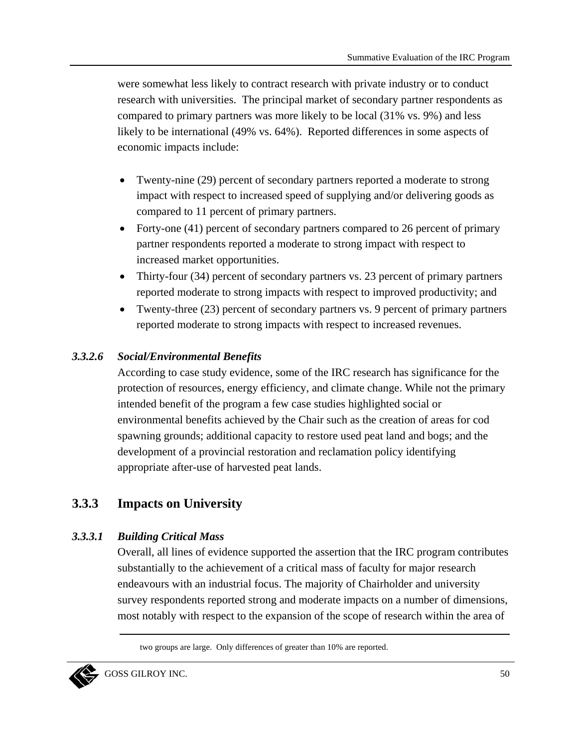were somewhat less likely to contract research with private industry or to conduct research with universities. The principal market of secondary partner respondents as compared to primary partners was more likely to be local (31% vs. 9%) and less likely to be international (49% vs. 64%). Reported differences in some aspects of economic impacts include:

- Twenty-nine (29) percent of secondary partners reported a moderate to strong impact with respect to increased speed of supplying and/or delivering goods as compared to 11 percent of primary partners.
- Forty-one (41) percent of secondary partners compared to 26 percent of primary partner respondents reported a moderate to strong impact with respect to increased market opportunities.
- Thirty-four (34) percent of secondary partners vs. 23 percent of primary partners reported moderate to strong impacts with respect to improved productivity; and
- Twenty-three (23) percent of secondary partners vs. 9 percent of primary partners reported moderate to strong impacts with respect to increased revenues.

#### *3.3.2.6 Social/Environmental Benefits*

According to case study evidence, some of the IRC research has significance for the protection of resources, energy efficiency, and climate change. While not the primary intended benefit of the program a few case studies highlighted social or environmental benefits achieved by the Chair such as the creation of areas for cod spawning grounds; additional capacity to restore used peat land and bogs; and the development of a provincial restoration and reclamation policy identifying appropriate after-use of harvested peat lands.

### 3.3.3 Impacts on University

#### *3.3.3.1 Building Critical Mass*

Overall, all lines of evidence supported the assertion that the IRC program contributes substantially to the achievement of a critical mass of faculty for major research endeavours with an industrial focus. The majority of Chairholder and university survey respondents reported strong and moderate impacts on a number of dimensions, most notably with respect to the expansion of the scope of research within the area of

two groups are large. Only differences of greater than 10% are reported.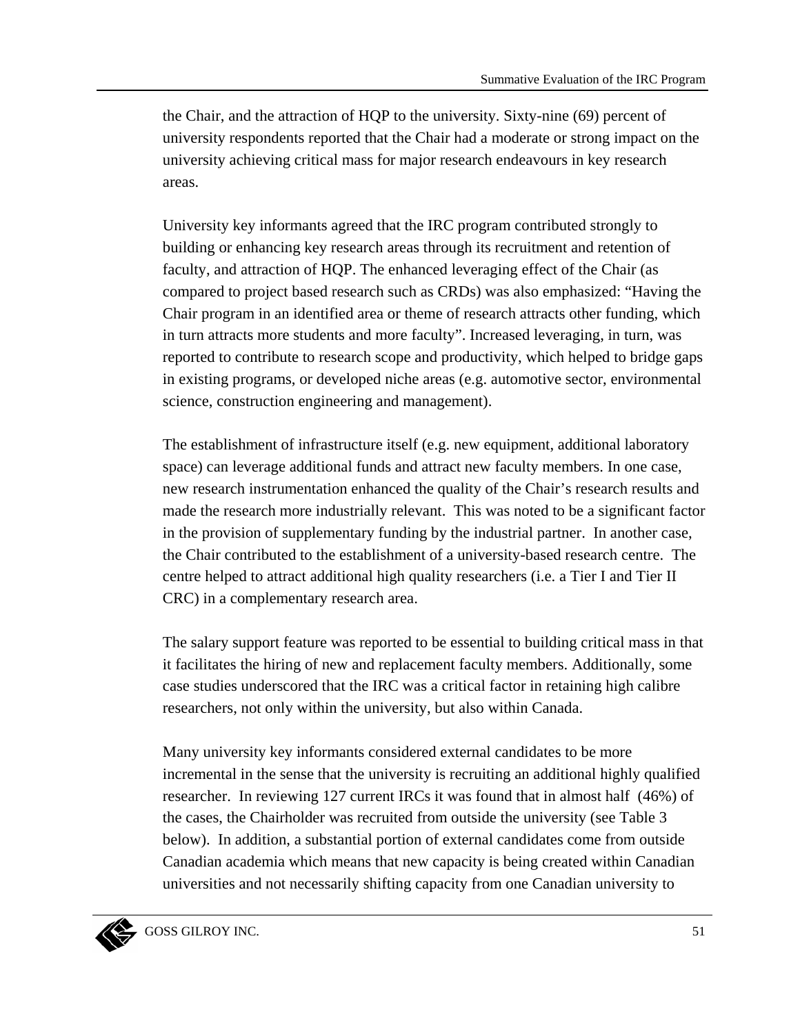the Chair, and the attraction of HQP to the university. Sixty-nine (69) percent of university respondents reported that the Chair had a moderate or strong impact on the university achieving critical mass for major research endeavours in key research areas.

University key informants agreed that the IRC program contributed strongly to building or enhancing key research areas through its recruitment and retention of faculty, and attraction of HQP. The enhanced leveraging effect of the Chair (as compared to project based research such as CRDs) was also emphasized: "Having the Chair program in an identified area or theme of research attracts other funding, which in turn attracts more students and more faculty". Increased leveraging, in turn, was reported to contribute to research scope and productivity, which helped to bridge gaps in existing programs, or developed niche areas (e.g. automotive sector, environmental science, construction engineering and management).

The establishment of infrastructure itself (e.g. new equipment, additional laboratory space) can leverage additional funds and attract new faculty members. In one case, new research instrumentation enhanced the quality of the Chair's research results and made the research more industrially relevant. This was noted to be a significant factor in the provision of supplementary funding by the industrial partner. In another case, the Chair contributed to the establishment of a university-based research centre. The centre helped to attract additional high quality researchers (i.e. a Tier I and Tier II CRC) in a complementary research area.

The salary support feature was reported to be essential to building critical mass in that it facilitates the hiring of new and replacement faculty members. Additionally, some case studies underscored that the IRC was a critical factor in retaining high calibre researchers, not only within the university, but also within Canada.

Many university key informants considered external candidates to be more incremental in the sense that the university is recruiting an additional highly qualified researcher. In reviewing 127 current IRCs it was found that in almost half (46%) of the cases, the Chairholder was recruited from outside the university (see Table 3 below). In addition, a substantial portion of external candidates come from outside Canadian academia which means that new capacity is being created within Canadian universities and not necessarily shifting capacity from one Canadian university to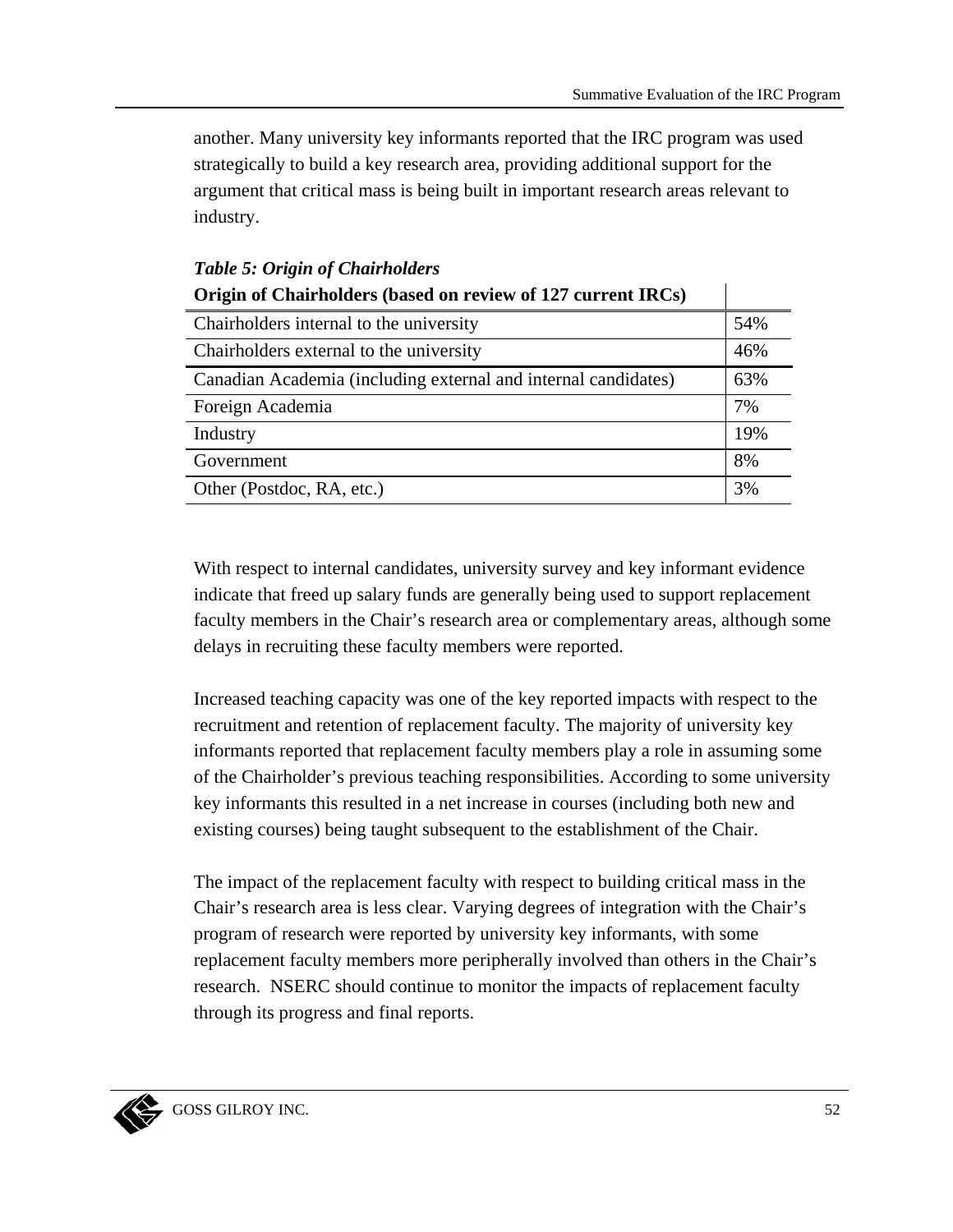another. Many university key informants reported that the IRC program was used strategically to build a key research area, providing additional support for the argument that critical mass is being built in important research areas relevant to industry.

***Table 5: Origin of Chairholders***

| Origin of Chairholders (based on review of 127 current IRCs) | |
|---|---|
| Chairholders internal to the university | 54% |
| Chairholders external to the university | 46% |
| Canadian Academia (including external and internal candidates) | 63% |
| Foreign Academia | 7% |
| Industry | 19% |
| Government | 8% |
| Other (Postdoc, RA, etc.) | 3% |

With respect to internal candidates, university survey and key informant evidence indicate that freed up salary funds are generally being used to support replacement faculty members in the Chair's research area or complementary areas, although some delays in recruiting these faculty members were reported.

Increased teaching capacity was one of the key reported impacts with respect to the recruitment and retention of replacement faculty. The majority of university key informants reported that replacement faculty members play a role in assuming some of the Chairholder's previous teaching responsibilities. According to some university key informants this resulted in a net increase in courses (including both new and existing courses) being taught subsequent to the establishment of the Chair.

The impact of the replacement faculty with respect to building critical mass in the Chair's research area is less clear. Varying degrees of integration with the Chair's program of research were reported by university key informants, with some replacement faculty members more peripherally involved than others in the Chair's research. NSERC should continue to monitor the impacts of replacement faculty through its progress and final reports.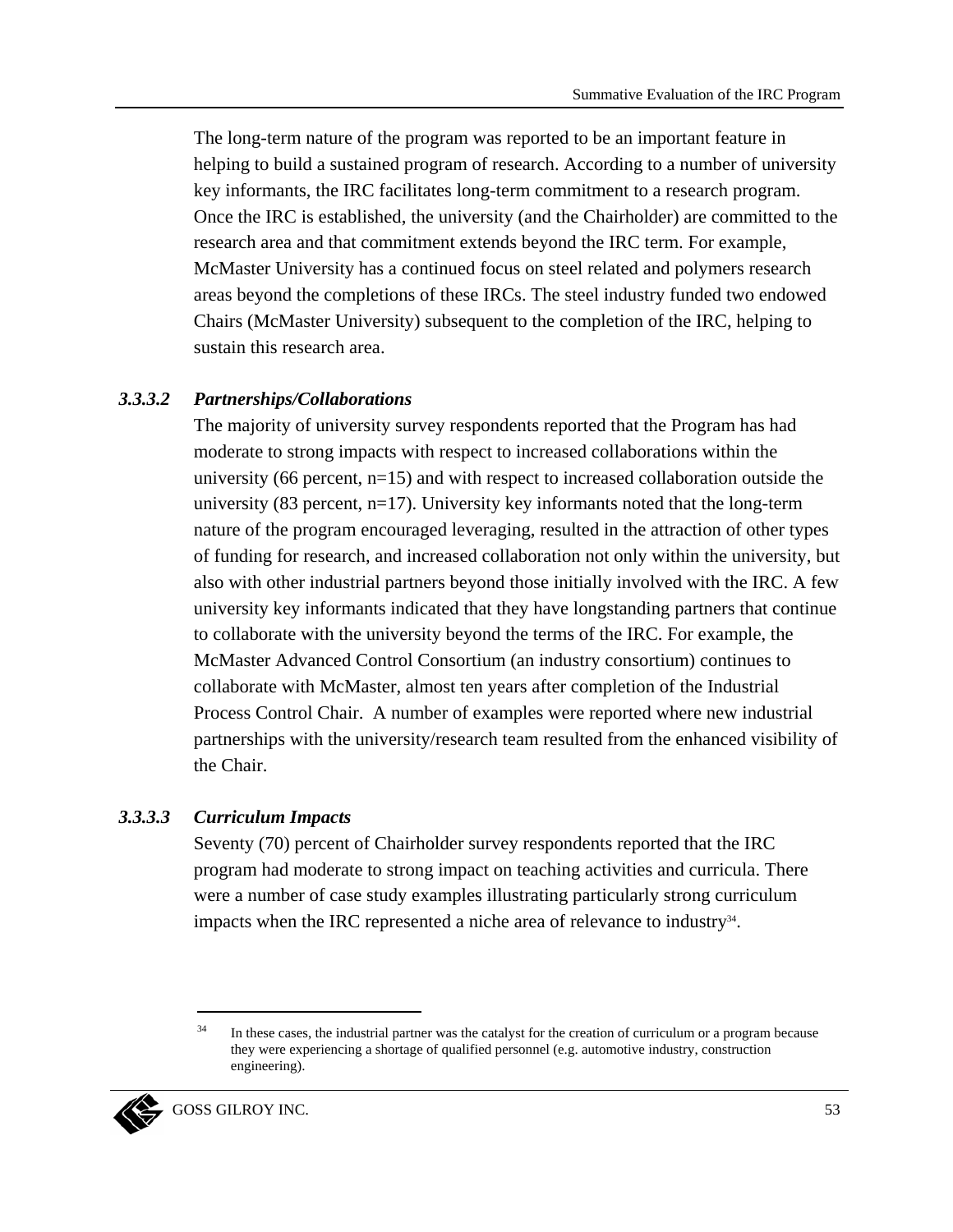The long-term nature of the program was reported to be an important feature in helping to build a sustained program of research. According to a number of university key informants, the IRC facilitates long-term commitment to a research program. Once the IRC is established, the university (and the Chairholder) are committed to the research area and that commitment extends beyond the IRC term. For example, McMaster University has a continued focus on steel related and polymers research areas beyond the completions of these IRCs. The steel industry funded two endowed Chairs (McMaster University) subsequent to the completion of the IRC, helping to sustain this research area.

#### *3.3.3.2 Partnerships/Collaborations*

The majority of university survey respondents reported that the Program has had moderate to strong impacts with respect to increased collaborations within the university (66 percent, n=15) and with respect to increased collaboration outside the university (83 percent, n=17). University key informants noted that the long-term nature of the program encouraged leveraging, resulted in the attraction of other types of funding for research, and increased collaboration not only within the university, but also with other industrial partners beyond those initially involved with the IRC. A few university key informants indicated that they have longstanding partners that continue to collaborate with the university beyond the terms of the IRC. For example, the McMaster Advanced Control Consortium (an industry consortium) continues to collaborate with McMaster, almost ten years after completion of the Industrial Process Control Chair. A number of examples were reported where new industrial partnerships with the university/research team resulted from the enhanced visibility of the Chair.

#### *3.3.3.3 Curriculum Impacts*

Seventy (70) percent of Chairholder survey respondents reported that the IRC program had moderate to strong impact on teaching activities and curricula. There were a number of case study examples illustrating particularly strong curriculum impacts when the IRC represented a niche area of relevance to industry[34].

[34] In these cases, the industrial partner was the catalyst for the creation of curriculum or a program because they were experiencing a shortage of qualified personnel (e.g. automotive industry, construction engineering).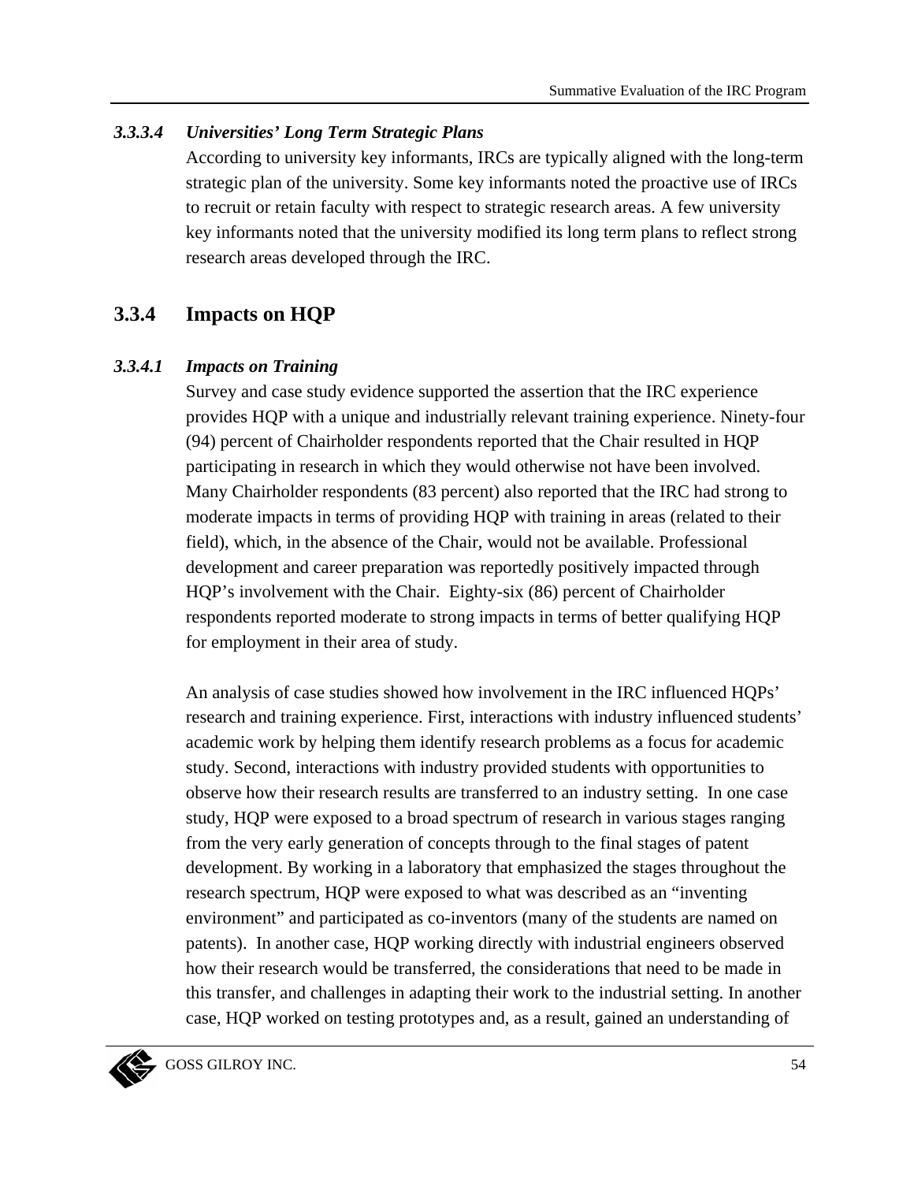#### *3.3.3.4 Universities' Long Term Strategic Plans*

According to university key informants, IRCs are typically aligned with the long-term strategic plan of the university. Some key informants noted the proactive use of IRCs to recruit or retain faculty with respect to strategic research areas. A few university key informants noted that the university modified its long term plans to reflect strong research areas developed through the IRC.

### 3.3.4 Impacts on HQP

#### *3.3.4.1 Impacts on Training*

Survey and case study evidence supported the assertion that the IRC experience provides HQP with a unique and industrially relevant training experience. Ninety-four (94) percent of Chairholder respondents reported that the Chair resulted in HQP participating in research in which they would otherwise not have been involved. Many Chairholder respondents (83 percent) also reported that the IRC had strong to moderate impacts in terms of providing HQP with training in areas (related to their field), which, in the absence of the Chair, would not be available. Professional development and career preparation was reportedly positively impacted through HQP's involvement with the Chair. Eighty-six (86) percent of Chairholder respondents reported moderate to strong impacts in terms of better qualifying HQP for employment in their area of study.

An analysis of case studies showed how involvement in the IRC influenced HQPs' research and training experience. First, interactions with industry influenced students' academic work by helping them identify research problems as a focus for academic study. Second, interactions with industry provided students with opportunities to observe how their research results are transferred to an industry setting. In one case study, HQP were exposed to a broad spectrum of research in various stages ranging from the very early generation of concepts through to the final stages of patent development. By working in a laboratory that emphasized the stages throughout the research spectrum, HQP were exposed to what was described as an "inventing environment" and participated as co-inventors (many of the students are named on patents). In another case, HQP working directly with industrial engineers observed how their research would be transferred, the considerations that need to be made in this transfer, and challenges in adapting their work to the industrial setting. In another case, HQP worked on testing prototypes and, as a result, gained an understanding of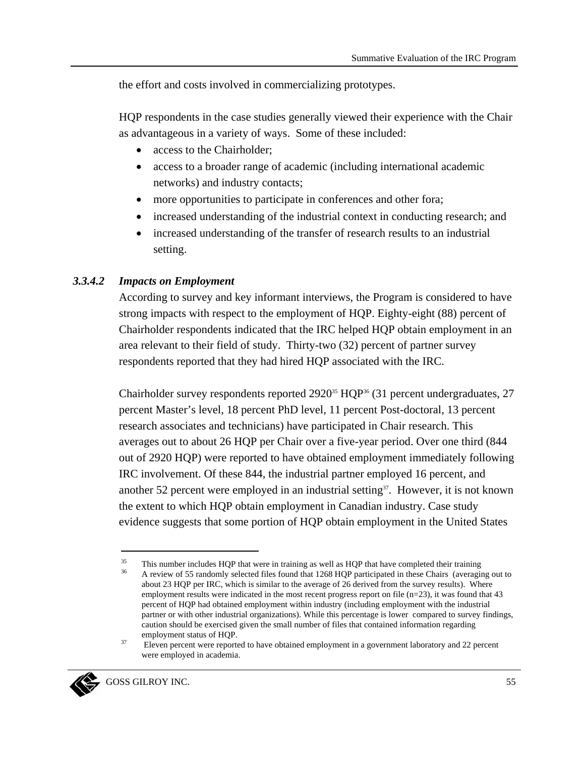the effort and costs involved in commercializing prototypes.

HQP respondents in the case studies generally viewed their experience with the Chair as advantageous in a variety of ways. Some of these included:

- access to the Chairholder;
- access to a broader range of academic (including international academic networks) and industry contacts;
- more opportunities to participate in conferences and other fora;
- increased understanding of the industrial context in conducting research; and
- increased understanding of the transfer of research results to an industrial setting.

#### 3.3.4.2 *Impacts on Employment*

According to survey and key informant interviews, the Program is considered to have strong impacts with respect to the employment of HQP. Eighty-eight (88) percent of Chairholder respondents indicated that the IRC helped HQP obtain employment in an area relevant to their field of study. Thirty-two (32) percent of partner survey respondents reported that they had hired HQP associated with the IRC.

Chairholder survey respondents reported 2920[35] HQP[36] (31 percent undergraduates, 27 percent Master's level, 18 percent PhD level, 11 percent Post-doctoral, 13 percent research associates and technicians) have participated in Chair research. This averages out to about 26 HQP per Chair over a five-year period. Over one third (844 out of 2920 HQP) were reported to have obtained employment immediately following IRC involvement. Of these 844, the industrial partner employed 16 percent, and another 52 percent were employed in an industrial setting[37]. However, it is not known the extent to which HQP obtain employment in Canadian industry. Case study evidence suggests that some portion of HQP obtain employment in the United States

---

[35] This number includes HQP that were in training as well as HQP that have completed their training

[36] A review of 55 randomly selected files found that 1268 HQP participated in these Chairs (averaging out to about 23 HQP per IRC, which is similar to the average of 26 derived from the survey results). Where employment results were indicated in the most recent progress report on file (n=23), it was found that 43 percent of HQP had obtained employment within industry (including employment with the industrial partner or with other industrial organizations). While this percentage is lower compared to survey findings, caution should be exercised given the small number of files that contained information regarding employment status of HQP.

[37] Eleven percent were reported to have obtained employment in a government laboratory and 22 percent were employed in academia.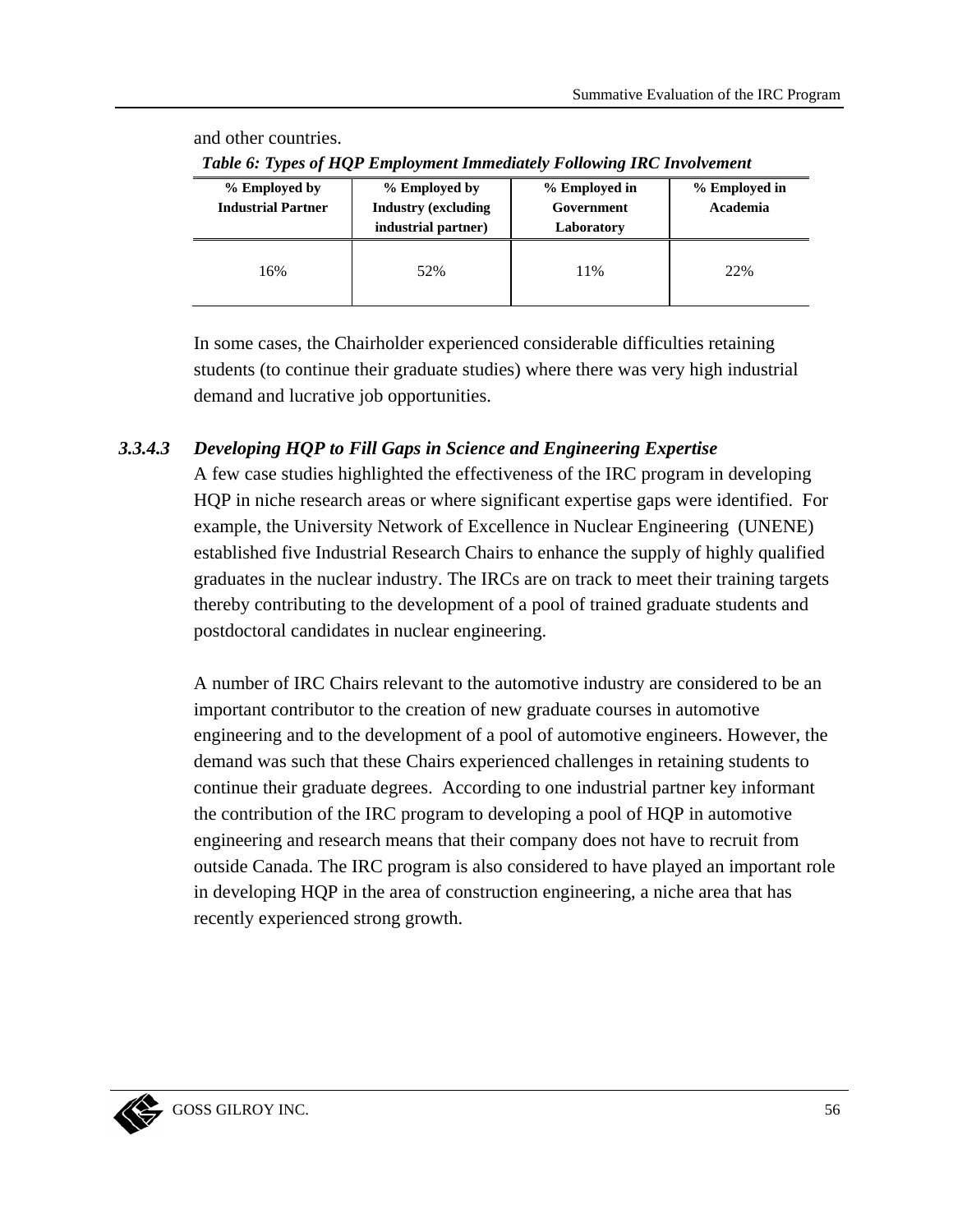and other countries.

*Table 6: Types of HQP Employment Immediately Following IRC Involvement*

| % Employed by Industrial Partner | % Employed by Industry (excluding industrial partner) | % Employed in Government Laboratory | % Employed in Academia |
|---|---|---|---|
| 16% | 52% | 11% | 22% |

In some cases, the Chairholder experienced considerable difficulties retaining students (to continue their graduate studies) where there was very high industrial demand and lucrative job opportunities.

#### *3.3.4.3 Developing HQP to Fill Gaps in Science and Engineering Expertise*

A few case studies highlighted the effectiveness of the IRC program in developing HQP in niche research areas or where significant expertise gaps were identified. For example, the University Network of Excellence in Nuclear Engineering (UNENE) established five Industrial Research Chairs to enhance the supply of highly qualified graduates in the nuclear industry. The IRCs are on track to meet their training targets thereby contributing to the development of a pool of trained graduate students and postdoctoral candidates in nuclear engineering.

A number of IRC Chairs relevant to the automotive industry are considered to be an important contributor to the creation of new graduate courses in automotive engineering and to the development of a pool of automotive engineers. However, the demand was such that these Chairs experienced challenges in retaining students to continue their graduate degrees. According to one industrial partner key informant the contribution of the IRC program to developing a pool of HQP in automotive engineering and research means that their company does not have to recruit from outside Canada. The IRC program is also considered to have played an important role in developing HQP in the area of construction engineering, a niche area that has recently experienced strong growth.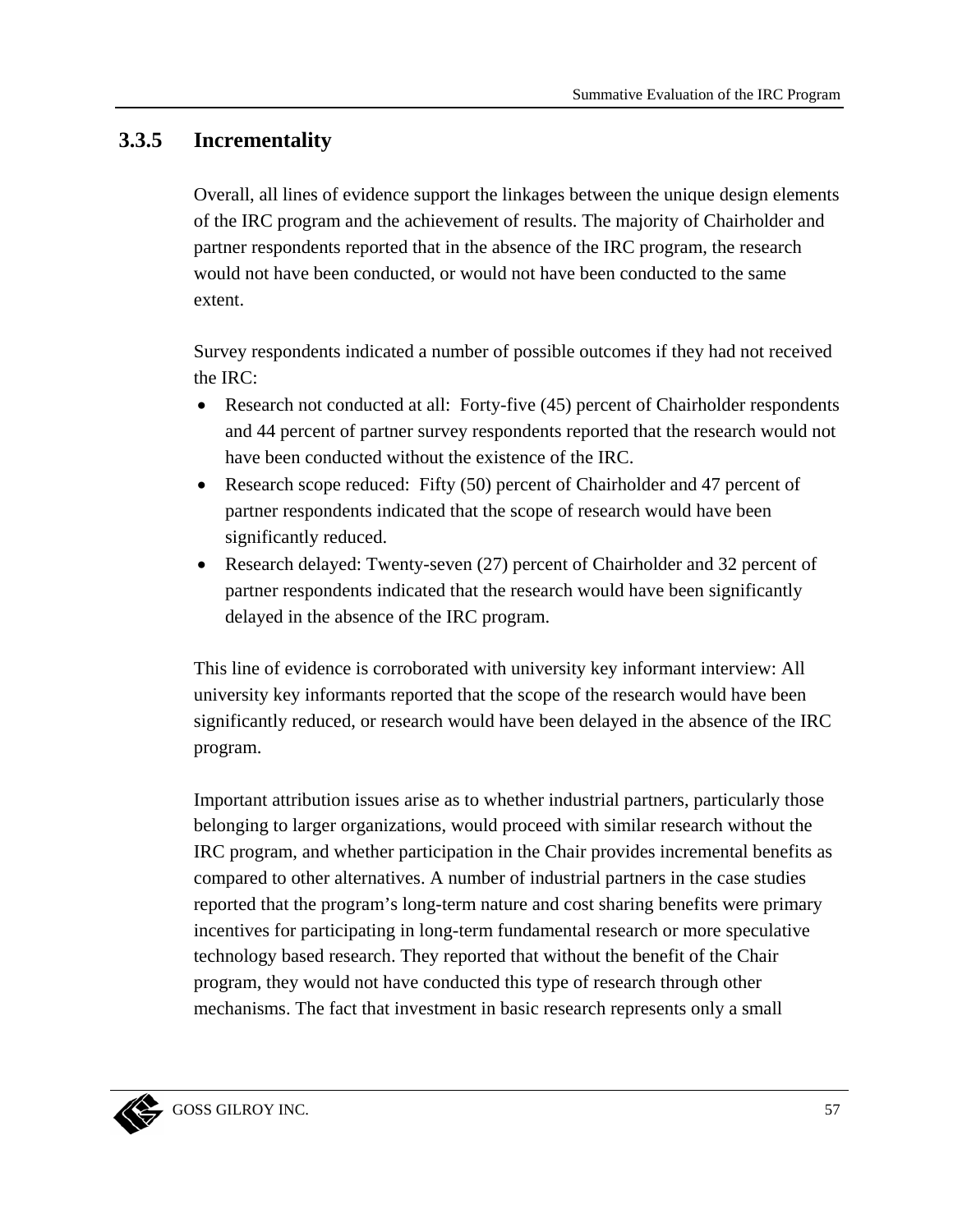### 3.3.5 Incrementality

Overall, all lines of evidence support the linkages between the unique design elements of the IRC program and the achievement of results. The majority of Chairholder and partner respondents reported that in the absence of the IRC program, the research would not have been conducted, or would not have been conducted to the same extent.

Survey respondents indicated a number of possible outcomes if they had not received the IRC:

- Research not conducted at all: Forty-five (45) percent of Chairholder respondents and 44 percent of partner survey respondents reported that the research would not have been conducted without the existence of the IRC.
- Research scope reduced: Fifty (50) percent of Chairholder and 47 percent of partner respondents indicated that the scope of research would have been significantly reduced.
- Research delayed: Twenty-seven (27) percent of Chairholder and 32 percent of partner respondents indicated that the research would have been significantly delayed in the absence of the IRC program.

This line of evidence is corroborated with university key informant interview: All university key informants reported that the scope of the research would have been significantly reduced, or research would have been delayed in the absence of the IRC program.

Important attribution issues arise as to whether industrial partners, particularly those belonging to larger organizations, would proceed with similar research without the IRC program, and whether participation in the Chair provides incremental benefits as compared to other alternatives. A number of industrial partners in the case studies reported that the program's long-term nature and cost sharing benefits were primary incentives for participating in long-term fundamental research or more speculative technology based research. They reported that without the benefit of the Chair program, they would not have conducted this type of research through other mechanisms. The fact that investment in basic research represents only a small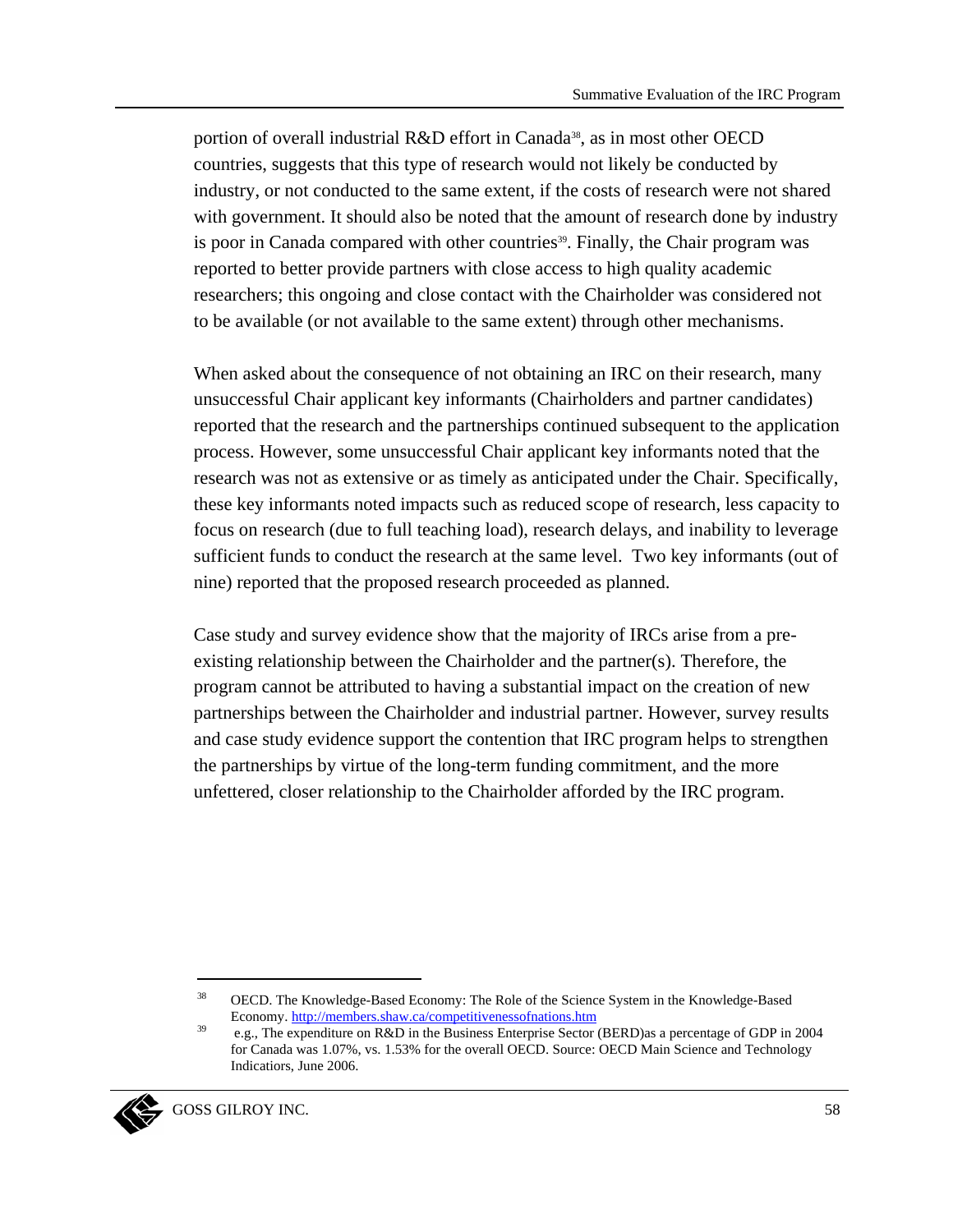portion of overall industrial R&D effort in Canada[38], as in most other OECD countries, suggests that this type of research would not likely be conducted by industry, or not conducted to the same extent, if the costs of research were not shared with government. It should also be noted that the amount of research done by industry is poor in Canada compared with other countries[39]. Finally, the Chair program was reported to better provide partners with close access to high quality academic researchers; this ongoing and close contact with the Chairholder was considered not to be available (or not available to the same extent) through other mechanisms.

When asked about the consequence of not obtaining an IRC on their research, many unsuccessful Chair applicant key informants (Chairholders and partner candidates) reported that the research and the partnerships continued subsequent to the application process. However, some unsuccessful Chair applicant key informants noted that the research was not as extensive or as timely as anticipated under the Chair. Specifically, these key informants noted impacts such as reduced scope of research, less capacity to focus on research (due to full teaching load), research delays, and inability to leverage sufficient funds to conduct the research at the same level. Two key informants (out of nine) reported that the proposed research proceeded as planned.

Case study and survey evidence show that the majority of IRCs arise from a pre-existing relationship between the Chairholder and the partner(s). Therefore, the program cannot be attributed to having a substantial impact on the creation of new partnerships between the Chairholder and industrial partner. However, survey results and case study evidence support the contention that IRC program helps to strengthen the partnerships by virtue of the long-term funding commitment, and the more unfettered, closer relationship to the Chairholder afforded by the IRC program.

---

[38] OECD. The Knowledge-Based Economy: The Role of the Science System in the Knowledge-Based Economy. http://members.shaw.ca/competitivenessofnations.htm

[39] e.g., The expenditure on R&D in the Business Enterprise Sector (BERD)as a percentage of GDP in 2004 for Canada was 1.07%, vs. 1.53% for the overall OECD. Source: OECD Main Science and Technology Indicatiors, June 2006.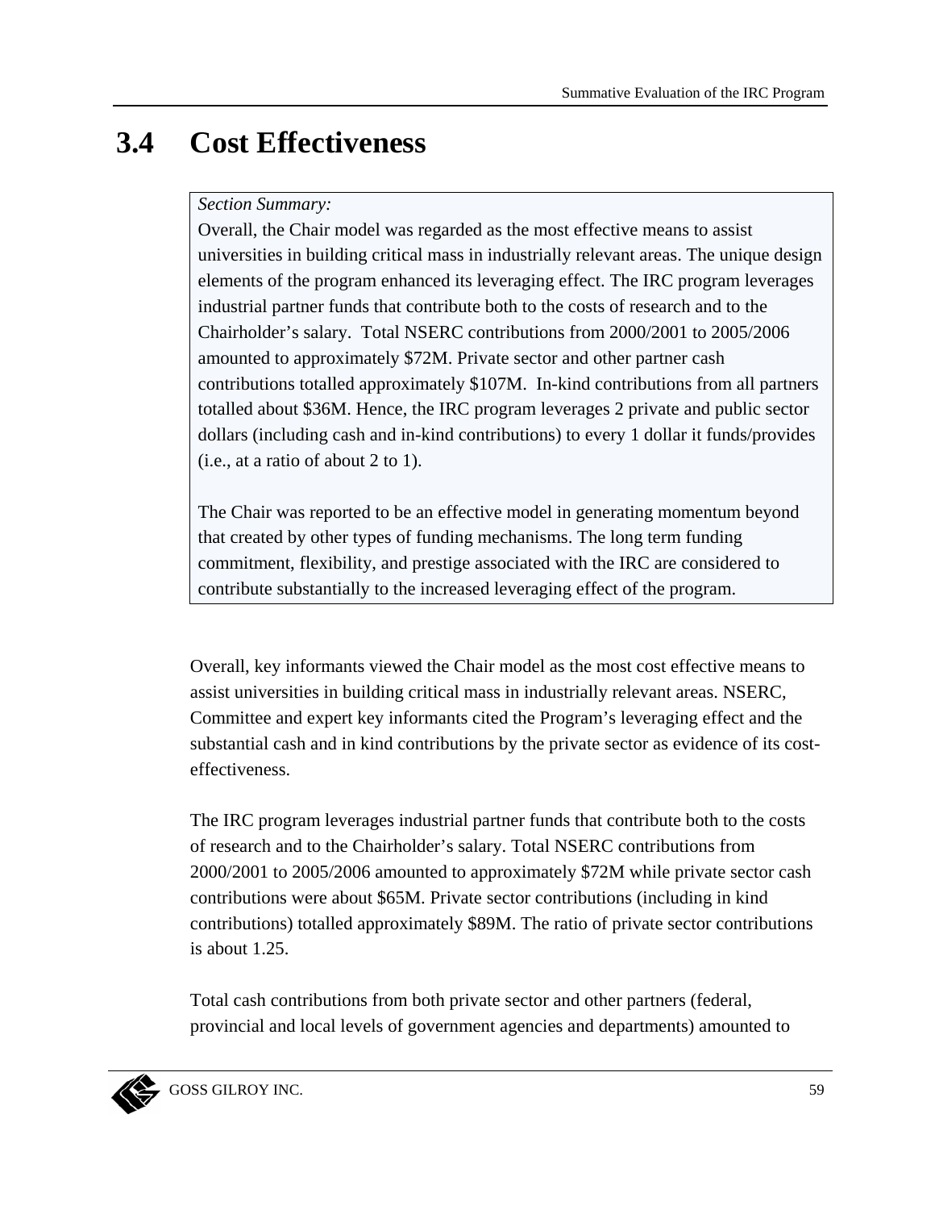## 3.4 Cost Effectiveness

> *Section Summary:*
> Overall, the Chair model was regarded as the most effective means to assist universities in building critical mass in industrially relevant areas. The unique design elements of the program enhanced its leveraging effect. The IRC program leverages industrial partner funds that contribute both to the costs of research and to the Chairholder's salary. Total NSERC contributions from 2000/2001 to 2005/2006 amounted to approximately $72M. Private sector and other partner cash contributions totalled approximately $107M. In-kind contributions from all partners totalled about $36M. Hence, the IRC program leverages 2 private and public sector dollars (including cash and in-kind contributions) to every 1 dollar it funds/provides (i.e., at a ratio of about 2 to 1).
>
> The Chair was reported to be an effective model in generating momentum beyond that created by other types of funding mechanisms. The long term funding commitment, flexibility, and prestige associated with the IRC are considered to contribute substantially to the increased leveraging effect of the program.

Overall, key informants viewed the Chair model as the most cost effective means to assist universities in building critical mass in industrially relevant areas. NSERC, Committee and expert key informants cited the Program's leveraging effect and the substantial cash and in kind contributions by the private sector as evidence of its cost-effectiveness.

The IRC program leverages industrial partner funds that contribute both to the costs of research and to the Chairholder's salary. Total NSERC contributions from 2000/2001 to 2005/2006 amounted to approximately $72M while private sector cash contributions were about $65M. Private sector contributions (including in kind contributions) totalled approximately $89M. The ratio of private sector contributions is about 1.25.

Total cash contributions from both private sector and other partners (federal, provincial and local levels of government agencies and departments) amounted to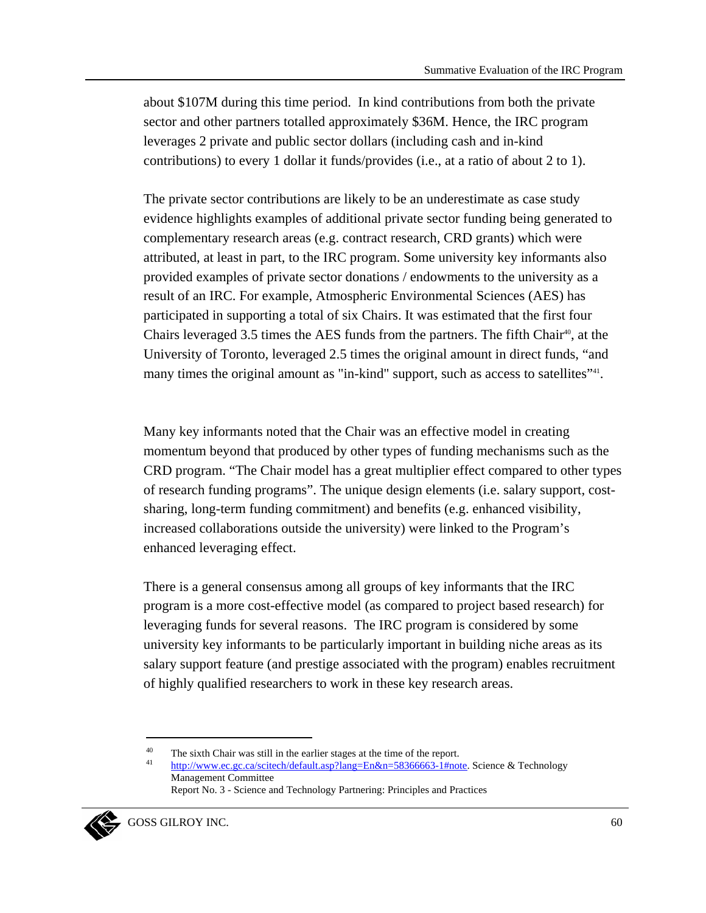about $107M during this time period. In kind contributions from both the private sector and other partners totalled approximately $36M. Hence, the IRC program leverages 2 private and public sector dollars (including cash and in-kind contributions) to every 1 dollar it funds/provides (i.e., at a ratio of about 2 to 1).

The private sector contributions are likely to be an underestimate as case study evidence highlights examples of additional private sector funding being generated to complementary research areas (e.g. contract research, CRD grants) which were attributed, at least in part, to the IRC program. Some university key informants also provided examples of private sector donations / endowments to the university as a result of an IRC. For example, Atmospheric Environmental Sciences (AES) has participated in supporting a total of six Chairs. It was estimated that the first four Chairs leveraged 3.5 times the AES funds from the partners. The fifth Chair[40], at the University of Toronto, leveraged 2.5 times the original amount in direct funds, "and many times the original amount as "in-kind" support, such as access to satellites"[41].

Many key informants noted that the Chair was an effective model in creating momentum beyond that produced by other types of funding mechanisms such as the CRD program. "The Chair model has a great multiplier effect compared to other types of research funding programs". The unique design elements (i.e. salary support, cost-sharing, long-term funding commitment) and benefits (e.g. enhanced visibility, increased collaborations outside the university) were linked to the Program's enhanced leveraging effect.

There is a general consensus among all groups of key informants that the IRC program is a more cost-effective model (as compared to project based research) for leveraging funds for several reasons. The IRC program is considered by some university key informants to be particularly important in building niche areas as its salary support feature (and prestige associated with the program) enables recruitment of highly qualified researchers to work in these key research areas.

---

[40] The sixth Chair was still in the earlier stages at the time of the report.

[41] http://www.ec.gc.ca/scitech/default.asp?lang=En&n=58366663-1#note. Science & Technology Management Committee
Report No. 3 - Science and Technology Partnering: Principles and Practices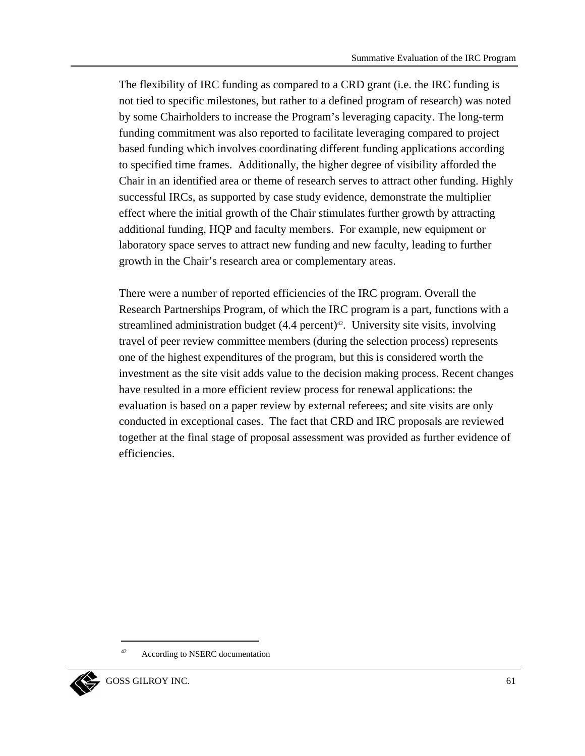The flexibility of IRC funding as compared to a CRD grant (i.e. the IRC funding is not tied to specific milestones, but rather to a defined program of research) was noted by some Chairholders to increase the Program's leveraging capacity. The long-term funding commitment was also reported to facilitate leveraging compared to project based funding which involves coordinating different funding applications according to specified time frames. Additionally, the higher degree of visibility afforded the Chair in an identified area or theme of research serves to attract other funding. Highly successful IRCs, as supported by case study evidence, demonstrate the multiplier effect where the initial growth of the Chair stimulates further growth by attracting additional funding, HQP and faculty members. For example, new equipment or laboratory space serves to attract new funding and new faculty, leading to further growth in the Chair's research area or complementary areas.

There were a number of reported efficiencies of the IRC program. Overall the Research Partnerships Program, of which the IRC program is a part, functions with a streamlined administration budget (4.4 percent)[42]. University site visits, involving travel of peer review committee members (during the selection process) represents one of the highest expenditures of the program, but this is considered worth the investment as the site visit adds value to the decision making process. Recent changes have resulted in a more efficient review process for renewal applications: the evaluation is based on a paper review by external referees; and site visits are only conducted in exceptional cases. The fact that CRD and IRC proposals are reviewed together at the final stage of proposal assessment was provided as further evidence of efficiencies.

---

[42] According to NSERC documentation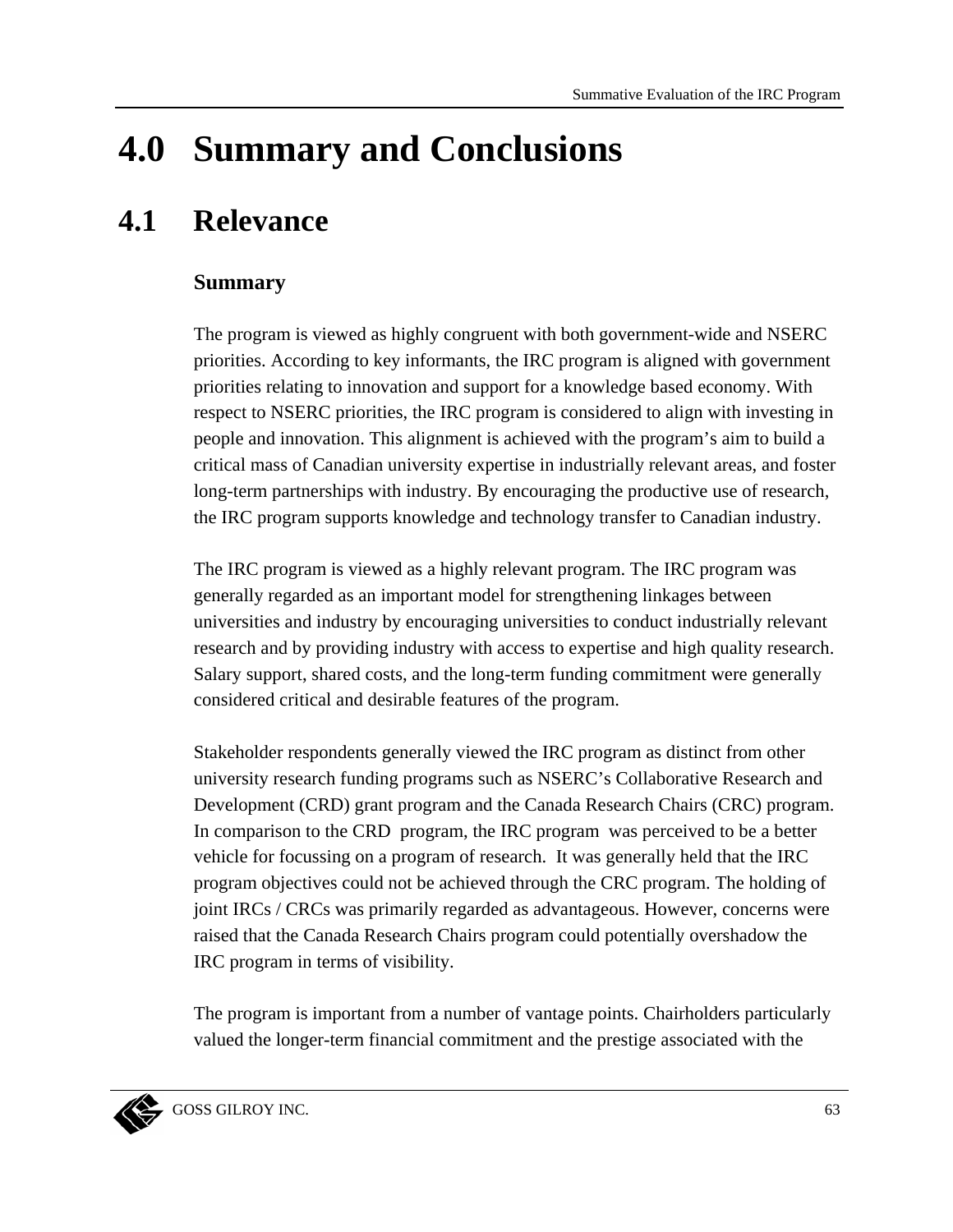# 4.0 Summary and Conclusions

## 4.1 Relevance

### Summary

The program is viewed as highly congruent with both government-wide and NSERC priorities. According to key informants, the IRC program is aligned with government priorities relating to innovation and support for a knowledge based economy. With respect to NSERC priorities, the IRC program is considered to align with investing in people and innovation. This alignment is achieved with the program's aim to build a critical mass of Canadian university expertise in industrially relevant areas, and foster long-term partnerships with industry. By encouraging the productive use of research, the IRC program supports knowledge and technology transfer to Canadian industry.

The IRC program is viewed as a highly relevant program. The IRC program was generally regarded as an important model for strengthening linkages between universities and industry by encouraging universities to conduct industrially relevant research and by providing industry with access to expertise and high quality research. Salary support, shared costs, and the long-term funding commitment were generally considered critical and desirable features of the program.

Stakeholder respondents generally viewed the IRC program as distinct from other university research funding programs such as NSERC's Collaborative Research and Development (CRD) grant program and the Canada Research Chairs (CRC) program. In comparison to the CRD program, the IRC program was perceived to be a better vehicle for focussing on a program of research. It was generally held that the IRC program objectives could not be achieved through the CRC program. The holding of joint IRCs / CRCs was primarily regarded as advantageous. However, concerns were raised that the Canada Research Chairs program could potentially overshadow the IRC program in terms of visibility.

The program is important from a number of vantage points. Chairholders particularly valued the longer-term financial commitment and the prestige associated with the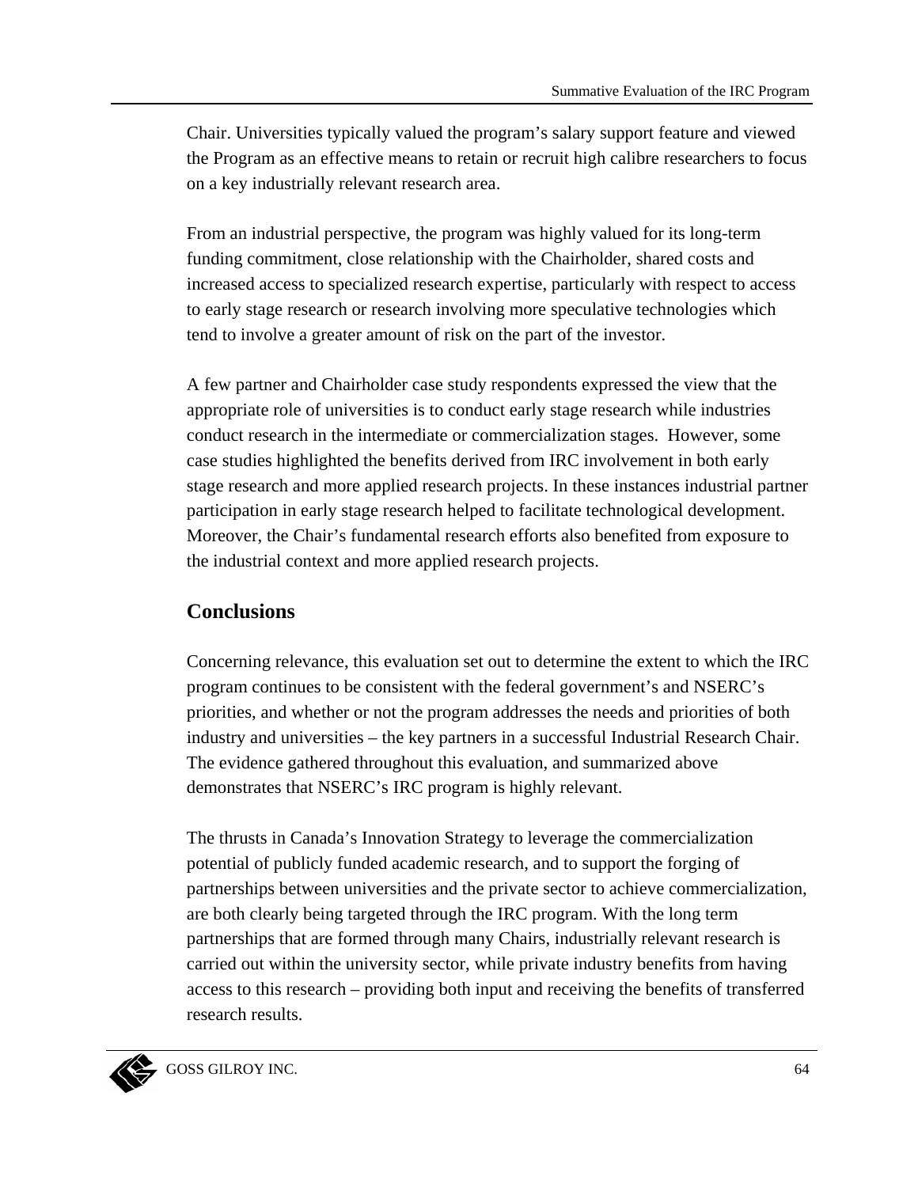Chair. Universities typically valued the program's salary support feature and viewed the Program as an effective means to retain or recruit high calibre researchers to focus on a key industrially relevant research area.

From an industrial perspective, the program was highly valued for its long-term funding commitment, close relationship with the Chairholder, shared costs and increased access to specialized research expertise, particularly with respect to access to early stage research or research involving more speculative technologies which tend to involve a greater amount of risk on the part of the investor.

A few partner and Chairholder case study respondents expressed the view that the appropriate role of universities is to conduct early stage research while industries conduct research in the intermediate or commercialization stages. However, some case studies highlighted the benefits derived from IRC involvement in both early stage research and more applied research projects. In these instances industrial partner participation in early stage research helped to facilitate technological development. Moreover, the Chair's fundamental research efforts also benefited from exposure to the industrial context and more applied research projects.

## Conclusions

Concerning relevance, this evaluation set out to determine the extent to which the IRC program continues to be consistent with the federal government's and NSERC's priorities, and whether or not the program addresses the needs and priorities of both industry and universities – the key partners in a successful Industrial Research Chair. The evidence gathered throughout this evaluation, and summarized above demonstrates that NSERC's IRC program is highly relevant.

The thrusts in Canada's Innovation Strategy to leverage the commercialization potential of publicly funded academic research, and to support the forging of partnerships between universities and the private sector to achieve commercialization, are both clearly being targeted through the IRC program. With the long term partnerships that are formed through many Chairs, industrially relevant research is carried out within the university sector, while private industry benefits from having access to this research – providing both input and receiving the benefits of transferred research results.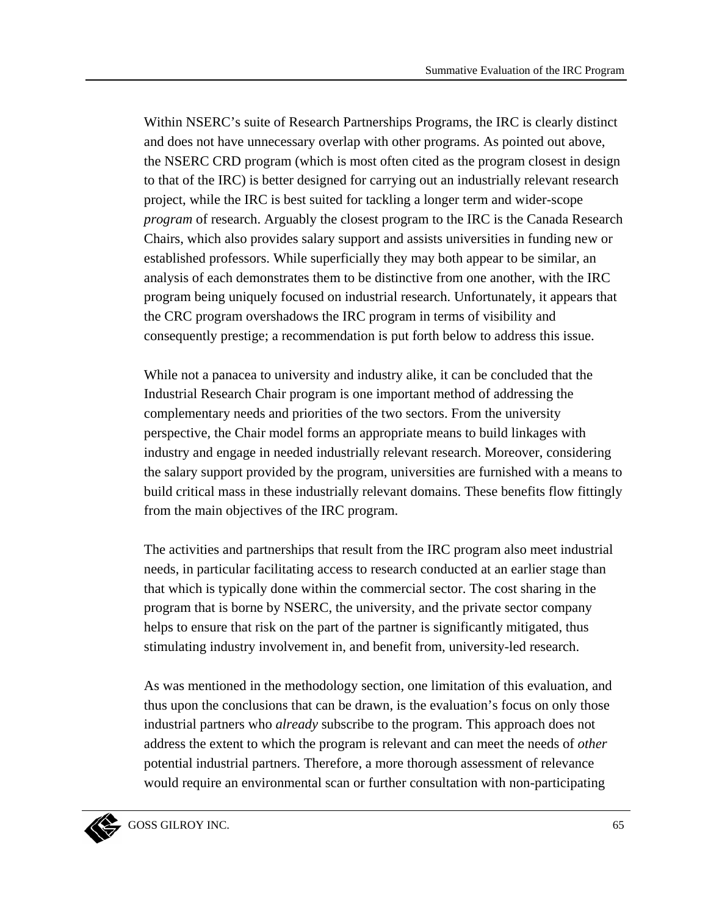Within NSERC's suite of Research Partnerships Programs, the IRC is clearly distinct and does not have unnecessary overlap with other programs. As pointed out above, the NSERC CRD program (which is most often cited as the program closest in design to that of the IRC) is better designed for carrying out an industrially relevant research project, while the IRC is best suited for tackling a longer term and wider-scope *program* of research. Arguably the closest program to the IRC is the Canada Research Chairs, which also provides salary support and assists universities in funding new or established professors. While superficially they may both appear to be similar, an analysis of each demonstrates them to be distinctive from one another, with the IRC program being uniquely focused on industrial research. Unfortunately, it appears that the CRC program overshadows the IRC program in terms of visibility and consequently prestige; a recommendation is put forth below to address this issue.

While not a panacea to university and industry alike, it can be concluded that the Industrial Research Chair program is one important method of addressing the complementary needs and priorities of the two sectors. From the university perspective, the Chair model forms an appropriate means to build linkages with industry and engage in needed industrially relevant research. Moreover, considering the salary support provided by the program, universities are furnished with a means to build critical mass in these industrially relevant domains. These benefits flow fittingly from the main objectives of the IRC program.

The activities and partnerships that result from the IRC program also meet industrial needs, in particular facilitating access to research conducted at an earlier stage than that which is typically done within the commercial sector. The cost sharing in the program that is borne by NSERC, the university, and the private sector company helps to ensure that risk on the part of the partner is significantly mitigated, thus stimulating industry involvement in, and benefit from, university-led research.

As was mentioned in the methodology section, one limitation of this evaluation, and thus upon the conclusions that can be drawn, is the evaluation's focus on only those industrial partners who *already* subscribe to the program. This approach does not address the extent to which the program is relevant and can meet the needs of *other* potential industrial partners. Therefore, a more thorough assessment of relevance would require an environmental scan or further consultation with non-participating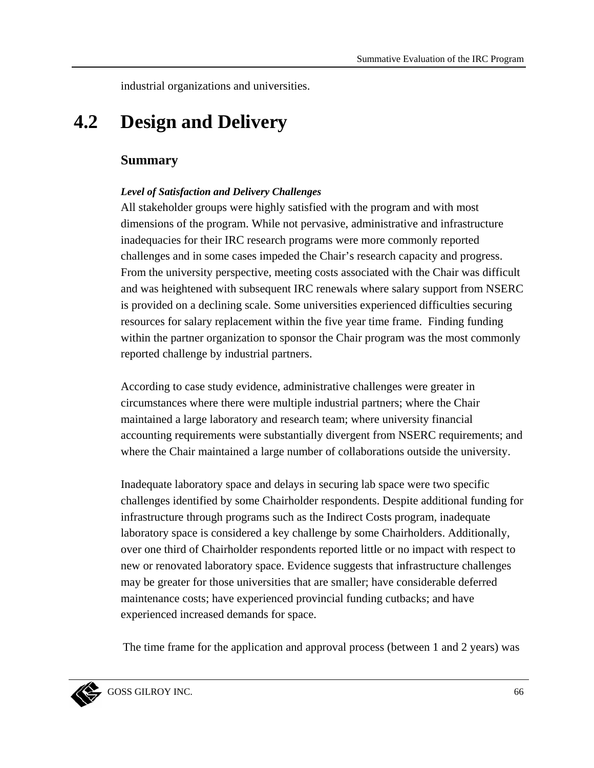industrial organizations and universities.

## 4.2 Design and Delivery

### Summary

***Level of Satisfaction and Delivery Challenges***

All stakeholder groups were highly satisfied with the program and with most dimensions of the program. While not pervasive, administrative and infrastructure inadequacies for their IRC research programs were more commonly reported challenges and in some cases impeded the Chair's research capacity and progress. From the university perspective, meeting costs associated with the Chair was difficult and was heightened with subsequent IRC renewals where salary support from NSERC is provided on a declining scale. Some universities experienced difficulties securing resources for salary replacement within the five year time frame. Finding funding within the partner organization to sponsor the Chair program was the most commonly reported challenge by industrial partners.

According to case study evidence, administrative challenges were greater in circumstances where there were multiple industrial partners; where the Chair maintained a large laboratory and research team; where university financial accounting requirements were substantially divergent from NSERC requirements; and where the Chair maintained a large number of collaborations outside the university.

Inadequate laboratory space and delays in securing lab space were two specific challenges identified by some Chairholder respondents. Despite additional funding for infrastructure through programs such as the Indirect Costs program, inadequate laboratory space is considered a key challenge by some Chairholders. Additionally, over one third of Chairholder respondents reported little or no impact with respect to new or renovated laboratory space. Evidence suggests that infrastructure challenges may be greater for those universities that are smaller; have considerable deferred maintenance costs; have experienced provincial funding cutbacks; and have experienced increased demands for space.

The time frame for the application and approval process (between 1 and 2 years) was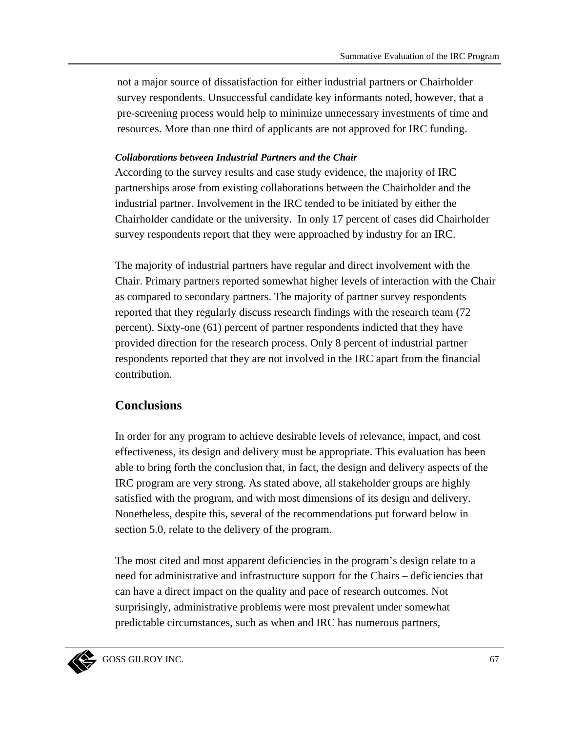not a major source of dissatisfaction for either industrial partners or Chairholder survey respondents. Unsuccessful candidate key informants noted, however, that a pre-screening process would help to minimize unnecessary investments of time and resources. More than one third of applicants are not approved for IRC funding.

***Collaborations between Industrial Partners and the Chair***

According to the survey results and case study evidence, the majority of IRC partnerships arose from existing collaborations between the Chairholder and the industrial partner. Involvement in the IRC tended to be initiated by either the Chairholder candidate or the university. In only 17 percent of cases did Chairholder survey respondents report that they were approached by industry for an IRC.

The majority of industrial partners have regular and direct involvement with the Chair. Primary partners reported somewhat higher levels of interaction with the Chair as compared to secondary partners. The majority of partner survey respondents reported that they regularly discuss research findings with the research team (72 percent). Sixty-one (61) percent of partner respondents indicted that they have provided direction for the research process. Only 8 percent of industrial partner respondents reported that they are not involved in the IRC apart from the financial contribution.

## Conclusions

In order for any program to achieve desirable levels of relevance, impact, and cost effectiveness, its design and delivery must be appropriate. This evaluation has been able to bring forth the conclusion that, in fact, the design and delivery aspects of the IRC program are very strong. As stated above, all stakeholder groups are highly satisfied with the program, and with most dimensions of its design and delivery. Nonetheless, despite this, several of the recommendations put forward below in section 5.0, relate to the delivery of the program.

The most cited and most apparent deficiencies in the program's design relate to a need for administrative and infrastructure support for the Chairs – deficiencies that can have a direct impact on the quality and pace of research outcomes. Not surprisingly, administrative problems were most prevalent under somewhat predictable circumstances, such as when and IRC has numerous partners,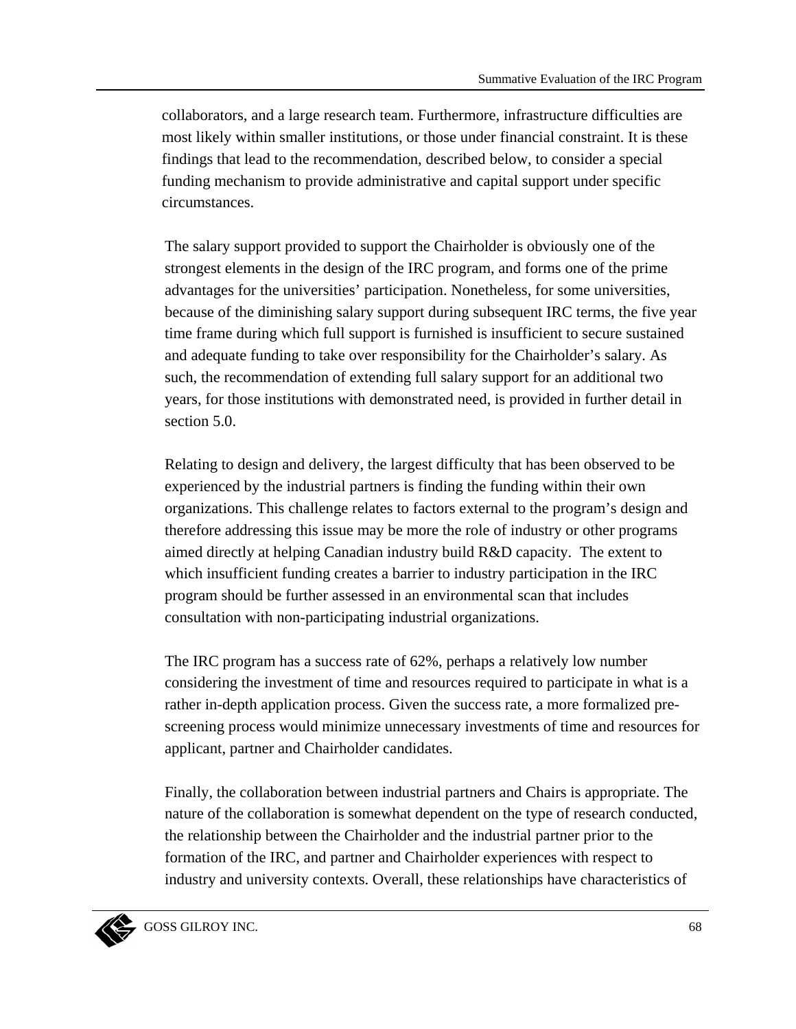collaborators, and a large research team. Furthermore, infrastructure difficulties are most likely within smaller institutions, or those under financial constraint. It is these findings that lead to the recommendation, described below, to consider a special funding mechanism to provide administrative and capital support under specific circumstances.

The salary support provided to support the Chairholder is obviously one of the strongest elements in the design of the IRC program, and forms one of the prime advantages for the universities' participation. Nonetheless, for some universities, because of the diminishing salary support during subsequent IRC terms, the five year time frame during which full support is furnished is insufficient to secure sustained and adequate funding to take over responsibility for the Chairholder's salary. As such, the recommendation of extending full salary support for an additional two years, for those institutions with demonstrated need, is provided in further detail in section 5.0.

Relating to design and delivery, the largest difficulty that has been observed to be experienced by the industrial partners is finding the funding within their own organizations. This challenge relates to factors external to the program's design and therefore addressing this issue may be more the role of industry or other programs aimed directly at helping Canadian industry build R&D capacity. The extent to which insufficient funding creates a barrier to industry participation in the IRC program should be further assessed in an environmental scan that includes consultation with non-participating industrial organizations.

The IRC program has a success rate of 62%, perhaps a relatively low number considering the investment of time and resources required to participate in what is a rather in-depth application process. Given the success rate, a more formalized pre-screening process would minimize unnecessary investments of time and resources for applicant, partner and Chairholder candidates.

Finally, the collaboration between industrial partners and Chairs is appropriate. The nature of the collaboration is somewhat dependent on the type of research conducted, the relationship between the Chairholder and the industrial partner prior to the formation of the IRC, and partner and Chairholder experiences with respect to industry and university contexts. Overall, these relationships have characteristics of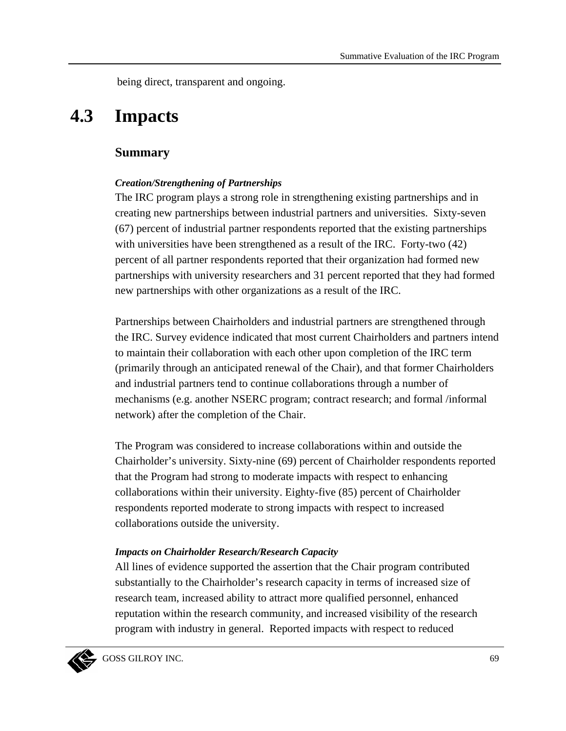being direct, transparent and ongoing.

## 4.3 Impacts

### Summary

***Creation/Strengthening of Partnerships***

The IRC program plays a strong role in strengthening existing partnerships and in creating new partnerships between industrial partners and universities. Sixty-seven (67) percent of industrial partner respondents reported that the existing partnerships with universities have been strengthened as a result of the IRC. Forty-two (42) percent of all partner respondents reported that their organization had formed new partnerships with university researchers and 31 percent reported that they had formed new partnerships with other organizations as a result of the IRC.

Partnerships between Chairholders and industrial partners are strengthened through the IRC. Survey evidence indicated that most current Chairholders and partners intend to maintain their collaboration with each other upon completion of the IRC term (primarily through an anticipated renewal of the Chair), and that former Chairholders and industrial partners tend to continue collaborations through a number of mechanisms (e.g. another NSERC program; contract research; and formal /informal network) after the completion of the Chair.

The Program was considered to increase collaborations within and outside the Chairholder's university. Sixty-nine (69) percent of Chairholder respondents reported that the Program had strong to moderate impacts with respect to enhancing collaborations within their university. Eighty-five (85) percent of Chairholder respondents reported moderate to strong impacts with respect to increased collaborations outside the university.

***Impacts on Chairholder Research/Research Capacity***

All lines of evidence supported the assertion that the Chair program contributed substantially to the Chairholder's research capacity in terms of increased size of research team, increased ability to attract more qualified personnel, enhanced reputation within the research community, and increased visibility of the research program with industry in general. Reported impacts with respect to reduced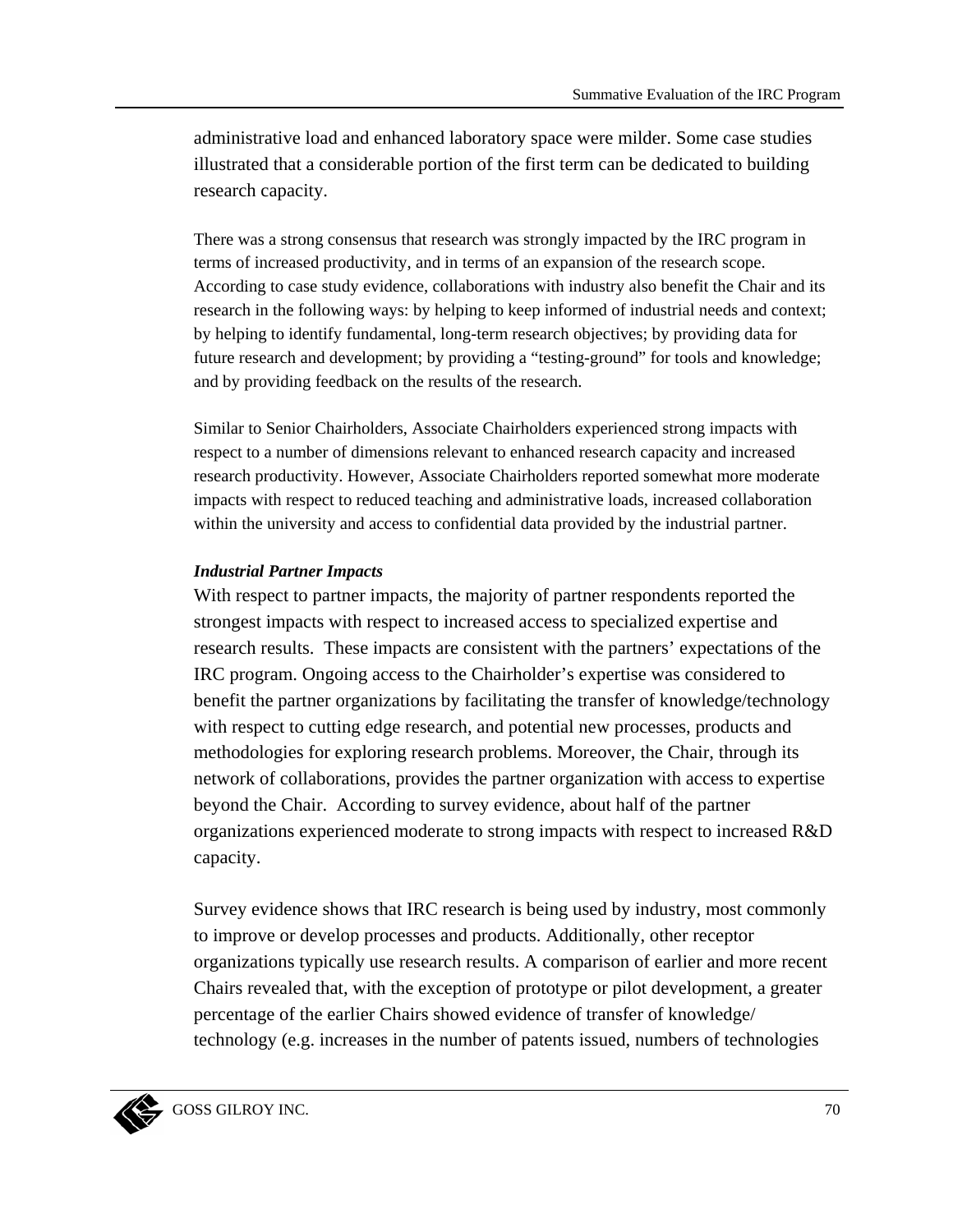administrative load and enhanced laboratory space were milder. Some case studies illustrated that a considerable portion of the first term can be dedicated to building research capacity.

There was a strong consensus that research was strongly impacted by the IRC program in terms of increased productivity, and in terms of an expansion of the research scope. According to case study evidence, collaborations with industry also benefit the Chair and its research in the following ways: by helping to keep informed of industrial needs and context; by helping to identify fundamental, long-term research objectives; by providing data for future research and development; by providing a "testing-ground" for tools and knowledge; and by providing feedback on the results of the research.

Similar to Senior Chairholders, Associate Chairholders experienced strong impacts with respect to a number of dimensions relevant to enhanced research capacity and increased research productivity. However, Associate Chairholders reported somewhat more moderate impacts with respect to reduced teaching and administrative loads, increased collaboration within the university and access to confidential data provided by the industrial partner.

***Industrial Partner Impacts***

With respect to partner impacts, the majority of partner respondents reported the strongest impacts with respect to increased access to specialized expertise and research results. These impacts are consistent with the partners' expectations of the IRC program. Ongoing access to the Chairholder's expertise was considered to benefit the partner organizations by facilitating the transfer of knowledge/technology with respect to cutting edge research, and potential new processes, products and methodologies for exploring research problems. Moreover, the Chair, through its network of collaborations, provides the partner organization with access to expertise beyond the Chair. According to survey evidence, about half of the partner organizations experienced moderate to strong impacts with respect to increased R&D capacity.

Survey evidence shows that IRC research is being used by industry, most commonly to improve or develop processes and products. Additionally, other receptor organizations typically use research results. A comparison of earlier and more recent Chairs revealed that, with the exception of prototype or pilot development, a greater percentage of the earlier Chairs showed evidence of transfer of knowledge/ technology (e.g. increases in the number of patents issued, numbers of technologies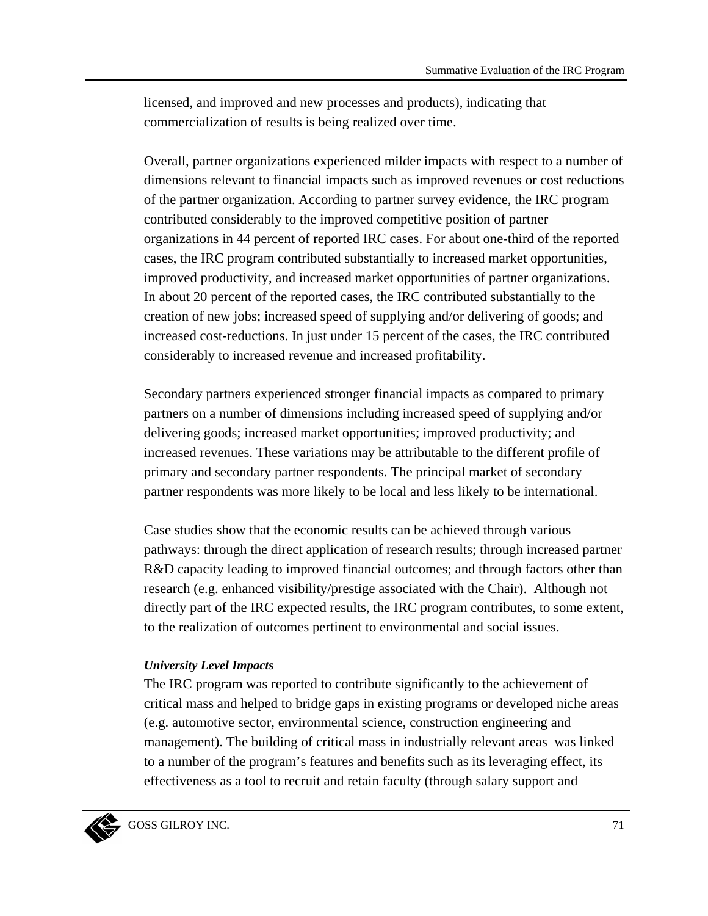licensed, and improved and new processes and products), indicating that commercialization of results is being realized over time.

Overall, partner organizations experienced milder impacts with respect to a number of dimensions relevant to financial impacts such as improved revenues or cost reductions of the partner organization. According to partner survey evidence, the IRC program contributed considerably to the improved competitive position of partner organizations in 44 percent of reported IRC cases. For about one-third of the reported cases, the IRC program contributed substantially to increased market opportunities, improved productivity, and increased market opportunities of partner organizations. In about 20 percent of the reported cases, the IRC contributed substantially to the creation of new jobs; increased speed of supplying and/or delivering of goods; and increased cost-reductions. In just under 15 percent of the cases, the IRC contributed considerably to increased revenue and increased profitability.

Secondary partners experienced stronger financial impacts as compared to primary partners on a number of dimensions including increased speed of supplying and/or delivering goods; increased market opportunities; improved productivity; and increased revenues. These variations may be attributable to the different profile of primary and secondary partner respondents. The principal market of secondary partner respondents was more likely to be local and less likely to be international.

Case studies show that the economic results can be achieved through various pathways: through the direct application of research results; through increased partner R&D capacity leading to improved financial outcomes; and through factors other than research (e.g. enhanced visibility/prestige associated with the Chair). Although not directly part of the IRC expected results, the IRC program contributes, to some extent, to the realization of outcomes pertinent to environmental and social issues.

***University Level Impacts***

The IRC program was reported to contribute significantly to the achievement of critical mass and helped to bridge gaps in existing programs or developed niche areas (e.g. automotive sector, environmental science, construction engineering and management). The building of critical mass in industrially relevant areas was linked to a number of the program's features and benefits such as its leveraging effect, its effectiveness as a tool to recruit and retain faculty (through salary support and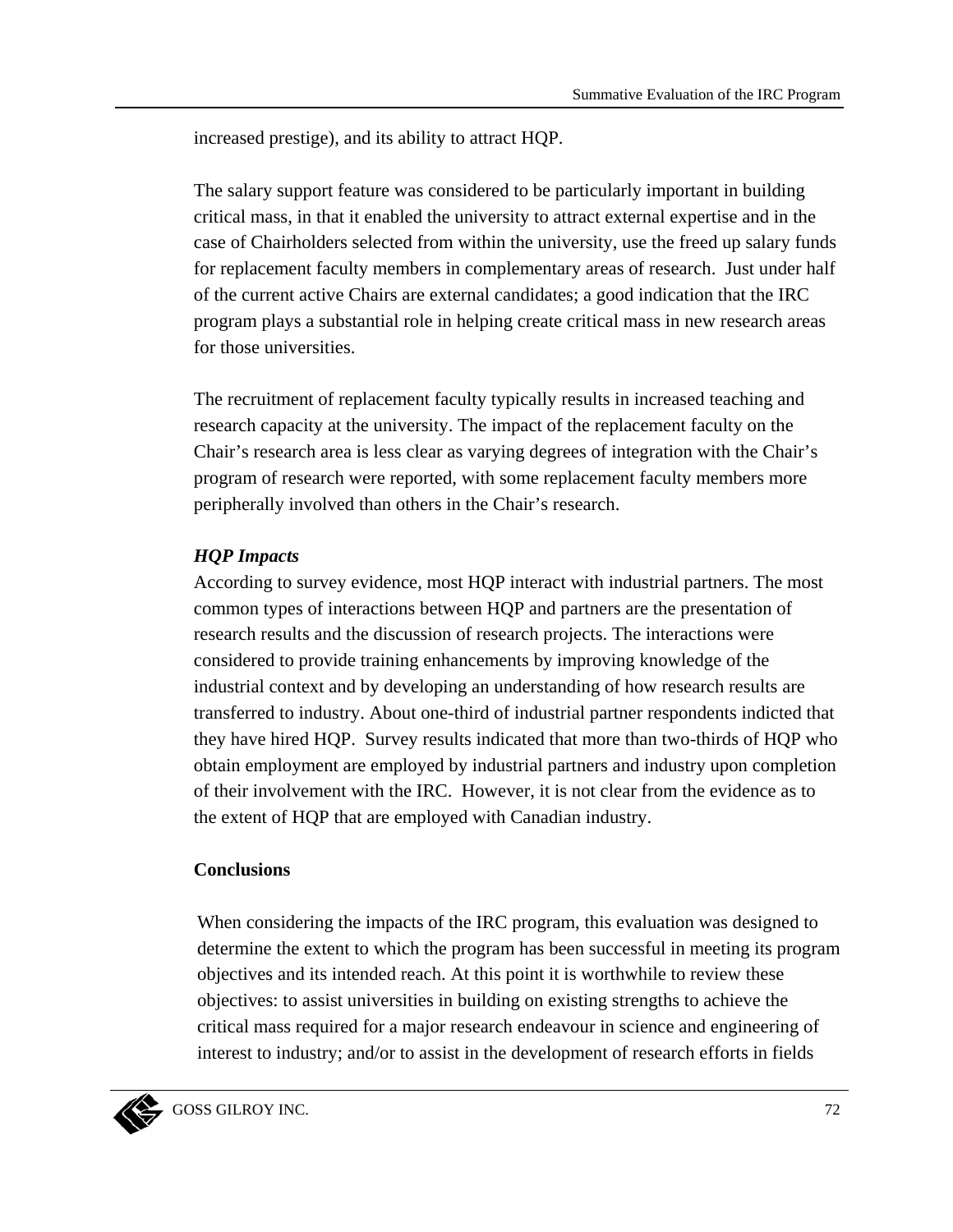increased prestige), and its ability to attract HQP.

The salary support feature was considered to be particularly important in building critical mass, in that it enabled the university to attract external expertise and in the case of Chairholders selected from within the university, use the freed up salary funds for replacement faculty members in complementary areas of research. Just under half of the current active Chairs are external candidates; a good indication that the IRC program plays a substantial role in helping create critical mass in new research areas for those universities.

The recruitment of replacement faculty typically results in increased teaching and research capacity at the university. The impact of the replacement faculty on the Chair's research area is less clear as varying degrees of integration with the Chair's program of research were reported, with some replacement faculty members more peripherally involved than others in the Chair's research.

***HQP Impacts***

According to survey evidence, most HQP interact with industrial partners. The most common types of interactions between HQP and partners are the presentation of research results and the discussion of research projects. The interactions were considered to provide training enhancements by improving knowledge of the industrial context and by developing an understanding of how research results are transferred to industry. About one-third of industrial partner respondents indicted that they have hired HQP. Survey results indicated that more than two-thirds of HQP who obtain employment are employed by industrial partners and industry upon completion of their involvement with the IRC. However, it is not clear from the evidence as to the extent of HQP that are employed with Canadian industry.

**Conclusions**

When considering the impacts of the IRC program, this evaluation was designed to determine the extent to which the program has been successful in meeting its program objectives and its intended reach. At this point it is worthwhile to review these objectives: to assist universities in building on existing strengths to achieve the critical mass required for a major research endeavour in science and engineering of interest to industry; and/or to assist in the development of research efforts in fields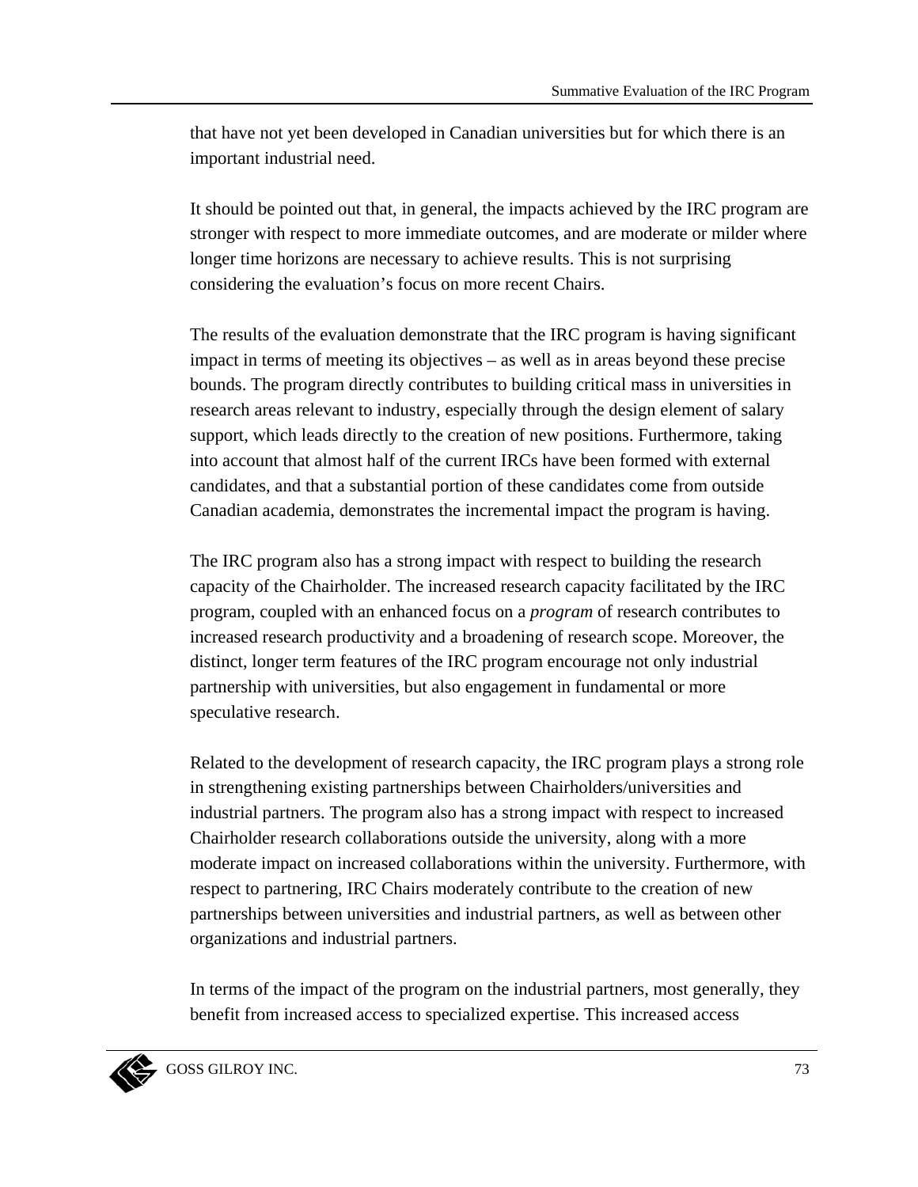that have not yet been developed in Canadian universities but for which there is an important industrial need.

It should be pointed out that, in general, the impacts achieved by the IRC program are stronger with respect to more immediate outcomes, and are moderate or milder where longer time horizons are necessary to achieve results. This is not surprising considering the evaluation's focus on more recent Chairs.

The results of the evaluation demonstrate that the IRC program is having significant impact in terms of meeting its objectives – as well as in areas beyond these precise bounds. The program directly contributes to building critical mass in universities in research areas relevant to industry, especially through the design element of salary support, which leads directly to the creation of new positions. Furthermore, taking into account that almost half of the current IRCs have been formed with external candidates, and that a substantial portion of these candidates come from outside Canadian academia, demonstrates the incremental impact the program is having.

The IRC program also has a strong impact with respect to building the research capacity of the Chairholder. The increased research capacity facilitated by the IRC program, coupled with an enhanced focus on a *program* of research contributes to increased research productivity and a broadening of research scope. Moreover, the distinct, longer term features of the IRC program encourage not only industrial partnership with universities, but also engagement in fundamental or more speculative research.

Related to the development of research capacity, the IRC program plays a strong role in strengthening existing partnerships between Chairholders/universities and industrial partners. The program also has a strong impact with respect to increased Chairholder research collaborations outside the university, along with a more moderate impact on increased collaborations within the university. Furthermore, with respect to partnering, IRC Chairs moderately contribute to the creation of new partnerships between universities and industrial partners, as well as between other organizations and industrial partners.

In terms of the impact of the program on the industrial partners, most generally, they benefit from increased access to specialized expertise. This increased access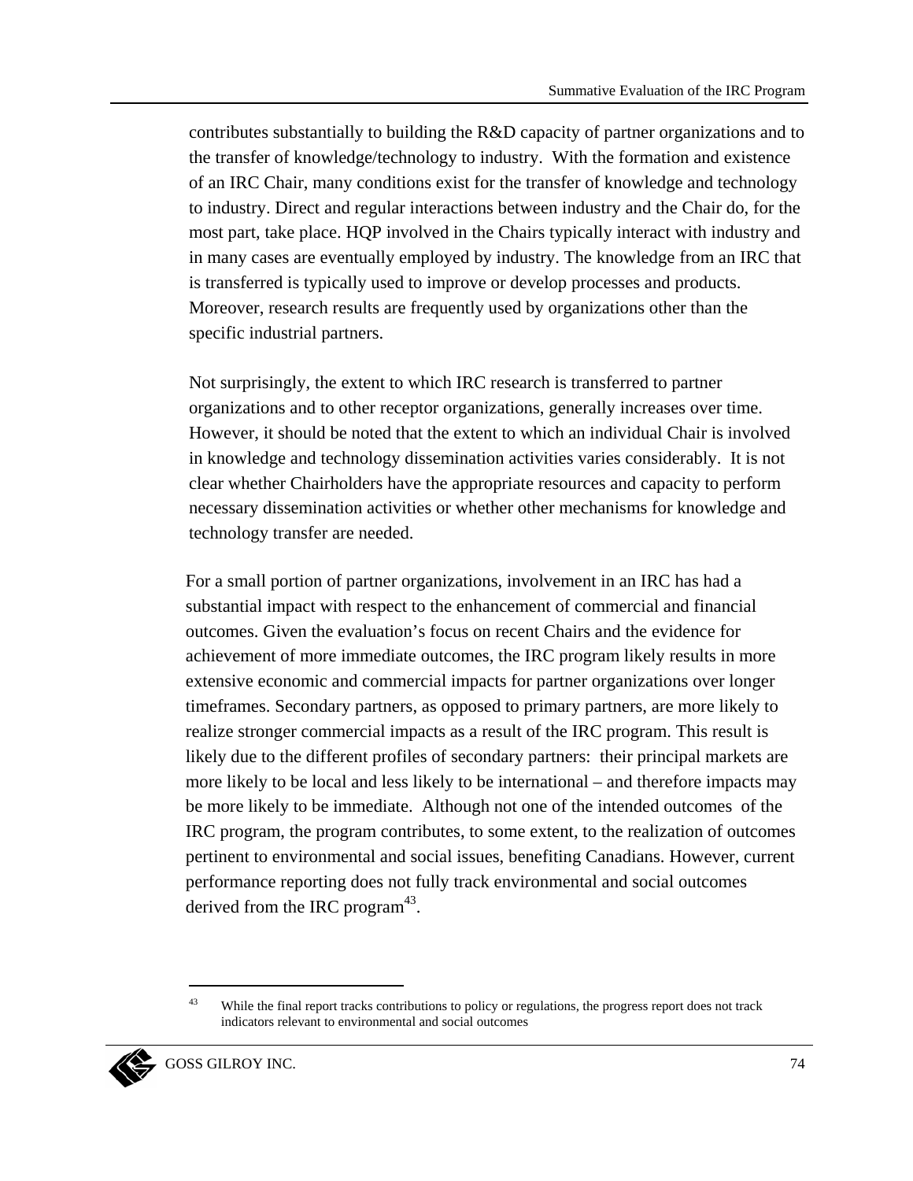contributes substantially to building the R&D capacity of partner organizations and to the transfer of knowledge/technology to industry. With the formation and existence of an IRC Chair, many conditions exist for the transfer of knowledge and technology to industry. Direct and regular interactions between industry and the Chair do, for the most part, take place. HQP involved in the Chairs typically interact with industry and in many cases are eventually employed by industry. The knowledge from an IRC that is transferred is typically used to improve or develop processes and products. Moreover, research results are frequently used by organizations other than the specific industrial partners.

Not surprisingly, the extent to which IRC research is transferred to partner organizations and to other receptor organizations, generally increases over time. However, it should be noted that the extent to which an individual Chair is involved in knowledge and technology dissemination activities varies considerably. It is not clear whether Chairholders have the appropriate resources and capacity to perform necessary dissemination activities or whether other mechanisms for knowledge and technology transfer are needed.

For a small portion of partner organizations, involvement in an IRC has had a substantial impact with respect to the enhancement of commercial and financial outcomes. Given the evaluation's focus on recent Chairs and the evidence for achievement of more immediate outcomes, the IRC program likely results in more extensive economic and commercial impacts for partner organizations over longer timeframes. Secondary partners, as opposed to primary partners, are more likely to realize stronger commercial impacts as a result of the IRC program. This result is likely due to the different profiles of secondary partners: their principal markets are more likely to be local and less likely to be international – and therefore impacts may be more likely to be immediate. Although not one of the intended outcomes of the IRC program, the program contributes, to some extent, to the realization of outcomes pertinent to environmental and social issues, benefiting Canadians. However, current performance reporting does not fully track environmental and social outcomes derived from the IRC program[43].

[43] While the final report tracks contributions to policy or regulations, the progress report does not track indicators relevant to environmental and social outcomes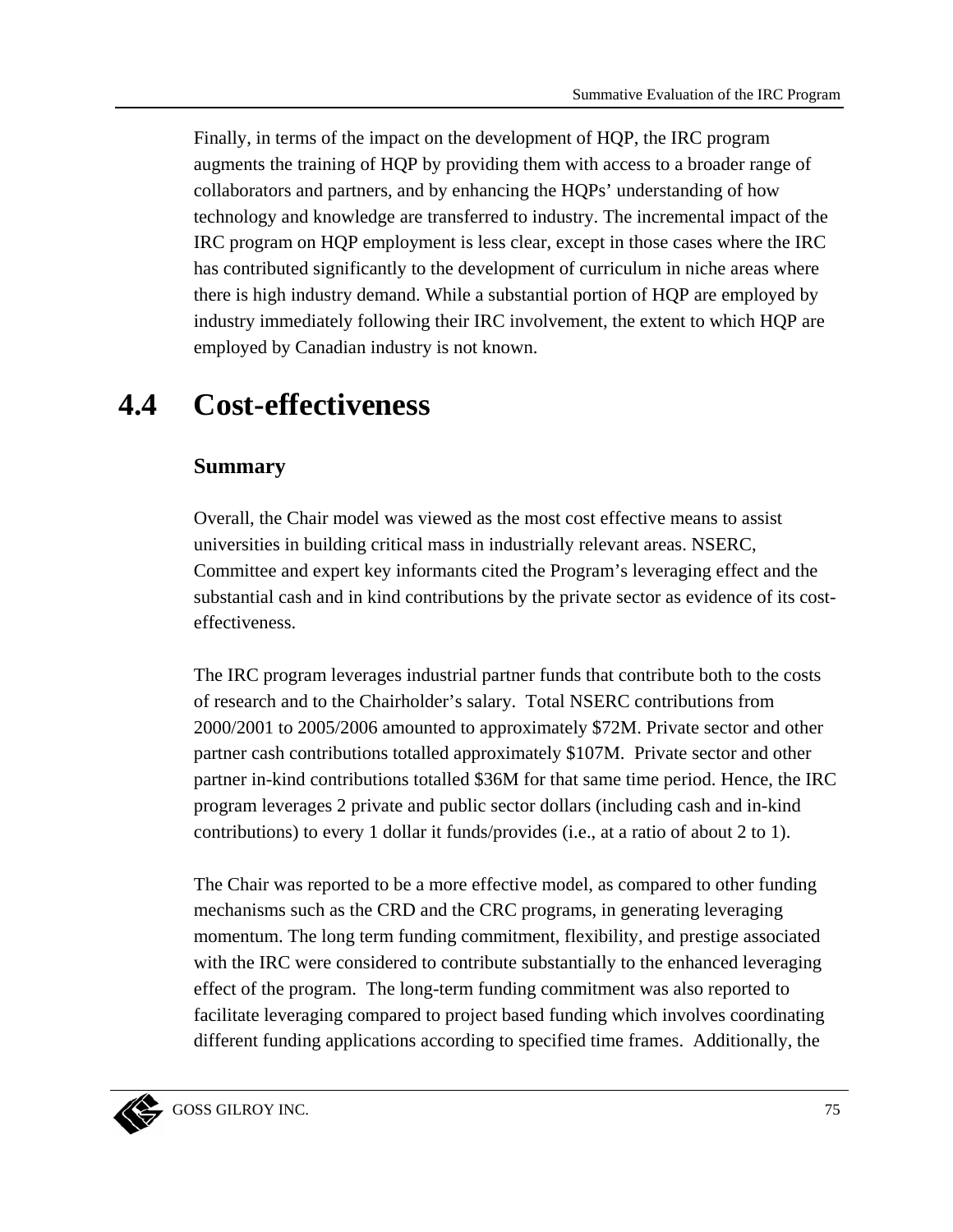Finally, in terms of the impact on the development of HQP, the IRC program augments the training of HQP by providing them with access to a broader range of collaborators and partners, and by enhancing the HQPs' understanding of how technology and knowledge are transferred to industry. The incremental impact of the IRC program on HQP employment is less clear, except in those cases where the IRC has contributed significantly to the development of curriculum in niche areas where there is high industry demand. While a substantial portion of HQP are employed by industry immediately following their IRC involvement, the extent to which HQP are employed by Canadian industry is not known.

## 4.4 Cost-effectiveness

### Summary

Overall, the Chair model was viewed as the most cost effective means to assist universities in building critical mass in industrially relevant areas. NSERC, Committee and expert key informants cited the Program's leveraging effect and the substantial cash and in kind contributions by the private sector as evidence of its cost-effectiveness.

The IRC program leverages industrial partner funds that contribute both to the costs of research and to the Chairholder's salary. Total NSERC contributions from 2000/2001 to 2005/2006 amounted to approximately $72M. Private sector and other partner cash contributions totalled approximately $107M. Private sector and other partner in-kind contributions totalled $36M for that same time period. Hence, the IRC program leverages 2 private and public sector dollars (including cash and in-kind contributions) to every 1 dollar it funds/provides (i.e., at a ratio of about 2 to 1).

The Chair was reported to be a more effective model, as compared to other funding mechanisms such as the CRD and the CRC programs, in generating leveraging momentum. The long term funding commitment, flexibility, and prestige associated with the IRC were considered to contribute substantially to the enhanced leveraging effect of the program. The long-term funding commitment was also reported to facilitate leveraging compared to project based funding which involves coordinating different funding applications according to specified time frames. Additionally, the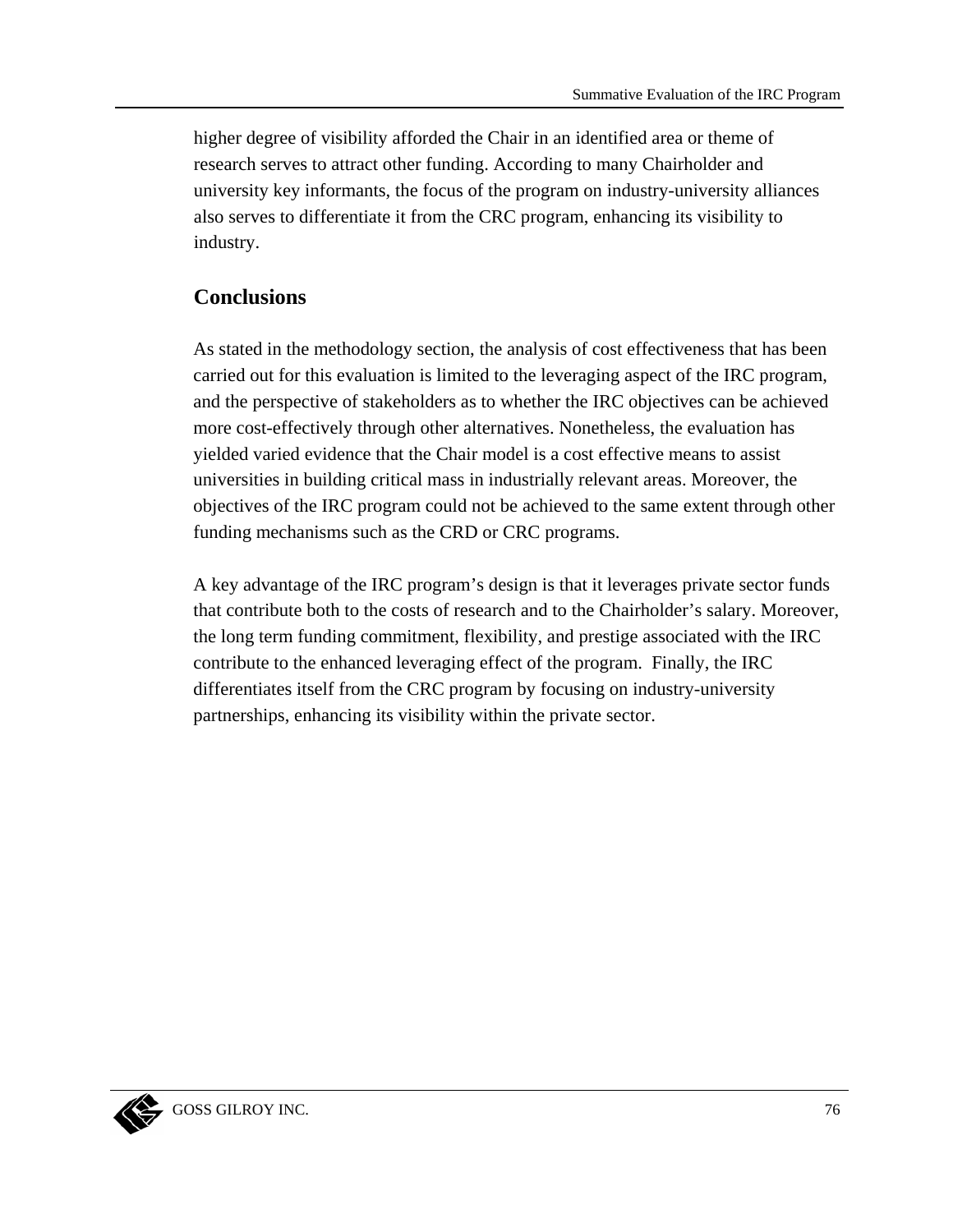higher degree of visibility afforded the Chair in an identified area or theme of research serves to attract other funding. According to many Chairholder and university key informants, the focus of the program on industry-university alliances also serves to differentiate it from the CRC program, enhancing its visibility to industry.

## Conclusions

As stated in the methodology section, the analysis of cost effectiveness that has been carried out for this evaluation is limited to the leveraging aspect of the IRC program, and the perspective of stakeholders as to whether the IRC objectives can be achieved more cost-effectively through other alternatives. Nonetheless, the evaluation has yielded varied evidence that the Chair model is a cost effective means to assist universities in building critical mass in industrially relevant areas. Moreover, the objectives of the IRC program could not be achieved to the same extent through other funding mechanisms such as the CRD or CRC programs.

A key advantage of the IRC program's design is that it leverages private sector funds that contribute both to the costs of research and to the Chairholder's salary. Moreover, the long term funding commitment, flexibility, and prestige associated with the IRC contribute to the enhanced leveraging effect of the program. Finally, the IRC differentiates itself from the CRC program by focusing on industry-university partnerships, enhancing its visibility within the private sector.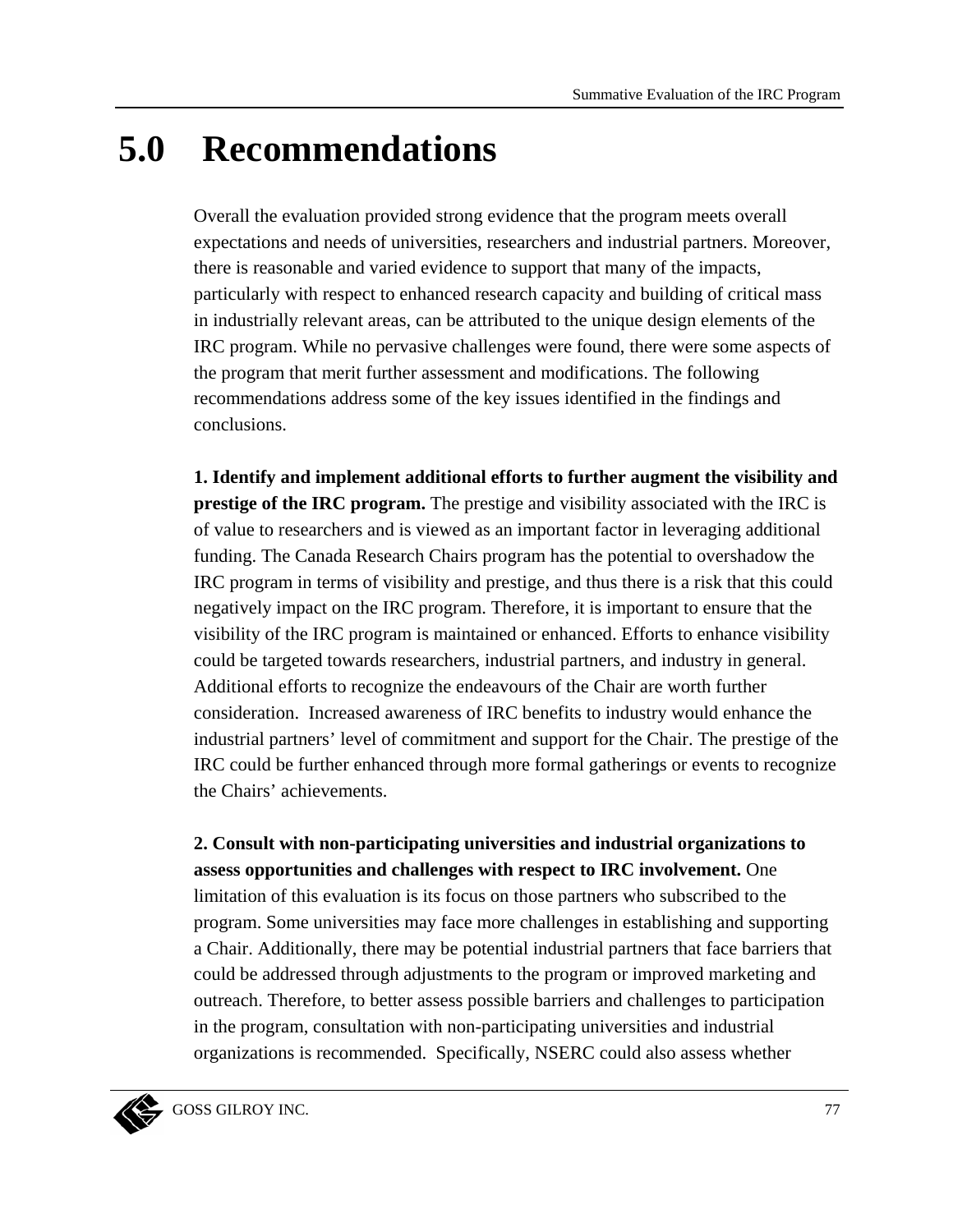# 5.0 Recommendations

Overall the evaluation provided strong evidence that the program meets overall expectations and needs of universities, researchers and industrial partners. Moreover, there is reasonable and varied evidence to support that many of the impacts, particularly with respect to enhanced research capacity and building of critical mass in industrially relevant areas, can be attributed to the unique design elements of the IRC program. While no pervasive challenges were found, there were some aspects of the program that merit further assessment and modifications. The following recommendations address some of the key issues identified in the findings and conclusions.

**1. Identify and implement additional efforts to further augment the visibility and prestige of the IRC program.** The prestige and visibility associated with the IRC is of value to researchers and is viewed as an important factor in leveraging additional funding. The Canada Research Chairs program has the potential to overshadow the IRC program in terms of visibility and prestige, and thus there is a risk that this could negatively impact on the IRC program. Therefore, it is important to ensure that the visibility of the IRC program is maintained or enhanced. Efforts to enhance visibility could be targeted towards researchers, industrial partners, and industry in general. Additional efforts to recognize the endeavours of the Chair are worth further consideration. Increased awareness of IRC benefits to industry would enhance the industrial partners' level of commitment and support for the Chair. The prestige of the IRC could be further enhanced through more formal gatherings or events to recognize the Chairs' achievements.

**2. Consult with non-participating universities and industrial organizations to assess opportunities and challenges with respect to IRC involvement.** One limitation of this evaluation is its focus on those partners who subscribed to the program. Some universities may face more challenges in establishing and supporting a Chair. Additionally, there may be potential industrial partners that face barriers that could be addressed through adjustments to the program or improved marketing and outreach. Therefore, to better assess possible barriers and challenges to participation in the program, consultation with non-participating universities and industrial organizations is recommended. Specifically, NSERC could also assess whether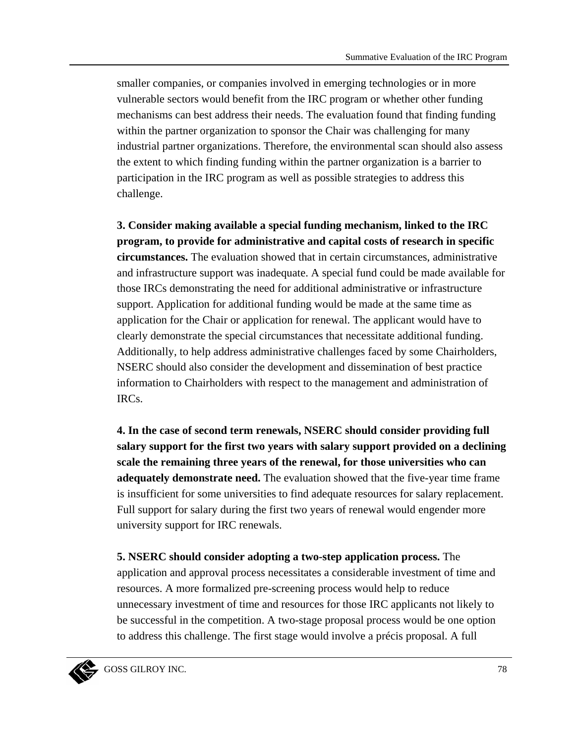smaller companies, or companies involved in emerging technologies or in more vulnerable sectors would benefit from the IRC program or whether other funding mechanisms can best address their needs. The evaluation found that finding funding within the partner organization to sponsor the Chair was challenging for many industrial partner organizations. Therefore, the environmental scan should also assess the extent to which finding funding within the partner organization is a barrier to participation in the IRC program as well as possible strategies to address this challenge.

**3. Consider making available a special funding mechanism, linked to the IRC program, to provide for administrative and capital costs of research in specific circumstances.** The evaluation showed that in certain circumstances, administrative and infrastructure support was inadequate. A special fund could be made available for those IRCs demonstrating the need for additional administrative or infrastructure support. Application for additional funding would be made at the same time as application for the Chair or application for renewal. The applicant would have to clearly demonstrate the special circumstances that necessitate additional funding. Additionally, to help address administrative challenges faced by some Chairholders, NSERC should also consider the development and dissemination of best practice information to Chairholders with respect to the management and administration of IRCs.

**4. In the case of second term renewals, NSERC should consider providing full salary support for the first two years with salary support provided on a declining scale the remaining three years of the renewal, for those universities who can adequately demonstrate need.** The evaluation showed that the five-year time frame is insufficient for some universities to find adequate resources for salary replacement. Full support for salary during the first two years of renewal would engender more university support for IRC renewals.

**5. NSERC should consider adopting a two-step application process.** The application and approval process necessitates a considerable investment of time and resources. A more formalized pre-screening process would help to reduce unnecessary investment of time and resources for those IRC applicants not likely to be successful in the competition. A two-stage proposal process would be one option to address this challenge. The first stage would involve a précis proposal. A full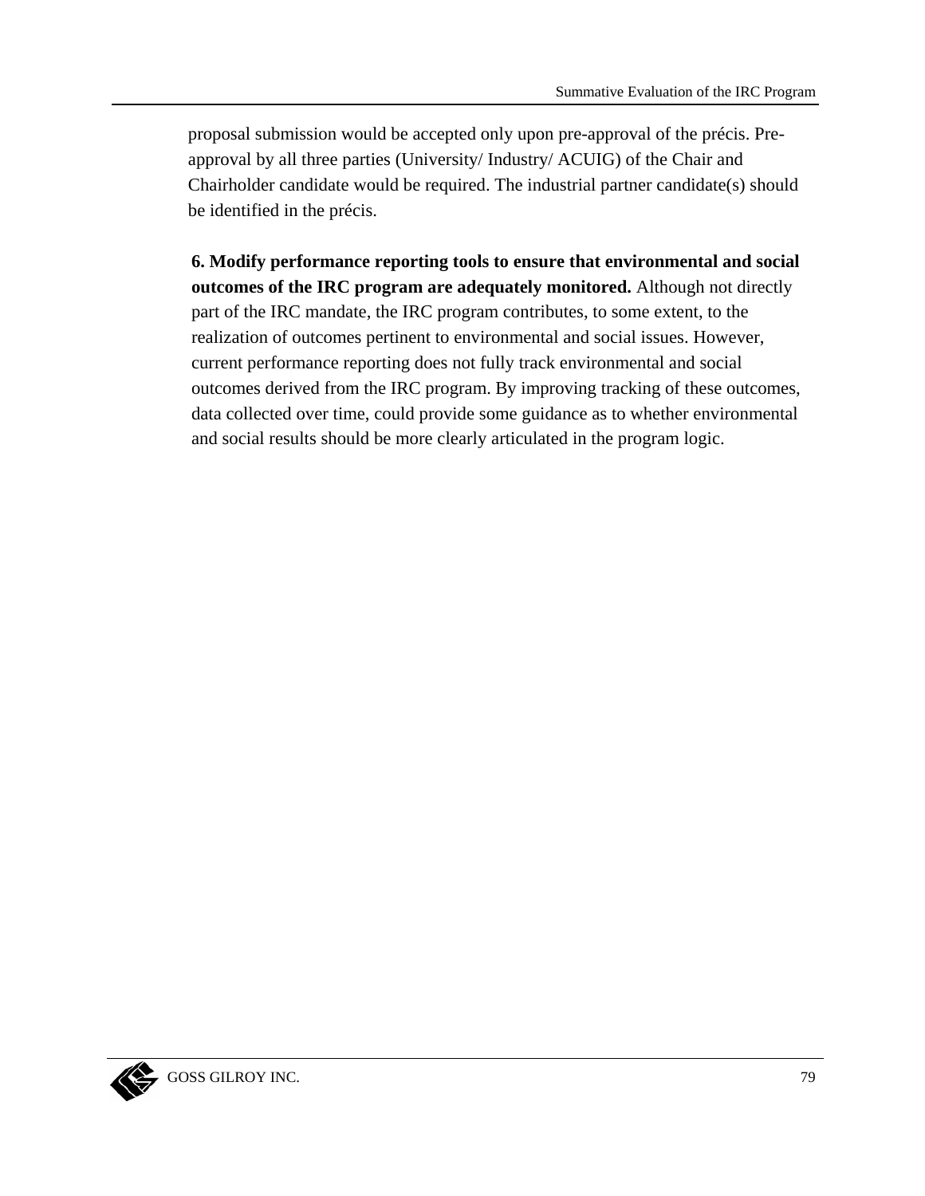proposal submission would be accepted only upon pre-approval of the précis. Pre-approval by all three parties (University/ Industry/ ACUIG) of the Chair and Chairholder candidate would be required. The industrial partner candidate(s) should be identified in the précis.

**6. Modify performance reporting tools to ensure that environmental and social outcomes of the IRC program are adequately monitored.** Although not directly part of the IRC mandate, the IRC program contributes, to some extent, to the realization of outcomes pertinent to environmental and social issues. However, current performance reporting does not fully track environmental and social outcomes derived from the IRC program. By improving tracking of these outcomes, data collected over time, could provide some guidance as to whether environmental and social results should be more clearly articulated in the program logic.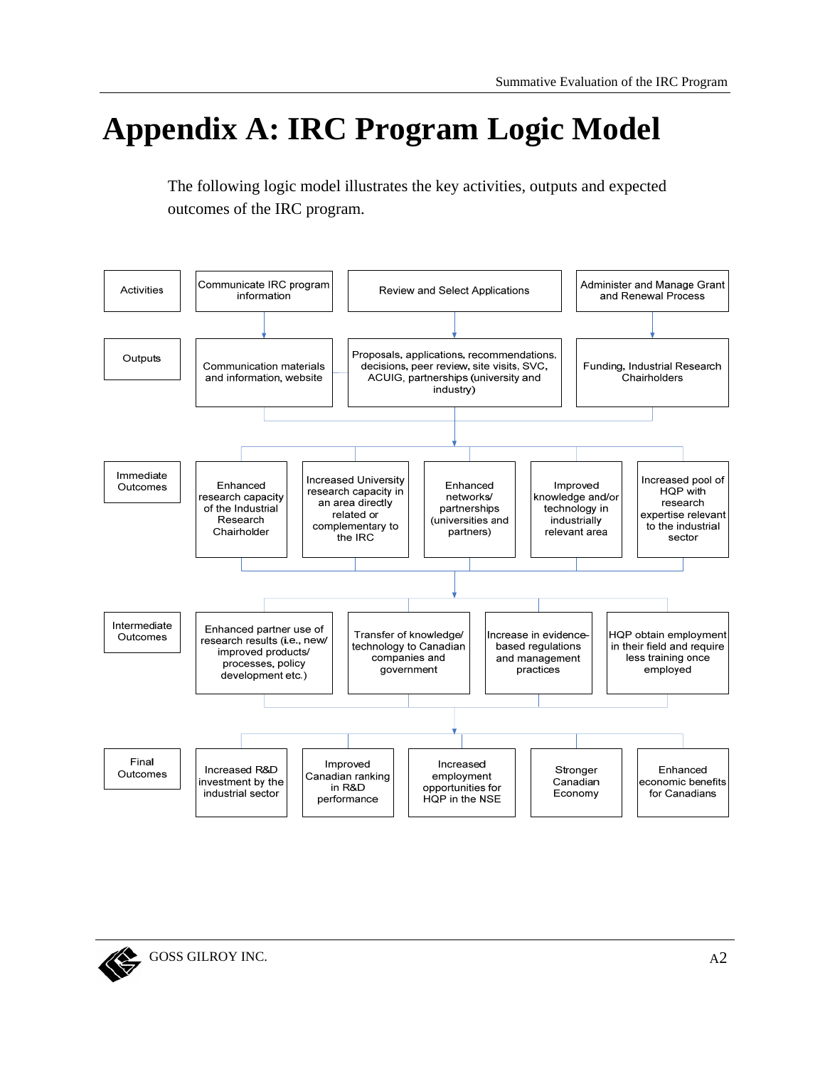# Appendix A: IRC Program Logic Model

The following logic model illustrates the key activities, outputs and expected outcomes of the IRC program.

**Activities**

- Communicate IRC program information
- Review and Select Applications
- Administer and Manage Grant and Renewal Process

**Outputs**

- Communication materials and information, website
- Proposals, applications, recommendations, decisions, peer review, site visits, SVC, ACUIG, partnerships (university and industry)
- Funding, Industrial Research Chairholders

**Immediate Outcomes**

- Enhanced research capacity of the Industrial Research Chairholder
- Increased University research capacity in an area directly related or complementary to the IRC
- Enhanced networks/ partnerships (universities and partners)
- Improved knowledge and/or technology in industrially relevant area
- Increased pool of HQP with research expertise relevant to the industrial sector

**Intermediate Outcomes**

- Enhanced partner use of research results (i.e., new/ improved products/ processes, policy development etc.)
- Transfer of knowledge/ technology to Canadian companies and government
- Increase in evidence-based regulations and management practices
- HQP obtain employment in their field and require less training once employed

**Final Outcomes**

- Increased R&D investment by the industrial sector
- Improved Canadian ranking in R&D performance
- Increased employment opportunities for HQP in the NSE
- Stronger Canadian Economy
- Enhanced economic benefits for Canadians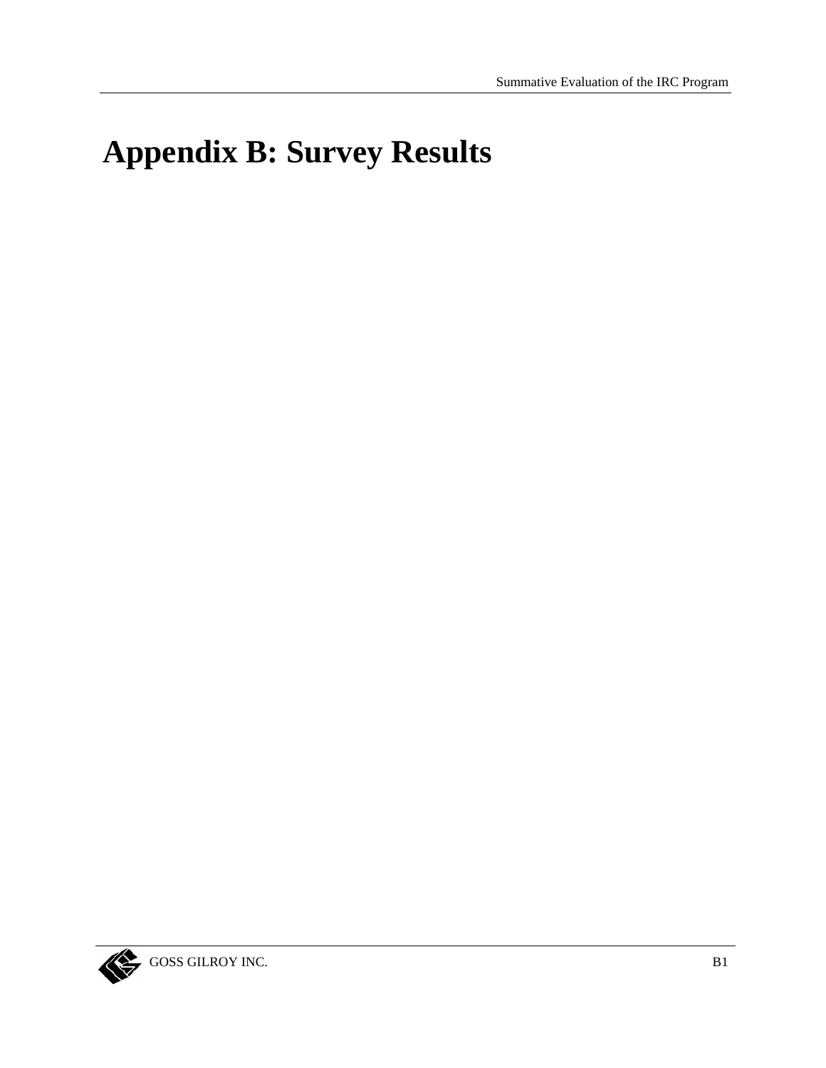# Appendix B: Survey Results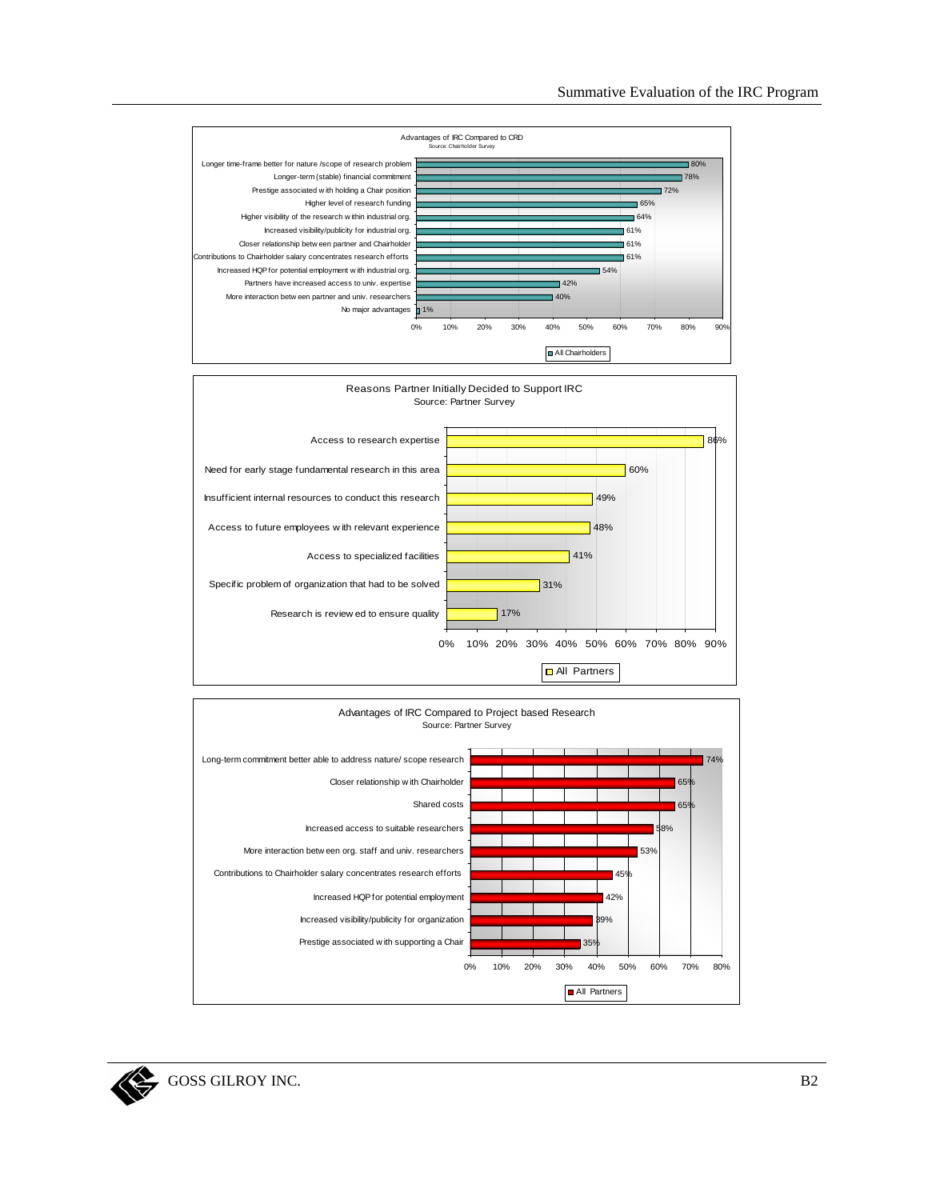**Advantages of IRC Compared to CRD**
Source: Chairholder Survey

| Advantage | All Chairholders |
|---|---|
| Longer time-frame better for nature /scope of research problem | 80% |
| Longer-term (stable) financial commitment | 78% |
| Prestige associated with holding a Chair position | 72% |
| Higher level of research funding | 65% |
| Higher visibility of the research within industrial org. | 64% |
| Increased visibility/publicity for industrial org. | 61% |
| Closer relationship between partner and Chairholder | 61% |
| Contributions to Chairholder salary concentrates research efforts | 61% |
| Increased HQP for potential employment with industrial org. | 54% |
| Partners have increased access to univ. expertise | 42% |
| More interaction between partner and univ. researchers | 40% |
| No major advantages | 1% |

**Reasons Partner Initially Decided to Support IRC**
Source: Partner Survey

| Reason | All Partners |
|---|---|
| Access to research expertise | 86% |
| Need for early stage fundamental research in this area | 60% |
| Insufficient internal resources to conduct this research | 49% |
| Access to future employees with relevant experience | 48% |
| Access to specialized facilities | 41% |
| Specific problem of organization that had to be solved | 31% |
| Research is reviewed to ensure quality | 17% |

**Advantages of IRC Compared to Project based Research**
Source: Partner Survey

| Advantage | All Partners |
|---|---|
| Long-term commitment better able to address nature/ scope research | 74% |
| Closer relationship with Chairholder | 65% |
| Shared costs | 65% |
| Increased access to suitable researchers | 58% |
| More interaction between org. staff and univ. researchers | 53% |
| Contributions to Chairholder salary concentrates research efforts | 45% |
| Increased HQP for potential employment | 42% |
| Increased visibility/publicity for organization | 39% |
| Prestige associated with supporting a Chair | 35% |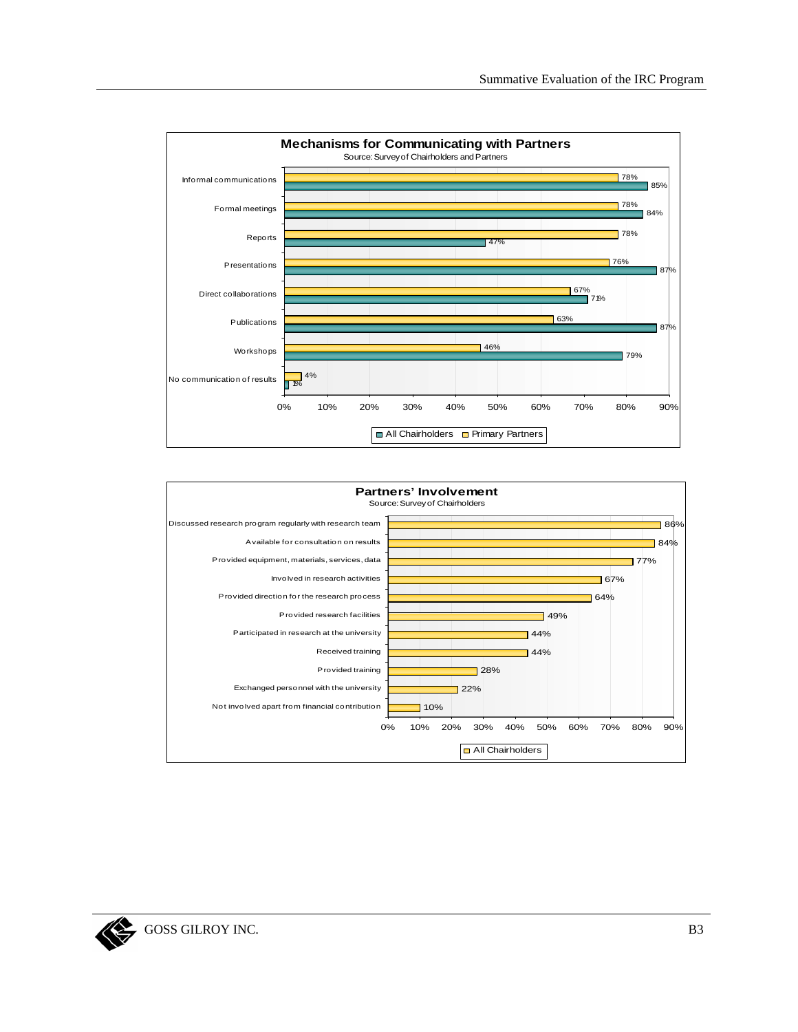**Mechanisms for Communicating with Partners**

Source: Survey of Chairholders and Partners

| Mechanism | All Chairholders | Primary Partners |
|---|---|---|
| Informal communications | 85% | 78% |
| Formal meetings | 84% | 78% |
| Reports | 47% | 78% |
| Presentations | 87% | 76% |
| Direct collaborations | 71% | 67% |
| Publications | 87% | 63% |
| Workshops | 79% | 46% |
| No communication of results | 1% | 4% |

**Partners' Involvement**

Source: Survey of Chairholders

| Involvement | All Chairholders |
|---|---|
| Discussed research program regularly with research team | 86% |
| Available for consultation on results | 84% |
| Provided equipment, materials, services, data | 77% |
| Involved in research activities | 67% |
| Provided direction for the research process | 64% |
| Provided research facilities | 49% |
| Participated in research at the university | 44% |
| Received training | 44% |
| Provided training | 28% |
| Exchanged personnel with the university | 22% |
| Not involved apart from financial contribution | 10% |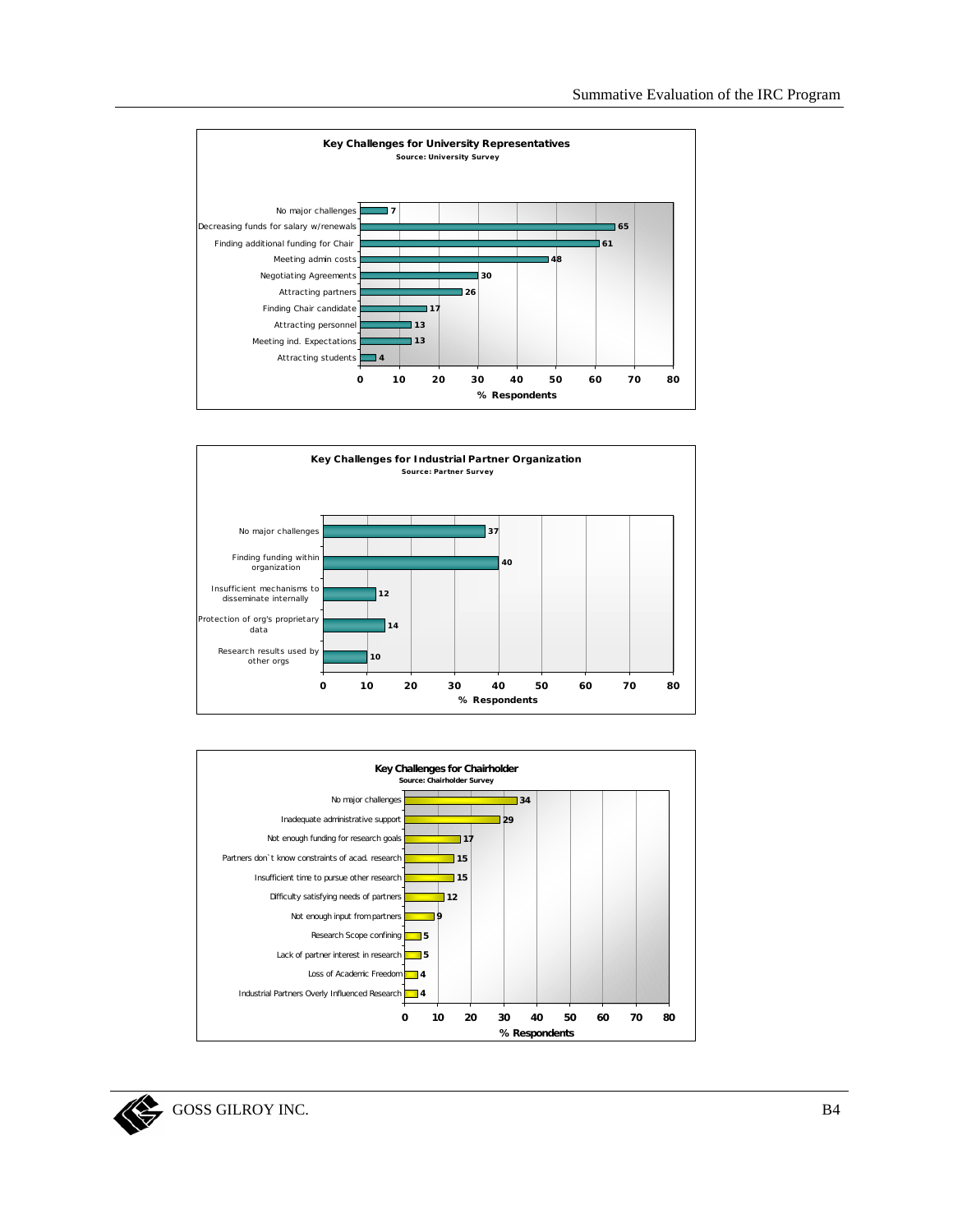**Key Challenges for University Representatives**
Source: University Survey

| Challenge | % Respondents |
|---|---|
| No major challenges | 7 |
| Decreasing funds for salary w/renewals | 65 |
| Finding additional funding for Chair | 61 |
| Meeting admin costs | 48 |
| Negotiating Agreements | 30 |
| Attracting partners | 26 |
| Finding Chair candidate | 17 |
| Attracting personnel | 13 |
| Meeting ind. Expectations | 13 |
| Attracting students | 4 |

**Key Challenges for Industrial Partner Organization**
Source: Partner Survey

| Challenge | % Respondents |
|---|---|
| No major challenges | 37 |
| Finding funding within organization | 40 |
| Insufficient mechanisms to disseminate internally | 12 |
| Protection of org's proprietary data | 14 |
| Research results used by other orgs | 10 |

**Key Challenges for Chairholder**
Source: Chairholder Survey

| Challenge | % Respondents |
|---|---|
| No major challenges | 34 |
| Inadequate administrative support | 29 |
| Not enough funding for research goals | 17 |
| Partners don`t know constraints of acad. research | 15 |
| Insufficient time to pursue other research | 15 |
| Difficulty satisfying needs of partners | 12 |
| Not enough input from partners | 9 |
| Research Scope confining | 5 |
| Lack of partner interest in research | 5 |
| Loss of Academic Freedom | 4 |
| Industrial Partners Overly Influenced Research | 4 |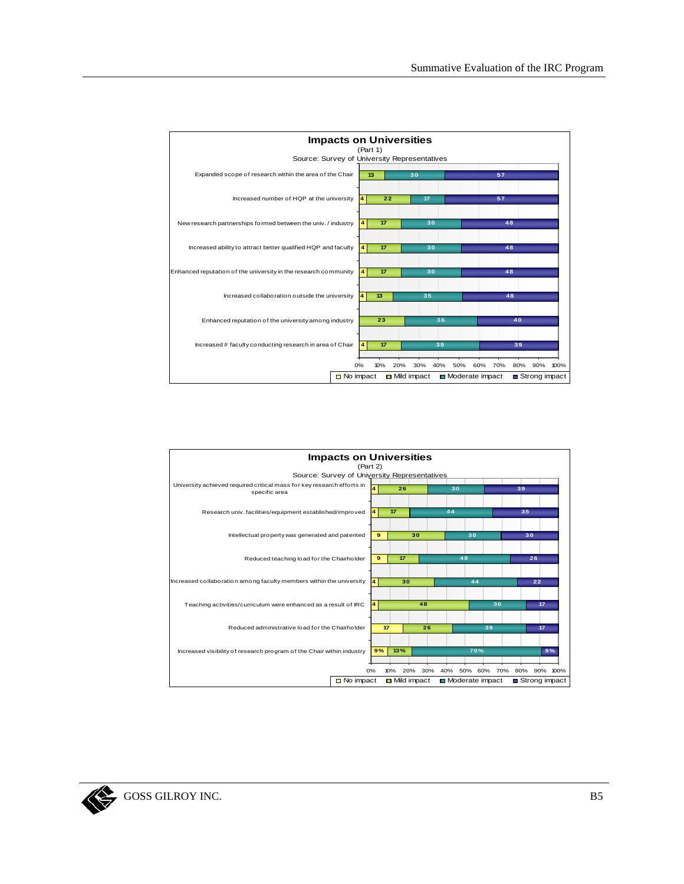**Impacts on Universities**
(Part 1)
Source: Survey of University Representatives

| | No impact | Mild impact | Moderate impact | Strong impact |
|---|---|---|---|---|
| Expanded scope of research within the area of the Chair | | 13 | 30 | 57 |
| Increased number of HQP at the university | 4 | 22 | 17 | 57 |
| New research partnerships formed between the univ. / industry | 4 | 17 | 30 | 48 |
| Increased ability to attract better qualified HQP and faculty | 4 | 17 | 30 | 48 |
| Enhanced reputation of the university in the research community | 4 | 17 | 30 | 48 |
| Increased collaboration outside the university | 4 | 13 | 35 | 48 |
| Enhanced reputation of the university among industry | | 23 | 36 | 40 |
| Increased # faculty conducting research in area of Chair | 4 | 17 | 39 | 39 |

**Impacts on Universities**
(Part 2)
Source: Survey of University Representatives

| | No impact | Mild impact | Moderate impact | Strong impact |
|---|---|---|---|---|
| University achieved required critical mass for key research efforts in specific area | 4 | 26 | 30 | 39 |
| Research univ. facilities/equipment established/improved | 4 | 17 | 44 | 35 |
| Intellectual property was generated and patented | 9 | 30 | 30 | 30 |
| Reduced teaching load for the Chairholder | 9 | 17 | 49 | 26 |
| Increased collaboration among faculty members within the university | 4 | 30 | 44 | 22 |
| Teaching activities/curriculum were enhanced as a result of IRC | 4 | 48 | 30 | 17 |
| Reduced administrative load for the Chairholder | 17 | 26 | 39 | 17 |
| Increased visibility of research program of the Chair within industry | 9% | 13% | 70% | 9% |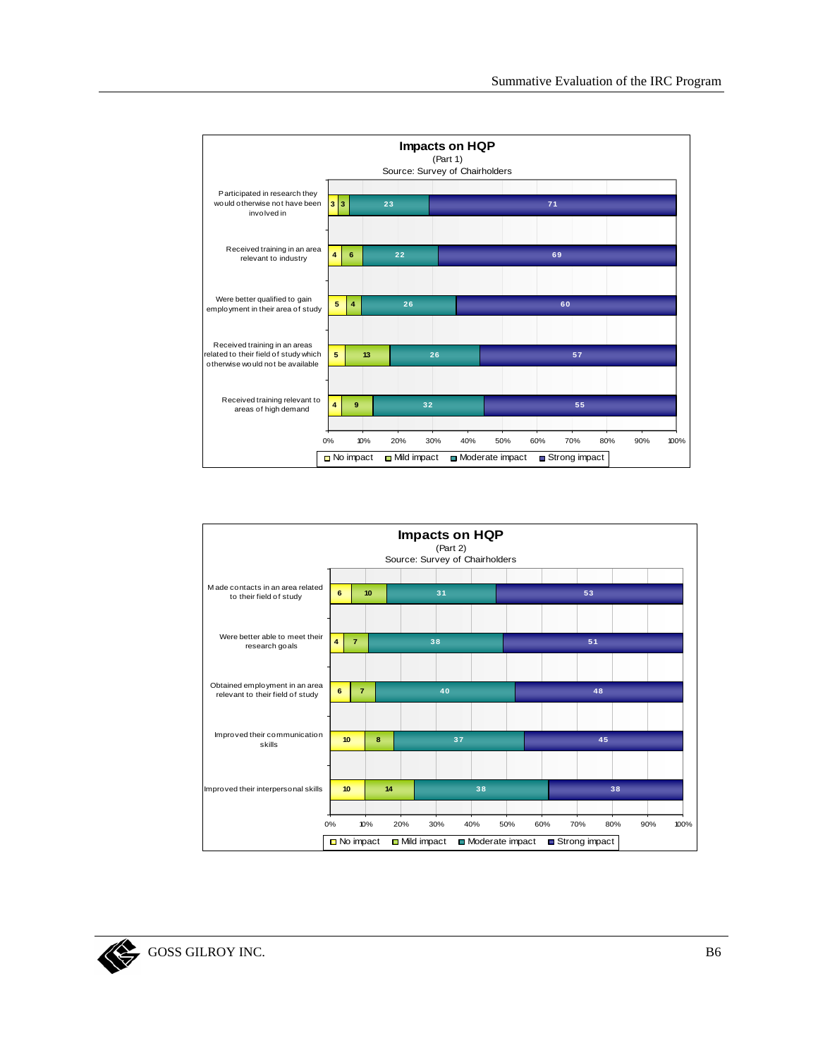**Impacts on HQP**
(Part 1)
Source: Survey of Chairholders

| | No impact | Mild impact | Moderate impact | Strong impact |
|---|---|---|---|---|
| Participated in research they would otherwise not have been involved in | 3 | 3 | 23 | 71 |
| Received training in an area relevant to industry | 4 | 6 | 22 | 69 |
| Were better qualified to gain employment in their area of study | 5 | 4 | 26 | 60 |
| Received training in an areas related to their field of study which otherwise would not be available | 5 | 13 | 26 | 57 |
| Received training relevant to areas of high demand | 4 | 9 | 32 | 55 |

**Impacts on HQP**
(Part 2)
Source: Survey of Chairholders

| | No impact | Mild impact | Moderate impact | Strong impact |
|---|---|---|---|---|
| Made contacts in an area related to their field of study | 6 | 10 | 31 | 53 |
| Were better able to meet their research goals | 4 | 7 | 38 | 51 |
| Obtained employment in an area relevant to their field of study | 6 | 7 | 40 | 48 |
| Improved their communication skills | 10 | 8 | 37 | 45 |
| Improved their interpersonal skills | 10 | 14 | 38 | 38 |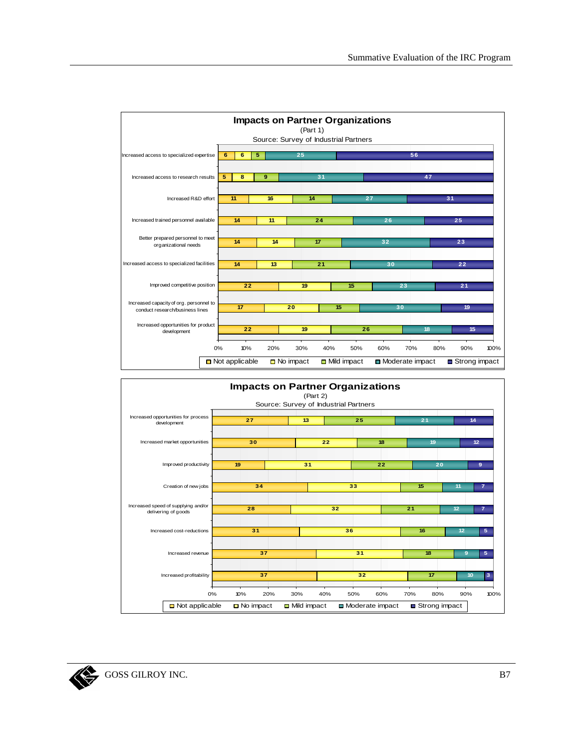Impacts on Partner Organizations
(Part 1)
Source: Survey of Industrial Partners

Increased access to specialized expertise 6 6 5 25 56

Increased access to research results 5 8 9 31 47

Increased R&D effort 11 16 14 27 31

Increased trained personnel available 14 11 24 26 25

Better prepared personnel to meet organizational needs 14 14 17 32 23

Increased access to specialized facilities 14 13 21 30 22

Improved competitive position 22 19 15 23 21

Increased capacity of org. personnel to conduct research/business lines 17 20 15 30 19

Increased opportunities for product development 22 19 26 18 15

0% 10% 20% 30% 40% 50% 60% 70% 80% 90% 100%

Not applicable | No impact | Mild impact | Moderate impact | Strong impact

Impacts on Partner Organizations
(Part 2)
Source: Survey of Industrial Partners

Increased opportunities for process development 27 13 25 21 14

Increased market opportunities 30 22 18 19 12

Improved productivity 19 31 22 20 9

Creation of new jobs 34 33 15 11 7

Increased speed of supplying and/or delivering of goods 28 32 21 12 7

Increased cost-reductions 31 36 16 12 5

Increased revenue 37 31 18 9 5

Increased profitability 37 32 17 10 3

0% 10% 20% 30% 40% 50% 60% 70% 80% 90% 100%

Not applicable | No impact | Mild impact | Moderate impact | Strong impact